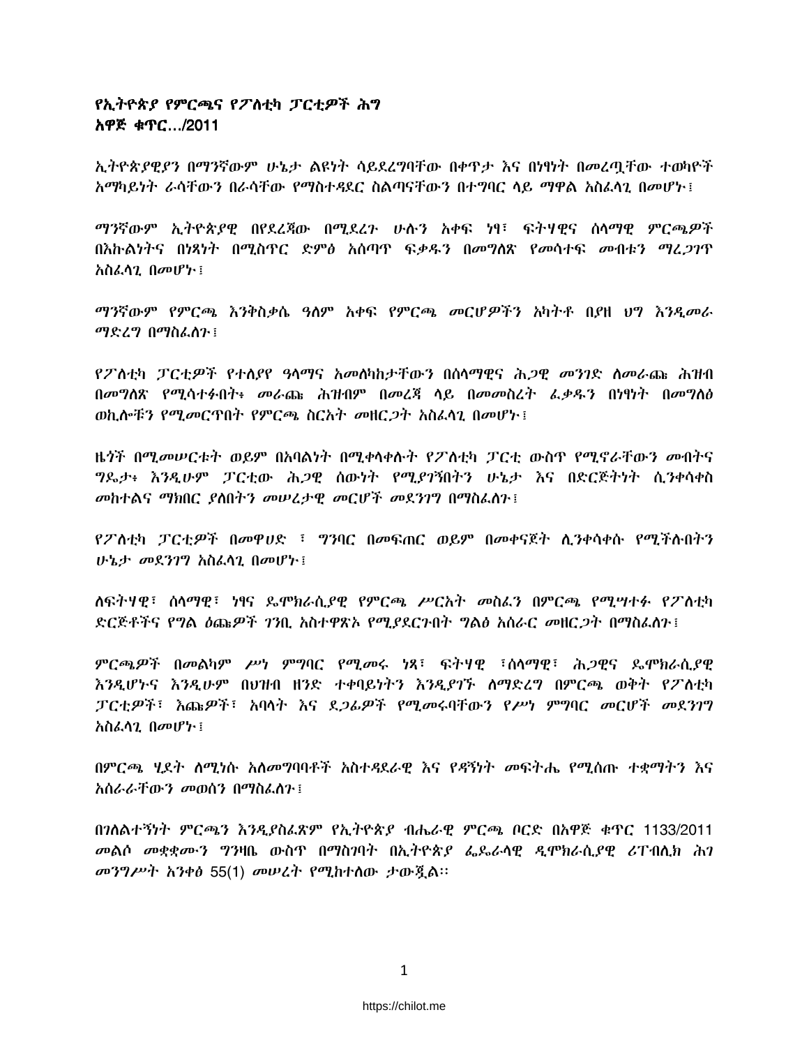**የኢትዮጵያ የምርጫና የፖለቲካ ፓርቲዎች ሕግ**
**አዋጅ ቁጥር…/2011**

ኢትዮጵያዊያን በማንኛውም ሁኔታ ልዩነት ሳይደረግባቸው በቀጥታ እና በነፃነት በመረጧቸው ተወካዮች አማካይነት ራሳቸውን በራሳቸው የማስተዳደር ስልጣናቸውን በተግባር ላይ ማዋል አስፈላጊ በመሆኑ፤

ማንኛውም ኢትዮጵያዊ በየደረጃው በሚደረጉ ሁሉን አቀፍ ነፃ፣ ፍትሃዊና ሰላማዊ ምርጫዎች በእኩልነትና በነጻነት በሚስጥር ድምፅ አሰጣጥ ፍቃዱን በመግለጽ የመሳተፍ መብቱን ማረጋገጥ አስፈላጊ በመሆኑ፤

ማንኛውም የምርጫ እንቅስቃሴ ዓለም አቀፍ የምርጫ መርሆዎችን አካትቶ በያዘ ህግ እንዲመራ ማድረግ በማስፈለጉ፤

የፖለቲካ ፓርቲዎች የተለያየ ዓላማና አመለካከታቸውን በሰላማዊና ሕጋዊ መንገድ ለመራጩ ሕዝብ በመግለጽ የሚሳተፉበት፥ መራጩ ሕዝብም በመረጃ ላይ በመመስረት ፈቃዱን በነፃነት በመግለፅ ወኪሎቹን የሚመርጥበት የምርጫ ስርአት መዘርጋት አስፈላጊ በመሆኑ፤

ዜጎች በሚመሠርቱት ወይም በአባልነት በሚቀላቀሉት የፖለቲካ ፓርቲ ውስጥ የሚኖራቸውን መብትና ግዴታ፥ እንዲሁም ፓርቲው ሕጋዊ ሰውነት የሚያገኝበትን ሁኔታ እና በድርጅትነት ሲንቀሳቀስ መከተልና ማክበር ያለበትን መሠረታዊ መርሆች መደንገግ በማስፈለጉ፤

የፖለቲካ ፓርቲዎች በመዋሀድ ፣ ግንባር በመፍጠር ወይም በመቀናጀት ሊንቀሳቀሱ የሚችሉበትን ሁኔታ መደንገግ አስፈላጊ በመሆኑ፤

ለፍትሃዊ፣ ሰላማዊ፣ ነፃና ዴሞክራሲያዊ የምርጫ ሥርአት መስፈን በምርጫ የሚሣተፉ የፖለቲካ ድርጅቶችና የግል ዕጩዎች ገንቢ አስተዋጽኦ የሚያደርጉበት ግልፅ አሰራር መዘርጋት በማስፈለጉ፤

ምርጫዎች በመልካም ሥነ ምግባር የሚመሩ ነጻ፣ ፍትሃዊ ፣ሰላማዊ፣ ሕጋዊና ዴሞክራሲያዊ እንዲሆኑና እንዲሁም በህዝብ ዘንድ ተቀባይነትን እንዲያገኙ ለማድረግ በምርጫ ወቅት የፖለቲካ ፓርቲዎች፣ እጩዎች፣ አባላት እና ደጋፊዎች የሚመሩባቸውን የሥነ ምግባር መርሆች መደንገግ አስፈላጊ በመሆኑ፤

በምርጫ ሂደት ለሚነሱ አለመግባባቶች አስተዳደራዊ እና የዳኝነት መፍትሔ የሚሰጡ ተቋማትን እና አሰራራቸውን መወሰን በማስፈለጉ፤

በገለልተኝነት ምርጫን እንዲያስፈጽም የኢትዮጵያ ብሔራዊ ምርጫ ቦርድ በአዋጅ ቁጥር 1133/2011 መልሶ መቋቋሙን ግንዛቤ ውስጥ በማስገባት በኢትዮጵያ ፌዴራላዊ ዲሞክራሲያዊ ሪፐብሊክ ሕገ መንግሥት አንቀፅ 55(1) መሠረት የሚከተለው ታውጇል፡፡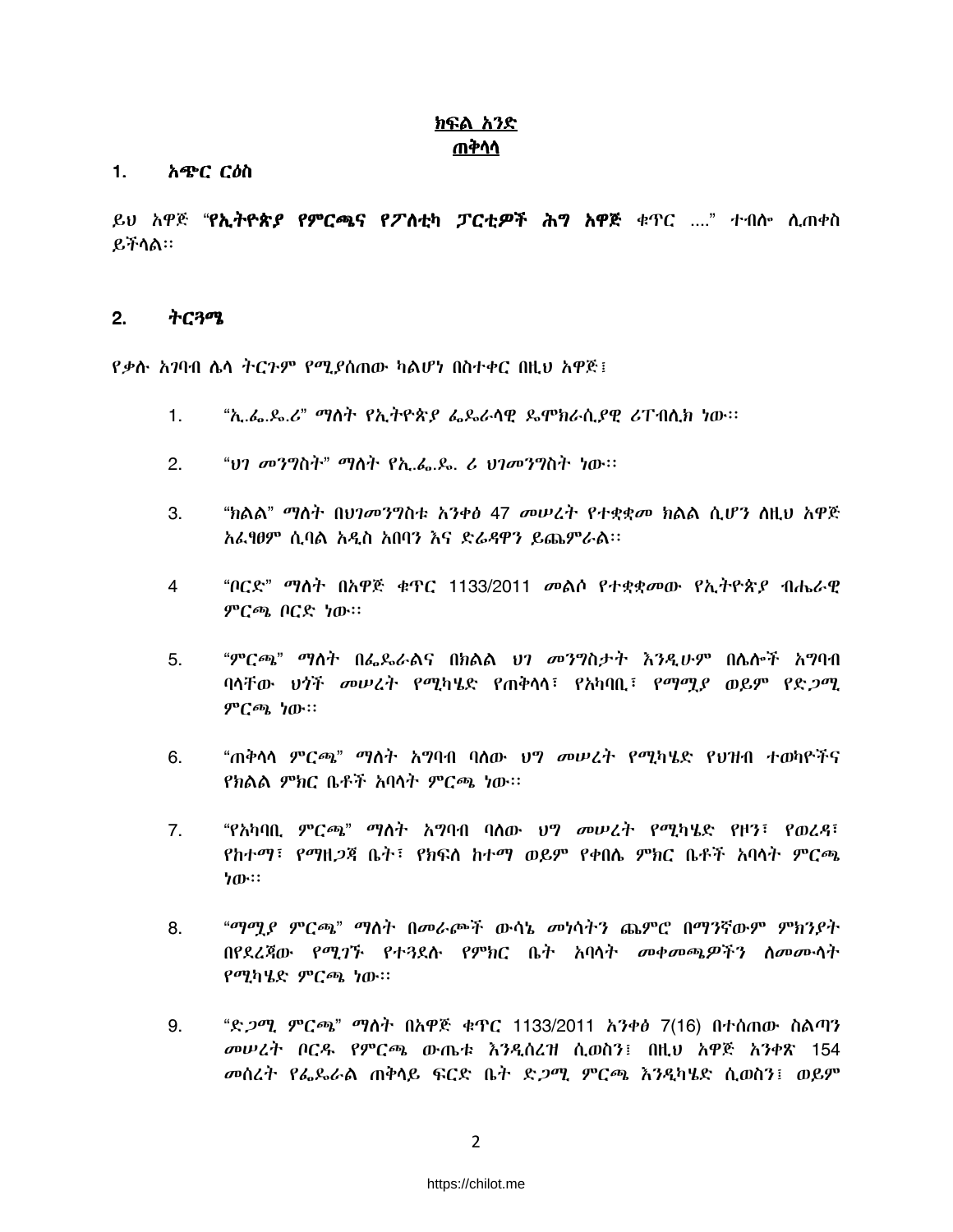**<u>ክፍል አንድ</u>**

**<u>ጠቅላላ</u>**

## 1. አጭር ርዕስ

ይህ አዋጅ "**የኢትዮጵያ የምርጫና የፖለቲካ ፓርቲዎች ሕግ አዋጅ** ቁጥር ...." ተብሎ ሊጠቀስ ይችላል፡፡

## 2. ትርጓሜ

የቃሉ አገባብ ሌላ ትርጉም የሚያሰጠው ካልሆነ በስተቀር በዚህ አዋጅ፤

1. "ኢ.ፌ.ዴ.ሪ" ማለት የኢትዮጵያ ፌዴራላዊ ዴሞክራሲያዊ ሪፐብሊክ ነው፡፡

2. "ህገ መንግስት" ማለት የኢ.ፌ.ዴ. ሪ ህገመንግስት ነው፡፡

3. "ክልል" ማለት በህገመንግስቱ አንቀፅ 47 መሠረት የተቋቋመ ክልል ሲሆን ለዚህ አዋጅ አፈፃፀም ሲባል አዲስ አበባን እና ድሬዳዋን ይጨምራል፡፡

4. "ቦርድ" ማለት በአዋጅ ቁጥር 1133/2011 መልሶ የተቋቋመው የኢትዮጵያ ብሔራዊ ምርጫ ቦርድ ነው፡፡

5. "ምርጫ" ማለት በፌዴራልና በክልል ህገ መንግስታት እንዲሁም በሌሎች አግባብ ባላቸው ህጎች መሠረት የሚካሄድ የጠቅላላ፣ የአካባቢ፣ የማሟያ ወይም የድጋሚ ምርጫ ነው፡፡

6. "ጠቅላላ ምርጫ" ማለት አግባብ ባለው ህግ መሠረት የሚካሄድ የህዝብ ተወካዮችና የክልል ምክር ቤቶች አባላት ምርጫ ነው፡፡

7. "የአካባቢ ምርጫ" ማለት አግባብ ባለው ህግ መሠረት የሚካሄድ የዞን፣ የወረዳ፣ የከተማ፣ የማዘጋጃ ቤት፣ የክፍለ ከተማ ወይም የቀበሌ ምክር ቤቶች አባላት ምርጫ ነው፡፡

8. "ማሟያ ምርጫ" ማለት በመራጮች ውሳኔ መነሳትን ጨምሮ በማንኛውም ምክንያት በየደረጃው የሚገኙ የተጓደሉ የምክር ቤት አባላት መቀመጫዎችን ለመሙላት የሚካሄድ ምርጫ ነው፡፡

9. "ድጋሚ ምርጫ" ማለት በአዋጅ ቁጥር 1133/2011 አንቀፅ 7(16) በተሰጠው ስልጣን መሠረት ቦርዱ የምርጫ ውጤቱ እንዲሰረዝ ሲወስን፤ በዚህ አዋጅ አንቀጽ 154 መሰረት የፌዴራል ጠቅላይ ፍርድ ቤት ድጋሚ ምርጫ እንዲካሄድ ሲወስን፤ ወይም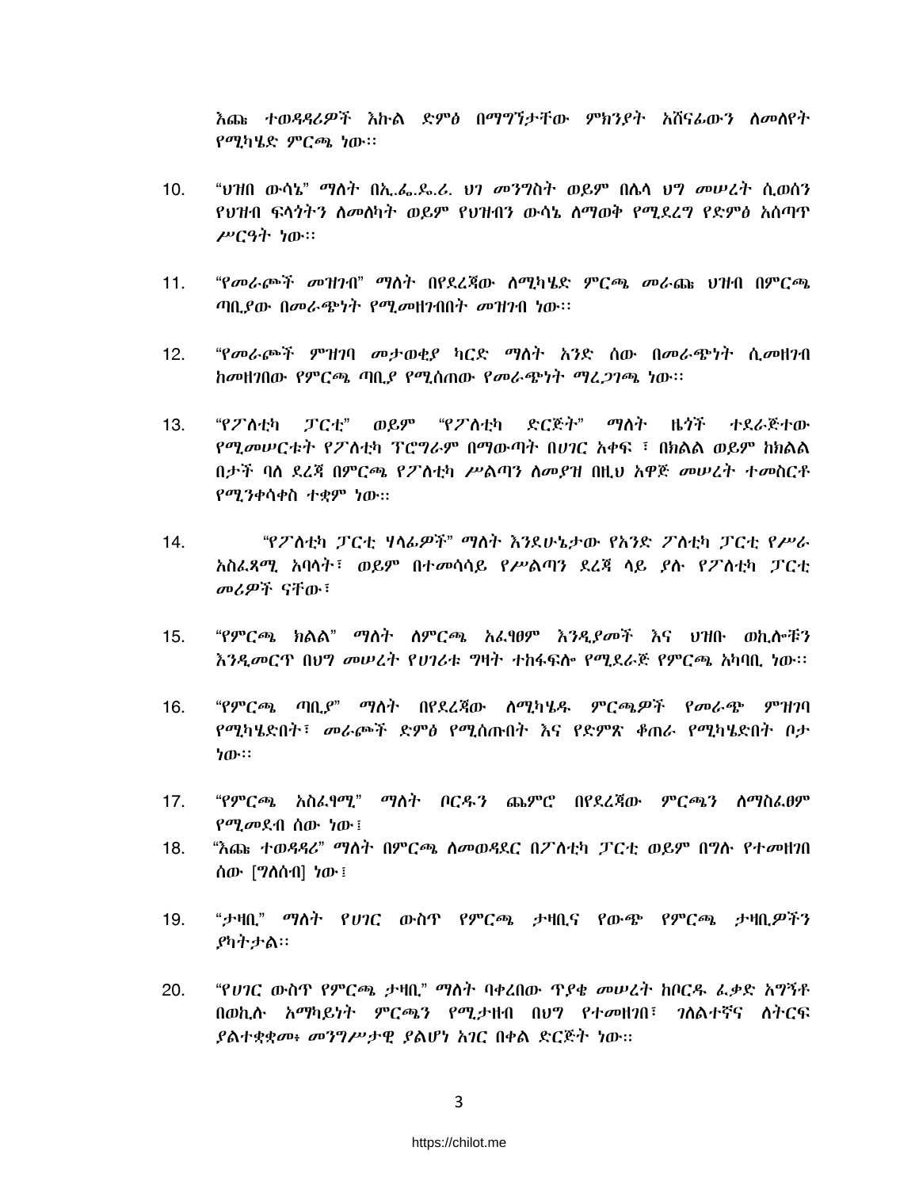እጩ ተወዳዳሪዎች እኩል ድምፅ በማግኘታቸው ምክንያት አሸናፊውን ለመለየት የሚካሄድ ምርጫ ነው፡፡

10. "ህዝበ ውሳኔ" ማለት በኢ.ፌ.ዴ.ሪ. ህገ መንግስት ወይም በሌላ ህግ መሠረት ሲወሰን የህዝብ ፍላጎትን ለመለካት ወይም የህዝብን ውሳኔ ለማወቅ የሚደረግ የድምፅ አሰጣጥ ሥርዓት ነው፡፡

11. "የመራጮች መዝገብ" ማለት በየደረጃው ለሚካሄድ ምርጫ መራጩ ህዝብ በምርጫ ጣቢያው በመራጭነት የሚመዘገብበት መዝገብ ነው፡፡

12. "የመራጮች ምዝገባ መታወቂያ ካርድ ማለት አንድ ሰው በመራጭነት ሲመዘገብ ከመዘገበው የምርጫ ጣቢያ የሚሰጠው የመራጭነት ማረጋገጫ ነው፡፡

13. "የፖለቲካ ፓርቲ" ወይም "የፖለቲካ ድርጅት" ማለት ዜጎች ተደራጅተው የሚመሠርቱት የፖለቲካ ፕሮግራም በማውጣት በሀገር አቀፍ ፣ በክልል ወይም ከክልል በታች ባለ ደረጃ በምርጫ የፖለቲካ ሥልጣን ለመያዝ በዚህ አዋጅ መሠረት ተመስርቶ የሚንቀሳቀስ ተቋም ነው፡፡

14. "የፖለቲካ ፓርቲ ሃላፊዎች" ማለት እንደሁኔታው የአንድ ፖለቲካ ፓርቲ የሥራ አስፈጻሚ አባላት፣ ወይም በተመሳሳይ የሥልጣን ደረጃ ላይ ያሉ የፖለቲካ ፓርቲ መሪዎች ናቸው፣

15. "የምርጫ ክልል" ማለት ለምርጫ አፈፃፀም እንዲያመች እና ህዝቡ ወኪሎቹን እንዲመርጥ በህግ መሠረት የሀገሪቱ ግዛት ተከፋፍሎ የሚደራጅ የምርጫ አካባቢ ነው፡፡

16. "የምርጫ ጣቢያ" ማለት በየደረጃው ለሚካሄዱ ምርጫዎች የመራጭ ምዝገባ የሚካሄድበት፣ መራጮች ድምፅ የሚሰጡበት እና የድምጽ ቆጠራ የሚካሄድበት ቦታ ነው፡፡

17. "የምርጫ አስፈፃሚ" ማለት ቦርዱን ጨምሮ በየደረጃው ምርጫን ለማስፈፀም የሚመደብ ሰው ነው፤

18. "እጩ ተወዳዳሪ" ማለት በምርጫ ለመወዳደር በፖለቲካ ፓርቲ ወይም በግሉ የተመዘገበ ሰው [ግለሰብ] ነው፤

19. "ታዛቢ" ማለት የሀገር ውስጥ የምርጫ ታዛቢና የውጭ የምርጫ ታዛቢዎችን ያካትታል፡፡

20. "የሀገር ውስጥ የምርጫ ታዛቢ" ማለት ባቀረበው ጥያቄ መሠረት ከቦርዱ ፈቃድ አግኝቶ በወኪሉ አማካይነት ምርጫን የሚታዘብ በህግ የተመዘገበ፣ ገለልተኛና ለትርፍ ያልተቋቋመ፥ መንግሥታዊ ያልሆነ አገር በቀል ድርጅት ነው፡፡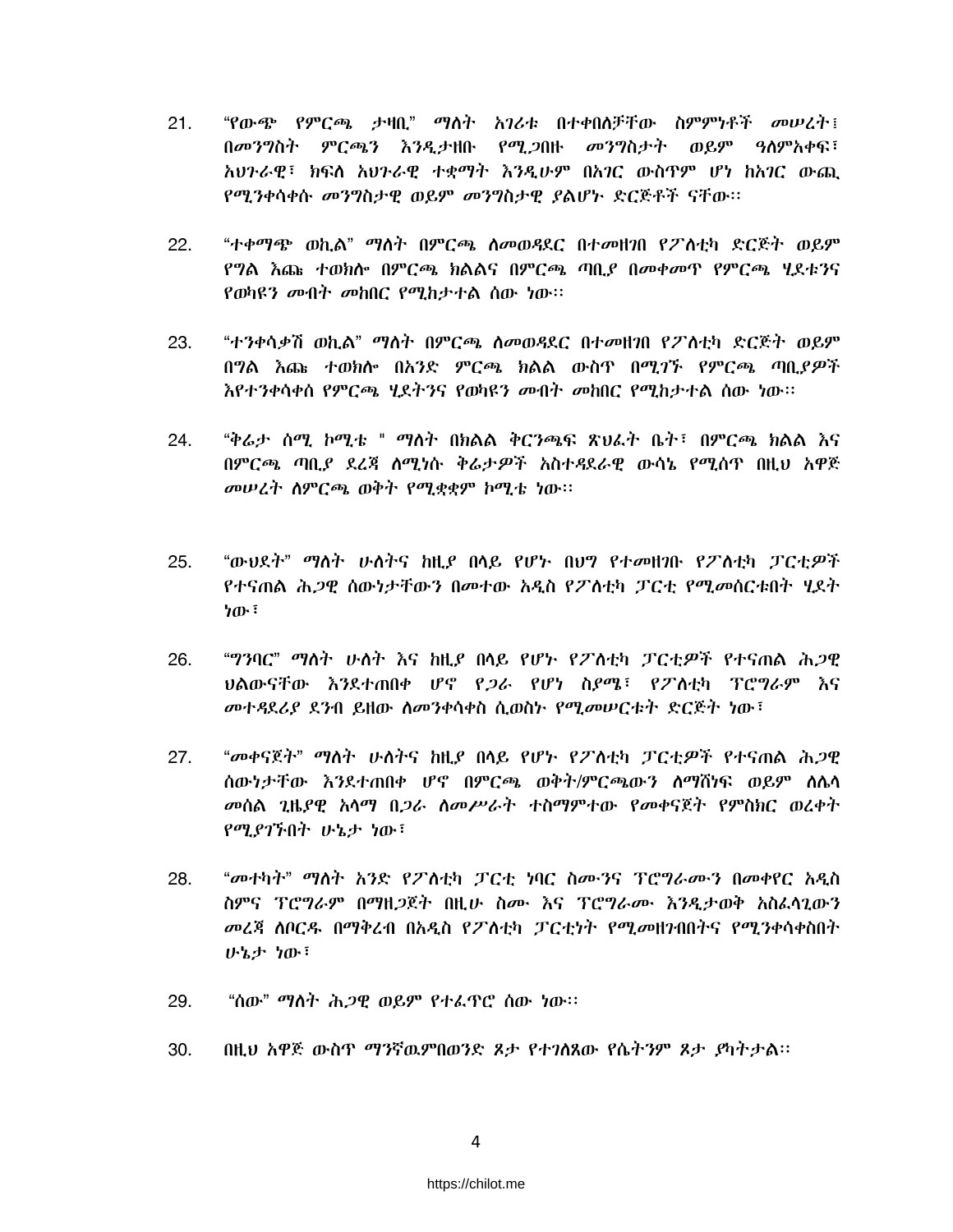21. "የውጭ የምርጫ ታዛቢ" ማለት አገሪቱ በተቀበለቻቸው ስምምነቶች መሠረት፤ በመንግስት ምርጫን እንዲታዘቡ የሚጋበዙ መንግስታት ወይም ዓለምአቀፍ፣ አህጉራዊ፣ ክፍለ አህጉራዊ ተቋማት እንዲሁም በአገር ውስጥም ሆነ ከአገር ውጪ የሚንቀሳቀሱ መንግስታዊ ወይም መንግስታዊ ያልሆኑ ድርጅቶች ናቸው፡፡

22. "ተቀማጭ ወኪል" ማለት በምርጫ ለመወዳደር በተመዘገበ የፖለቲካ ድርጅት ወይም የግል እጩ ተወክሎ በምርጫ ክልልና በምርጫ ጣቢያ በመቀመጥ የምርጫ ሂደቱንና የወካዩን መብት መከበር የሚከታተል ሰው ነው፡፡

23. "ተንቀሳቃሽ ወኪል" ማለት በምርጫ ለመወዳደር በተመዘገበ የፖለቲካ ድርጅት ወይም በግል እጩ ተወክሎ በአንድ ምርጫ ክልል ውስጥ በሚገኙ የምርጫ ጣቢያዎች እየተንቀሳቀሰ የምርጫ ሂደትንና የወካዩን መብት መከበር የሚከታተል ሰው ነው፡፡

24. "ቅሬታ ሰሚ ኮሚቴ " ማለት በክልል ቅርንጫፍ ጽህፈት ቤት፣ በምርጫ ክልል እና በምርጫ ጣቢያ ደረጃ ለሚነሱ ቅሬታዎች አስተዳደራዊ ውሳኔ የሚሰጥ በዚህ አዋጅ መሠረት ለምርጫ ወቅት የሚቋቋም ኮሚቴ ነው፡፡

25. "ውህደት" ማለት ሁለትና ከዚያ በላይ የሆኑ በህግ የተመዘገቡ የፖለቲካ ፓርቲዎች የተናጠል ሕጋዊ ሰውነታቸውን በመተው አዲስ የፖለቲካ ፓርቲ የሚመሰርቱበት ሂደት ነው፣

26. "ግንባር" ማለት ሁለት እና ከዚያ በላይ የሆኑ የፖለቲካ ፓርቲዎች የተናጠል ሕጋዊ ህልውናቸው እንደተጠበቀ ሆኖ የጋራ የሆነ ስያሜ፣ የፖለቲካ ፕሮግራም እና መተዳደሪያ ደንብ ይዘው ለመንቀሳቀስ ሲወስኑ የሚመሠርቱት ድርጅት ነው፣

27. "መቀናጀት" ማለት ሁለትና ከዚያ በላይ የሆኑ የፖለቲካ ፓርቲዎች የተናጠል ሕጋዊ ሰውነታቸው እንደተጠበቀ ሆኖ በምርጫ ወቅት/ምርጫውን ለማሸነፍ ወይም ለሌላ መሰል ጊዜያዊ አላማ በጋራ ለመሥራት ተስማምተው የመቀናጀት የምስክር ወረቀት የሚያገኙበት ሁኔታ ነው፣

28. "መተካት" ማለት አንድ የፖለቲካ ፓርቲ ነባር ስሙንና ፕሮግራሙን በመቀየር አዲስ ስምና ፕሮግራም በማዘጋጀት በዚሁ ስሙ እና ፕሮግራሙ እንዲታወቅ አስፈላጊውን መረጃ ለቦርዱ በማቅረብ በአዲስ የፖለቲካ ፓርቲነት የሚመዘገብበትና የሚንቀሳቀስበት ሁኔታ ነው፣

29. "ሰው" ማለት ሕጋዊ ወይም የተፈጥሮ ሰው ነው፡፡

30. በዚህ አዋጅ ውስጥ ማንኛዉምበወንድ ጾታ የተገለጸው የሴትንም ጾታ ያካትታል፡፡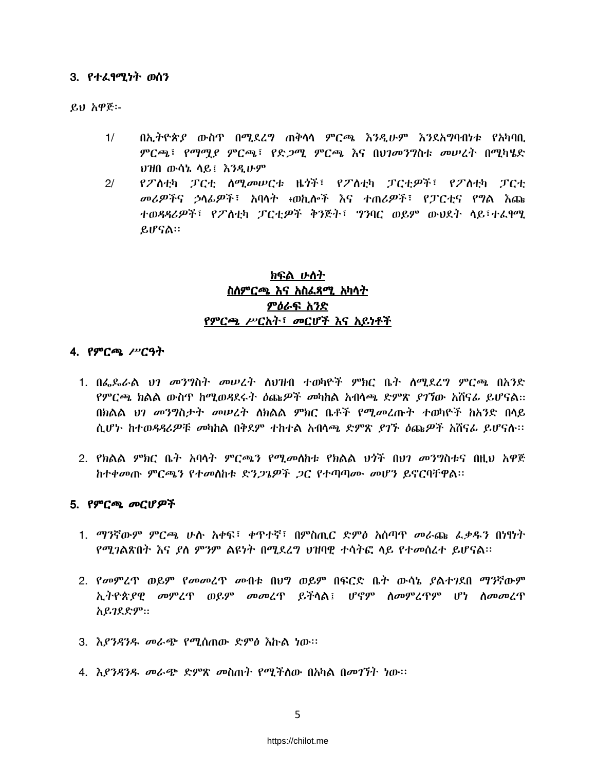### 3. የተፈፃሚነት ወሰን

ይህ አዋጅ፡-

1/ በኢትዮጵያ ውስጥ በሚደረግ ጠቅላላ ምርጫ እንዲሁም እንደአግባብነቱ የአካባቢ ምርጫ፣ የማሟያ ምርጫ፣ የድጋሚ ምርጫ እና በህገመንግስቱ መሠረት በሚካሄድ ህዝበ ውሳኔ ላይ፤ እንዲሁም

2/ የፖለቲካ ፓርቲ ለሚመሠርቱ ዜጎች፣ የፖለቲካ ፓርቲዎች፣ የፖለቲካ ፓርቲ መሪዎችና ኃላፊዎች፣ አባላት ፥ወኪሎች እና ተጠሪዎች፣ የፓርቲና የግል እጩ ተወዳዳሪዎች፣ የፖለቲካ ፓርቲዎች ቅንጅት፣ ግንባር ወይም ውህደት ላይ፣ተፈፃሚ ይሆናል፡፡

## ክፍል ሁለት
## ስለምርጫ እና አስፈጻሚ አካላት
## ምዕራፍ አንድ
## የምርጫ ሥርአት፣ መርሆች እና አይነቶች

### 4. የምርጫ ሥርዓት

1. በፌዴራል ህገ መንግስት መሠረት ለህዝብ ተወካዮች ምክር ቤት ለሚደረግ ምርጫ በአንድ የምርጫ ክልል ውስጥ ከሚወዳደሩት ዕጩዎች መካከል አብላጫ ድምጽ ያገኘው አሸናፊ ይሆናል፡፡ በክልል ህገ መንግስታት መሠረት ለክልል ምክር ቤቶች የሚመረጡት ተወካዮች ከአንድ በላይ ሲሆኑ ከተወዳዳሪዎቹ መካከል በቅደም ተከተል አብላጫ ድምጽ ያገኙ ዕጩዎች አሸናፊ ይሆናሉ፡፡

2. የክልል ምክር ቤት አባላት ምርጫን የሚመለከቱ የክልል ህጎች በህገ መንግስቱና በዚህ አዋጅ ከተቀመጡ ምርጫን የተመለከቱ ድንጋጌዎች ጋር የተጣጣሙ መሆን ይኖርባቸዋል፡፡

### 5. የምርጫ መርሆዎች

1. ማንኛውም ምርጫ ሁሉ አቀፍ፣ ቀጥተኛ፣ በምስጢር ድምፅ አሰጣጥ መራጩ ፈቃዱን በነፃነት የሚገልጽበት እና ያለ ምንም ልዩነት በሚደረግ ህዝባዊ ተሳትፎ ላይ የተመሰረተ ይሆናል፡፡

2. የመምረጥ ወይም የመመረጥ መብቱ በህግ ወይም በፍርድ ቤት ውሳኔ ያልተገደበ ማንኛውም ኢትዮጵያዊ መምረጥ ወይም መመረጥ ይችላል፤ ሆኖም ለመምረጥም ሆነ ለመመረጥ አይገደድም፡፡

3. እያንዳንዱ መራጭ የሚሰጠው ድምፅ እኩል ነው፡፡

4. እያንዳንዱ መራጭ ድምጽ መስጠት የሚችለው በአካል በመገኘት ነው፡፡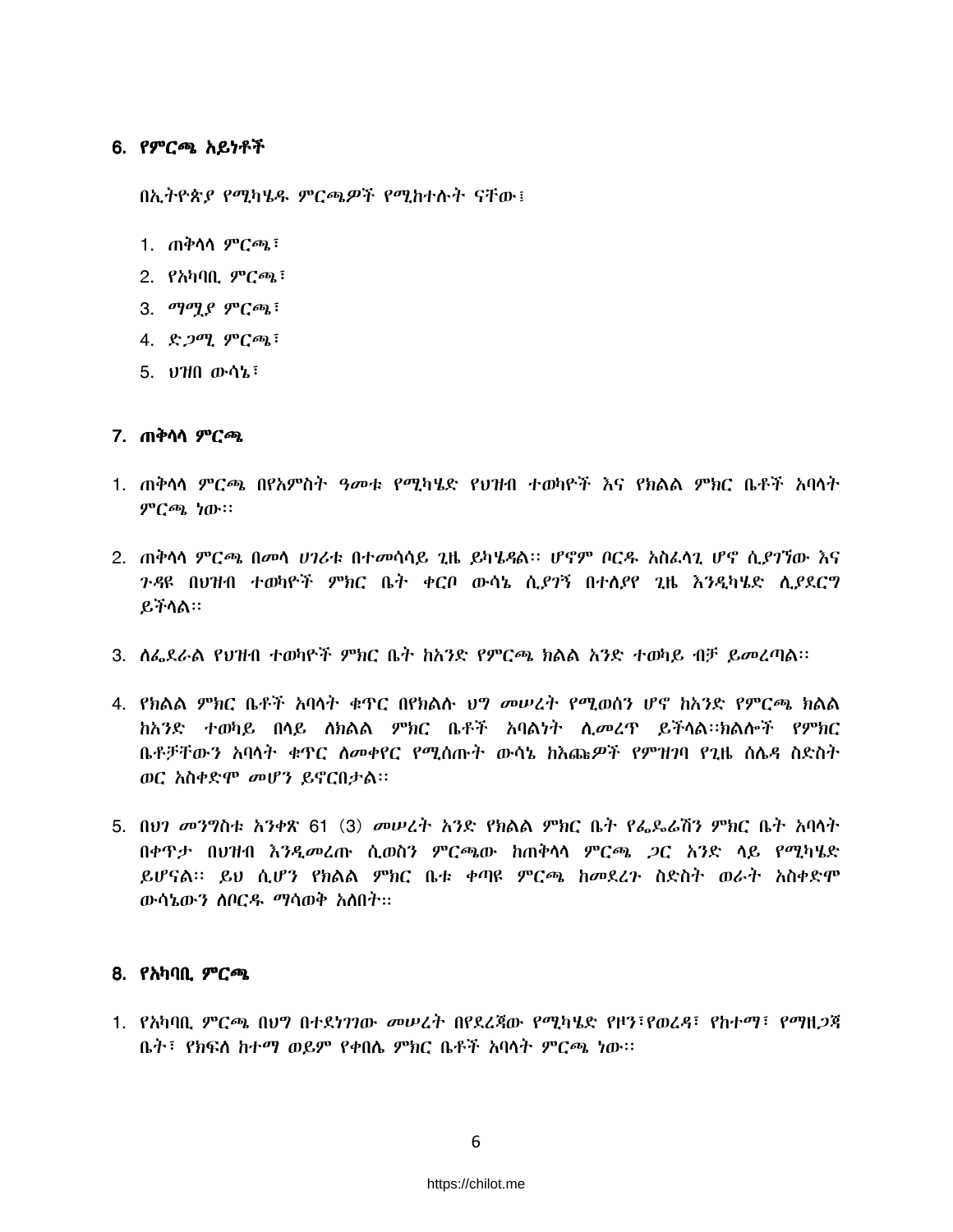## 6. የምርጫ አይነቶች

በኢትዮጵያ የሚካሄዱ ምርጫዎች የሚከተሉት ናቸው፤

1. ጠቅላላ ምርጫ፣
2. የአካባቢ ምርጫ፣
3. ማሟያ ምርጫ፣
4. ድጋሚ ምርጫ፣
5. ህዝበ ውሳኔ፣

## 7. ጠቅላላ ምርጫ

1. ጠቅላላ ምርጫ በየአምስት ዓመቱ የሚካሄድ የህዝብ ተወካዮች እና የክልል ምክር ቤቶች አባላት ምርጫ ነው፡፡
2. ጠቅላላ ምርጫ በመላ ሀገሪቱ በተመሳሳይ ጊዜ ይካሄዳል፡፡ ሆኖም ቦርዱ አስፈላጊ ሆኖ ሲያገኘው እና ጉዳዩ በህዝብ ተወካዮች ምክር ቤት ቀርቦ ውሳኔ ሲያገኝ በተለያየ ጊዜ እንዲካሄድ ሊያደርግ ይችላል፡፡
3. ለፌደራል የህዝብ ተወካዮች ምክር ቤት ከአንድ የምርጫ ክልል አንድ ተወካይ ብቻ ይመረጣል፡፡
4. የክልል ምክር ቤቶች አባላት ቁጥር በየክልሉ ህግ መሠረት የሚወሰን ሆኖ ከአንድ የምርጫ ክልል ከአንድ ተወካይ በላይ ለክልል ምክር ቤቶች አባልነት ሊመረጥ ይችላል፡፡ክልሎች የምክር ቤቶቻቸውን አባላት ቁጥር ለመቀየር የሚሰጡት ውሳኔ ከእጩዎች የምዝገባ የጊዜ ሰሌዳ ስድስት ወር አስቀድሞ መሆን ይኖርበታል፡፡
5. በህገ መንግስቱ አንቀጽ 61 (3) መሠረት አንድ የክልል ምክር ቤት የፌዴሬሽን ምክር ቤት አባላት በቀጥታ በህዝብ እንዲመረጡ ሲወስን ምርጫው ከጠቅላላ ምርጫ ጋር አንድ ላይ የሚካሄድ ይሆናል፡፡ ይህ ሲሆን የክልል ምክር ቤቱ ቀጣዩ ምርጫ ከመደረጉ ስድስት ወራት አስቀድሞ ውሳኔውን ለቦርዱ ማሳወቅ አለበት።

## 8. የአካባቢ ምርጫ

1. የአካባቢ ምርጫ በህግ በተደነገገው መሠረት በየደረጃው የሚካሄድ የዞን፣የወረዳ፣ የከተማ፣ የማዘጋጃ ቤት፣ የክፍለ ከተማ ወይም የቀበሌ ምክር ቤቶች አባላት ምርጫ ነው፡፡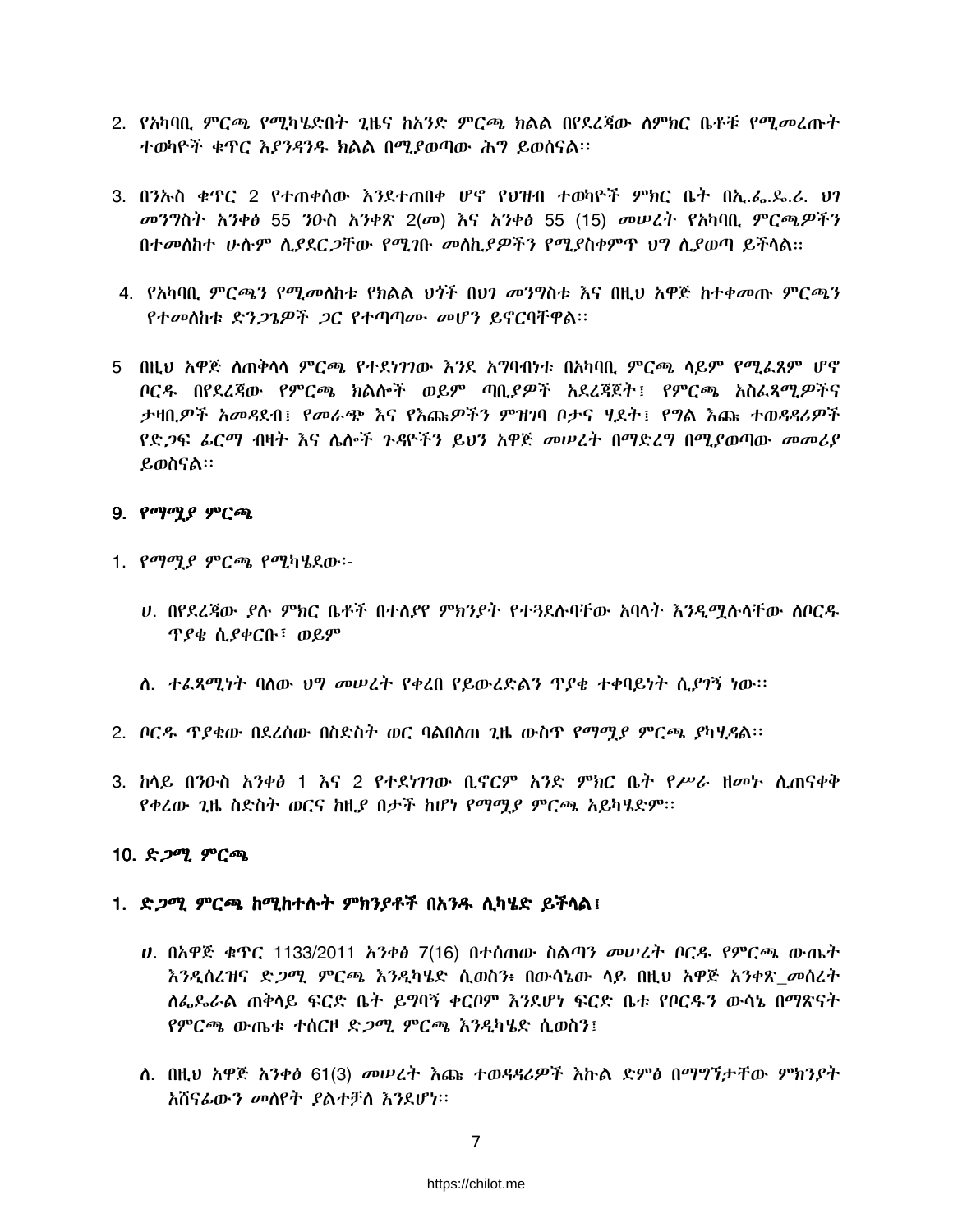2. የአካባቢ ምርጫ የሚካሄድበት ጊዜና ከአንድ ምርጫ ክልል በየደረጃው ለምክር ቤቶቹ የሚመረጡት ተወካዮች ቁጥር እያንዳንዱ ክልል በሚያወጣው ሕግ ይወሰናል፡፡

3. በንኡስ ቁጥር 2 የተጠቀሰው እንደተጠበቀ ሆኖ የህዝብ ተወካዮች ምክር ቤት በኢ.ፌ.ዴ.ሪ. ህገ መንግስት አንቀፅ 55 ንዑስ አንቀጽ 2(መ) እና አንቀፅ 55 (15) መሠረት የአካባቢ ምርጫዎችን በተመለከተ ሁሉም ሊያደርጋቸው የሚገቡ መስኪያዎችን የሚያስቀምጥ ህግ ሊያወጣ ይችላል።

4. የአካባቢ ምርጫን የሚመለከቱ የክልል ህጎች በህገ መንግስቱ እና በዚህ አዋጅ ከተቀመጡ ምርጫን የተመለከቱ ድንጋጌዎች ጋር የተጣጣሙ መሆን ይኖርባቸዋል፡፡

5 በዚህ አዋጅ ለጠቅላላ ምርጫ የተደነገገው እንደ አግባብነቱ በአካባቢ ምርጫ ላይም የሚፈጸም ሆኖ ቦርዱ በየደረጃው የምርጫ ክልሎች ወይም ጣቢያዎች አደረጃጀት፤ የምርጫ አስፈጻሚዎችና ታዛቢዎች አመዳደብ፤ የመራጭ እና የእጩዎችን ምዝገባ ቦታና ሂደት፤ የግል እጩ ተወዳዳሪዎች የድጋፍ ፊርማ ብዛት እና ሌሎች ጉዳዮችን ይህን አዋጅ መሠረት በማድረግ በሚያወጣው መመሪያ ይወስናል፡፡

### 9. የማሟያ ምርጫ

1. የማሟያ ምርጫ የሚካሄደው፡-

   ሀ. በየደረጃው ያሉ ምክር ቤቶች በተለያየ ምክንያት የተጓደሉባቸው አባላት እንዲሟሉላቸው ለቦርዱ ጥያቄ ሲያቀርቡ፣ ወይም

   ለ. ተፈጻሚነት ባለው ህግ መሠረት የቀረበ የይውረድልን ጥያቄ ተቀባይነት ሲያገኝ ነው፡፡

2. ቦርዱ ጥያቄው በደረሰው በስድስት ወር ባልበለጠ ጊዜ ውስጥ የማሟያ ምርጫ ያካሂዳል፡፡

3. ከላይ በንዑስ አንቀፅ 1 እና 2 የተደነገገው ቢኖርም አንድ ምክር ቤት የሥራ ዘመኑ ሊጠናቀቅ የቀረው ጊዜ ስድስት ወርና ከዚያ በታች ከሆነ የማሟያ ምርጫ አይካሄድም፡፡

### 10. ድጋሚ ምርጫ

**1. ድጋሚ ምርጫ ከሚከተሉት ምክንያቶች በአንዱ ሊካሄድ ይችላል፤**

   **ሀ.** በአዋጅ ቁጥር 1133/2011 አንቀፅ 7(16) በተሰጠው ስልጣን መሠረት ቦርዱ የምርጫ ውጤት እንዲሰረዝና ድጋሚ ምርጫ እንዲካሄድ ሲወስን፥ በውሳኔው ላይ በዚህ አዋጅ አንቀጽ_መሰረት ለፌዴራል ጠቅላይ ፍርድ ቤት ይግባኝ ቀርቦም እንደሆነ ፍርድ ቤቱ የቦርዱን ውሳኔ በማጽናት የምርጫ ውጤቱ ተሰርዞ ድጋሚ ምርጫ እንዲካሄድ ሲወስን፤

   ለ. በዚህ አዋጅ አንቀፅ 61(3) መሠረት እጩ ተወዳዳሪዎች እኩል ድምፅ በማግኘታቸው ምክንያት አሸናፊውን መለየት ያልተቻለ እንደሆነ፡፡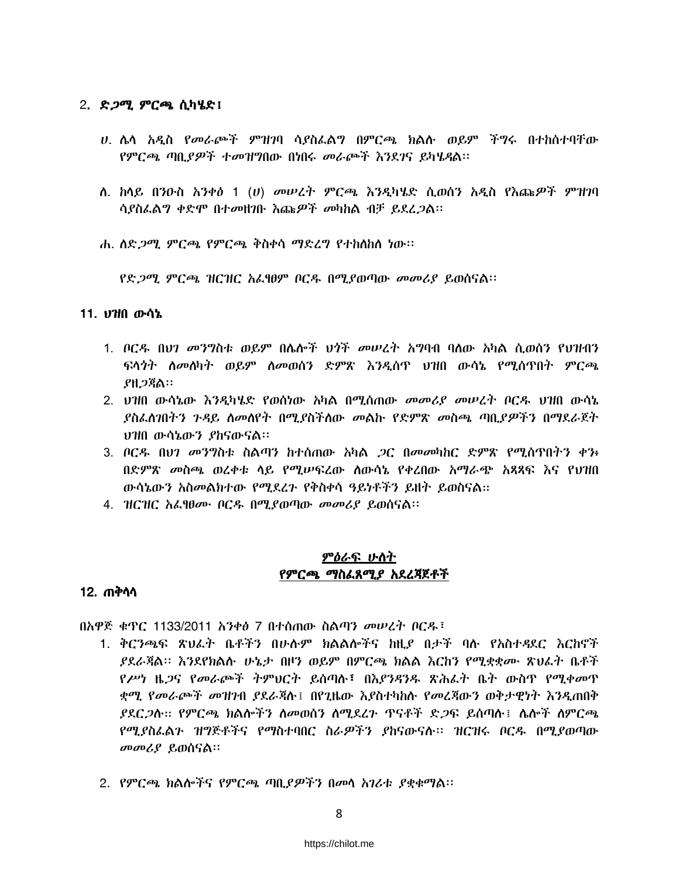2. **ድጋሚ ምርጫ ሲካሄድ፤**

ሀ. ሌላ አዲስ የመራጮች ምዝገባ ሳያስፈልግ በምርጫ ክልሉ ወይም ችግሩ በተከሰተባቸው የምርጫ ጣቢያዎች ተመዝግበው በነበሩ መራጮች እንደገና ይካሄዳል፡፡

ለ. ከላይ በንዑስ አንቀፅ 1 (ሀ) መሠረት ምርጫ እንዲካሄድ ሲወሰን አዲስ የእጩዎች ምዝገባ ሳያስፈልግ ቀድሞ በተመዘገቡ እጩዎች መካከል ብቻ ይደረጋል፡፡

ሐ. ለድጋሚ ምርጫ የምርጫ ቅስቀሳ ማድረግ የተከለከለ ነው፡፡

የድጋሚ ምርጫ ዝርዝር አፈፃፀም ቦርዱ በሚያወጣው መመሪያ ይወሰናል፡፡

## 11. ህዝበ ውሳኔ

1. ቦርዱ በህገ መንግስቱ ወይም በሌሎች ህጎች መሠረት አግባብ ባለው አካል ሲወሰን የህዝብን ፍላጎት ለመለካት ወይም ለመወሰን ድምጽ እንዲሰጥ ህዝበ ውሳኔ የሚሰጥበት ምርጫ ያዘጋጃል፡፡
2. ህዝበ ውሳኔው እንዲካሄድ የወሰነው አካል በሚሰጠው መመሪያ መሠረት ቦርዱ ህዝበ ውሳኔ ያስፈለገበትን ጉዳይ ለመለየት በሚያስችለው መልኩ የድምጽ መስጫ ጣቢያዎችን በማደራጀት ህዝበ ውሳኔውን ያከናውናል፡፡
3. ቦርዱ በህገ መንግስቱ ስልጣን ከተሰጠው አካል ጋር በመመካከር ድምጽ የሚሰጥበትን ቀን፥ በድምጽ መስጫ ወረቀቱ ላይ የሚሠፍረው ለውሳኔ የቀረበው አማራጭ አጻጻፍ እና የህዝበ ውሳኔውን አስመልክተው የሚደረጉ የቅስቀሳ ዓይነቶችን ይዘት ይወስናል፡፡
4. ዝርዝር አፈፃፀሙ ቦርዱ በሚያወጣው መመሪያ ይወሰናል፡፡

## <u>ምዕራፍ ሁለት</u>
## <u>የምርጫ ማስፈጸሚያ አደረጃጀቶች</u>

## 12. ጠቅላላ

በአዋጅ ቁጥር 1133/2011 አንቀፅ 7 በተሰጠው ስልጣን መሠረት ቦርዱ፣

1. ቅርንጫፍ ጽህፈት ቤቶችን በሁሉም ክልሎችና ከዚያ በታች ባሉ የአስተዳደር እርከኖች ያደራጃል፡፡ እንደየክልሉ ሁኔታ በዞን ወይም በምርጫ ክልል እርከን የሚቋቋሙ ጽህፈት ቤቶች የሥነ ዜጋና የመራጮች ትምህርት ይሰጣሉ፣ በእያንዳንዱ ጽሕፈት ቤት ውስጥ የሚቀመጥ ቋሚ የመራጮች መዝገብ ያደራጃሉ፤ በየጊዜው እያስተካከሉ የመረጃውን ወቅታዊነት እንዲጠበቅ ያደርጋሉ፡፡ የምርጫ ክልሎችን ለመወሰን ለሚደረጉ ጥናቶች ድጋፍ ይሰጣሉ፤ ሌሎች ለምርጫ የሚያስፈልጉ ዝግጅቶችና የማስተባበር ስራዎችን ያከናውናሉ፡፡ ዝርዝሩ ቦርዱ በሚያወጣው መመሪያ ይወሰናል፡፡

2. የምርጫ ክልሎችና የምርጫ ጣቢያዎችን በመላ አገሪቱ ያቋቁማል፡፡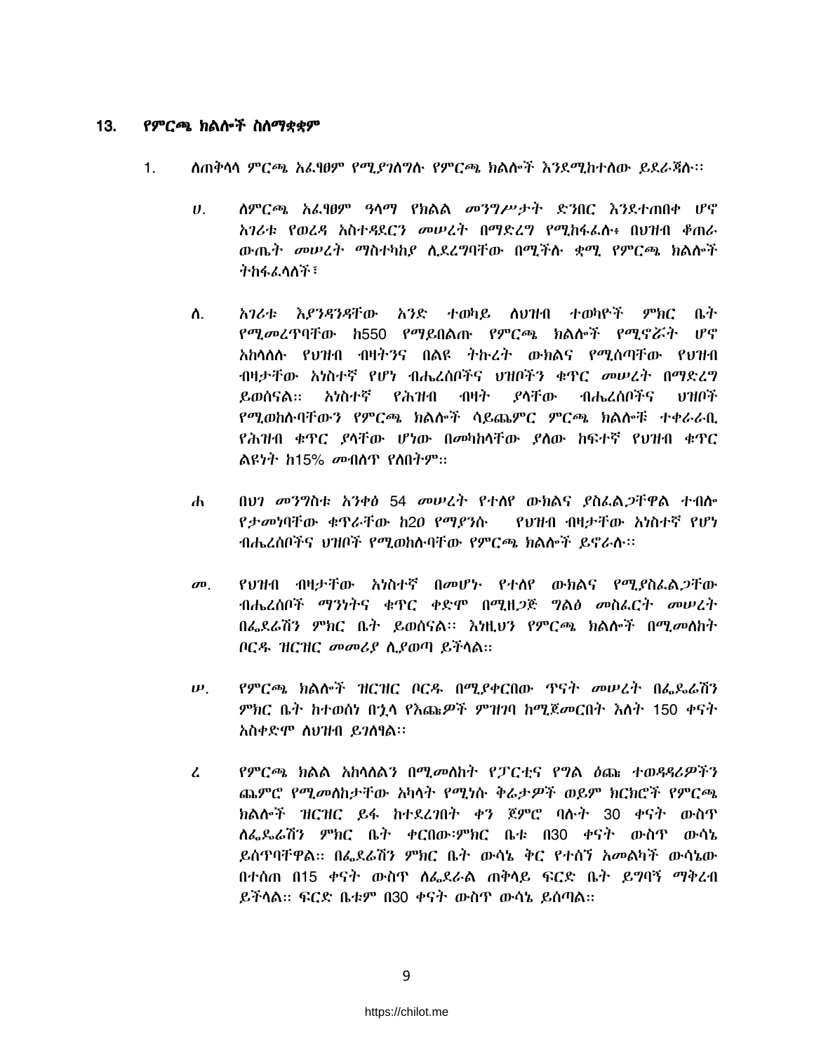## 13. የምርጫ ክልሎች ስለማቋቋም

1. ለጠቅላላ ምርጫ አፈፃፀም የሚያገለግሉ የምርጫ ክልሎች እንደሚከተለው ይደራጃሉ፡፡

   ሀ. ለምርጫ አፈፃፀም ዓላማ የክልል መንግሥታት ድንበር እንደተጠበቀ ሆኖ አገሪቱ የወረዳ አስተዳደርን መሠረት በማድረግ የሚከፋፈሉ፥ በህዝብ ቆጠራ ውጤት መሠረት ማስተካከያ ሊደረግባቸው በሚችሉ ቋሚ የምርጫ ክልሎች ትከፋፈላለች፣

   ለ. አገሪቱ እያንዳንዳቸው አንድ ተወካይ ለህዝብ ተወካዮች ምክር ቤት የሚመረጥባቸው ከ550 የማይበልጡ የምርጫ ክልሎች የሚኖሯት ሆኖ አከላለሉ የህዝብ ብዛትንና በልዩ ትኩረት ውክልና የሚሰጣቸው የህዝብ ብዛታቸው አነስተኛ የሆነ ብሔረሰቦችንና ህዝቦችን ቁጥር መሠረት በማድረግ ይወሰናል። አነስተኛ የሕዝብ ብዛት ያላቸው ብሔረሰቦችና ህዝቦች የሚወከሉባቸውን የምርጫ ክልሎች ሳይጨምር ምርጫ ክልሎቹ ተቀራራቢ የሕዝብ ቁጥር ያላቸው ሆነው በመካከላቸው ያለው ከፍተኛ የህዝብ ቁጥር ልዩነት ከ15% መብለጥ የለበትም።

   ሐ በህገ መንግስቱ አንቀፅ 54 መሠረት የተለየ ውክልና ያስፈልጋቸዋል ተብሎ የታመነባቸው ቁጥራቸው ከ20 የማያንሱ የህዝብ ብዛታቸው አነስተኛ የሆነ ብሔረሰቦችና ህዝቦች የሚወከሉባቸው የምርጫ ክልሎች ይኖራሉ፡፡

   መ. የህዝብ ብዛታቸው አነስተኛ በመሆኑ የተለየ ውክልና የሚያስፈልጋቸው ብሔረሰቦች ማንነትና ቁጥር ቀድሞ በሚዘጋጅ ግልፅ መስፈርት መሠረት በፌደሬሽን ምክር ቤት ይወሰናል። እነዚህን የምርጫ ክልሎች በሚመለከት ቦርዱ ዝርዝር መመሪያ ሊያወጣ ይችላል።

   ሠ. የምርጫ ክልሎች ዝርዝር ቦርዱ በሚያቀርበው ጥናት መሠረት በፌዴሬሽን ምክር ቤት ከተወሰነ በኋላ የእጩዎች ምዝገባ ከሚጀመርበት እለት 150 ቀናት አስቀድሞ ለህዝብ ይገለፃል፡፡

   ረ የምርጫ ክልል አከላለልን በሚመለከት የፓርቲና የግል ዕጩ ተወዳዳሪዎችን ጨምሮ የሚመለከታቸው አካላት የሚነሱ ቅሬታዎች ወይም ክርክሮች የምርጫ ክልሎች ዝርዝር ይፋ ከተደረገበት ቀን ጀምሮ ባሉት 30 ቀናት ውስጥ ለፌዴሬሽን ምክር ቤት ቀርበው፡ምክር ቤቱ በ30 ቀናት ውስጥ ውሳኔ ይሰጥባቸዋል። በፌደሬሽን ምክር ቤት ውሳኔ ቅር የተሰኘ አመልካች ውሳኔው በተሰጠ በ15 ቀናት ውስጥ ለፌደራል ጠቅላይ ፍርድ ቤት ይግባኝ ማቅረብ ይችላል። ፍርድ ቤቱም በ30 ቀናት ውስጥ ውሳኔ ይሰጣል።

https://chilot.me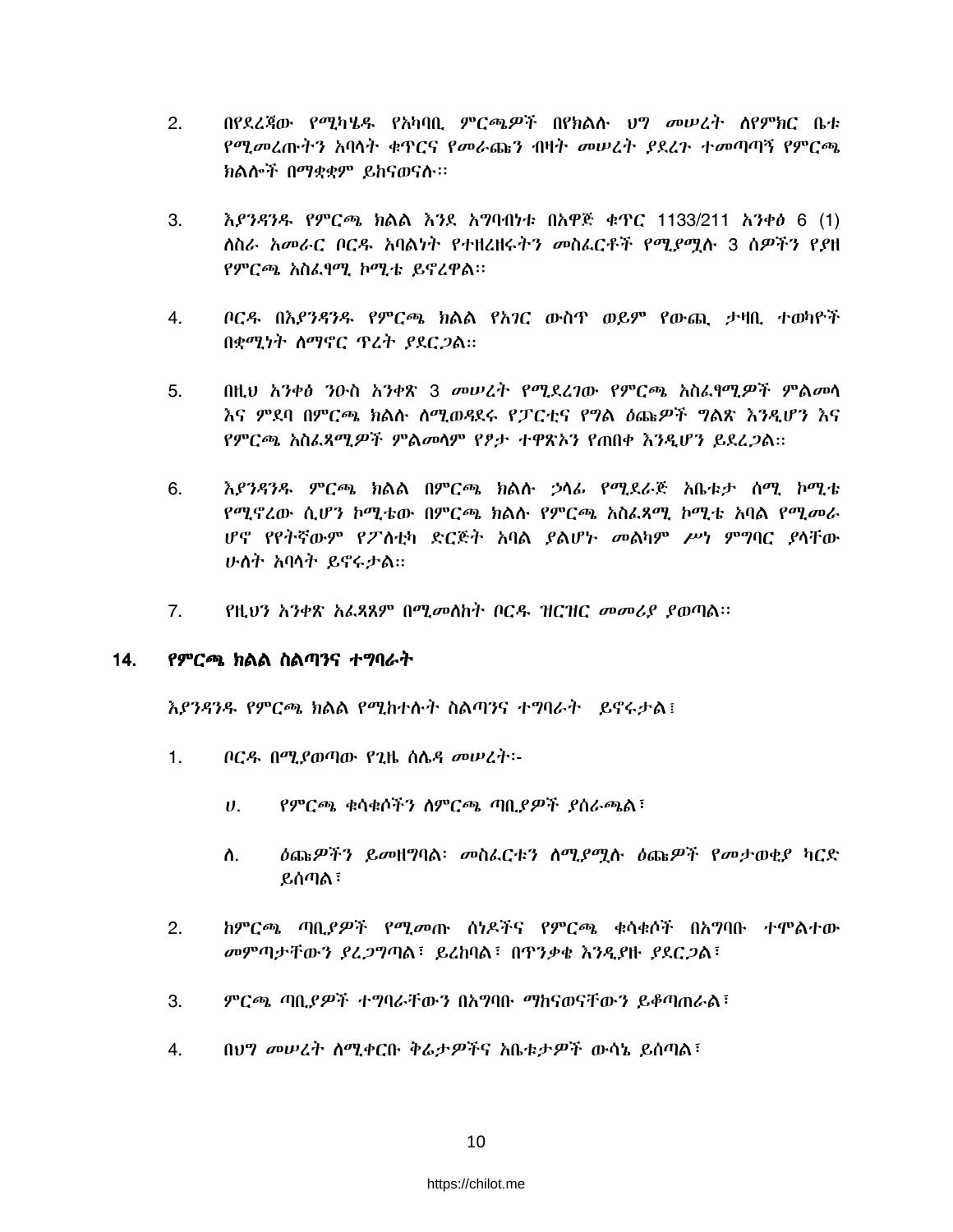2. በየደረጃው የሚካሄዱ የአካባቢ ምርጫዎች በየክልሉ ህግ መሠረት ለየምክር ቤቱ የሚመረጡትን አባላት ቁጥርና የመራጩን ብዛት መሠረት ያደረጉ ተመጣጣኝ የምርጫ ክልሎች በማቋቋም ይከናወናሉ፡፡

3. እያንዳንዱ የምርጫ ክልል እንደ አግባብነቱ በአዋጅ ቁጥር 1133/211 አንቀፅ 6 (1) ለስራ አመራር ቦርዱ አባልነት የተዘረዘሩትን መስፈርቶች የሚያሟሉ 3 ሰዎችን የያዘ የምርጫ አስፈፃሚ ኮሚቴ ይኖረዋል፡፡

4. ቦርዱ በእያንዳንዱ የምርጫ ክልል የአገር ውስጥ ወይም የውጪ ታዛቢ ተወካዮች በቋሚነት ለማኖር ጥረት ያደርጋል፡፡

5. በዚህ አንቀፅ ንዑስ አንቀጽ 3 መሠረት የሚደረገው የምርጫ አስፈፃሚዎች ምልመላ እና ምደባ በምርጫ ክልሉ ለሚወዳደሩ የፓርቲና የግል ዕጩዎች ግልጽ እንዲሆን እና የምርጫ አስፈጻሚዎች ምልመላም የፆታ ተዋጽኦን የጠበቀ እንዲሆን ይደረጋል፡፡

6. እያንዳንዱ ምርጫ ክልል በምርጫ ክልሉ ኃላፊ የሚደራጅ አቤቱታ ሰሚ ኮሚቴ የሚኖረው ሲሆን ኮሚቴው በምርጫ ክልሉ የምርጫ አስፈጻሚ ኮሚቴ አባል የሚመራ ሆኖ የየትኛውም የፖለቲካ ድርጅት አባል ያልሆኑ መልካም ሥነ ምግባር ያላቸው ሁለት አባላት ይኖሩታል፡፡

7. የዚህን አንቀጽ አፈጻጸም በሚመለከት ቦርዱ ዝርዝር መመሪያ ያወጣል፡፡

## 14. የምርጫ ክልል ስልጣንና ተግባራት

እያንዳንዱ የምርጫ ክልል የሚከተሉት ስልጣንና ተግባራት ይኖሩታል፤

1. ቦርዱ በሚያወጣው የጊዜ ሰሌዳ መሠረት፡-

   ሀ. የምርጫ ቁሳቁሶችን ለምርጫ ጣቢያዎች ያሰራጫል፣

   ለ. ዕጩዎችን ይመዘግባል፡ መስፈርቱን ለሚያሟሉ ዕጩዎች የመታወቂያ ካርድ ይሰጣል፣

2. ከምርጫ ጣቢያዎች የሚመጡ ሰነዶችና የምርጫ ቁሳቁሶች በአግባቡ ተሞልተው መምጣታቸውን ያረጋግጣል፣ ይረከባል፣ በጥንቃቄ እንዲያዙ ያደርጋል፣

3. ምርጫ ጣቢያዎች ተግባራቸውን በአግባቡ ማከናወናቸውን ይቆጣጠራል፣

4. በህግ መሠረት ለሚቀርቡ ቅሬታዎችና አቤቱታዎች ውሳኔ ይሰጣል፣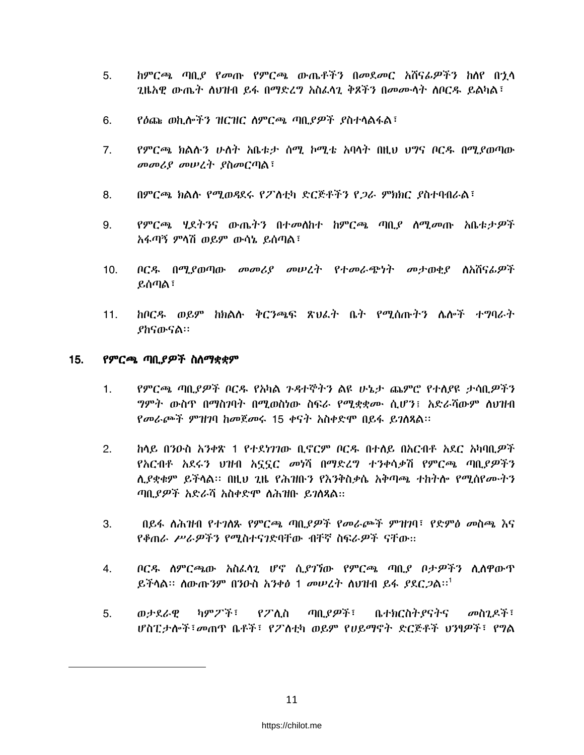5. ከምርጫ ጣቢያ የመጡ የምርጫ ውጤቶችን በመደመር አሸናፊዎችን ከለየ በኋላ ጊዜአዊ ውጤት ለህዝብ ይፋ በማድረግ አስፈላጊ ቅጾችን በመሙላት ለቦርዱ ይልካል፣

6. የዕጩ ወኪሎችን ዝርዝር ለምርጫ ጣቢያዎች ያስተላልፋል፣

7. የምርጫ ክልሉን ሁለት አቤቱታ ሰሚ ኮሚቴ አባላት በዚህ ህግና ቦርዱ በሚያወጣው መመሪያ መሠረት ያስመርጣል፣

8. በምርጫ ክልሉ የሚወዳደሩ የፖለቲካ ድርጅቶችን የጋራ ምክክር ያስተባብራል፣

9. የምርጫ ሂደትንና ውጤትን በተመለከተ ከምርጫ ጣቢያ ለሚመጡ አቤቱታዎች አፋጣኝ ምላሽ ወይም ውሳኔ ይሰጣል፣

10. ቦርዱ በሚያወጣው መመሪያ መሠረት የተመራጭነት መታወቂያ ለአሸናፊዎች ይሰጣል፣

11. ከቦርዱ ወይም ከክልሉ ቅርንጫፍ ጽህፈት ቤት የሚሰጡትን ሌሎች ተግባራት ያከናውናል።

## 15. የምርጫ ጣቢያዎች ስለማቋቋም

1. የምርጫ ጣቢያዎች ቦርዱ የአካል ጉዳተኞችን ልዩ ሁኔታ ጨምሮ የተለያዩ ታሳቢዎችን ግምት ውስጥ በማስገባት በሚወስነው ስፍራ የሚቋቋሙ ሲሆን፤ አድራሻውም ለህዝብ የመራጮች ምዝገባ ከመጀመሩ 15 ቀናት አስቀድሞ በይፋ ይገለጻል።

2. ከላይ በንዑስ አንቀጽ 1 የተደነገገው ቢኖርም ቦርዱ በተለይ በአርብቶ አደር አካባቢዎች የአርብቶ አደሩን ህዝብ አኗኗር መነሻ በማድረግ ተንቀሳቃሽ የምርጫ ጣቢያዎችን ሊያቋቁም ይችላል። በዚህ ጊዜ የሕዝቡን የእንቅስቃሴ አቅጣጫ ተከትሎ የሚሰየሙትን ጣቢያዎች አድራሻ አስቀድሞ ለሕዝቡ ይገለጻል።

3. በይፋ ለሕዝብ የተገለጹ የምርጫ ጣቢያዎች የመራጮች ምዝገባ፣ የድምፅ መስጫ እና የቆጠራ ሥራዎችን የሚስተናገድባቸው ብቸኛ ስፍራዎች ናቸው።

4. ቦርዱ ለምርጫው አስፈላጊ ሆኖ ሲያገኘው የምርጫ ጣቢያ ቦታዎችን ሊለዋውጥ ይችላል። ለውጡንም በንዑስ አንቀፅ 1 መሠረት ለህዝብ ይፋ ያደርጋል።[1]

5. ወታደራዊ ካምፖች፣ የፖሊስ ጣቢያዎች፣ ቤተክርስትያናትና መስጊዶች፣ ሆስፒታሎች፣መጠጥ ቤቶች፣ የፖለቲካ ወይም የሀይማኖት ድርጅቶች ህንፃዎች፣ የግል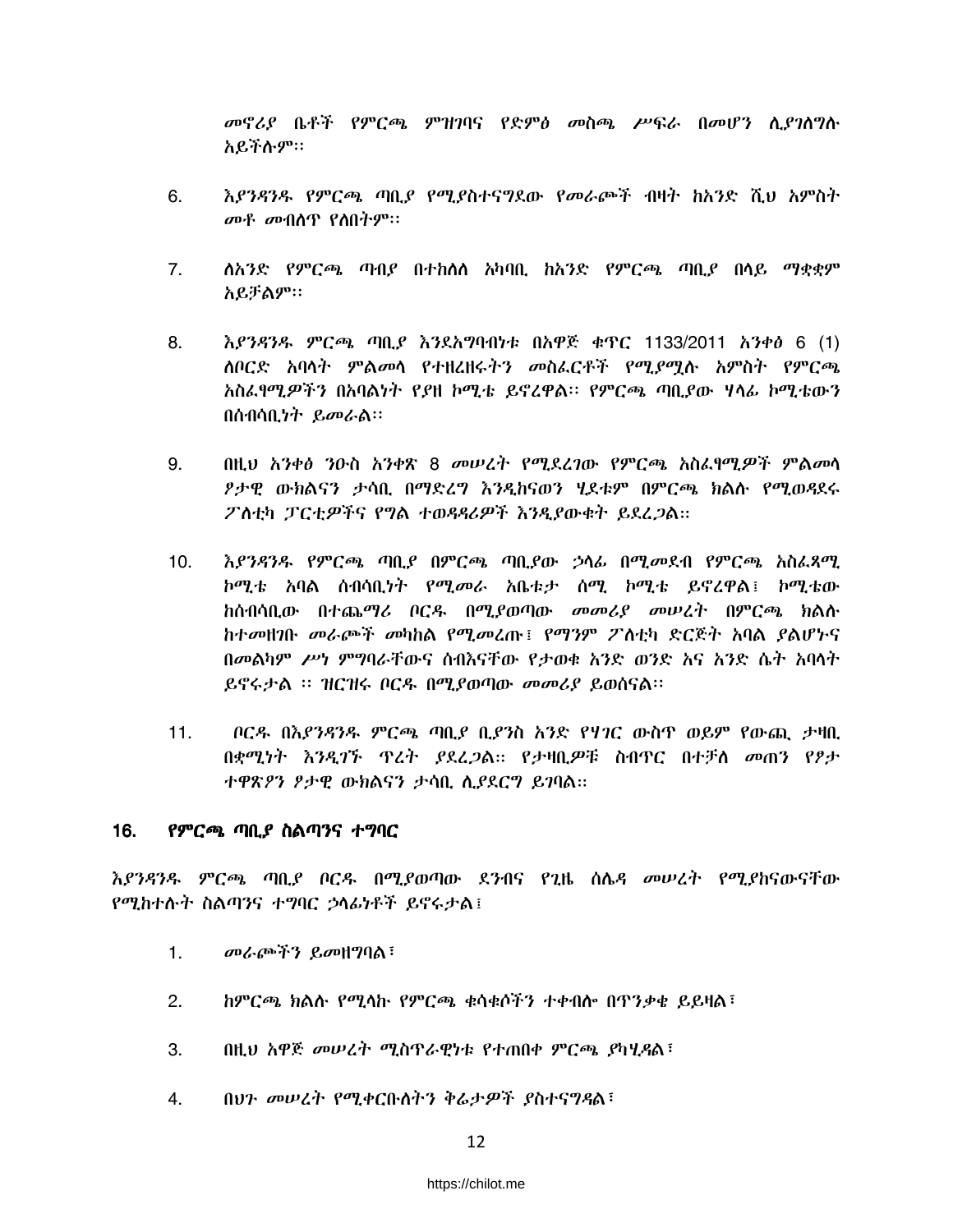መኖሪያ ቤቶች የምርጫ ምዝገባና የድምፅ መስጫ ሥፍራ በመሆን ሊያገለግሉ አይችሉም፡፡

6. እያንዳንዱ የምርጫ ጣቢያ የሚያስተናግደው የመራጮች ብዛት ከአንድ ሺህ አምስት መቶ መብለጥ የለበትም፡፡

7. ለአንድ የምርጫ ጣብያ በተከለለ አካባቢ ከአንድ የምርጫ ጣቢያ በላይ ማቋቋም አይቻልም፡፡

8. እያንዳንዱ ምርጫ ጣቢያ እንደአግባብነቱ በአዋጅ ቁጥር 1133/2011 አንቀፅ 6 (1) ለቦርድ አባላት ምልመላ የተዘረዘሩትን መስፈርቶች የሚያሟሉ አምስት የምርጫ አስፈፃሚዎችን በአባልነት የያዘ ኮሚቴ ይኖረዋል፡፡ የምርጫ ጣቢያው ሃላፊ ኮሚቴውን በሰብሳቢነት ይመራል፡፡

9. በዚህ አንቀፅ ንዑስ አንቀጽ 8 መሠረት የሚደረገው የምርጫ አስፈፃሚዎች ምልመላ ያታዊ ውክልናን ታሳቢ በማድረግ እንዲከናወን ሂደቱም በምርጫ ክልሉ የሚወዳደሩ ፖለቲካ ፓርቲዎችና የግል ተወዳዳሪዎች እንዲያውቁት ይደረጋል።

10. እያንዳንዱ የምርጫ ጣቢያ በምርጫ ጣቢያው ኃላፊ በሚመደብ የምርጫ አስፈጻሚ ኮሚቴ አባል ሰብሳቢነት የሚመራ አቤቱታ ሰሚ ኮሚቴ ይኖረዋል፤ ኮሚቴው ከሰብሳቢው በተጨማሪ ቦርዱ በሚያወጣው መመሪያ መሠረት በምርጫ ክልሉ ከተመዘገቡ መራጮች መካከል የሚመረጡ፣ የማንም ፖለቲካ ድርጅት አባል ያልሆኑና በመልካም ሥነ ምግባራቸውና ሰብእናቸው የታወቁ አንድ ወንድ እና አንድ ሴት አባላት ይኖሩታል ። ዝርዝሩ ቦርዱ በሚያወጣው መመሪያ ይወሰናል፡፡

11. ቦርዱ በእያንዳንዱ ምርጫ ጣቢያ ቢያንስ አንድ የሃገር ውስጥ ወይም የውጪ ታዛቢ በቋሚነት እንዲገኙ ጥረት ያደረጋል፡፡ የታዛቢዎቹ ስብጥር በተቻለ መጠን የፆታ ተዋጽዖን ፆታዊ ውክልናን ታሳቢ ሊያደርግ ይገባል፡፡

## 16. የምርጫ ጣቢያ ስልጣንና ተግባር

እያንዳንዱ ምርጫ ጣቢያ ቦርዱ በሚያወጣው ደንብና የጊዜ ሰሌዳ መሠረት የሚያከናውናቸው የሚከተሉት ስልጣንና ተግባር ኃላፊነቶች ይኖሩታል፤

1. መራጮችን ይመዘግባል፣
2. ከምርጫ ክልሉ የሚላኩ የምርጫ ቁሳቁሶችን ተቀብሎ በጥንቃቄ ይይዛል፣
3. በዚህ አዋጅ መሠረት ሚስጥራዊነቱ የተጠበቀ ምርጫ ያካሂዳል፣
4. በህጉ መሠረት የሚቀርቡለትን ቅሬታዎች ያስተናግዳል፣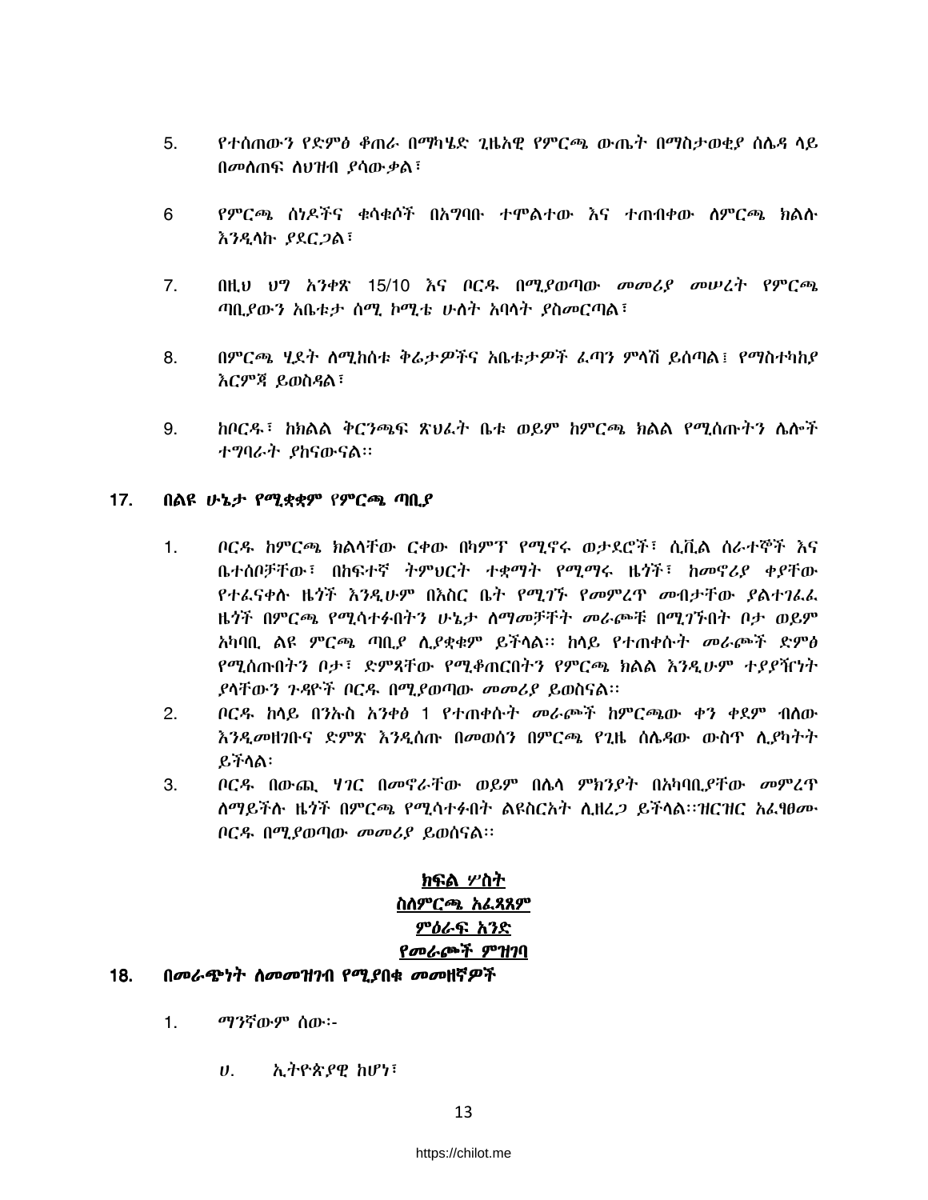5. የተሰጠውን የድምፅ ቆጠራ በማካሄድ ጊዜአዊ የምርጫ ውጤት በማስታወቂያ ሰሌዳ ላይ በመለጠፍ ለህዝብ ያሳውቃል፣

6 የምርጫ ሰነዶችና ቁሳቁሶች በአግባቡ ተሞልተው እና ተጠብቀው ለምርጫ ክልሉ እንዲላኩ ያደርጋል፣

7. በዚህ ህግ አንቀጽ 15/10 እና ቦርዱ በሚያወጣው መመሪያ መሠረት የምርጫ ጣቢያውን አቤቱታ ሰሚ ኮሚቴ ሁለት አባላት ያስመርጣል፣

8. በምርጫ ሂደት ለሚከሰቱ ቅሬታዎችና አቤቱታዎች ፈጣን ምላሽ ይሰጣል፤ የማስተካከያ እርምጃ ይወስዳል፣

9. ከቦርዱ፣ ከክልል ቅርንጫፍ ጽህፈት ቤቱ ወይም ከምርጫ ክልል የሚሰጡትን ሌሎች ተግባራት ያከናውናል፡፡

## 17. በልዩ ሁኔታ የሚቋቋም የምርጫ ጣቢያ

1. ቦርዱ ከምርጫ ክልላቸው ርቀው በካምፕ የሚኖሩ ወታደሮች፣ ሲቪል ሰራተኞች እና ቤተሰቦቻቸው፣ በከፍተኛ ትምህርት ተቋማት የሚማሩ ዜጎች፣ ከመኖሪያ ቀያቸው የተፈናቀሉ ዜጎች እንዲሁም በእስር ቤት የሚገኙ የመምረጥ መብታቸው ያልተገፈፈ ዜጎች በምርጫ የሚሳተፉበትን ሁኔታ ለማመቻቸት መራጮቹ በሚገኙበት ቦታ ወይም አካባቢ ልዩ ምርጫ ጣቢያ ሊያቋቁም ይችላል፡፡ ከላይ የተጠቀሱት መራጮች ድምፅ የሚሰጡበትን ቦታ፣ ድምጻቸው የሚቆጠርበትን የምርጫ ክልል እንዲሁም ተያያዥነት ያላቸውን ጉዳዮች ቦርዱ በሚያወጣው መመሪያ ይወስናል፡፡
2. ቦርዱ ከላይ በንኡስ አንቀፅ 1 የተጠቀሱት መራጮች ከምርጫው ቀን ቀደም ብለው እንዲመዘገቡና ድምጽ እንዲሰጡ በመወሰን በምርጫ የጊዜ ሰሌዳው ውስጥ ሊያካትት ይችላል፡
3. ቦርዱ በውጪ ሃገር በመኖራቸው ወይም በሌላ ምክንያት በአካባቢያቸው መምረጥ ለማይችሉ ዜጎች በምርጫ የሚሳተፉበት ልዩስርአት ሊዘረጋ ይችላል፡፡ዝርዝር አፈፃፀሙ ቦርዱ በሚያወጣው መመሪያ ይወሰናል፡፡

# ክፍል ሦስት
# ስለምርጫ አፈጻጸም
## ምዕራፍ አንድ
## የመራጮች ምዝገባ

## 18. በመራጭነት ለመመዝገብ የሚያበቁ መመዘኛዎች

1. ማንኛውም ሰው፡-

   ሀ. ኢትዮጵያዊ ከሆነ፣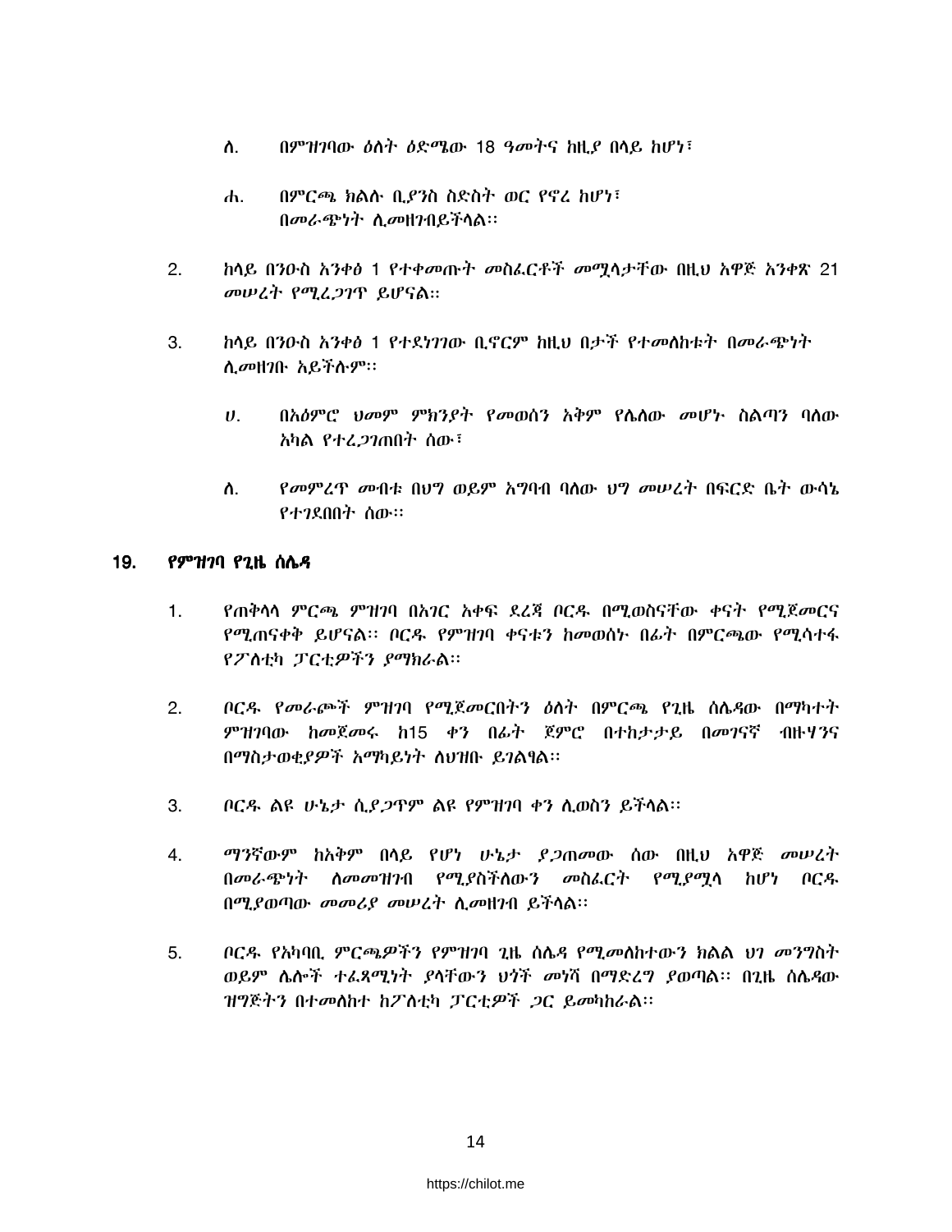ለ. በምዝገባው ዕለት ዕድሜው 18 ዓመትና ከዚያ በላይ ከሆነ፣

ሐ. በምርጫ ክልሉ ቢያንስ ስድስት ወር የኖረ ከሆነ፣
በመራጭነት ሊመዘገብይችላል፡፡

2. ከላይ በንዑስ አንቀፅ 1 የተቀመጡት መስፈርቶች መሟላታቸው በዚህ አዋጅ አንቀጽ 21 መሠረት የሚረጋገጥ ይሆናል።

3. ከላይ በንዑስ አንቀፅ 1 የተደነገገው ቢኖርም ከዚህ በታች የተመለከቱት በመራጭነት ሊመዘገቡ አይችሉም፡፡

ሀ. በአዕምሮ ህመም ምክንያት የመወሰን አቅም የሌለው መሆኑ ስልጣን ባለው አካል የተረጋገጠበት ሰው፣

ለ. የመምረጥ መብቱ በህግ ወይም አግባብ ባለው ህግ መሠረት በፍርድ ቤት ውሳኔ የተገደበበት ሰው፡፡

## 19. የምዝገባ የጊዜ ሰሌዳ

1. የጠቅላላ ምርጫ ምዝገባ በአገር አቀፍ ደረጃ ቦርዱ በሚወስናቸው ቀናት የሚጀመርና የሚጠናቀቅ ይሆናል፡፡ ቦርዱ የምዝገባ ቀናቱን ከመወሰኑ በፊት በምርጫው የሚሳተፉ የፖለቲካ ፓርቲዎችን ያማክራል፡፡

2. ቦርዱ የመራጮች ምዝገባ የሚጀመርበትን ዕለት በምርጫ የጊዜ ሰሌዳው በማካተት ምዝገባው ከመጀመሩ ከ15 ቀን በፊት ጀምሮ በተከታታይ በመገናኛ ብዙሃንና በማስታወቂያዎች አማካይነት ለህዝቡ ይገልፃል፡፡

3. ቦርዱ ልዩ ሁኔታ ሲያጋጥም ልዩ የምዝገባ ቀን ሊወስን ይችላል፡፡

4. ማንኛውም ከአቅም በላይ የሆነ ሁኔታ ያጋጠመው ሰው በዚህ አዋጅ መሠረት በመራጭነት ለመመዝገብ የሚያስችለውን መስፈርት የሚያሟላ ከሆነ ቦርዱ በሚያወጣው መመሪያ መሠረት ሊመዘገብ ይችላል፡፡

5. ቦርዱ የአካባቢ ምርጫዎችን የምዝገባ ጊዜ ሰሌዳ የሚመለከተውን ክልል ህገ መንግስት ወይም ሌሎች ተፈጻሚነት ያላቸውን ህጎች መነሻ በማድረግ ያወጣል፡፡ በጊዜ ሰሌዳው ዝግጅትን በተመለከተ ከፖለቲካ ፓርቲዎች ጋር ይመካከራል፡፡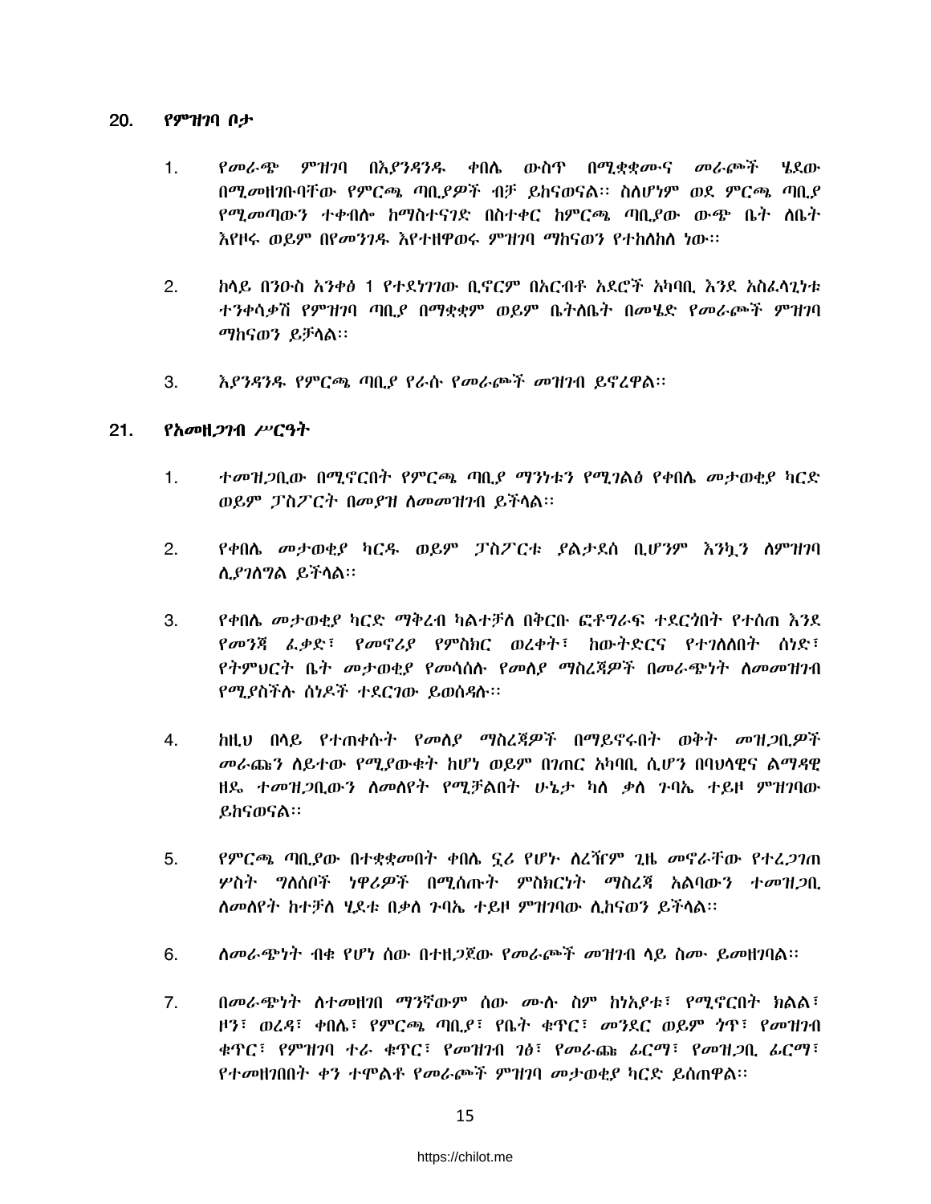## 20. *የምዝገባ ቦታ*

1. *የመራጭ ምዝገባ በእያንዳንዱ ቀበሌ ውስጥ በሚቋቋሙና መራጮች ሄደው በሚመዘገቡባቸው የምርጫ ጣቢያዎች ብቻ ይከናወናል፡፡ ስለሆነም ወደ ምርጫ ጣቢያ የሚመጣውን ተቀብሎ ከማስተናገድ በስተቀር ከምርጫ ጣቢያው ውጭ ቤት ለቤት እየዞሩ ወይም በየመንገዱ እየተዘዋወሩ ምዝገባ ማከናወን የተከለከለ ነው፡፡*

2. *ከላይ በንዑስ አንቀፅ 1 የተደነገገው ቢኖርም በአርብቶ አደሮች አካባቢ እንደ አስፈላጊነቱ ተንቀሳቃሽ የምዝገባ ጣቢያ በማቋቋም ወይም ቤትለቤት በመሄድ የመራጮች ምዝገባ ማከናወን ይቻላል፡፡*

3. *እያንዳንዱ የምርጫ ጣቢያ የራሱ የመራጮች መዝገብ ይኖረዋል፡፡*

## 21. *የአመዘጋገብ ሥርዓት*

1. *ተመዝጋቢው በሚኖርበት የምርጫ ጣቢያ ማንነቱን የሚገልፅ የቀበሌ መታወቂያ ካርድ ወይም ፓስፖርት በመያዝ ለመመዝገብ ይችላል፡፡*

2. *የቀበሌ መታወቂያ ካርዱ ወይም ፓስፖርቱ ያልታደሰ ቢሆንም እንኳን ለምዝገባ ሊያገለግል ይችላል፡፡*

3. *የቀበሌ መታወቂያ ካርድ ማቅረብ ካልተቻለ በቅርቡ ፎቶግራፍ ተደርጎበት የተሰጠ እንደ የመንጃ ፈቃድ፣ የመኖሪያ የምስክር ወረቀት፣ ከውትድርና የተገለለበት ሰነድ፣ የትምህርት ቤት መታወቂያ የመሳሰሉ የመለያ ማስረጃዎች በመራጭነት ለመመዝገብ የሚያስችሉ ሰነዶች ተደርገው ይወሰዳሉ፡፡*

4. *ከዚህ በላይ የተጠቀሱት የመለያ ማስረጃዎች በማይኖሩበት ወቅት መዝጋቢዎች መራጩን ለይተው የሚያውቁት ከሆነ ወይም በገጠር አካባቢ ሲሆን በባህላዊና ልማዳዊ ዘዴ ተመዝጋቢውን ለመለየት የሚቻልበት ሁኔታ ካለ ቃለ ጉባኤ ተይዞ ምዝገባው ይከናወናል፡፡*

5. *የምርጫ ጣቢያው በተቋቋመበት ቀበሌ ኗሪ የሆኑ ለረዥም ጊዜ መኖራቸው የተረጋገጠ ሦስት ግለሰቦች ነዋሪዎች በሚሰጡት ምስክርነት ማስረጃ አልባውን ተመዝጋቢ ለመለየት ከተቻለ ሂደቱ በቃለ ጉባኤ ተይዞ ምዝገባው ሊከናወን ይችላል፡፡*

6. *ለመራጭነት ብቁ የሆነ ሰው በተዘጋጀው የመራጮች መዝገብ ላይ ስሙ ይመዘገባል፡፡*

7. *በመራጭነት ለተመዘገበ ማንኛውም ሰው ሙሉ ስም ከነአያቱ፣ የሚኖርበት ክልል፣ ዞን፣ ወረዳ፣ ቀበሌ፣ የምርጫ ጣቢያ፣ የቤት ቁጥር፣ መንደር ወይም ጎጥ፣ የመዝገብ ቁጥር፣ የምዝገባ ተራ ቁጥር፣ የመዝገብ ገፅ፣ የመራጩ ፊርማ፣ የመዝጋቢ ፊርማ፣ የተመዘገበበት ቀን ተሞልቶ የመራጮች ምዝገባ መታወቂያ ካርድ ይሰጠዋል፡፡*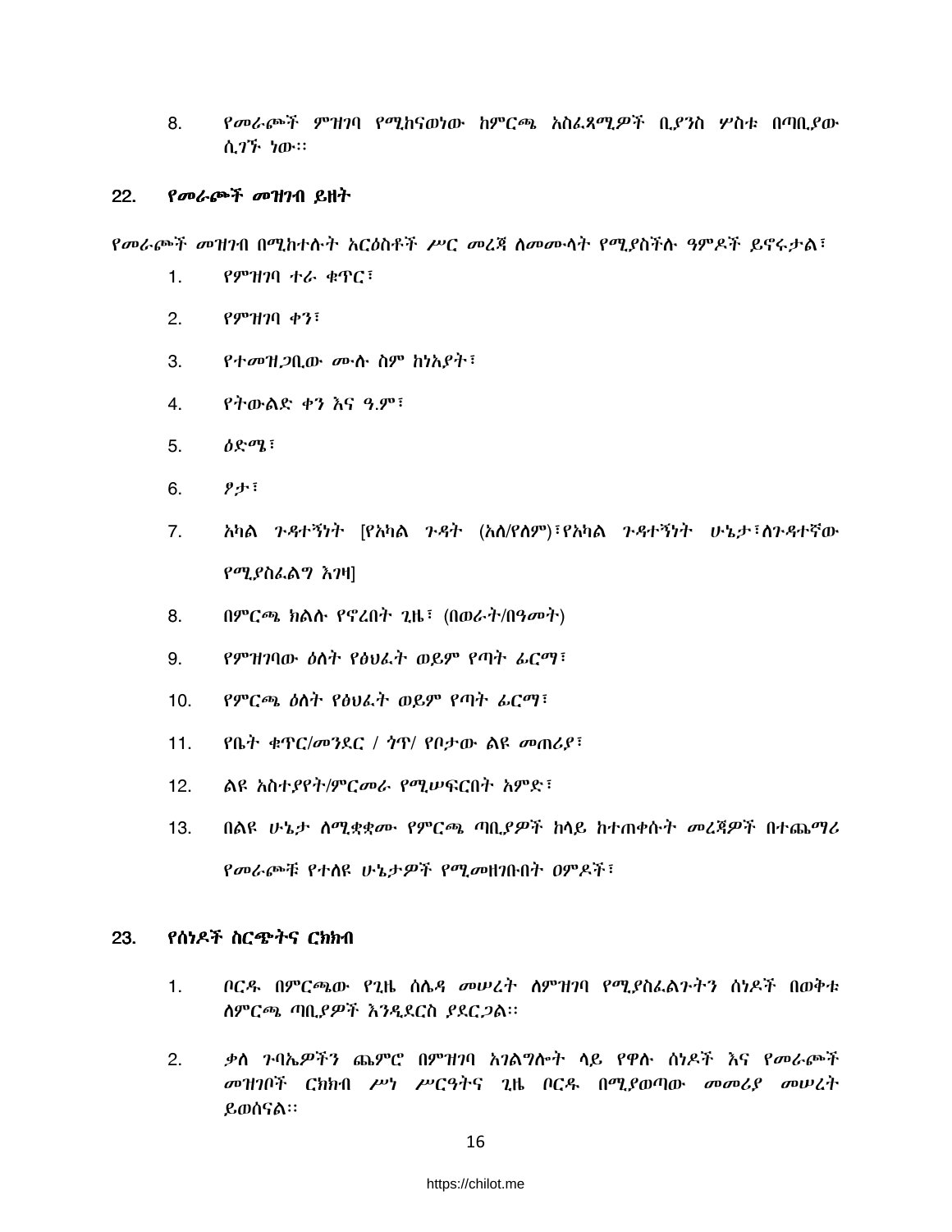8. የመራጮች ምዝገባ የሚከናወነው ከምርጫ አስፈጻሚዎች ቢያንስ ሦስቱ በጣቢያው ሲገኙ ነው፡፡

## 22. *የመራጮች መዝገብ ይዘት*

የመራጮች መዝገብ በሚከተሉት አርዕስቶች ሥር መረጃ ለመሙላት የሚያስችሉ ዓምዶች ይኖሩታል፣

1. የምዝገባ ተራ ቁጥር፣
2. የምዝገባ ቀን፣
3. የተመዝጋቢው ሙሉ ስም ከነአያት፣
4. የትውልድ ቀን እና ዓ.ም፣
5. ዕድሜ፣
6. ፆታ፣
7. አካል ጉዳተኝነት [የአካል ጉዳት (አለ/የለም)፣የአካል ጉዳተኝነት ሁኔታ፣ለጉዳተኛው የሚያስፈልግ እገዛ]
8. በምርጫ ክልሉ የኖረበት ጊዜ፣ (በወራት/በዓመት)
9. የምዝገባው ዕለት የዕህፈት ወይም የጣት ፊርማ፣
10. የምርጫ ዕለት የዕህፈት ወይም የጣት ፊርማ፣
11. የቤት ቁጥር/መንደር / ጎጥ/ የቦታው ልዩ መጠሪያ፣
12. ልዩ አስተያየት/ምርመራ የሚሠፍርበት አምድ፣
13. በልዩ ሁኔታ ለሚቋቋሙ የምርጫ ጣቢያዎች ከላይ ከተጠቀሱት መረጃዎች በተጨማሪ የመራጮቹ የተለዩ ሁኔታዎች የሚመዘገቡበት ዐምዶች፣

## 23. *የሰነዶች ስርጭትና ርክክብ*

1. ቦርዱ በምርጫው የጊዜ ሰሌዳ መሠረት ለምዝገባ የሚያስፈልጉትን ሰነዶች በወቅቱ ለምርጫ ጣቢያዎች እንዲደርስ ያደርጋል፡፡
2. ቃለ ጉባኤዎችን ጨምሮ በምዝገባ አገልግሎት ላይ የዋሉ ሰነዶች እና የመራጮች መዝገቦች ርክክብ ሥነ ሥርዓትና ጊዜ ቦርዱ በሚያወጣው መመሪያ መሠረት ይወሰናል፡፡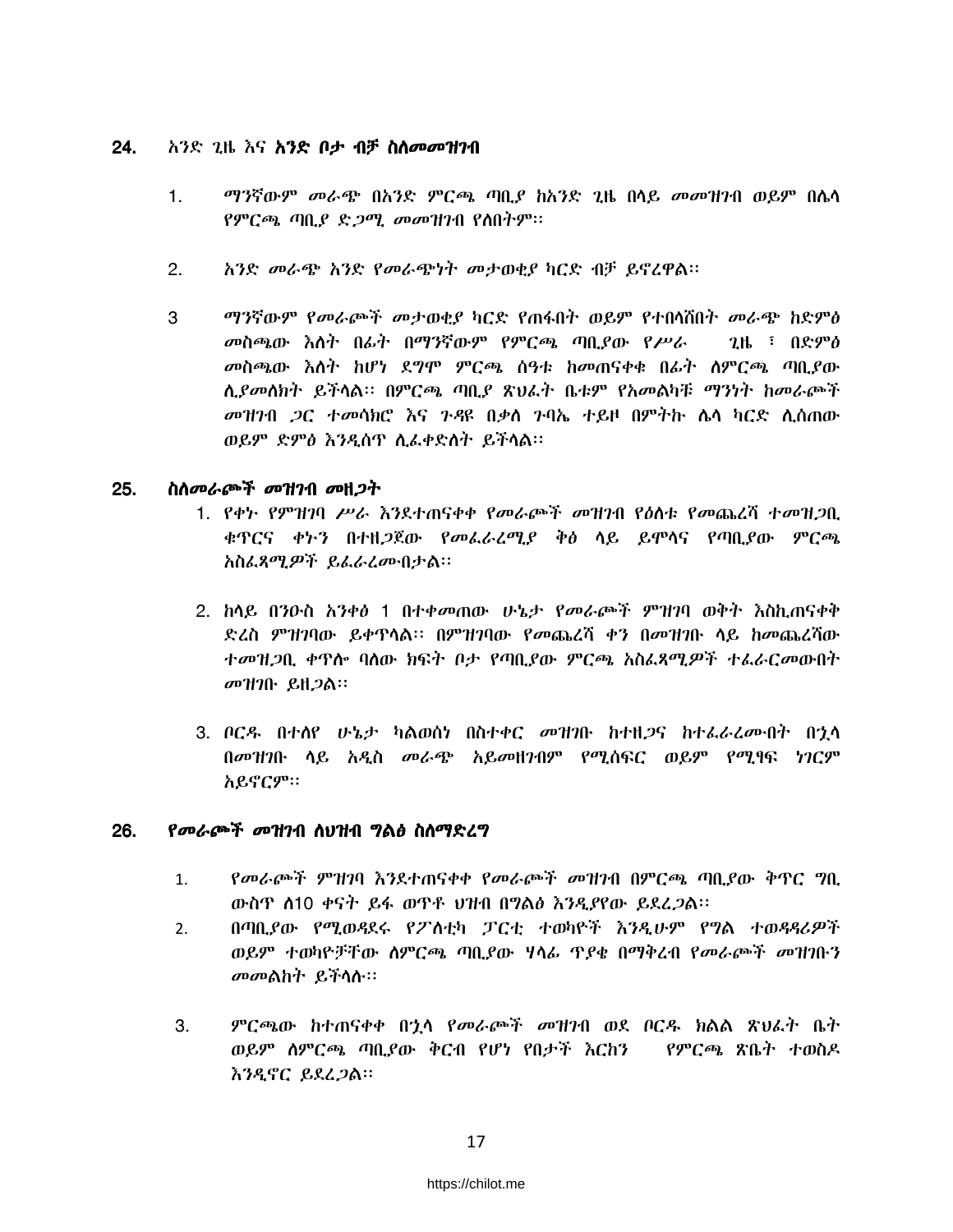## 24. አንድ ጊዜ እና **አንድ ቦታ ብቻ ስለመመዝገብ**

1. *ማንኛውም መራጭ በአንድ ምርጫ ጣቢያ ከአንድ ጊዜ በላይ መመዝገብ ወይም በሌላ የምርጫ ጣቢያ ድጋሚ መመዝገብ የለበትም፡፡*

2. *አንድ መራጭ አንድ የመራጭነት መታወቂያ ካርድ ብቻ ይኖረዋል፡፡*

3. *ማንኛውም የመራጮች መታወቂያ ካርድ የጠፋበት ወይም የተበላሸበት መራጭ ከድምፅ መስጫው እለት በፊት በማንኛውም የምርጫ ጣቢያው የሥራ ጊዜ ፣ በድምፅ መስጫው እለት ከሆነ ደግሞ ምርጫ ሰዓቱ ከመጠናቀቁ በፊት ለምርጫ ጣቢያው ሊያመለክት ይችላል፡፡ በምርጫ ጣቢያ ጽህፈት ቤቱም የአመልካቹ ማንነት ከመራጮች መዝገብ ጋር ተመሳክሮ እና ጉዳዩ በቃለ ጉባኤ ተይዞ በምትኩ ሌላ ካርድ ሊሰጠው ወይም ድምፅ እንዲሰጥ ሊፈቀድለት ይችላል፡፡*

## 25. *ስለመራጮች መዝገብ መዘጋት*

1. *የቀኑ የምዝገባ ሥራ እንደተጠናቀቀ የመራጮች መዝገብ የዕለቱ የመጨረሻ ተመዝጋቢ ቁጥርና ቀኑን በተዘጋጀው የመፈራረሚያ ቅፅ ላይ ይሞላና የጣቢያው ምርጫ አስፈጻሚዎች ይፈራረሙበታል፡፡*

2. *ከላይ በንዑስ አንቀፅ 1 በተቀመጠው ሁኔታ የመራጮች ምዝገባ ወቅት እስኪጠናቀቅ ድረስ ምዝገባው ይቀጥላል፡፡ በምዝገባው የመጨረሻ ቀን በመዝገቡ ላይ ከመጨረሻው ተመዝጋቢ ቀጥሎ ባለው ክፍት ቦታ የጣቢያው ምርጫ አስፈጻሚዎች ተፈራርመውበት መዝገቡ ይዘጋል፡፡*

3. *ቦርዱ በተለየ ሁኔታ ካልወሰነ በስተቀር መዝገቡ ከተዘጋና ከተፈራረሙበት በኋላ በመዝገቡ ላይ አዲስ መራጭ አይመዘገብም የሚሰፍር ወይም የሚፃፍ ነገርም አይኖርም፡፡*

## 26. *የመራጮች መዝገብ ለህዝብ ግልፅ ስለማድረግ*

1. *የመራጮች ምዝገባ እንደተጠናቀቀ የመራጮች መዝገብ በምርጫ ጣቢያው ቅጥር ግቢ ውስጥ ለ10 ቀናት ይፋ ወጥቶ ህዝብ በግልፅ እንዲያየው ይደረጋል፡፡*
2. *በጣቢያው የሚወዳደሩ የፖለቲካ ፓርቲ ተወካዮች እንዲሁም የግል ተወዳዳሪዎች ወይም ተወካዮቻቸው ለምርጫ ጣቢያው ሃላፊ ጥያቄ በማቅረብ የመራጮች መዝገቡን መመልከት ይችላሉ፡፡*

3. *ምርጫው ከተጠናቀቀ በኋላ የመራጮች መዝገብ ወደ ቦርዱ ክልል ጽህፈት ቤት ወይም ለምርጫ ጣቢያው ቅርብ የሆነ የበታች እርከን የምርጫ ጽቤት ተወስዶ እንዲኖር ይደረጋል፡፡*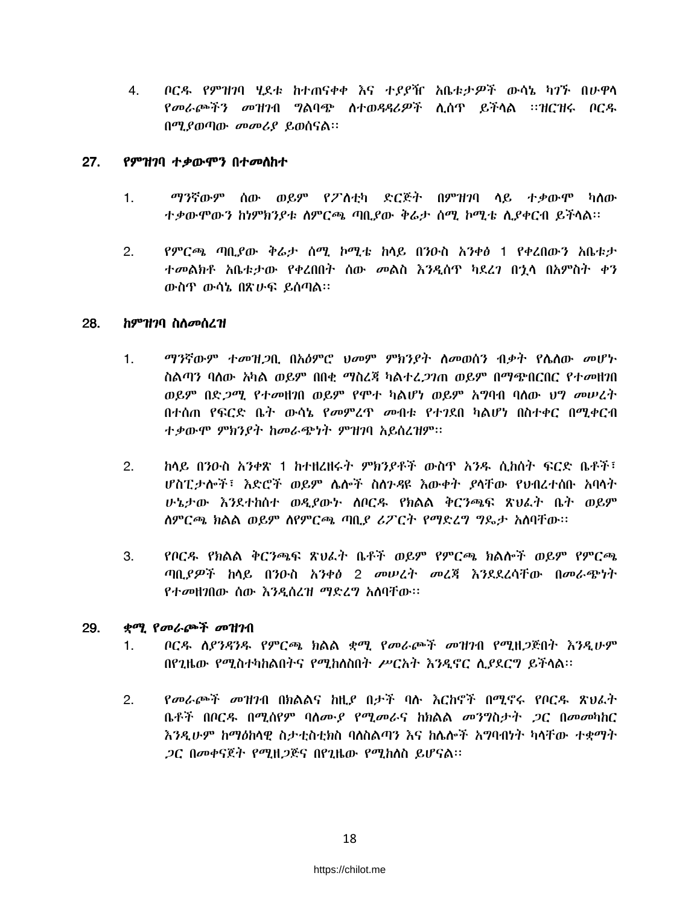4. ቦርዱ የምዝገባ ሂደቱ ከተጠናቀቀ እና ተያያዥ አቤቱታዎች ውሳኔ ካገኙ በሁዋላ የመራጮችን መዝገብ ግልባጭ ለተወዳዳሪዎች ሊሰጥ ይችላል ።ዝርዝሩ ቦርዱ በሚያወጣው መመሪያ ይወሰናል፡፡

## 27. የምዝገባ ተቃውሞን በተመለከተ

1. ማንኛውም ሰው ወይም የፖለቲካ ድርጅት በምዝገባ ላይ ተቃውሞ ካለው ተቃውሞውን ከነምክንያቱ ለምርጫ ጣቢያው ቅሬታ ሰሚ ኮሚቴ ሊያቀርብ ይችላል፡፡

2. የምርጫ ጣቢያው ቅሬታ ሰሚ ኮሚቴ ከላይ በንዑስ አንቀፅ 1 የቀረበውን አቤቱታ ተመልክቶ አቤቱታው የቀረበበት ሰው መልስ እንዲሰጥ ካደረገ በኋላ በአምስት ቀን ውስጥ ውሳኔ በጽሁፍ ይሰጣል፡፡

## 28. ከምዝገባ ስለመሰረዝ

1. ማንኛውም ተመዝጋቢ በአዕምሮ ህመም ምክንያት ለመወሰን ብቃት የሌለው መሆኑ ስልጣን ባለው አካል ወይም በበቂ ማስረጃ ካልተረጋገጠ ወይም በማጭበርበር የተመዘገበ ወይም በድጋሚ የተመዘገበ ወይም የሞተ ካልሆነ ወይም አግባብ ባለው ህግ መሠረት በተሰጠ የፍርድ ቤት ውሳኔ የመምረጥ መብቱ የተገደበ ካልሆነ በስተቀር በሚቀርብ ተቃውሞ ምክንያት ከመራጭነት ምዝገባ አይሰረዝም፡፡

2. ከላይ በንዑስ አንቀጽ 1 ከተዘረዘሩት ምክንያቶች ውስጥ አንዱ ሲከሰት ፍርድ ቤቶች፣ ሆስፒታሎች፣ እድሮች ወይም ሌሎች ስለጉዳዩ እውቀት ያላቸው የህብረተሰቡ አባላት ሁኔታው እንደተከሰተ ወዲያውኑ ለቦርዱ የክልል ቅርንጫፍ ጽህፈት ቤት ወይም ለምርጫ ክልል ወይም ለየምርጫ ጣቢያ ሪፖርት የማድረግ ግዴታ አለባቸው፡፡

3. የቦርዱ የክልል ቅርንጫፍ ጽህፈት ቤቶች ወይም የምርጫ ክልሎች ወይም የምርጫ ጣቢያዎች ከላይ በንዑስ አንቀፅ 2 መሠረት መረጃ እንደደረሳቸው በመራጭነት የተመዘገበው ሰው እንዲሰረዝ ማድረግ አለባቸው፡፡

## 29. ቋሚ የመራጮች መዝገብ

1. ቦርዱ ለያንዳንዱ የምርጫ ክልል ቋሚ የመራጮች መዝገብ የሚዘጋጅበት እንዲሁም በየጊዜው የሚስተካከልበትና የሚከለስበት ሥርአት እንዲኖር ሊያደርግ ይችላል፡፡

2. የመራጮች መዝገብ በክልልና ከዚያ በታች ባሉ እርከኖች በሚኖሩ የቦርዱ ጽህፈት ቤቶች በቦርዱ በሚሰየም ባለሙያ የሚመራና ከክልል መንግስታት ጋር በመመካከር እንዲሁም ከማዕከላዊ ስታቲስቲክስ ባለስልጣን እና ከሌሎች አግባብነት ካላቸው ተቋማት ጋር በመቀናጀት የሚዘጋጅና በየጊዜው የሚከለስ ይሆናል፡፡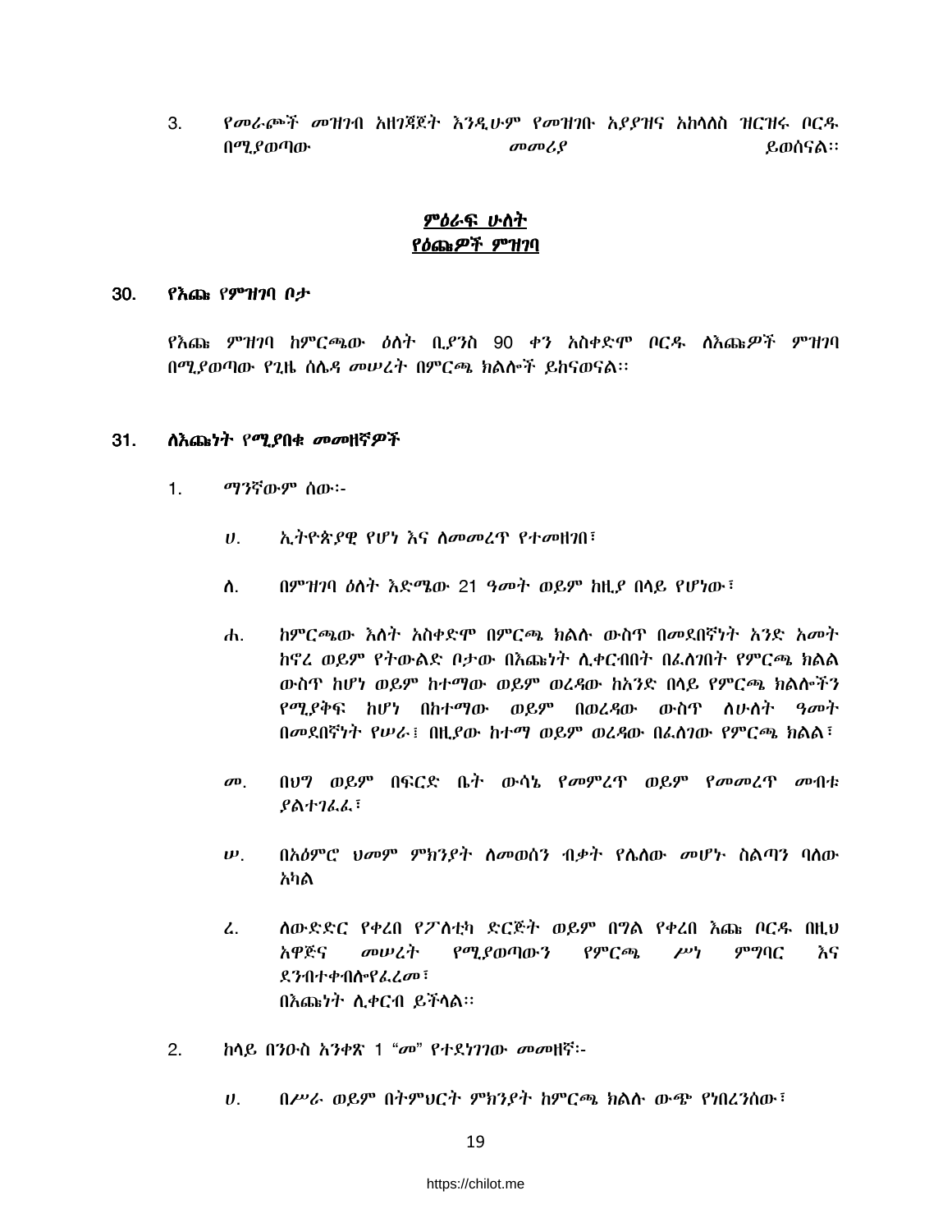3. የመራጮች መዝገብ አዘገጃጀት እንዲሁም የመዝገቡ አያያዝና አከላለስ ዝርዝሩ ቦርዱ በሚያወጣው መመሪያ ይወሰናል፡፡

## ምዕራፍ ሁለት
## የዕጩዎች ምዝገባ

### 30. የእጩ የምዝገባ ቦታ

የእጩ ምዝገባ ከምርጫው ዕለት ቢያንስ 90 ቀን አስቀድሞ ቦርዱ ለእጩዎች ምዝገባ በሚያወጣው የጊዜ ሰሌዳ መሠረት በምርጫ ክልሎች ይከናወናል፡፡

### 31. ለእጩነት የሚያበቁ መመዘኛዎች

1. ማንኛውም ሰው፡-

   ሀ. ኢትዮጵያዊ የሆነ እና ለመመረጥ የተመዘገበ፣

   ለ. በምዝገባ ዕለት እድሜው 21 ዓመት ወይም ከዚያ በላይ የሆነው፣

   ሐ. ከምርጫው እለት አስቀድሞ በምርጫ ክልሉ ውስጥ በመደበኛነት አንድ አመት ከኖረ ወይም የትውልድ ቦታው በእጩነት ሊቀርብበት በፈለገበት የምርጫ ክልል ውስጥ ከሆነ ወይም ከተማው ወይም ወረዳው ከአንድ በላይ የምርጫ ክልሎችን የሚያቅፍ ከሆነ በከተማው ወይም በወረዳው ውስጥ ለሁለት ዓመት በመደበኛነት የሠራ፤ በዚያው ከተማ ወይም ወረዳው በፈለገው የምርጫ ክልል፣

   መ. በህግ ወይም በፍርድ ቤት ውሳኔ የመምረጥ ወይም የመመረጥ መብቱ ያልተገፈፈ፣

   ሠ. በአዕምሮ ህመም ምክንያት ለመወሰን ብቃት የሌለው መሆኑ ስልጣን ባለው አካል

   ረ. ለውድድር የቀረበ የፖለቲካ ድርጅት ወይም በግል የቀረበ እጩ ቦርዱ በዚህ አዋጅና መሠረት የሚያወጣውን የምርጫ ሥነ ምግባር እና ደንብተቀብሎየፈረመ፣
   በእጩነት ሊቀርብ ይችላል፡፡

2. ከላይ በንዑስ አንቀጽ 1 “መ” የተደነገገው መመዘኛ፡-

   ሀ. በሥራ ወይም በትምህርት ምክንያት ከምርጫ ክልሉ ውጭ የነበረንሰው፣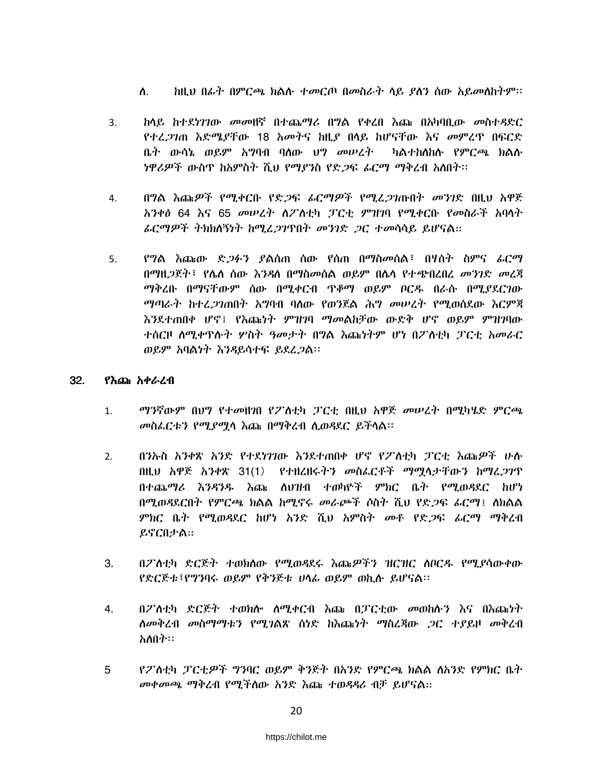ለ. ከዚህ በፊት በምርጫ ክልሉ ተመርጦ በመስራት ላይ ያለን ሰው አይመለከትም፡፡

3. ከላይ ከተደነገገው መመዘኛ በተጨማሪ በግል የቀረበ እጩ በአካባቢው መስተዳድር የተረጋገጠ እድሜያቸው 18 አመትና ከዚያ በላይ ከሆናቸው እና መምረጥ በፍርድ ቤት ውሳኔ ወይም አግባብ ባለው ህግ መሠረት ካልተከለከሉ የምርጫ ክልሉ ነዋሪዎች ውስጥ ከአምስት ሺህ የማያንስ የድጋፍ ፊርማ ማቅረብ አለበት፡፡

4. በግል እጩዎች የሚቀርቡ የድጋፍ ፊርማዎች የሚረጋገጡበት መንገድ በዚህ አዋጅ አንቀፅ 64 እና 65 መሠረት ለፖለቲካ ፓርቲ ምዝገባ የሚቀርቡ የመስራች አባላት ፊርማዎች ትክክለኝነት ከሚረጋገጥበት መንገድ ጋር ተመሳሳይ ይሆናል፡፡

5. የግል እጩው ድጋፉን ያልሰጠ ሰው የሰጠ በማስመሰል፣ በሃሰት ስምና ፊርማ በማዘጋጀት፣ የሌለ ሰው እንዳለ በማስመሰል ወይም በሌላ የተጭበረበረ መንገድ መረጃ ማቅረቡ በማናቸውም ሰው በሚቀርብ ጥቆማ ወይም ቦርዱ በራሱ በሚያደርገው ማጣራት ከተረጋገጠበት አግባብ ባለው የወንጀል ሕግ መሠረት የሚወሰደው እርምጃ እንደተጠበቀ ሆኖ፤ የእጩነት ምዝገባ ማመልከቻው ውድቅ ሆኖ ወይም ምዝገባው ተሰርዞ ለሚቀጥሉት ሦስት ዓመታት በግል እጩነትም ሆነ በፖለቲካ ፓርቲ አመራር ወይም አባልነት እንዳይሳተፍ ይደረጋል፡፡

## 32. የእጩ አቀራረብ

1. ማንኛውም በህግ የተመዘገበ የፖለቲካ ፓርቲ በዚህ አዋጅ መሠረት በሚካሄድ ምርጫ መስፈርቱን የሚያሟላ እጩ በማቅረብ ሊወዳደር ይችላል፡፡

2. በንኡስ አንቀጽ አንድ የተደነገገው እንደተጠበቀ ሆኖ የፖለቲካ ፓርቲ እጩዎች ሁሉ በዚህ አዋጅ አንቀጽ 31(1) የተዘረዘሩትን መስፈርቶች ማሟላታቸውን ከማረጋገጥ በተጨማሪ እንዳንዱ እጩ ለህዝብ ተወካዮች ምክር ቤት የሚወዳደር ከሆነ በሚወዳደርበት የምርጫ ክልል ከሚኖሩ መራጮች ሶስት ሺህ የድጋፍ ፊርማ፤ ለክልል ምክር ቤት የሚወዳደር ከሆነ አንድ ሺህ አምስት መቶ የድጋፍ ፊርማ ማቅረብ ይኖርበታል፡፡

3. በፖለቲካ ድርጅት ተወክለው የሚወዳደሩ እጩዎችን ዝርዝር ለቦርዱ የሚያሳውቀው የድርጅቱ፣የግንባሩ ወይም የቅንጅቱ ሀላፊ ወይም ወኪሉ ይሆናል፡፡

4. በፖለቲካ ድርጅት ተወክሎ ለሚቀርብ እጩ በፓርቲው መወከሉን እና በእጩነት ለመቅረብ መስማማቱን የሚገልጽ ሰነድ ከእጩነት ማስረጃው ጋር ተያይዞ መቅረብ አለበት፡፡

5 የፖለቲካ ፓርቲዎች ግንባር ወይም ቅንጅት በአንድ የምርጫ ክልል ለአንድ የምክር ቤት መቀመጫ ማቅረብ የሚችለው አንድ እጩ ተወዳዳሪ ብቻ ይሆናል፡፡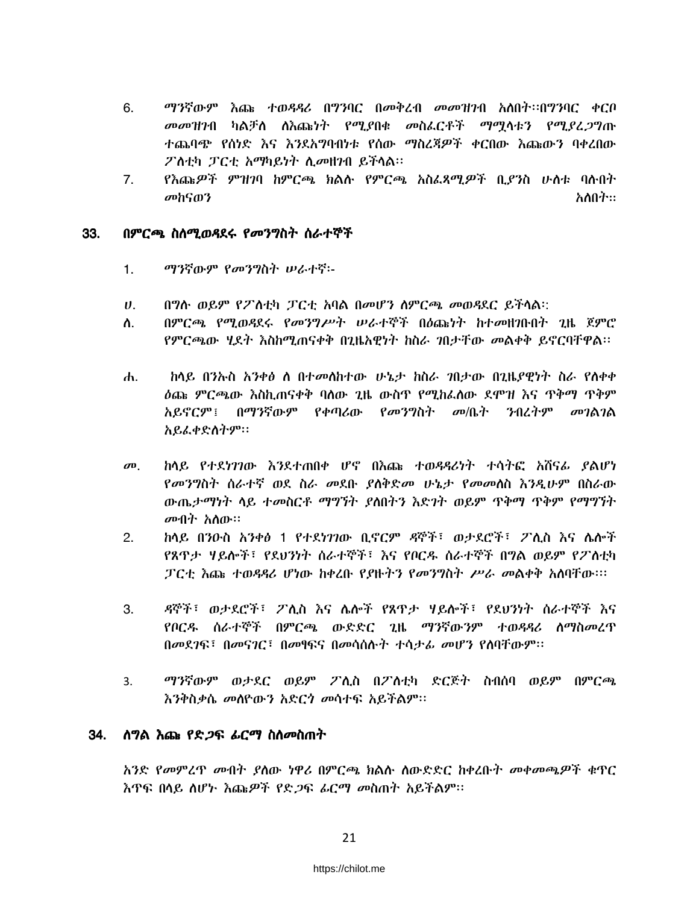6. ማንኛውም እጩ ተወዳዳሪ በግንባር በመቅረብ መመዝገብ አለበት፡፡በግንባር ቀርቦ መመዝገብ ካልቻለ ለእጩነት የሚያበቁ መስፈርቶች ማሟላቱን የሚያረጋግጡ ተጨባጭ የሰነድ እና እንደአግባብነቱ የሰው ማስረጃዎች ቀርበው እጩውን ባቀረበው ፖለቲካ ፓርቲ አማካይነት ሊመዘገብ ይችላል፡፡
7. የእጩዎች ምዝገባ ከምርጫ ክልሉ የምርጫ አስፈጻሚዎች ቢያንስ ሁለቱ ባሉበት መከናወን አለበት፡፡

## 33. በምርጫ ስለሚወዳደሩ የመንግስት ሰራተኞች

1. ማንኛውም የመንግስት ሠራተኛ፡-

ሀ. በግሉ ወይም የፖለቲካ ፓርቲ አባል በመሆን ለምርጫ መወዳደር ይችላል፡:

ለ. በምርጫ የሚወዳደሩ የመንግሥት ሠራተኞች በዕጩነት ከተመዘገቡበት ጊዜ ጀምሮ የምርጫው ሂደት እስከሚጠናቀቅ በጊዜአዊነት ከስራ ገበታቸው መልቀቅ ይኖርባቸዋል፡፡

ሐ. ከላይ በንኡስ አንቀፅ ለ በተመለከተው ሁኔታ ከስራ ገበታው በጊዜያዊነት ስራ የለቀቀ ዕጩ ምርጫው እስኪጠናቀቅ ባለው ጊዜ ውስጥ የሚከፈለው ደሞዝ እና ጥቅማ ጥቅም አይኖርም፤ በማንኛውም የቀጣሪው የመንግስት መ/ቤት ንብረትም መገልገል አይፈቀድለትም፡፡

መ. ከላይ የተደነገገው እንደተጠበቀ ሆኖ በእጩ ተወዳዳሪነት ተሳትፎ አሸናፊ ያልሆነ የመንግስት ሰራተኛ ወደ ስራ መደቡ ያለቅድመ ሁኔታ የመመለስ እንዲሁም በስራው ውጤታማነት ላይ ተመስርቶ ማግኘት ያለበትን እድገት ወይም ጥቅማ ጥቅም የማግኘት መብት አለው፡፡

2. ከላይ በንዑስ አንቀፅ 1 የተደነገገው ቢኖርም ዳኞች፣ ወታደሮች፣ ፖሊስ እና ሌሎች የጸጥታ ሃይሎች፣ የደህንነት ሰራተኞች፣ እና የቦርዱ ሰራተኞች በግል ወይም የፖለቲካ ፓርቲ እጩ ተወዳዳሪ ሆነው ከቀረቡ የያዙትን የመንግስት ሥራ መልቀቅ አለባቸው፡፡፡

3. ዳኞች፣ ወታደሮች፣ ፖሊስ እና ሌሎች የጸጥታ ሃይሎች፣ የደህንነት ሰራተኞች እና የቦርዱ ሰራተኞች በምርጫ ውድድር ጊዜ ማንኛውንም ተወዳዳሪ ለማስመረጥ በመደገፍ፣ በመናገር፣ በመፃፍና በመሳሰሉት ተሳታፊ መሆን የለባቸውም፡፡

3. ማንኛውም ወታደር ወይም ፖሊስ በፖለቲካ ድርጅት ስብሰባ ወይም በምርጫ እንቅስቃሴ መለዮውን አድርጎ መሳተፍ አይችልም፡፡

## 34. ለግል እጩ የድጋፍ ፊርማ ስለመስጠት

አንድ የመምረጥ መብት ያለው ነዋሪ በምርጫ ክልሉ ለውድድር ከቀረቡት መቀመጫዎች ቁጥር እጥፍ በላይ ለሆኑ እጩዎች የድጋፍ ፊርማ መስጠት አይችልም፡፡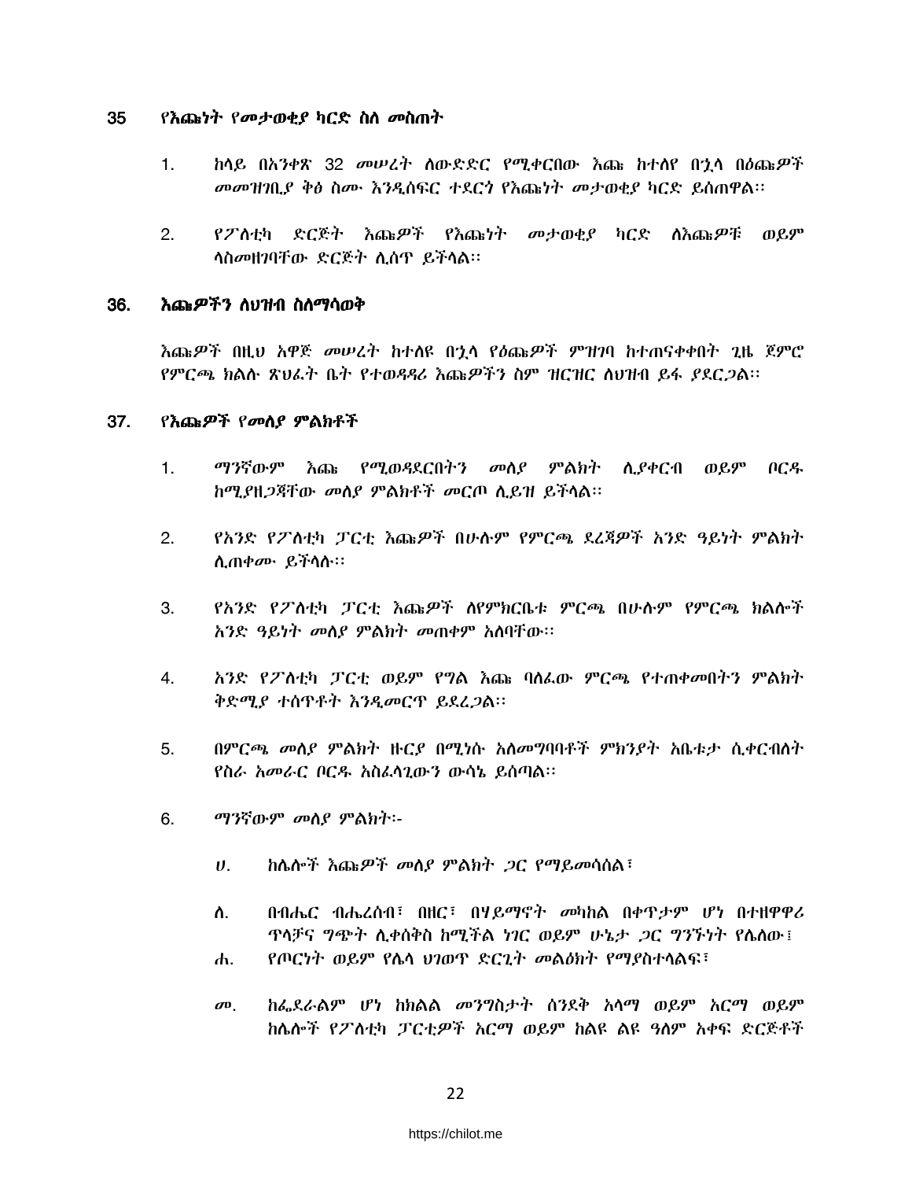## 35 የእጩነት የመታወቂያ ካርድ ስለ መስጠት

1. ከላይ በአንቀጽ 32 መሠረት ለውድድር የሚቀርበው እጩ ከተለየ በኋላ በዕጩዎች መመዝገቢያ ቅፅ ስሙ እንዲሰፍር ተደርጎ የእጩነት መታወቂያ ካርድ ይሰጠዋል፡፡

2. የፖለቲካ ድርጅት እጩዎች የእጩነት መታወቂያ ካርድ ለእጩዎቹ ወይም ላስመዘገባቸው ድርጅት ሊሰጥ ይችላል፡፡

## 36. እጩዎችን ለህዝብ ስለማሳወቅ

እጩዎች በዚህ አዋጅ መሠረት ከተለዩ በኋላ የዕጩዎች ምዝገባ ከተጠናቀቀበት ጊዜ ጀምሮ የምርጫ ክልሉ ጽህፈት ቤት የተወዳዳሪ እጩዎችን ስም ዝርዝር ለህዝብ ይፋ ያደርጋል፡፡

## 37. የእጩዎች የመለያ ምልክቶች

1. ማንኛውም እጩ የሚወዳደርበትን መለያ ምልክት ሊያቀርብ ወይም ቦርዱ ከሚያዘጋጃቸው መለያ ምልክቶች መርጦ ሊይዝ ይችላል፡፡

2. የአንድ የፖለቲካ ፓርቲ እጩዎች በሁሉም የምርጫ ደረጃዎች አንድ ዓይነት ምልክት ሊጠቀሙ ይችላሉ፡፡

3. የአንድ የፖለቲካ ፓርቲ እጩዎች ለየምክርቤቱ ምርጫ በሁሉም የምርጫ ክልሎች አንድ ዓይነት መለያ ምልክት መጠቀም አለባቸው፡፡

4. አንድ የፖለቲካ ፓርቲ ወይም የግል እጩ ባለፈው ምርጫ የተጠቀመበትን ምልክት ቅድሚያ ተሰጥቶት እንዲመርጥ ይደረጋል፡፡

5. በምርጫ መለያ ምልክት ዙርያ በሚነሱ አለመግባባቶች ምክንያት አቤቱታ ሲቀርብለት የስራ አመራር ቦርዱ አስፈላጊውን ውሳኔ ይሰጣል፡፡

6. ማንኛውም መለያ ምልክት፡-

   ሀ. ከሌሎች እጩዎች መለያ ምልክት ጋር የማይመሳሰል፣

   ለ. በብሔር ብሔረሰብ፣ በዘር፣ በሃይማኖት መካከል በቀጥታም ሆነ በተዘዋዋሪ ጥላቻና ግጭት ሊቀሰቅስ ከሚችል ነገር ወይም ሁኔታ ጋር ግንኙነት የሌለው፤

   ሐ. የጦርነት ወይም የሌላ ህገወጥ ድርጊት መልዕክት የማያስተላልፍ፣

   መ. ከፌደራልም ሆነ ከክልል መንግስታት ሰንደቅ አላማ ወይም አርማ ወይም ከሌሎች የፖለቲካ ፓርቲዎች አርማ ወይም ከልዩ ልዩ ዓለም አቀፍ ድርጅቶች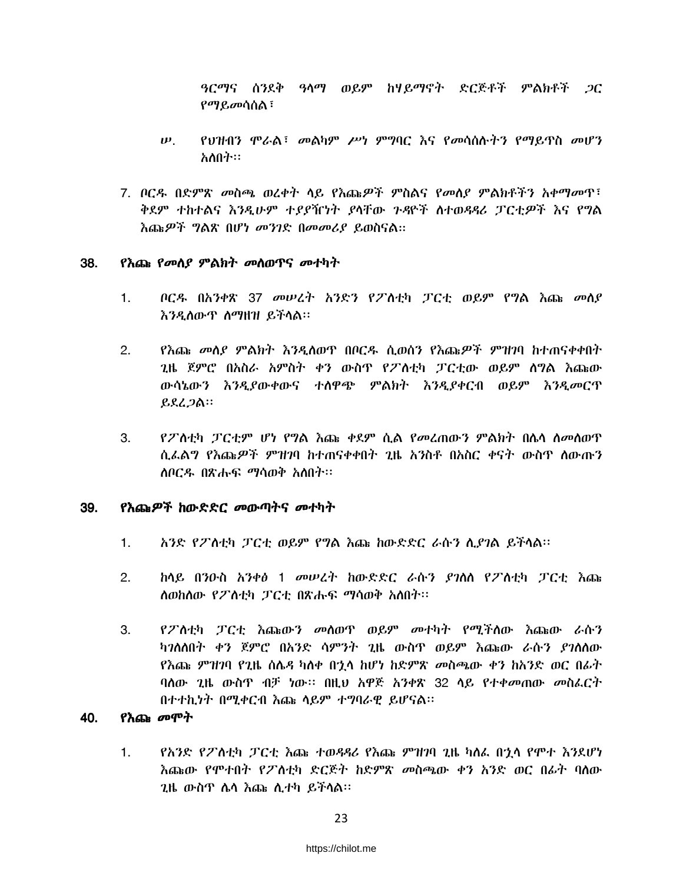ዓርማና ሰንደቅ ዓላማ ወይም ከሃይማኖት ድርጅቶች ምልክቶች ጋር የማይመሳሰል፣

ሠ. የህዝብን ሞራል፣ መልካም ሥነ ምግባር እና የመሳሰሉትን የማይጥስ መሆን አለበት፡፡

7. ቦርዱ በድምጽ መስጫ ወረቀት ላይ የእጩዎች ምስልና የመለያ ምልክቶችን አቀማመጥ፣ ቅደም ተከተልና እንዲሁም ተያያዥነት ያላቸው ጉዳዮች ለተወዳዳሪ ፓርቲዎች እና የግል እጩዎች ግልጽ በሆነ መንገድ በመመሪያ ይወስናል፡፡

## 38. የእጩ የመለያ ምልክት መለወጥና መተካት

1. ቦርዱ በአንቀጽ 37 መሠረት አንድን የፖለቲካ ፓርቲ ወይም የግል እጩ መለያ እንዲለውጥ ለማዘዝ ይችላል፡፡

2. የእጩ መለያ ምልክት እንዲለወጥ በቦርዱ ሲወሰን የእጩዎች ምዝገባ ከተጠናቀቀበት ጊዜ ጀምሮ በአስራ አምስት ቀን ውስጥ የፖለቲካ ፓርቲው ወይም ለግል እጩው ውሳኔውን እንዲያውቀውና ተለዋጭ ምልክት እንዲያቀርብ ወይም እንዲመርጥ ይደረጋል፡፡

3. የፖለቲካ ፓርቲም ሆነ የግል እጩ ቀደም ሲል የመረጠውን ምልክት በሌላ ለመለወጥ ሲፈልግ የእጩዎች ምዝገባ ከተጠናቀቀበት ጊዜ አንስቶ በአስር ቀናት ውስጥ ለውጡን ለቦርዱ በጽሑፍ ማሳወቅ አለበት፡፡

## 39. የእጩዎች ከውድድር መውጣትና መተካት

1. አንድ የፖለቲካ ፓርቲ ወይም የግል እጩ ከውድድር ራሱን ሊያገል ይችላል፡፡

2. ከላይ በንዑስ አንቀፅ 1 መሠረት ከውድድር ራሱን ያገለለ የፖለቲካ ፓርቲ እጩ ለወከለው የፖለቲካ ፓርቲ በጽሑፍ ማሳወቅ አለበት፡፡

3. የፖለቲካ ፓርቲ እጩውን መለወጥ ወይም መተካት የሚችለው እጩው ራሱን ካገለለበት ቀን ጀምሮ በአንድ ሳምንት ጊዜ ውስጥ ወይም እጩው ራሱን ያገለለው የእጩ ምዝገባ የጊዜ ሰሌዳ ካለቀ በኋላ ከሆነ ከድምጽ መስጫው ቀን ከአንድ ወር በፊት ባለው ጊዜ ውስጥ ብቻ ነው፡፡ በዚህ አዋጅ አንቀጽ 32 ላይ የተቀመጠው መስፈርት በተተኪነት በሚቀርብ እጩ ላይም ተግባራዊ ይሆናል፡፡

## 40. የእጩ መሞት

1. የአንድ የፖለቲካ ፓርቲ እጩ ተወዳዳሪ የእጩ ምዝገባ ጊዜ ካለፈ በኋላ የሞተ እንደሆነ እጩው የሞተበት የፖለቲካ ድርጅት ከድምጽ መስጫው ቀን አንድ ወር በፊት ባለው ጊዜ ውስጥ ሌላ እጩ ሊተካ ይችላል፡፡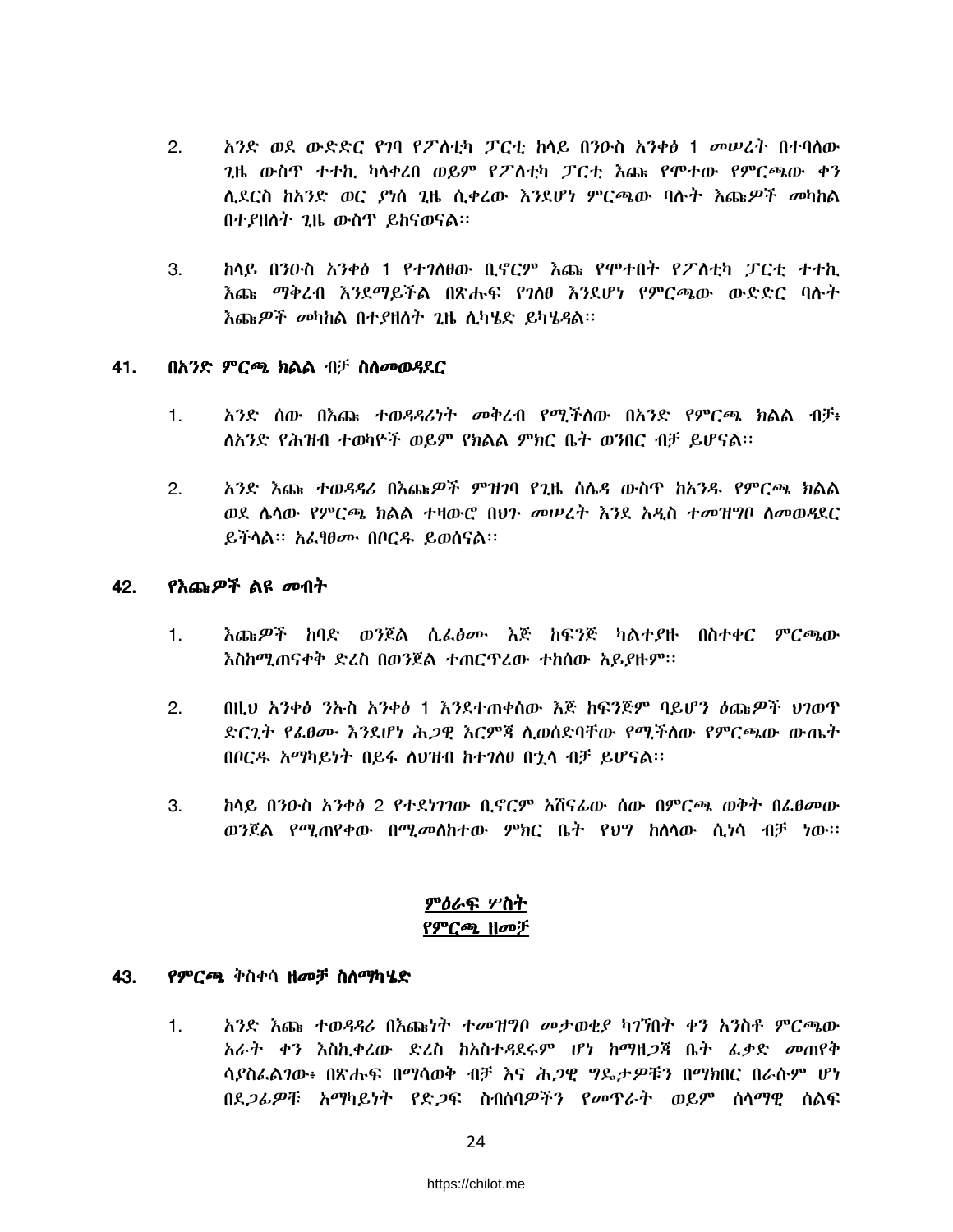2. አንድ ወደ ውድድር የገባ የፖለቲካ ፓርቲ ከላይ በንዑስ አንቀፅ 1 መሠረት በተባለው ጊዜ ውስጥ ተተኪ ካላቀረበ ወይም የፖለቲካ ፓርቲ እጩ የሞተው የምርጫው ቀን ሲደርስ ከአንድ ወር ያነሰ ጊዜ ሲቀረው እንደሆነ ምርጫው ባሉት እጩዎች መካከል በተያዘለት ጊዜ ውስጥ ይከናወናል፡፡

3. ከላይ በንዑስ አንቀፅ 1 የተገለፀው ቢኖርም እጩ የሞተበት የፖለቲካ ፓርቲ ተተኪ እጩ ማቅረብ እንደማይችል በጽሑፍ የገለፀ እንደሆነ የምርጫው ውድድር ባሉት እጩዎች መካከል በተያዘለት ጊዜ ሊካሄድ ይካሄዳል፡፡

## 41. በአንድ ምርጫ ክልል ብቻ ስለመወዳደር

1. አንድ ሰው በእጩ ተወዳዳሪነት መቅረብ የሚችለው በአንድ የምርጫ ክልል ብቻ፥ ለአንድ የሕዝብ ተወካዮች ወይም የክልል ምክር ቤት ወንበር ብቻ ይሆናል፡፡

2. አንድ እጩ ተወዳዳሪ በእጩዎች ምዝገባ የጊዜ ሰሌዳ ውስጥ ከአንዱ የምርጫ ክልል ወደ ሌላው የምርጫ ክልል ተዛውሮ በህጉ መሠረት እንደ አዲስ ተመዝግቦ ለመወዳደር ይችላል፡፡ አፈፃፀሙ በቦርዱ ይወሰናል፡፡

## 42. የእጩዎች ልዩ መብት

1. እጩዎች ከባድ ወንጀል ሲፈፅሙ እጅ ከፍንጅ ካልተያዙ በስተቀር ምርጫው እስከሚጠናቀቅ ድረስ በወንጀል ተጠርጥረው ተከሰው አይያዙም፡፡

2. በዚህ አንቀፅ ንኡስ አንቀፅ 1 እንደተጠቀሰው እጅ ከፍንጅም ባይሆን ዕጩዎች ህገወጥ ድርጊት የፈፀሙ እንደሆነ ሕጋዊ እርምጃ ሊወሰድባቸው የሚችለው የምርጫው ውጤት በቦርዱ አማካይነት በይፋ ለህዝብ ከተገለፀ በኋላ ብቻ ይሆናል፡፡

3. ከላይ በንዑስ አንቀፅ 2 የተደነገገው ቢኖርም አሸናፊው ሰው በምርጫ ወቅት በፈፀመው ወንጀል የሚጠየቀው በሚመለከተው ምክር ቤት የህግ ከለላው ሲነሳ ብቻ ነው፡፡

## ምዕራፍ ሦስት
## የምርጫ ዘመቻ

## 43. የምርጫ ቅስቀሳ ዘመቻ ስለማካሄድ

1. አንድ እጩ ተወዳዳሪ በእጩነት ተመዝግቦ መታወቂያ ካገኘበት ቀን አንስቶ ምርጫው አራት ቀን እስኪቀረው ድረስ ከአስተዳደሩም ሆነ ከማዘጋጃ ቤት ፈቃድ መጠየቅ ሳያስፈልገው፥ በጽሑፍ በማሳወቅ ብቻ እና ሕጋዊ ግዴታዎቹን በማክበር በራሱም ሆነ በደጋፊዎቹ አማካይነት የድጋፍ ስብሰባዎችን የመጥራት ወይም ሰላማዊ ሰልፍ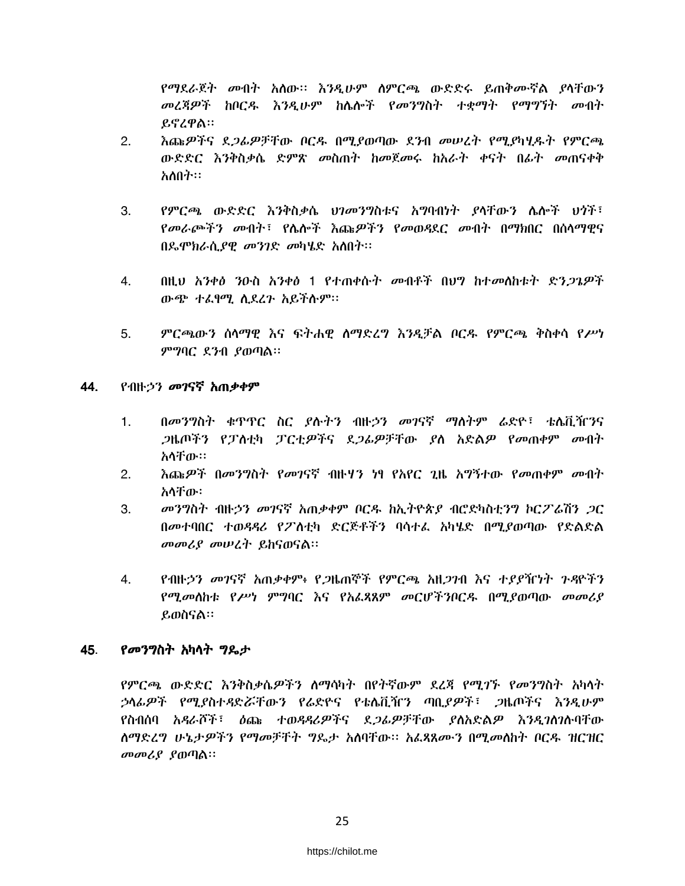የማደራጀት መብት አለው፡፡ እንዲሁም ለምርጫ ውድድሩ ይጠቅሙኛል ያላቸውን መረጃዎች ከቦርዱ እንዲሁም ከሌሎች የመንግስት ተቋማት የማግኘት መብት ይኖረዋል፡፡

2. እጩዎችና ደጋፊዎቻቸው ቦርዱ በሚያወጣው ደንብ መሠረት የሚያካሂዱት የምርጫ ውድድር እንቅስቃሴ ድምጽ መስጠት ከመጀመሩ ከአራት ቀናት በፊት መጠናቀቅ አለበት፡፡

3. የምርጫ ውድድር እንቅስቃሴ ህገመንግስቱና አግባብነት ያላቸውን ሌሎች ህጎች፣ የመራጮችን መብት፣ የሌሎች እጩዎችን የመወዳደር መብት በማክበር በሰላማዊና በዴሞክራሲያዊ መንገድ መካሄድ አለበት፡፡

4. በዚህ አንቀፅ ንዑስ አንቀፅ 1 የተጠቀሱት መብቶች በህግ ከተመለከቱት ድንጋጌዎች ውጭ ተፈፃሚ ሊደረጉ አይችሉም፡፡

5. ምርጫውን ሰላማዊ እና ፍትሐዊ ለማድረግ እንዲቻል ቦርዱ የምርጫ ቅስቀሳ የሥነ ምግባር ደንብ ያወጣል፡፡

## 44. የብዙኃን *መገናኛ አጠቃቀም*

1. በመንግስት ቁጥጥር ስር ያሉትን ብዙኃን መገናኛ ማለትም ሬድዮ፣ ቴሌቪዥንና ጋዜጦችን የፖለቲካ ፓርቲዎችና ደጋፊዎቻቸው ያለ አድልዎ የመጠቀም መብት አላቸው፡፡
2. እጩዎች በመንግስት የመገናኛ ብዙሃን ነፃ የአየር ጊዜ አግኝተው የመጠቀም መብት አላቸው፡
3. መንግስት ብዙኃን መገናኛ አጠቃቀም ቦርዱ ከኢትዮጵያ ብሮድካስቲንግ ኮርፖሬሽን ጋር በመተባበር ተወዳዳሪ የፖለቲካ ድርጅቶችን ባሳተፈ አካሄድ በሚያወጣው የድልድል መመሪያ መሠረት ይከናወናል፡፡

4. የብዙኃን መገናኛ አጠቃቀም፥ የጋዜጠኞች የምርጫ አዘጋገብ እና ተያያዥነት ጉዳዮችን የሚመለከቱ የሥነ ምግባር እና የአፈጻጸም መርሆችንቦርዱ በሚያወጣው መመሪያ ይወስናል፡፡

## 45. *የመንግስት አካላት ግዴታ*

የምርጫ ውድድር እንቅስቃሴዎችን ለማሳካት በየትኛውም ደረጃ የሚገኙ የመንግስት አካላት ኃላፊዎች የሚያስተዳድሯቸውን የሬድዮና የቴሌቪዥን ጣቢያዎች፣ ጋዜጦችና እንዲሁም የስብሰባ አዳራሾች፣ ዕጩ ተወዳዳሪዎችና ደጋፊዎቻቸው ያለአድልዎ እንዲገለገሉባቸው ለማድረግ ሁኔታዎችን የማመቻቸት ግዴታ አለባቸው፡፡ አፈጻጸሙን በሚመለከት ቦርዱ ዝርዝር መመሪያ ያወጣል፡፡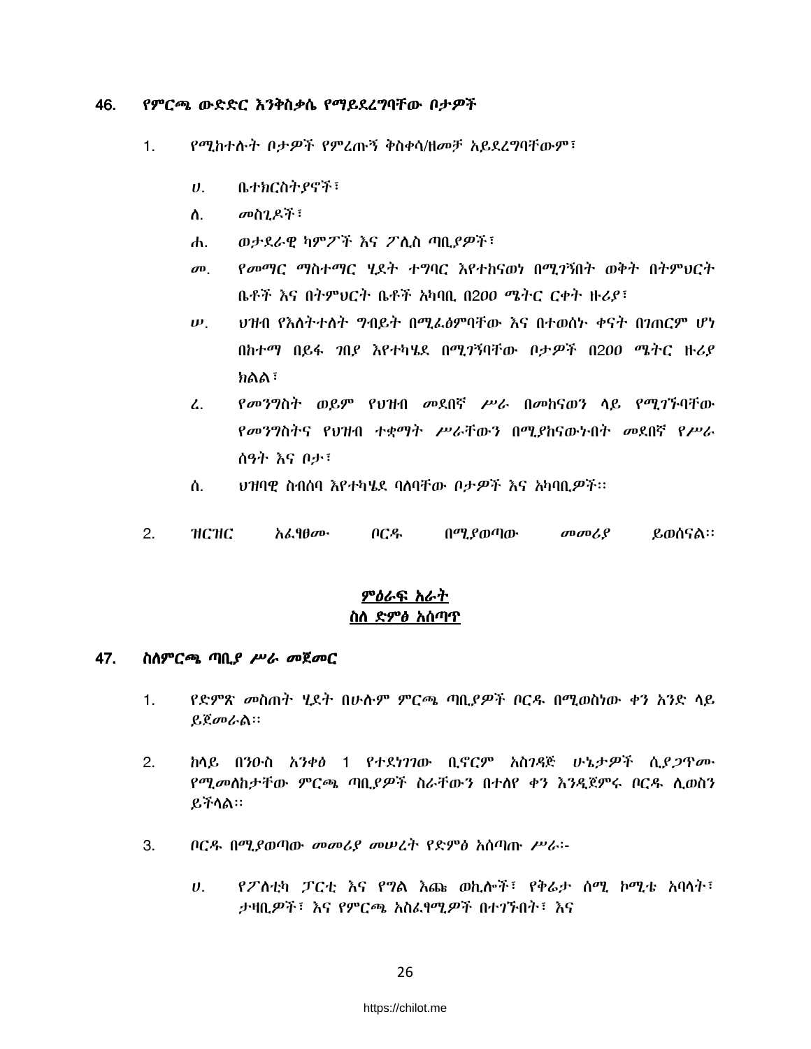## 46. የምርጫ ውድድር እንቅስቃሴ የማይደረግባቸው ቦታዎች

1. የሚከተሉት ቦታዎች የምረጡኝ ቅስቀሳ/ዘመቻ አይደረግባቸውም፣

   ሀ. ቤተክርስትያኖች፣

   ለ. መስጊዶች፣

   ሐ. ወታደራዊ ካምፖች እና ፖሊስ ጣቢያዎች፣

   መ. የመማር ማስተማር ሂደት ተግባር እየተከናወነ በሚገኝበት ወቅት በትምህርት ቤቶች እና በትምህርት ቤቶች አካባቢ በ200 ሜትር ርቀት ዙሪያ፣

   ሠ. ህዝብ የእለትተለት ግብይት በሚፈፅምባቸው እና በተወሰኑ ቀናት በገጠርም ሆነ በከተማ በይፋ ገበያ እየተካሄደ በሚገኝባቸው ቦታዎች በ200 ሜትር ዙሪያ ክልል፣

   ረ. የመንግስት ወይም የህዝብ መደበኛ ሥራ በመከናወን ላይ የሚገኙባቸው የመንግስትና የህዝብ ተቋማት ሥራቸውን በሚያከናውኑበት መደበኛ የሥራ ሰዓት እና ቦታ፣

   ሰ. ህዝባዊ ስብሰባ እየተካሄደ ባለባቸው ቦታዎች እና አካባቢዎች፡፡

2. ዝርዝር አፈፃፀሙ ቦርዱ በሚያወጣው መመሪያ ይወሰናል፡፡

## ምዕራፍ አራት
## ስለ ድምፅ አሰጣጥ

## 47. ስለምርጫ ጣቢያ ሥራ መጀመር

1. የድምጽ መስጠት ሂደት በሁሉም ምርጫ ጣቢያዎች ቦርዱ በሚወስነው ቀን አንድ ላይ ይጀመራል፡፡

2. ከላይ በንዑስ አንቀፅ 1 የተደነገገው ቢኖርም አስገዳጅ ሁኔታዎች ሲያጋጥሙ የሚመለከታቸው ምርጫ ጣቢያዎች ስራቸውን በተለየ ቀን እንዲጀምሩ ቦርዱ ሊወስን ይችላል፡፡

3. ቦርዱ በሚያወጣው መመሪያ መሠረት የድምፅ አሰጣጡ ሥራ፡-

   ሀ. የፖለቲካ ፓርቲ እና የግል እጩ ወኪሎች፣ የቅሬታ ሰሚ ኮሚቴ አባላት፣ ታዛቢዎች፣ እና የምርጫ አስፈፃሚዎች በተገኙበት፣ እና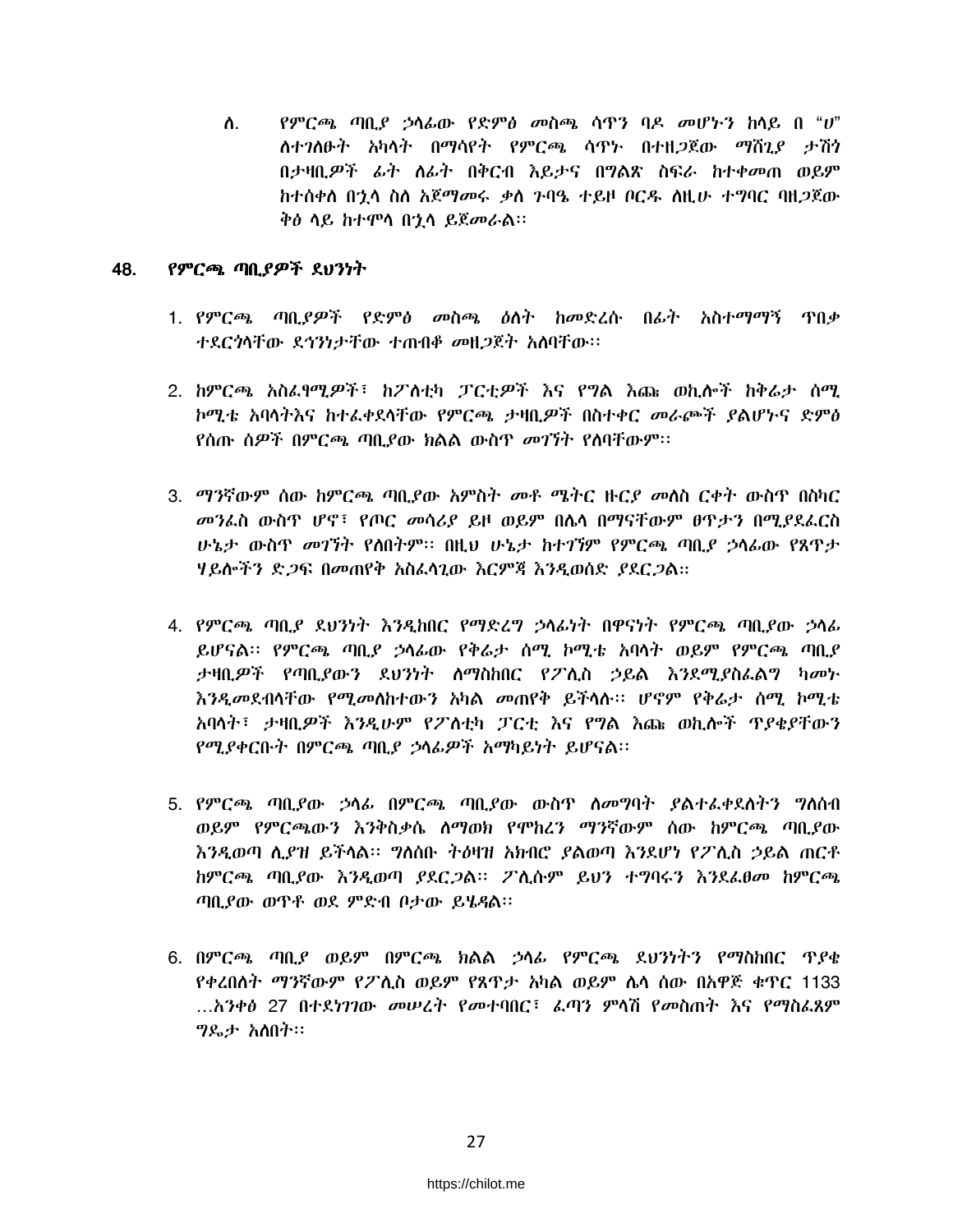ለ. የምርጫ ጣቢያ ኃላፊው የድምፅ መስጫ ሳጥን ባዶ መሆኑን ከላይ በ "ሀ" ለተገለፁት አካላት በማሳየት የምርጫ ሳጥኑ በተዘጋጀው ማሸጊያ ታሽጎ በታዛቢዎች ፊት ለፊት በቅርብ እይታና በግልጽ ስፍራ ከተቀመጠ ወይም ከተሰቀለ በኋላ ስለ አጀማመሩ ቃለ ጉባዔ ተይዞ ቦርዱ ለዚሁ ተግባር ባዘጋጀው ቅፅ ላይ ከተሞላ በኋላ ይጀመራል፡፡

## 48. የምርጫ ጣቢያዎች ደህንነት

1. የምርጫ ጣቢያዎች የድምፅ መስጫ ዕለት ከመድረሱ በፊት አስተማማኝ ጥበቃ ተደርጎላቸው ደኅንነታቸው ተጠብቆ መዘጋጀት አለባቸው፡፡

2. ከምርጫ አስፈፃሚዎች፣ ከፖለቲካ ፓርቲዎች እና የግል እጩ ወኪሎች ከቅሬታ ሰሚ ኮሚቴ አባላትእና ከተፈቀደላቸው የምርጫ ታዛቢዎች በስተቀር መራጮች ያልሆኑና ድምፅ የሰጡ ሰዎች በምርጫ ጣቢያው ክልል ውስጥ መገኘት የለባቸውም፡፡

3. ማንኛውም ሰው ከምርጫ ጣቢያው አምስት መቶ ሜትር ዙርያ መለስ ርቀት ውስጥ በስካር መንፈስ ውስጥ ሆኖ፣ የጦር መሳሪያ ይዞ ወይም በሌላ በማናቸውም ፀጥታን በሚያደፈርስ ሁኔታ ውስጥ መገኘት የለበትም፡፡ በዚህ ሁኔታ ከተገኘም የምርጫ ጣቢያ ኃላፊው የጸጥታ ሃይሎችን ድጋፍ በመጠየቅ አስፈላጊው እርምጃ እንዲወሰድ ያደርጋል፡፡

4. የምርጫ ጣቢያ ደህንነት እንዲከበር የማድረግ ኃላፊነት በዋናነት የምርጫ ጣቢያው ኃላፊ ይሆናል፡፡ የምርጫ ጣቢያ ኃላፊው የቅሬታ ሰሚ ኮሚቴ አባላት ወይም የምርጫ ጣቢያ ታዛቢዎች የጣቢያውን ደህንነት ለማስከበር የፖሊስ ኃይል እንደሚያስፈልግ ካመኑ እንዲመደብላቸው የሚመለከተውን አካል መጠየቅ ይችላሉ፡፡ ሆኖም የቅሬታ ሰሚ ኮሚቴ አባላት፣ ታዛቢዎች እንዲሁም የፖለቲካ ፓርቲ እና የግል እጩ ወኪሎች ጥያቄያቸውን የሚያቀርቡት በምርጫ ጣቢያ ኃላፊዎች አማካይነት ይሆናል፡፡

5. የምርጫ ጣቢያው ኃላፊ በምርጫ ጣቢያው ውስጥ ለመግባት ያልተፈቀደለትን ግለሰብ ወይም የምርጫውን እንቅስቃሴ ለማወክ የሞከረን ማንኛውም ሰው ከምርጫ ጣቢያው እንዲወጣ ሊያዝ ይችላል፡፡ ግለሰቡ ትዕዛዝ አክብሮ ያልወጣ እንደሆነ የፖሊስ ኃይል ጠርቶ ከምርጫ ጣቢያው እንዲወጣ ያደርጋል፡፡ ፖሊሱም ይህን ተግባሩን እንደፈፀመ ከምርጫ ጣቢያው ወጥቶ ወደ ምድብ ቦታው ይሄዳል፡፡

6. በምርጫ ጣቢያ ወይም በምርጫ ክልል ኃላፊ የምርጫ ደህንነትን የማስከበር ጥያቄ የቀረበለት ማንኛውም የፖሊስ ወይም የጸጥታ አካል ወይም ሌላ ሰው በአዋጅ ቁጥር 1133 …አንቀፅ 27 በተደነገገው መሠረት የመተባበር፣ ፈጣን ምላሽ የመስጠት እና የማስፈጸም ግዴታ አለበት፡፡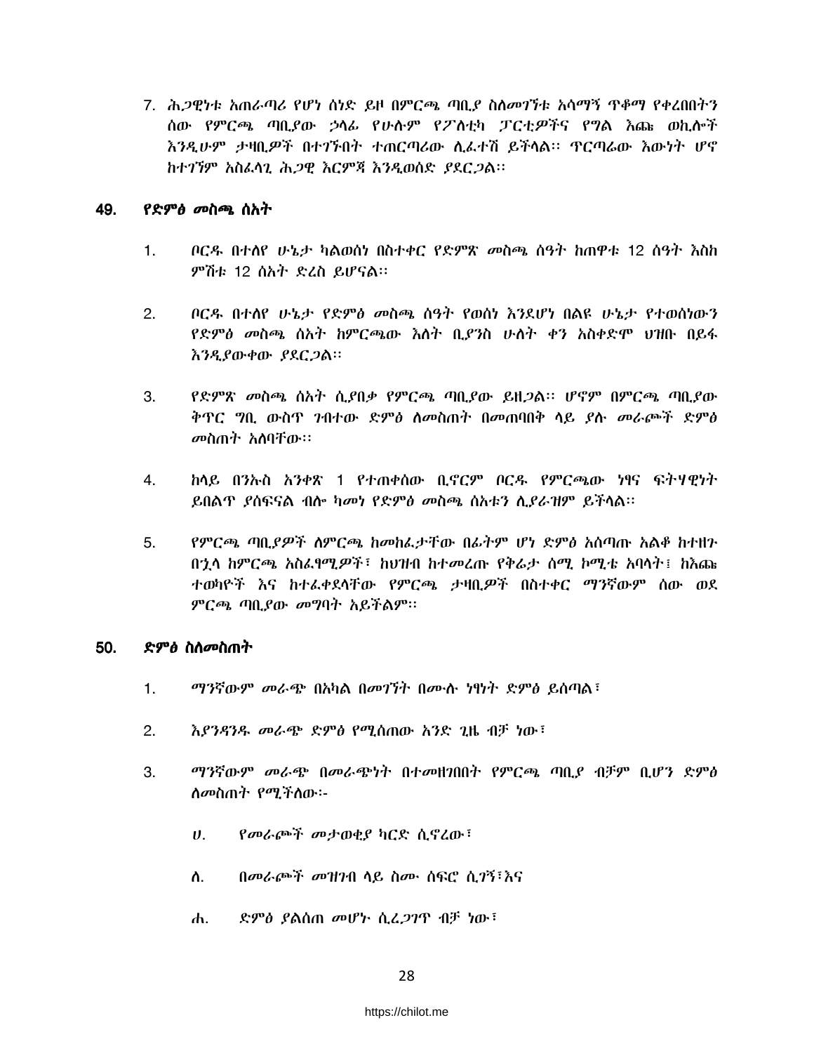7. ሕጋዊነቱ አጠራጣሪ የሆነ ሰነድ ይዞ በምርጫ ጣቢያ ስለመገኘቱ አሳማኝ ጥቆማ የቀረበበትን ሰው የምርጫ ጣቢያው ኃላፊ የሁሉም የፖለቲካ ፓርቲዎችና የግል እጩ ወኪሎች እንዲሁም ታዛቢዎች በተገኙበት ተጠርጣሪው ሊፈተሽ ይችላል፡፡ ጥርጣሬው እውነት ሆኖ ከተገኘም አስፈላጊ ሕጋዊ እርምጃ እንዲወሰድ ያደርጋል፡፡

## 49. *የድምፅ መስጫ ሰአት*

1. *ቦርዱ በተለየ ሁኔታ ካልወሰነ በስተቀር የድምጽ መስጫ ሰዓት ከጠዋቱ 12 ሰዓት እስከ ምሽቱ 12 ሰአት ድረስ ይሆናል፡፡*

2. *ቦርዱ በተለየ ሁኔታ የድምፅ መስጫ ሰዓት የወሰነ እንደሆነ በልዩ ሁኔታ የተወሰነውን የድምፅ መስጫ ሰአት ከምርጫው እለት ቢያንስ ሁለት ቀን አስቀድሞ ህዝቡ በይፋ እንዲያውቀው ያደርጋል፡፡*

3. *የድምጽ መስጫ ሰአት ሲያበቃ የምርጫ ጣቢያው ይዘጋል፡፡ ሆኖም በምርጫ ጣቢያው ቅጥር ግቢ ውስጥ ገብተው ድምፅ ለመስጠት በመጠባበቅ ላይ ያሉ መራጮች ድምፅ መስጠት አለባቸው፡፡*

4. *ከላይ በንኡስ አንቀጽ 1 የተጠቀሰው ቢኖርም ቦርዱ የምርጫው ነፃና ፍትሃዊነት ይበልጥ ያሰፍናል ብሎ ካመነ የድምፅ መስጫ ሰአቱን ሊያራዝም ይችላል፡፡*

5. *የምርጫ ጣቢያዎች ለምርጫ ከመከፈታቸው በፊትም ሆነ ድምፅ አሰጣጡ አልቆ ከተዘጉ በኋላ ከምርጫ አስፈፃሚዎች፣ ከህዝብ ከተመረጡ የቅሬታ ሰሚ ኮሚቴ አባላት፣ ከእጩ ተወካዮች እና ከተፈቀደላቸው የምርጫ ታዛቢዎች በስተቀር ማንኛውም ሰው ወደ ምርጫ ጣቢያው መግባት አይችልም፡፡*

## 50. *ድምፅ ስለመስጠት*

1. *ማንኛውም መራጭ በአካል በመገኘት በሙሉ ነፃነት ድምፅ ይሰጣል፣*

2. *እያንዳንዱ መራጭ ድምፅ የሚሰጠው አንድ ጊዜ ብቻ ነው፣*

3. *ማንኛውም መራጭ በመራጭነት በተመዘገበበት የምርጫ ጣቢያ ብቻም ቢሆን ድምፅ ለመስጠት የሚችለው፡-*

   ሀ. *የመራጮች መታወቂያ ካርድ ሲኖረው፣*

   ለ. *በመራጮች መዝገብ ላይ ስሙ ሰፍሮ ሲገኝ፣እና*

   ሐ. *ድምፅ ያልሰጠ መሆኑ ሲረጋገጥ ብቻ ነው፣*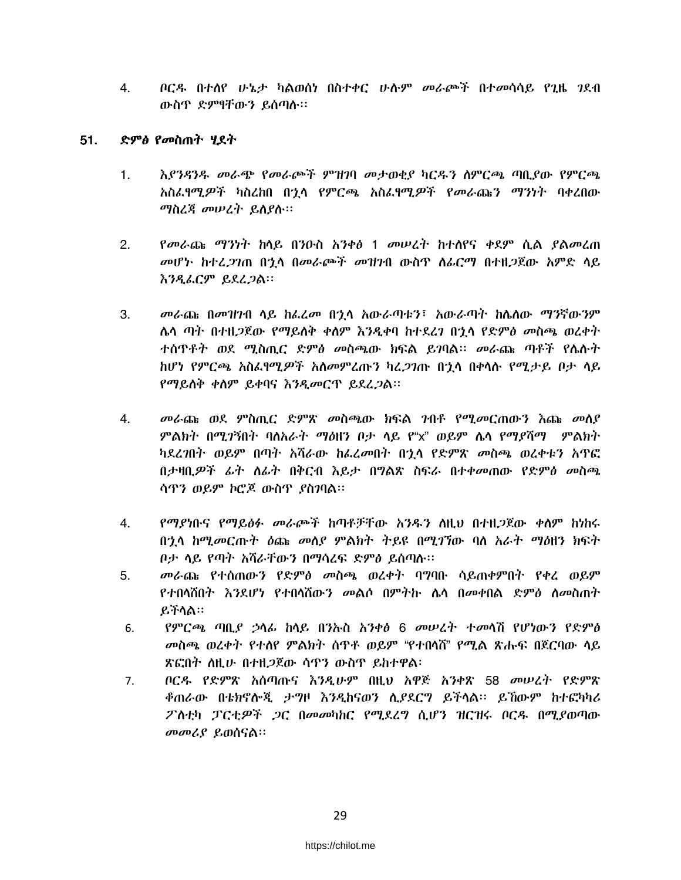4. ቦርዱ በተለየ ሁኔታ ካልወሰነ በስተቀር ሁሉም መራጮች በተመሳሳይ የጊዜ ገደብ ውስጥ ድምፃቸውን ይሰጣሉ፡፡

## 51. ድምፅ የመስጠት ሂደት

1. እያንዳንዱ መራጭ የመራጮች ምዝገባ መታወቂያ ካርዱን ለምርጫ ጣቢያው የምርጫ አስፈፃሚዎች ካስረከበ በኋላ የምርጫ አስፈፃሚዎች የመራጩን ማንነት ባቀረበው ማስረጃ መሠረት ይለያሉ፡፡

2. የመራጩ ማንነት ከላይ በንዑስ አንቀፅ 1 መሠረት ከተለየና ቀደም ሲል ያልመረጠ መሆኑ ከተረጋገጠ በኋላ በመራጮች መዝገብ ውስጥ ለፊርማ በተዘጋጀው አምድ ላይ እንዲፈርም ይደረጋል፡፡

3. መራጩ በመዝገብ ላይ ከፈረመ በኋላ አውራጣቱን፣ አውራጣት ከሌለው ማንኛውንም ሌላ ጣት በተዘጋጀው የማይለቅ ቀለም እንዲቀባ ከተደረገ በኋላ የድምፅ መስጫ ወረቀት ተሰጥቶት ወደ ሚስጢር ድምፅ መስጫው ክፍል ይገባል፡፡ መራጩ ጣቶች የሌሉት ከሆነ የምርጫ አስፈፃሚዎች አለመምረጡን ካረጋገጡ በኋላ በቀላሉ የሚታይ ቦታ ላይ የማይለቅ ቀለም ይቀባና እንዲመርጥ ይደረጋል፡፡

4. መራጩ ወደ ምስጢር ድምጽ መስጫው ክፍል ገብቶ የሚመርጠውን እጩ መለያ ምልክት በሚገኝበት ባለአራት ማዕዘን ቦታ ላይ የ"x" ወይም ሌላ የማያሻማ ምልክት ካደረገበት ወይም በጣት አሻራው ከፈረመበት በኋላ የድምጽ መስጫ ወረቀቱን አጥፎ በታዛቢዎች ፊት ለፊት በቅርብ እይታ በግልጽ ስፍራ በተቀመጠው የድምፅ መስጫ ሳጥን ወይም ኮሮጆ ውስጥ ያስገባል፡፡

4. የማያነቡና የማይፅፉ መራጮች ከጣቶቻቸው አንዱን ለዚህ በተዘጋጀው ቀለም ከነከሩ በኋላ ከሚመርጡት ዕጩ መለያ ምልክት ትይዩ በሚገኘው ባለ አራት ማዕዘን ክፍት ቦታ ላይ የጣት አሻራቸውን በማሳረፍ ድምፅ ይሰጣሉ፡፡

5. መራጩ የተሰጠውን የድምፅ መስጫ ወረቀት ባግባቡ ሳይጠቀምበት የቀረ ወይም የተበላሸበት እንደሆነ የተበላሸውን መልሶ በምትኩ ሌላ በመቀበል ድምፅ ለመስጠት ይችላል፡፡

6. የምርጫ ጣቢያ ኃላፊ ከላይ በንኡስ አንቀፅ 6 መሠረት ተመላሽ የሆነውን የድምፅ መስጫ ወረቀት የተለየ ምልክት ሰጥቶ ወይም "የተበላሸ" የሚል ጽሑፍ በጀርባው ላይ ጽፎበት ለዚሁ በተዘጋጀው ሳጥን ውስጥ ይከተዋል፡

7. ቦርዱ የድምጽ አሰጣጡና እንዲሁም በዚህ አዋጅ አንቀጽ 58 መሠረት የድምጽ ቆጠራው በቴክኖሎጂ ታግዞ እንዲከናወን ሊያደርግ ይችላል፡፡ ይኸውም ከተፎካካሪ ፖለቲካ ፓርቲዎች ጋር በመመካከር የሚደረግ ሲሆን ዝርዝሩ ቦርዱ በሚያወጣው መመሪያ ይወሰናል፡፡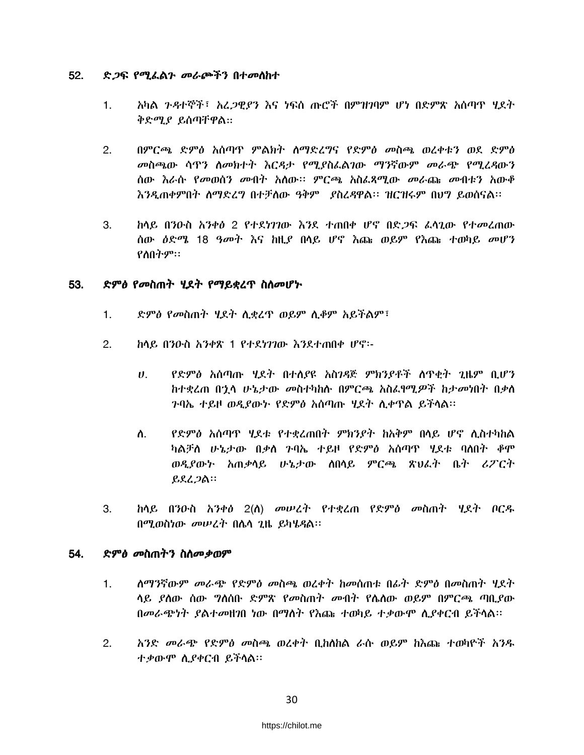## 52. ድጋፍ የሚፈልጉ መራጮችን በተመለከተ

1. አካል ጉዳተኞች፣ አረጋዊያን እና ነፍሰ ጡሮች በምዝገባም ሆነ በድምጽ አሰጣጥ ሂደት ቅድሚያ ይሰጣቸዋል፡፡

2. በምርጫ ድምፅ አሰጣጥ ምልክት ለማድረግና የድምፅ መስጫ ወረቀቱን ወደ ድምፅ መስጫው ሳጥን ለመክተት እርዳታ የሚያስፈልገው ማንኛውም መራጭ የሚረዳውን ሰው እራሱ የመወሰን መብት አለው፡፡ ምርጫ አስፈጻሚው መራጩ መብቱን አውቆ እንዲጠቀምበት ለማድረግ በተቻለው ዓቅም ያስረዳዋል፡፡ ዝርዝሩም በህግ ይወሰናል፡፡

3. ከላይ በንዑስ አንቀፅ 2 የተደነገገው እንደ ተጠበቀ ሆኖ በድጋፍ ፈላጊው የተመረጠው ሰው ዕድሜ 18 ዓመት እና ከዚያ በላይ ሆኖ እጩ ወይም የእጩ ተወካይ መሆን የለበትም፡፡

## 53. ድምፅ የመስጠት ሂደት የማይቋረጥ ስለመሆኑ

1. ድምፅ የመስጠት ሂደት ሊቋረጥ ወይም ሊቆም አይችልም፣

2. ከላይ በንዑስ አንቀጽ 1 የተደነገገው እንደተጠበቀ ሆኖ፡-

   ሀ. የድምፅ አሰጣጡ ሂደት በተለያዩ አስገዳጅ ምክንያቶች ለጥቂት ጊዜም ቢሆን ከተቋረጠ በኋላ ሁኔታው መስተካከሉ በምርጫ አስፈፃሚዎች ከታመነበት በቃለ ጉባኤ ተይዞ ወዲያውኑ የድምፅ አሰጣጡ ሂደት ሊቀጥል ይችላል፡፡

   ለ. የድምፅ አሰጣጥ ሂደቱ የተቋረጠበት ምክንያት ከአቅም በላይ ሆኖ ሊስተካከል ካልቻለ ሁኔታው በቃለ ጉባኤ ተይዞ የድምፅ አሰጣጥ ሂደቱ ባለበት ቆሞ ወዲያውኑ አጠቃላይ ሁኔታው ለበላይ ምርጫ ጽህፈት ቤት ሪፖርት ይደረጋል፡፡

3. ከላይ በንዑስ አንቀፅ 2(ለ) መሠረት የተቋረጠ የድምፅ መስጠት ሂደት ቦርዱ በሚወስነው መሠረት በሌላ ጊዜ ይካሄዳል፡፡

## 54. ድምፅ መስጠትን ስለመቃወም

1. ለማንኛውም መራጭ የድምፅ መስጫ ወረቀት ከመሰጠቱ በፊት ድምፅ በመስጠት ሂደት ላይ ያለው ሰው ግለሰቡ ድምጽ የመስጠት መብት የሌለው ወይም በምርጫ ጣቢያው በመራጭነት ያልተመዘገበ ነው በማለት የእጩ ተወካይ ተቃውሞ ሊያቀርብ ይችላል፡፡

2. አንድ መራጭ የድምፅ መስጫ ወረቀት ቢከለከል ራሱ ወይም ከእጩ ተወካዮች አንዱ ተቃውሞ ሊያቀርብ ይችላል፡፡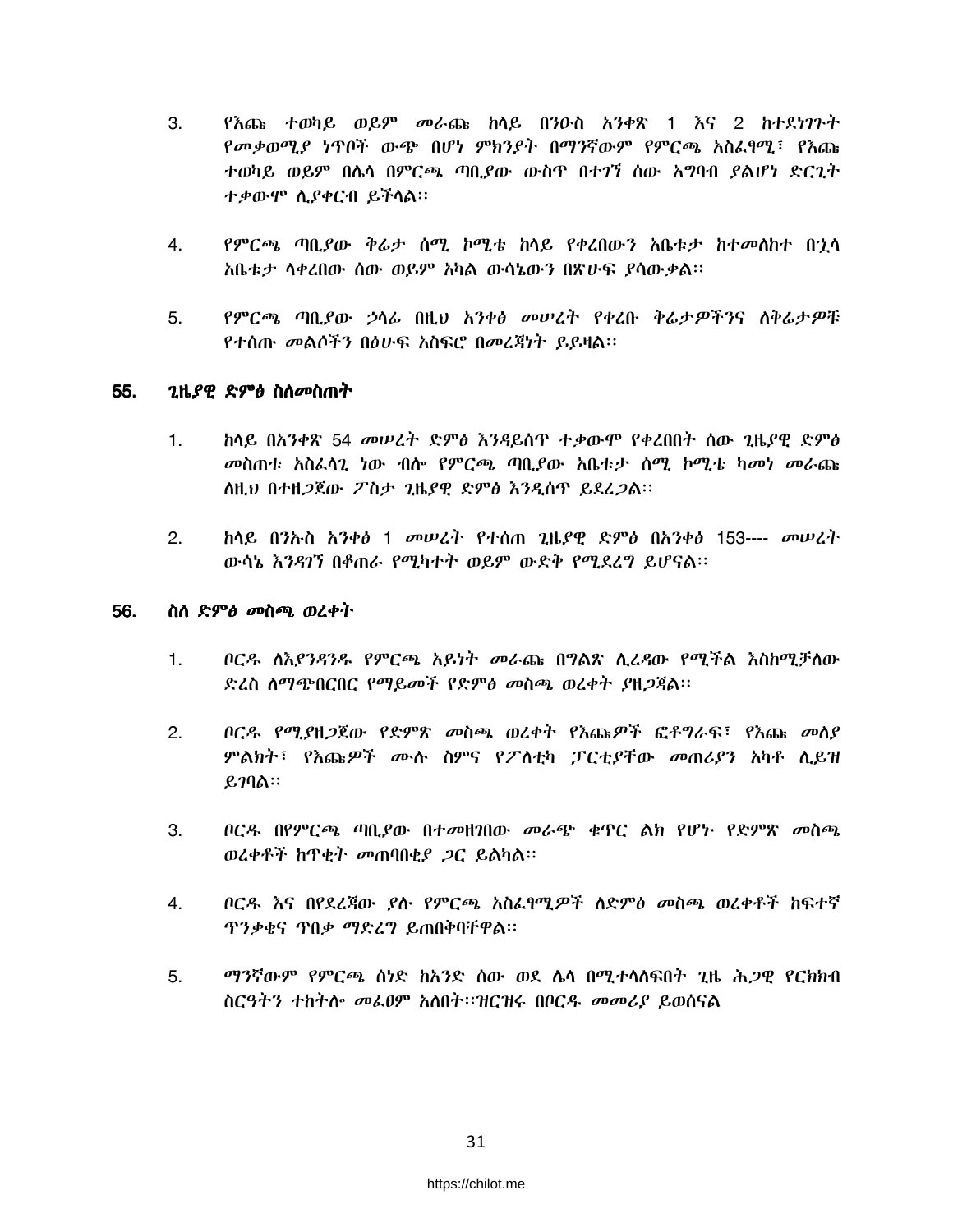3. የእጩ ተወካይ ወይም መራጩ ከላይ በንዑስ አንቀጽ 1 እና 2 ከተደነገጉት የመቃወሚያ ነጥቦች ውጭ በሆነ ምክንያት በማንኛውም የምርጫ አስፈፃሚ፣ የእጩ ተወካይ ወይም በሌላ በምርጫ ጣቢያው ውስጥ በተገኘ ሰው አግባብ ያልሆነ ድርጊት ተቃውሞ ሊያቀርብ ይችላል፡፡

4. የምርጫ ጣቢያው ቅሬታ ሰሚ ኮሚቴ ከላይ የቀረበውን አቤቱታ ከተመለከተ በኋላ አቤቱታ ላቀረበው ሰው ወይም አካል ውሳኔውን በጽሁፍ ያሳውቃል፡፡

5. የምርጫ ጣቢያው ኃላፊ በዚህ አንቀፅ መሠረት የቀረቡ ቅሬታዎችንና ለቅሬታዎቹ የተሰጡ መልሶችን በፅሁፍ አስፍሮ በመረጃነት ይይዛል፡፡

## 55. ጊዜያዊ ድምፅ ስለመስጠት

1. ከላይ በአንቀጽ 54 መሠረት ድምፅ እንዳይሰጥ ተቃውሞ የቀረበበት ሰው ጊዜያዊ ድምፅ መስጠቱ አስፈላጊ ነው ብሎ የምርጫ ጣቢያው አቤቱታ ሰሚ ኮሚቴ ካመነ መራጩ ለዚህ በተዘጋጀው ፖስታ ጊዜያዊ ድምፅ እንዲሰጥ ይደረጋል፡፡

2. ከላይ በንኡስ አንቀፅ 1 መሠረት የተሰጠ ጊዜያዊ ድምፅ በአንቀፅ 153---- መሠረት ውሳኔ እንዳገኘ በቆጠራ የሚካተት ወይም ውድቅ የሚደረግ ይሆናል፡፡

## 56. ስለ ድምፅ መስጫ ወረቀት

1. ቦርዱ ለእያንዳንዱ የምርጫ አይነት መራጩ በግልጽ ሊረዳው የሚችል እስከሚቻለው ድረስ ለማጭበርበር የማይመች የድምፅ መስጫ ወረቀት ያዘጋጃል፡፡

2. ቦርዱ የሚያዘጋጀው የድምጽ መስጫ ወረቀት የእጩዎች ፎቶግራፍ፣ የእጩ መለያ ምልክት፣ የእጩዎች ሙሉ ስምና የፖለቲካ ፓርቲያቸው መጠሪያን አካቶ ሊይዝ ይገባል፡፡

3. ቦርዱ በየምርጫ ጣቢያው በተመዘገበው መራጭ ቁጥር ልክ የሆኑ የድምጽ መስጫ ወረቀቶች ከጥቂት መጠባበቂያ ጋር ይልካል፡፡

4. ቦርዱ እና በየደረጃው ያሉ የምርጫ አስፈፃሚዎች ለድምፅ መስጫ ወረቀቶች ከፍተኛ ጥንቃቄና ጥበቃ ማድረግ ይጠበቅባቸዋል፡፡

5. ማንኛውም የምርጫ ሰነድ ከአንድ ሰው ወደ ሌላ በሚተላለፍበት ጊዜ ሕጋዊ የርክክብ ስርዓትን ተከትሎ መፈፀም አለበት፡፡ዝርዝሩ በቦርዱ መመሪያ ይወሰናል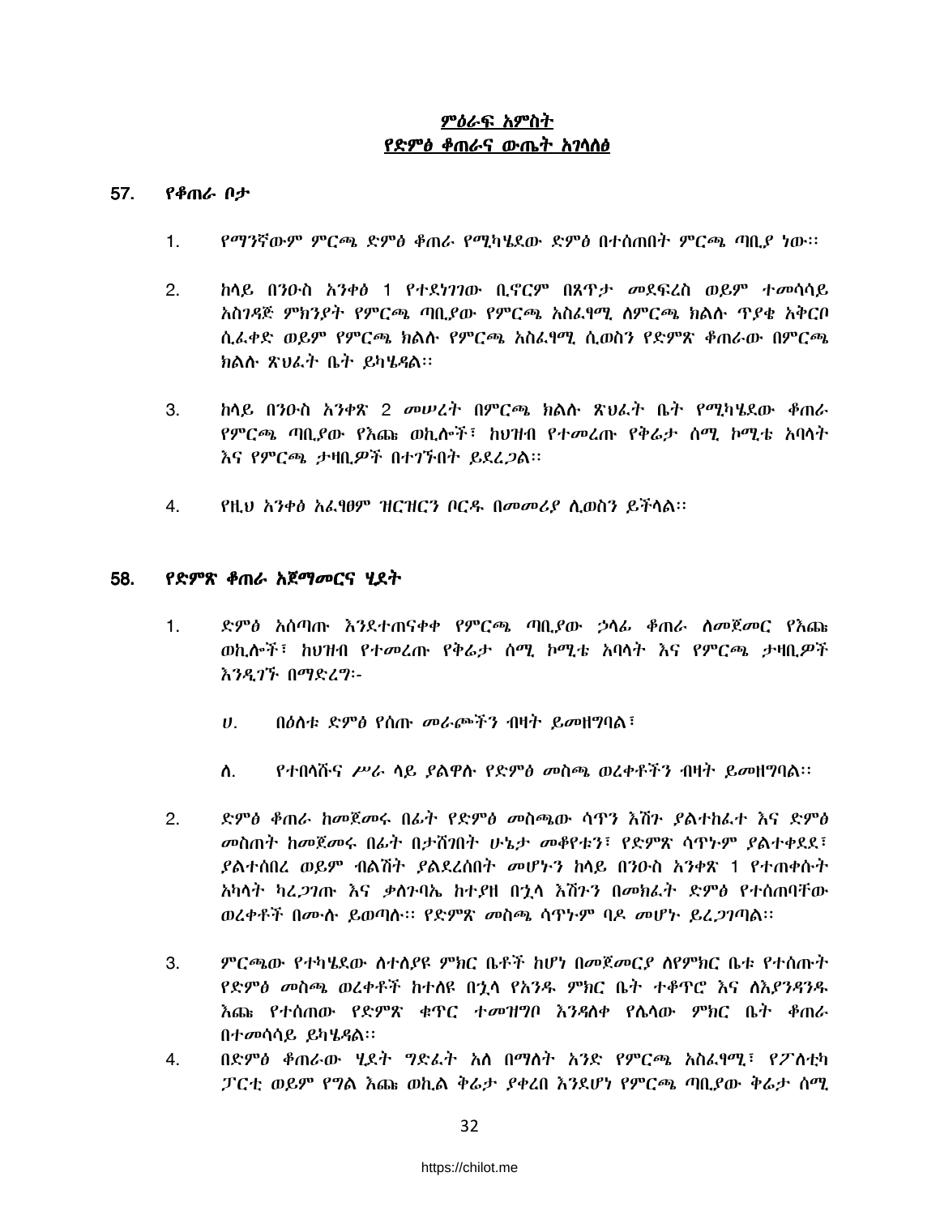## ምዕራፍ አምስት
## የድምፅ ቆጠራና ውጤት አገላለፅ

### 57. የቆጠራ ቦታ

1. የማንኛውም ምርጫ ድምፅ ቆጠራ የሚካሄደው ድምፅ በተሰጠበት ምርጫ ጣቢያ ነው፡፡

2. ከላይ በንዑስ አንቀፅ 1 የተደነገገው ቢኖርም በጸጥታ መደፍረስ ወይም ተመሳሳይ አስገዳጅ ምክንያት የምርጫ ጣቢያው የምርጫ አስፈፃሚ ለምርጫ ክልሉ ጥያቄ አቅርቦ ሲፈቀድ ወይም የምርጫ ክልሉ የምርጫ አስፈፃሚ ሲወስን የድምጽ ቆጠራው በምርጫ ክልሉ ጽህፈት ቤት ይካሄዳል፡፡

3. ከላይ በንዑስ አንቀጽ 2 መሠረት በምርጫ ክልሉ ጽህፈት ቤት የሚካሄደው ቆጠራ የምርጫ ጣቢያው የእጩ ወኪሎች፣ ከህዝብ የተመረጡ የቅሬታ ሰሚ ኮሚቴ አባላት እና የምርጫ ታዛቢዎች በተገኙበት ይደረጋል፡፡

4. የዚህ አንቀፅ አፈፃፀም ዝርዝርን ቦርዱ በመመሪያ ሲወስን ይችላል፡፡

### 58. የድምጽ ቆጠራ አጀማመርና ሂደት

1. ድምፅ አሰጣጡ እንደተጠናቀቀ የምርጫ ጣቢያው ኃላፊ ቆጠራ ለመጀመር የእጩ ወኪሎች፣ ከህዝብ የተመረጡ የቅሬታ ሰሚ ኮሚቴ አባላት እና የምርጫ ታዛቢዎች እንዲገኙ በማድረግ፡-

   ሀ. በዕለቱ ድምፅ የሰጡ መራጮችን ብዛት ይመዘግባል፣

   ለ. የተበላሹና ሥራ ላይ ያልዋሉ የድምፅ መስጫ ወረቀቶችን ብዛት ይመዘግባል፡፡

2. ድምፅ ቆጠራ ከመጀመሩ በፊት የድምፅ መስጫው ሳጥን እሽጉ ያልተከፈተ እና ድምፅ መስጠት ከመጀመሩ በፊት በታሸገበት ሁኔታ መቆየቱን፣ የድምጽ ሳጥኑም ያልተቀደደ፣ ያልተሰበረ ወይም ብልሽት ያልደረሰበት መሆኑን ከላይ በንዑስ አንቀጽ 1 የተጠቀሱት አካላት ካረጋገጡ እና ቃለጉባኤ ከተያዘ በኋላ እሽጉን በመክፈት ድምፅ የተሰጠባቸው ወረቀቶች በሙሉ ይወጣሉ፡፡ የድምጽ መስጫ ሳጥኑም ባዶ መሆኑ ይረጋገጣል፡፡

3. ምርጫው የተካሄደው ለተለያዩ ምክር ቤቶች ከሆነ በመጀመርያ ለየምክር ቤቱ የተሰጡት የድምፅ መስጫ ወረቀቶች ከተለዩ በኋላ የአንዱ ምክር ቤት ተቆጥሮ እና ለእያንዳንዱ እጩ የተሰጠው የድምጽ ቁጥር ተመዝግቦ እንዳለቀ የሌላው ምክር ቤት ቆጠራ በተመሳሳይ ይካሄዳል፡፡

4. በድምፅ ቆጠራው ሂደት ግድፈት አለ በማለት አንድ የምርጫ አስፈፃሚ፣ የፖለቲካ ፓርቲ ወይም የግል እጩ ወኪል ቅሬታ ያቀረበ እንደሆነ የምርጫ ጣቢያው ቅሬታ ሰሚ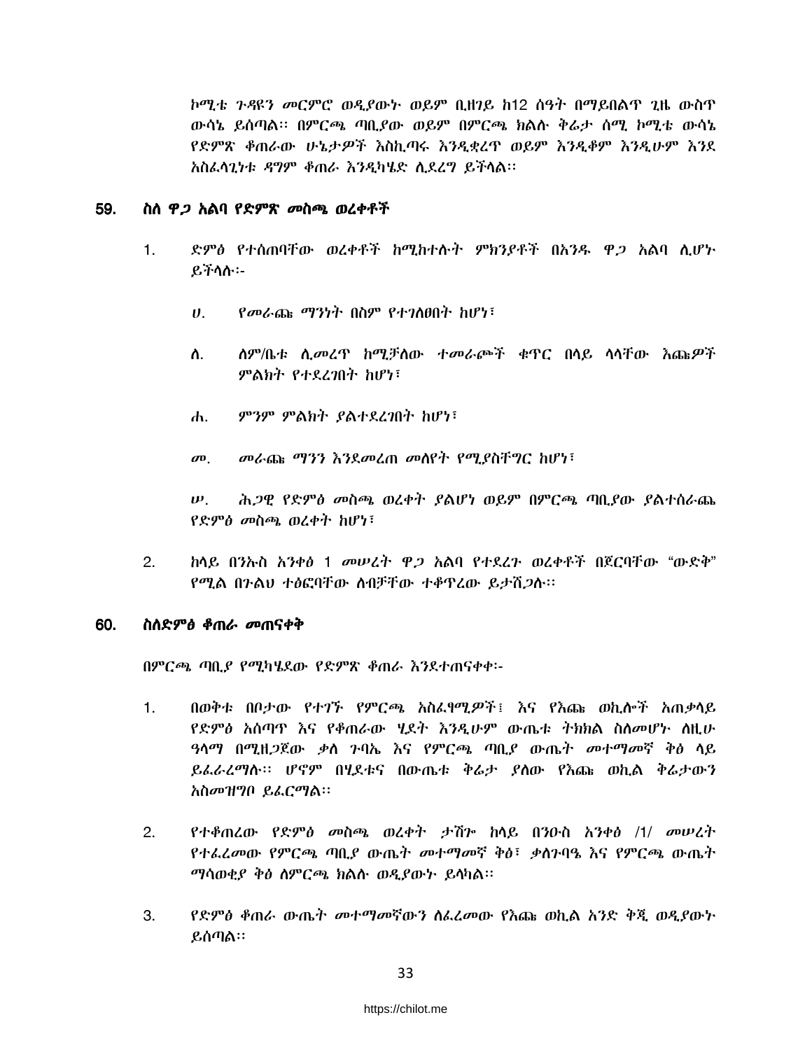ኮሚቴ ጉዳዩን መርምሮ ወዲያውኑ ወይም ቢዘገይ ከ12 ሰዓት በማይበልጥ ጊዜ ውስጥ ውሳኔ ይሰጣል፡፡ በምርጫ ጣቢያው ወይም በምርጫ ክልሉ ቅሬታ ሰሚ ኮሚቴ ውሳኔ የድምጽ ቆጠራው ሁኔታዎች እስኪጣሩ እንዲቋረጥ ወይም እንዲቆም እንዲሁም እንደ አስፈላጊነቱ ዳግም ቆጠራ እንዲካሄድ ሊደረግ ይችላል፡፡

## 59. ስለ ዋጋ አልባ የድምጽ መስጫ ወረቀቶች

1. ድምፅ የተሰጠባቸው ወረቀቶች ከሚከተሉት ምክንያቶች በአንዱ ዋጋ አልባ ሊሆኑ ይችላሉ፡-

   ሀ. የመራጩ ማንነት በስም የተገለፀበት ከሆነ፣

   ለ. ለም/ቤቱ ሊመረጥ ከሚቻለው ተመራጮች ቁጥር በላይ ላላቸው እጩዎች ምልክት የተደረገበት ከሆነ፣

   ሐ. ምንም ምልክት ያልተደረገበት ከሆነ፣

   መ. መራጩ ማንን እንደመረጠ መለየት የሚያስቸግር ከሆነ፣

   ሠ. ሕጋዊ የድምፅ መስጫ ወረቀት ያልሆነ ወይም በምርጫ ጣቢያው ያልተሰራጨ የድምፅ መስጫ ወረቀት ከሆነ፣

2. ከላይ በንኡስ አንቀፅ 1 መሠረት ዋጋ አልባ የተደረጉ ወረቀቶች በጀርባቸው "ውድቅ" የሚል በጉልህ ተፅፎባቸው ለብቻቸው ተቆጥረው ይታሸጋሉ፡፡

## 60. ስለድምፅ ቆጠራ መጠናቀቅ

በምርጫ ጣቢያ የሚካሄደው የድምጽ ቆጠራ እንደተጠናቀቀ፡-

1. በወቅቱ በቦታው የተገኙ የምርጫ አስፈፃሚዎች፤ እና የእጩ ወኪሎች አጠቃላይ የድምፅ አሰጣጥ እና የቆጠራው ሂደት እንዲሁም ውጤቱ ትክክል ስለመሆኑ ለዚሁ ዓላማ በሚዘጋጀው ቃለ ጉባኤ እና የምርጫ ጣቢያ ውጤት መተማመኛ ቅፅ ላይ ይፈራረማሉ፡፡ ሆኖም በሂደቱና በውጤቱ ቅሬታ ያለው የእጩ ወኪል ቅሬታውን አስመዝግቦ ይፈርማል፡፡

2. የተቆጠረው የድምፅ መስጫ ወረቀት ታሽጐ ከላይ በንዑስ አንቀፅ /1/ መሠረት የተፈረመው የምርጫ ጣቢያ ውጤት መተማመኛ ቅፅ፣ ቃለጉባዔ እና የምርጫ ውጤት ማሳወቂያ ቅፅ ለምርጫ ክልሉ ወዲያውኑ ይላካል፡፡

3. የድምፅ ቆጠራ ውጤት መተማመኛውን ለፈረመው የእጩ ወኪል አንድ ቅጂ ወዲያውኑ ይሰጣል፡፡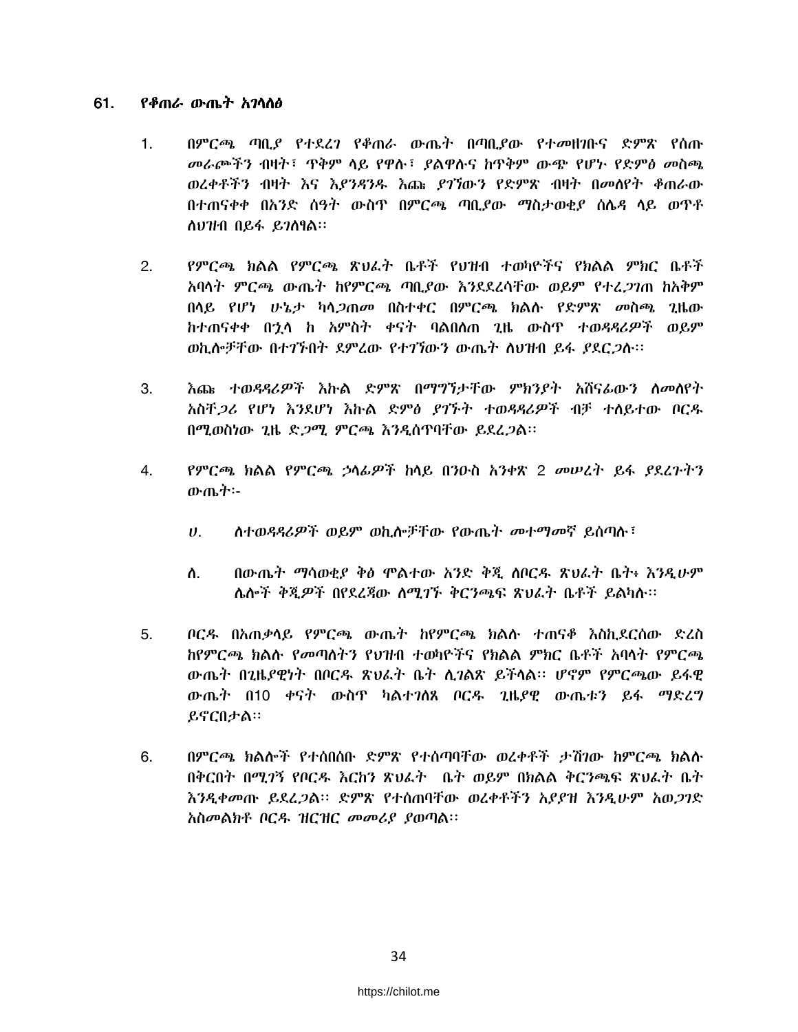## 61. የቆጠራ ውጤት አገላለፅ

1. በምርጫ ጣቢያ የተደረገ የቆጠራ ውጤት በጣቢያው የተመዘገቡና ድምጽ የሰጡ መራጮችን ብዛት፣ ጥቅም ላይ የዋሉ፣ ያልዋሉና ከጥቅም ውጭ የሆኑ የድምፅ መስጫ ወረቀቶችን ብዛት እና እያንዳንዱ እጩ ያገኘውን የድምጽ ብዛት በመለየት ቆጠራው በተጠናቀቀ በአንድ ሰዓት ውስጥ በምርጫ ጣቢያው ማስታወቂያ ሰሌዳ ላይ ወጥቶ ለህዝብ በይፋ ይገለፃል፡፡

2. የምርጫ ክልል የምርጫ ጽህፈት ቤቶች የህዝብ ተወካዮችና የክልል ምክር ቤቶች አባላት ምርጫ ውጤት ከየምርጫ ጣቢያው እንደደረሳቸው ወይም የተረጋገጠ ከአቅም በላይ የሆነ ሁኔታ ካላጋጠመ በስተቀር በምርጫ ክልሉ የድምጽ መስጫ ጊዜው ከተጠናቀቀ በኋላ ከ አምስት ቀናት ባልበለጠ ጊዜ ውስጥ ተወዳዳሪዎች ወይም ወኪሎቻቸው በተገኙበት ደምረው የተገኘውን ውጤት ለህዝብ ይፋ ያደርጋሉ፡፡

3. እጩ ተወዳዳሪዎች እኩል ድምጽ በማግኘታቸው ምክንያት አሸናፊውን ለመለየት አስቸጋሪ የሆነ እንደሆነ እኩል ድምፅ ያገኙት ተወዳዳሪዎች ብቻ ተለይተው ቦርዱ በሚወስነው ጊዜ ድጋሚ ምርጫ እንዲሰጥባቸው ይደረጋል፡፡

4. የምርጫ ክልል የምርጫ ኃላፊዎች ከላይ በንዑስ አንቀጽ 2 መሠረት ይፋ ያደረጉትን ውጤት፡-

   ሀ. ለተወዳዳሪዎች ወይም ወኪሎቻቸው የውጤት መተማመኛ ይሰጣሉ፣

   ለ. በውጤት ማሳወቂያ ቅፅ ሞልተው አንድ ቅጂ ለቦርዱ ጽህፈት ቤት፥ እንዲሁም ሌሎች ቅጂዎች በየደረጃው ለሚገኙ ቅርንጫፍ ጽህፈት ቤቶች ይልካሉ፡፡

5. ቦርዱ በአጠቃላይ የምርጫ ውጤት ከየምርጫ ክልሉ ተጠናቆ እስኪደርሰው ድረስ ከየምርጫ ክልሉ የመጣለትን የህዝብ ተወካዮችና የክልል ምክር ቤቶች አባላት የምርጫ ውጤት በጊዜያዊነት በቦርዱ ጽህፈት ቤት ሊገልጽ ይችላል፡፡ ሆኖም የምርጫው ይፋዊ ውጤት በ10 ቀናት ውስጥ ካልተገለጸ ቦርዱ ጊዜያዊ ውጤቱን ይፋ ማድረግ ይኖርበታል፡፡

6. በምርጫ ክልሎች የተሰበሰቡ ድምጽ የተሰጣባቸው ወረቀቶች ታሽገው ከምርጫ ክልሉ በቅርበት በሚገኝ የቦርዱ እርከን ጽህፈት ቤት ወይም በክልል ቅርንጫፍ ጽህፈት ቤት እንዲቀመጡ ይደረጋል፡፡ ድምጽ የተሰጠባቸው ወረቀቶችን አያያዝ እንዲሁም አወጋገድ አስመልክቶ ቦርዱ ዝርዝር መመሪያ ያወጣል፡፡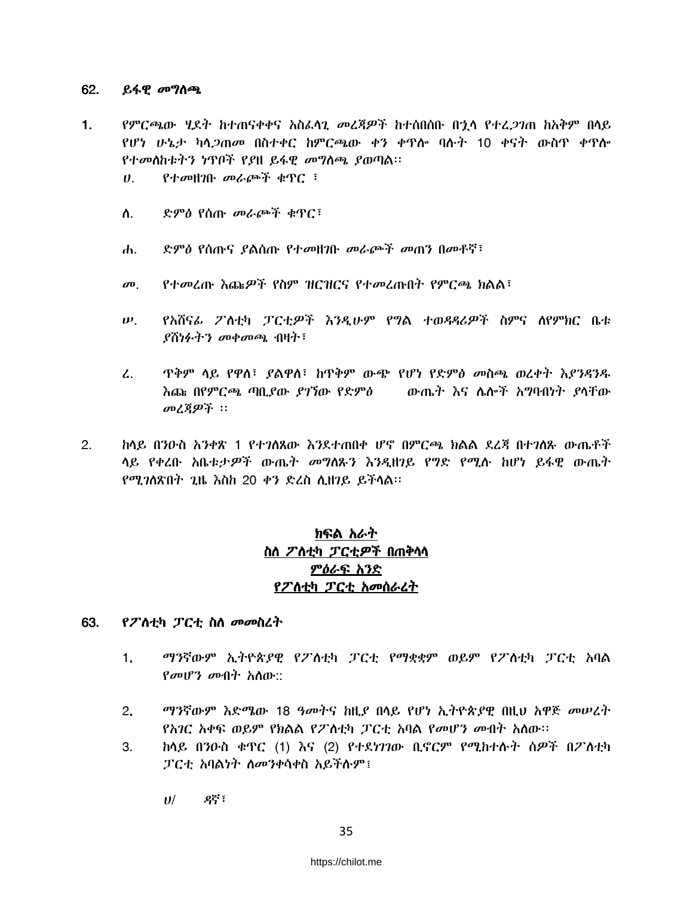### 62. ይፋዊ መግለጫ

1. የምርጫው ሂደት ከተጠናቀቀና አስፈላጊ መረጃዎች ከተሰበሰቡ በኂላ የተረጋገጠ ከአቅም በላይ የሆነ ሁኔታ ካላጋጠመ በስተቀር ከምርጫው ቀን ቀጥሎ ባሉት 10 ቀናት ውስጥ ቀጥሎ የተመለከቱትን ነጥቦች የያዘ ይፋዊ መግለጫ ያወጣል፡፡

   ሀ. የተመዘገቡ መራጮች ቁጥር ፣

   ለ. ድምፅ የሰጡ መራጮች ቁጥር፣

   ሐ. ድምፅ የሰጡና ያልሰጡ የተመዘገቡ መራጮች መጠን በመቶኛ፣

   መ. የተመረጡ እጩዎች የስም ዝርዝርና የተመረጡበት የምርጫ ክልል፣

   ሠ. የአሸናፊ ፖለቲካ ፓርቲዎች እንዲሁም የግል ተወዳዳሪዎች ስምና ለየምክር ቤቱ ያሸነፉትን መቀመጫ ብዛት፣

   ረ. ጥቅም ላይ የዋለ፣ ያልዋለ፣ ከጥቅም ውጭ የሆነ የድምፅ መስጫ ወረቀት እያንዳንዱ እጩ በየምርጫ ጣቢያው ያገኘው የድምፅ ውጤት እና ሌሎች አግባብነት ያላቸው መረጃዎች ፡፡

2. ከላይ በንዑስ አንቀጽ 1 የተገለጸው እንደተጠበቀ ሆኖ በምርጫ ክልል ደረጃ በተገለጹ ውጤቶች ላይ የቀረቡ አቤቱታዎች ውጤት መግለጹን እንዲዘገይ የግድ የሚሉ ከሆነ ይፋዊ ውጤት የሚገለጽበት ጊዜ እስከ 20 ቀን ድረስ ሊዘገይ ይችላል፡፡

## <u>ክፍል አራት</u>
## <u>ስለ ፖለቲካ ፓርቲዎች በጠቅላላ</u>
## <u>ምዕራፍ አንድ</u>
## <u>የፖለቲካ ፓርቲ አመሰራረት</u>

### 63. የፖለቲካ ፓርቲ ስለ መመስረት

1. ማንኛውም ኢትዮጵያዊ የፖለቲካ ፓርቲ የማቋቋም ወይም የፖለቲካ ፓርቲ አባል የመሆን መብት አለው::

2. ማንኛውም እድሜው 18 ዓመትና ከዚያ በላይ የሆነ ኢትዮጵያዊ በዚህ አዋጅ መሠረት የአገር አቀፍ ወይም የክልል የፖለቲካ ፓርቲ አባል የመሆን መብት አለው፡፡

3. ከላይ በንዑስ ቁጥር (1) እና (2) የተደነገገው ቢኖርም የሚከተሉት ሰዎች በፖለቲካ ፓርቲ አባልነት ለመንቀሳቀስ አይችሉም፤

   ሀ/ ዳኛ፣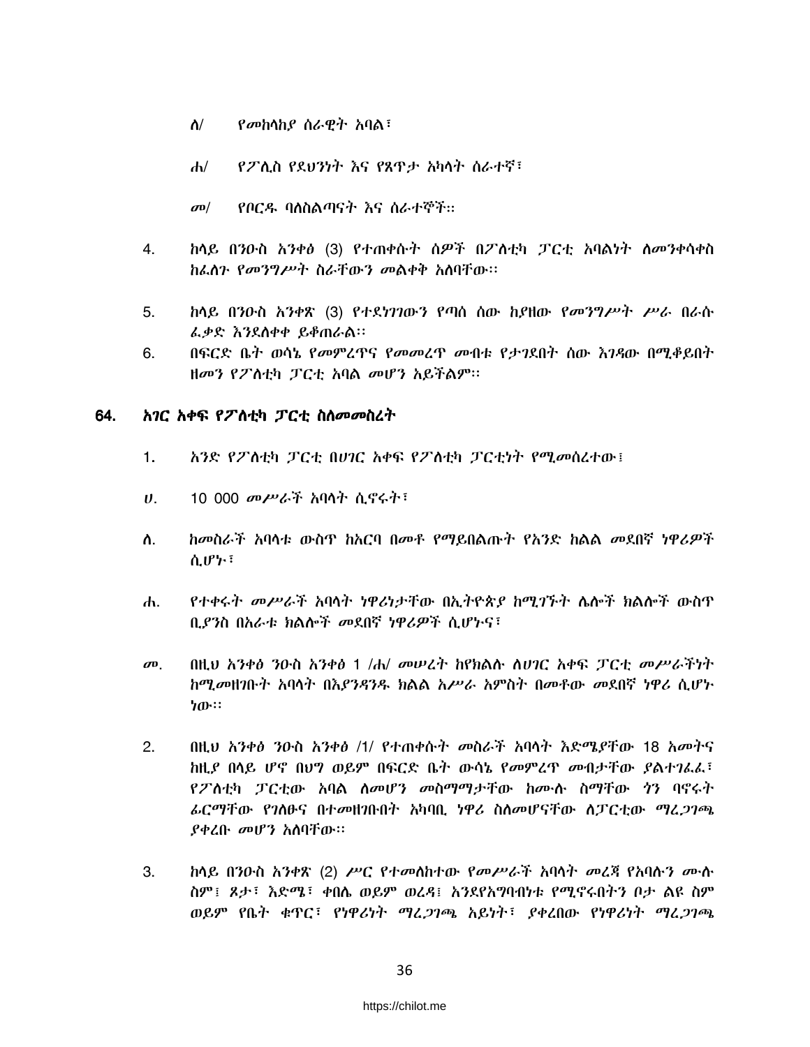ለ/ የመከላከያ ሰራዊት አባል፣

ሐ/ የፖሊስ የደህንነት እና የጸጥታ አካላት ሰራተኛ፣

መ/ የቦርዱ ባለስልጣናት እና ሰራተኞች፡፡

4. ከላይ በንዑስ አንቀፅ (3) የተጠቀሱት ሰዎች በፖለቲካ ፓርቲ አባልነት ለመንቀሳቀስ ከፈለጉ የመንግሥት ስራቸውን መልቀቅ አለባቸው፡፡

5. ከላይ በንዑስ አንቀጽ (3) የተደነገገውን የጣሰ ሰው ከያዘው የመንግሥት ሥራ በራሱ ፈቃድ እንደለቀቀ ይቆጠራል፡፡

6. በፍርድ ቤት ወሳኔ የመምረጥና የመመረጥ መብቱ የታገደበት ሰው እገዳው በሚቆይበት ዘመን የፖለቲካ ፓርቲ አባል መሆን አይችልም፡፡

## 64. አገር አቀፍ የፖለቲካ ፓርቲ ስለመመስረት

1. አንድ የፖለቲካ ፓርቲ በሀገር አቀፍ የፖለቲካ ፓርቲነት የሚመሰረተው፤

ሀ. 10 000 መሥራች አባላት ሲኖሩት፣

ለ. ከመስራች አባላቱ ውስጥ ከአርባ በመቶ የማይበልጡት የአንድ ክልል መደበኛ ነዋሪዎች ሲሆኑ፣

ሐ. የተቀሩት መሥራች አባላት ነዋሪነታቸው በኢትዮጵያ ከሚገኙት ሌሎች ክልሎች ውስጥ ቢያንስ በአራቱ ክልሎች መደበኛ ነዋሪዎች ሲሆኑና፣

መ. በዚህ አንቀፅ ንዑስ አንቀፅ 1 /ሐ/ መሠረት ከየክልሉ ለሀገር አቀፍ ፓርቲ መሥራችነት ከሚመዘገቡት አባላት በእያንዳንዱ ክልል አሥራ አምስት በመቶው መደበኛ ነዋሪ ሲሆኑ ነው፡፡

2. በዚህ አንቀፅ ንዑስ አንቀፅ /1/ የተጠቀሱት መስራች አባላት እድሜያቸው 18 አመትና ከዚያ በላይ ሆኖ በህግ ወይም በፍርድ ቤት ውሳኔ የመምረጥ መብታቸው ያልተገፈፈ፣ የፖለቲካ ፓርቲው አባል ለመሆን መስማማታቸው ከሙሉ ስማቸው ጎን ባኖሩት ፊርማቸው የገለፁና በተመዘገቡበት አካባቢ ነዋሪ ስለመሆናቸው ለፓርቲው ማረጋገጫ ያቀረቡ መሆን አለባቸው፡፡

3. ከላይ በንዑስ አንቀጽ (2) ሥር የተመለከተው የመሥራች አባላት መረጃ የአባሉን ሙሉ ስም፤ ጾታ፣ እድሜ፣ ቀበሌ ወይም ወረዳ፤ እንደየአግባብነቱ የሚኖሩበትን ቦታ ልዩ ስም ወይም የቤት ቁጥር፣ የነዋሪነት ማረጋገጫ አይነት፣ ያቀረበው የነዋሪነት ማረጋገጫ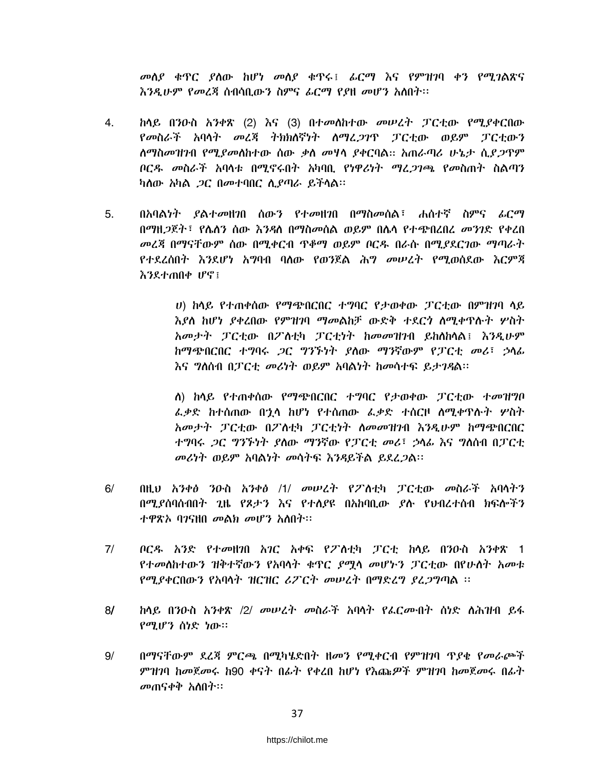መለያ ቁጥር ያለው ከሆነ መለያ ቁጥሩ፤ ፊርማ እና የምዝገባ ቀን የሚገልጽና እንዲሁም የመረጃ ሰብሳቢውን ስምና ፊርማ የያዘ መሆን አለበት፡፡

4. ከላይ በንዑስ አንቀጽ (2) እና (3) በተመለከተው መሠረት ፓርቲው የሚያቀርበው የመስራች አባላት መረጃ ትክክለኛነት ለማረጋገጥ ፓርቲው ወይም ፓርቲውን ለማስመዝገብ የሚያመለከተው ሰው ቃለ መሃላ ያቀርባል፡፡ አጠራጣሪ ሁኔታ ሲያጋጥም ቦርዱ መስራች አባላቱ በሚኖሩበት አካባቢ የነዋሪነት ማረጋገጫ የመስጠት ስልጣን ካለው አካል ጋር በመተባበር ሊያጣራ ይችላል፡፡

5. በአባልነት ያልተመዘገበ ሰውን የተመዘገበ በማስመሰል፣ ሐሰተኛ ስምና ፊርማ በማዘጋጀት፣ የሌለን ሰው እንዳለ በማስመሰል ወይም በሌላ የተጭበረበረ መንገድ የቀረበ መረጃ በማናቸውም ሰው በሚቀርብ ጥቆማ ወይም ቦርዱ በራሱ በሚያደርገው ማጣራት የተደረሰበት እንደሆነ አግባብ ባለው የወንጀል ሕግ መሠረት የሚወሰደው እርምጃ እንደተጠበቀ ሆኖ፤

   ሀ) ከላይ የተጠቀሰው የማጭበርበር ተግባር የታወቀው ፓርቲው በምዝገባ ላይ እያለ ከሆነ ያቀረበው የምዝገባ ማመልከቻ ውድቅ ተደርጎ ለሚቀጥሉት ሦስት አመታት ፓርቲው በፖለቲካ ፓርቲነት ከመመዝገብ ይከለከላል፤ እንዲሁም ከማጭበርበር ተግባሩ ጋር ግንኙነት ያለው ማንኛውም የፓርቲ መሪ፣ ኃላፊ እና ግለሰብ በፓርቲ መሪነት ወይም አባልነት ከመሳተፍ ይታገዳል፡፡

   ለ) ከላይ የተጠቀሰው የማጭበርበር ተግባር የታወቀው ፓርቲው ተመዝግቦ ፈቃድ ከተሰጠው በኋላ ከሆነ የተሰጠው ፈቃድ ተሰርዞ ለሚቀጥሉት ሦስት አመታት ፓርቲው በፖለቲካ ፓርቲነት ለመመዝገብ እንዲሁም ከማጭበርበር ተግባሩ ጋር ግንኙነት ያለው ማንኛው የፓርቲ መሪ፣ ኃላፊ እና ግለሰብ በፓርቲ መሪነት ወይም አባልነት መሳትፍ እንዳይችል ይደረጋል፡፡

6/ በዚህ አንቀፅ ንዑስ አንቀፅ /1/ መሠረት የፖለቲካ ፓርቲው መስራች አባላትን በሚያሰባስብበት ጊዜ የጾታን እና የተለያዩ በአከባቢው ያሉ የህብረተሰብ ክፍሎችን ተዋጽኦ ባገናዘበ መልክ መሆን አለበት፡፡

7/ ቦርዱ አንድ የተመዘገበ አገር አቀፍ የፖለቲካ ፓርቲ ከላይ በንዑስ አንቀጽ 1 የተመለከተውን ዝቅተኛውን የአባላት ቁጥር ያሟላ መሆኑን ፓርቲው በየሁለት አመቱ የሚያቀርበውን የአባላት ዝርዝር ሪፖርት መሠረት በማድረግ ያረጋግጣል ፡፡

8/ ከላይ በንዑስ አንቀጽ /2/ መሠረት መስራች አባላት የፈረሙበት ሰነድ ለሕዝብ ይፋ የሚሆን ሰነድ ነው፡፡

9/ በማናቸውም ደረጃ ምርጫ በሚካሄድበት ዘመን የሚቀርብ የምዝገባ ጥያቄ የመራጮች ምዝገባ ከመጀመሩ ከ90 ቀናት በፊት የቀረበ ከሆነ የእጩዎች ምዝገባ ከመጀመሩ በፊት መጠናቀቅ አለበት፡፡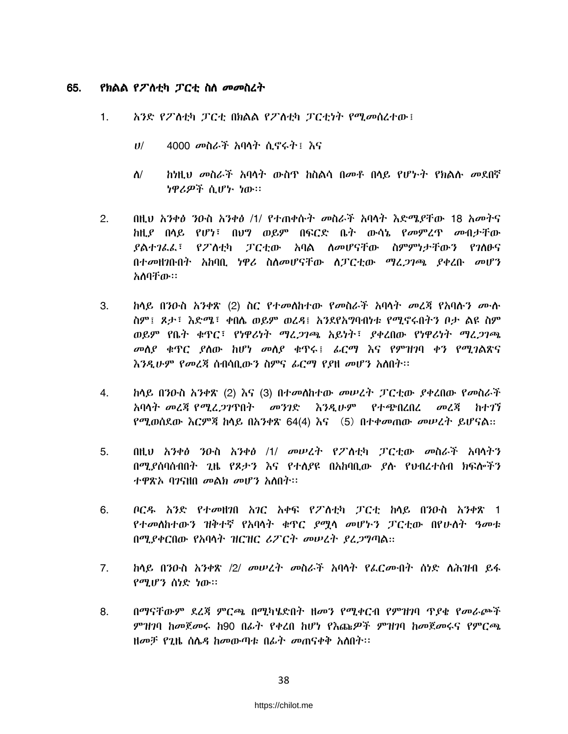## 65. የክልል የፖለቲካ ፓርቲ ስለ መመስረት

1. አንድ የፖለቲካ ፓርቲ በክልል የፖለቲካ ፓርቲነት የሚመሰረተው፤

   ሀ/ 4000 መስራች አባላት ሲኖሩት፤ እና

   ለ/ ከነዚህ መስራች አባላት ውስጥ ከስልሳ በመቶ በላይ የሆኑት የክልሉ መደበኛ ነዋሪዎች ሲሆኑ ነው፡፡

2. በዚህ አንቀፅ ንዑስ አንቀፅ /1/ የተጠቀሱት መስራች አባላት እድሜያቸው 18 አመትና ከዚያ በላይ የሆነ፣ በህግ ወይም በፍርድ ቤት ውሳኔ የመምረጥ መብታቸው ያልተገፈፈ፣ የፖለቲካ ፓርቲው አባል ለመሆናቸው ስምምነታቸውን የገለፁና በተመዘገቡበት አከባቢ ነዋሪ ስለመሆናቸው ለፓርቲው ማረጋገጫ ያቀረቡ መሆን አለባቸው፡፡

3. ከላይ በንዑስ አንቀጽ (2) ስር የተመለከተው የመስራች አባላት መረጃ የአባሉን ሙሉ ስም፤ ጾታ፣ እድሜ፣ ቀበሌ ወይም ወረዳ፤ አንደየአግባብነቱ የሚኖሩበትን ቦታ ልዩ ስም ወይም የቤት ቁጥር፣ የነዋሪነት ማረጋገጫ አይነት፣ ያቀረበው የነዋሪነት ማረጋገጫ መለያ ቁጥር ያለው ከሆነ መለያ ቁጥሩ፤ ፊርማ እና የምዝገባ ቀን የሚገልጽና እንዲሁም የመረጃ ሰብሳቢውን ስምና ፊርማ የያዘ መሆን አለበት፡፡

4. ከላይ በንዑስ አንቀጽ (2) እና (3) በተመለከተው መሠረት ፓርቲው ያቀረበው የመስራች አባላት መረጃ የሚረጋገጥበት መንገድ እንዲሁም የተጭበረበረ መረጃ ከተገኘ የሚወሰደው እርምጃ ከላይ በአንቀጽ 64(4) እና (5) በተቀመጠው መሠረት ይሆናል፡፡

5. በዚህ አንቀፅ ንዑስ አንቀፅ /1/ መሠረት የፖለቲካ ፓርቲው መስራች አባላትን በሚያሰባሰብበት ጊዜ የጾታን እና የተለያዩ በአከባቢው ያሉ የህብረተሰብ ክፍሎችን ተዋጽኦ ባገናዘበ መልክ መሆን አለበት፡፡

6. ቦርዱ አንድ የተመዘገበ አገር አቀፍ የፖለቲካ ፓርቲ ከላይ በንዑስ አንቀጽ 1 የተመለከተውን ዝቅተኛ የአባላት ቁጥር ያሟላ መሆኑን ፓርቲው በየሁለት ዓመቱ በሚያቀርበው የአባላት ዝርዝር ሪፖርት መሠረት ያረጋግጣል፡፡

7. ከላይ በንዑስ አንቀጽ /2/ መሠረት መስራች አባላት የፈርሙበት ሰነድ ለሕዝብ ይፋ የሚሆን ሰነድ ነው፡፡

8. በማናቸውም ደረጃ ምርጫ በሚካሄድበት ዘመን የሚቀርብ የምዝገባ ጥያቄ የመራጮች ምዝገባ ከመጀመሩ ከ90 በፊት የቀረበ ከሆነ የእጩዎች ምዝገባ ከመጀመሩና የምርጫ ዘመቻ የጊዜ ሰሌዳ ከመውጣቱ በፊት መጠናቀቅ አለበት፡፡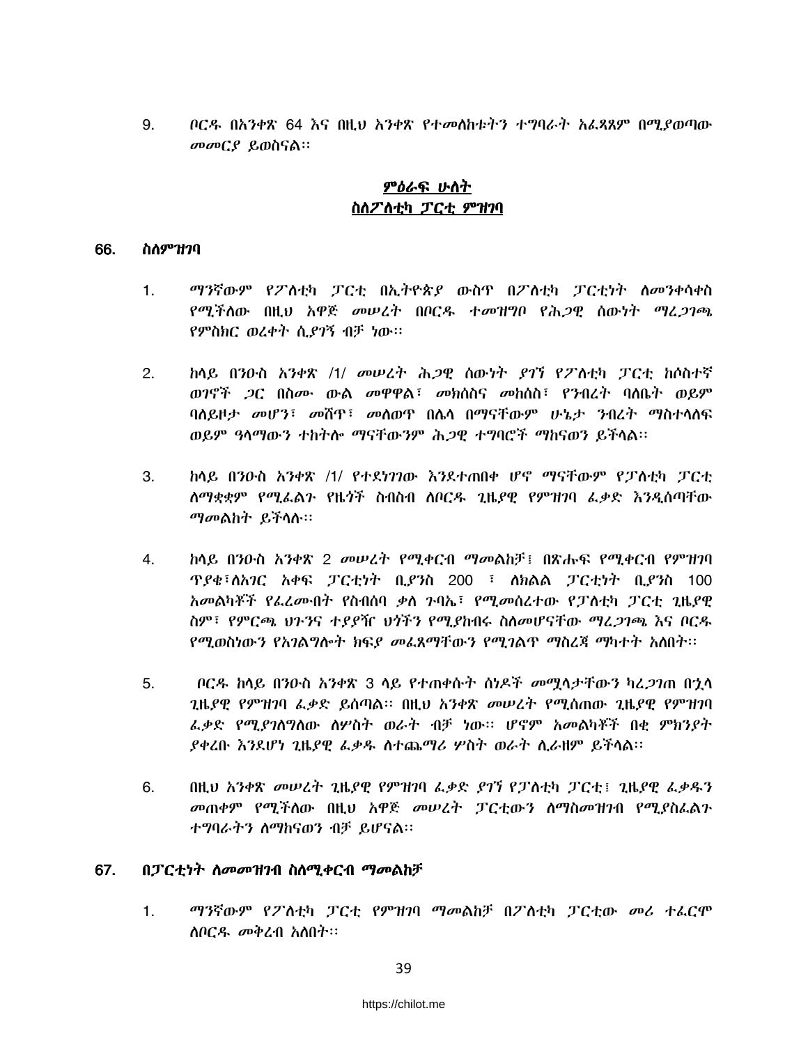9. ቦርዱ በአንቀጽ 64 እና በዚህ አንቀጽ የተመለከቱትን ተግባራት አፈጻጸም በሚያወጣው መመርያ ይወስናል፡፡

## ምዕራፍ ሁለት
## ስለፖለቲካ ፓርቲ ምዝገባ

### 66. ስለምዝገባ

1. ማንኛውም የፖለቲካ ፓርቲ በኢትዮጵያ ውስጥ በፖለቲካ ፓርቲነት ለመንቀሳቀስ የሚችለው በዚህ አዋጅ መሠረት በቦርዱ ተመዝግቦ የሕጋዊ ሰውነት ማረጋገጫ የምስክር ወረቀት ሲያገኝ ብቻ ነው፡፡

2. ከላይ በንዑስ አንቀጽ /1/ መሠረት ሕጋዊ ሰውነት ያገኘ የፖለቲካ ፓርቲ ከሶስተኛ ወገኖች ጋር በስሙ ውል መዋዋል፣ መክሰስና መከሰስ፣ የንብረት ባለቤት ወይም ባለይዞታ መሆን፣ መሸጥ፣ መለወጥ በሌላ በማናቸውም ሁኔታ ንብረት ማስተላለፍ ወይም ዓላማውን ተከትሎ ማናቸውንም ሕጋዊ ተግባሮች ማከናወን ይችላል፡፡

3. ከላይ በንዑስ አንቀጽ /1/ የተደነገገው እንደተጠበቀ ሆኖ ማናቸውም የፓለቲካ ፓርቲ ለማቋቋም የሚፈልጉ የዜጎች ስብስብ ለቦርዱ ጊዜያዊ የምዝገባ ፈቃድ እንዲሰጣቸው ማመልከት ይችላሉ፡፡

4. ከላይ በንዑስ አንቀጽ 2 መሠረት የሚቀርብ ማመልከቻ፤ በጽሑፍ የሚቀርብ የምዝገባ ጥያቄ፣ለአገር አቀፍ ፓርቲነት ቢያንስ 200 ፣ ለክልል ፓርቲነት ቢያንስ 100 አመልካቾች የፈረሙበት የስብሰባ ቃለ ጉባኤ፣ የሚመሰረተው የፓለቲካ ፓርቲ ጊዜያዊ ስም፣ የምርጫ ህጉንና ተያያዥ ህጎችን የሚያከብሩ ስለመሆናቸው ማረጋገጫ እና ቦርዱ የሚወስነውን የአገልግሎት ክፍያ መፈጸማቸውን የሚገልጥ ማስረጃ ማካተት አለበት፡፡

5. ቦርዱ ከላይ በንዑስ አንቀጽ 3 ላይ የተጠቀሱት ሰነዶች መሟላታቸውን ካረጋገጠ በኋላ ጊዜያዊ የምዝገባ ፈቃድ ይሰጣል፡፡ በዚህ አንቀጽ መሠረት የሚሰጠው ጊዜያዊ የምዝገባ ፈቃድ የሚያገለግለው ለሦስት ወራት ብቻ ነው፡፡ ሆኖም አመልካቾች በቂ ምክንያት ያቀረቡ እንደሆነ ጊዜያዊ ፈቃዱ ለተጨማሪ ሦስት ወራት ሊራዘም ይችላል፡፡

6. በዚህ አንቀጽ መሠረት ጊዜያዊ የምዝገባ ፈቃድ ያገኘ የፓለቲካ ፓርቲ፤ ጊዜያዊ ፈቃዱን መጠቀም የሚችለው በዚህ አዋጅ መሠረት ፓርቲውን ለማስመዝገብ የሚያስፈልጉ ተግባራትን ለማከናወን ብቻ ይሆናል፡፡

### 67. በፓርቲነት ለመመዝገብ ስለሚቀርብ ማመልከቻ

1. ማንኛውም የፖለቲካ ፓርቲ የምዝገባ ማመልከቻ በፖለቲካ ፓርቲው መሪ ተፈርሞ ለቦርዱ መቅረብ አለበት፡፡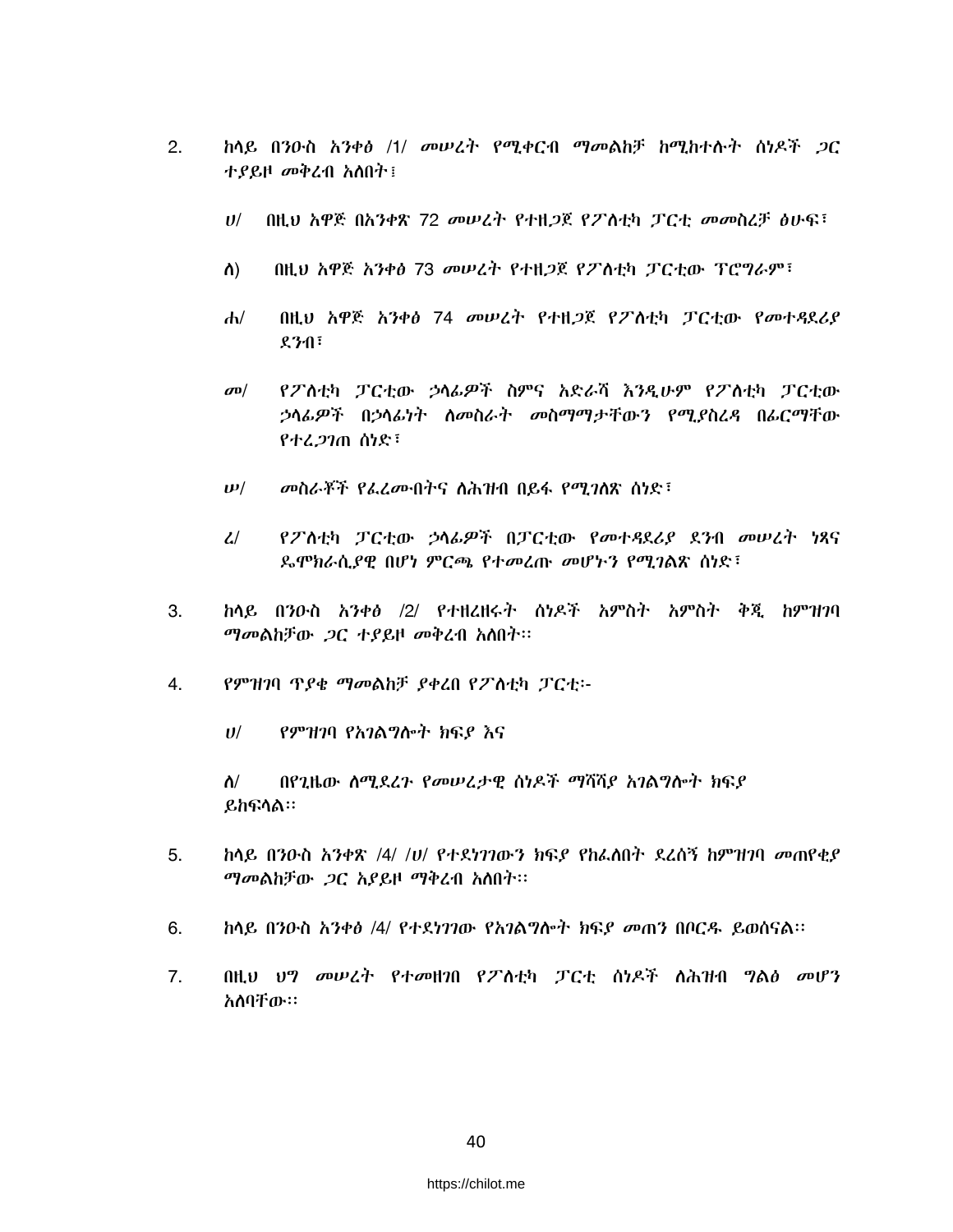2. ከላይ በንዑስ አንቀፅ /1/ መሠረት የሚቀርብ ማመልከቻ ከሚከተሉት ሰነዶች ጋር ተያይዞ መቅረብ አለበት፤

   ሀ/ በዚህ አዋጅ በአንቀጽ 72 መሠረት የተዘጋጀ የፖለቲካ ፓርቲ መመስረቻ ፅሁፍ፣

   ለ) በዚህ አዋጅ አንቀፅ 73 መሠረት የተዘጋጀ የፖለቲካ ፓርቲው ፕሮግራም፣

   ሐ/ በዚህ አዋጅ አንቀፅ 74 መሠረት የተዘጋጀ የፖለቲካ ፓርቲው የመተዳደሪያ ደንብ፣

   መ/ የፖለቲካ ፓርቲው ኃላፊዎች ስምና አድራሻ እንዲሁም የፖለቲካ ፓርቲው ኃላፊዎች በኃላፊነት ለመስራት መስማማታቸውን የሚያስረዳ በፊርማቸው የተረጋገጠ ሰነድ፣

   ሠ/ መስራቾች የፈረሙበትና ለሕዝብ በይፋ የሚገለጽ ሰነድ፣

   ረ/ የፖለቲካ ፓርቲው ኃላፊዎች በፓርቲው የመተዳደሪያ ደንብ መሠረት ነጻና ዴሞክራሲያዊ በሆነ ምርጫ የተመረጡ መሆኑን የሚገልጽ ሰነድ፣

3. ከላይ በንዑስ አንቀፅ /2/ የተዘረዘሩት ሰነዶች አምስት አምስት ቅጂ ከምዝገባ ማመልከቻው ጋር ተያይዞ መቅረብ አለበት፡፡

4. የምዝገባ ጥያቄ ማመልከቻ ያቀረበ የፖለቲካ ፓርቲ፡-

   ሀ/ የምዝገባ የአገልግሎት ክፍያ እና

   ለ/ በየጊዜው ለሚደረጉ የመሠረታዊ ሰነዶች ማሻሻያ አገልግሎት ክፍያ ይከፍላል፡፡

5. ከላይ በንዑስ አንቀጽ /4/ /ሀ/ የተደነገገውን ክፍያ የከፈለበት ደረሰኝ ከምዝገባ መጠየቂያ ማመልከቻው ጋር አያይዞ ማቅረብ አለበት፡፡

6. ከላይ በንዑስ አንቀፅ /4/ የተደነገገው የአገልግሎት ክፍያ መጠን በቦርዱ ይወሰናል፡፡

7. በዚህ ህግ መሠረት የተመዘገበ የፖለቲካ ፓርቲ ሰነዶች ለሕዝብ ግልፅ መሆን አለባቸው፡፡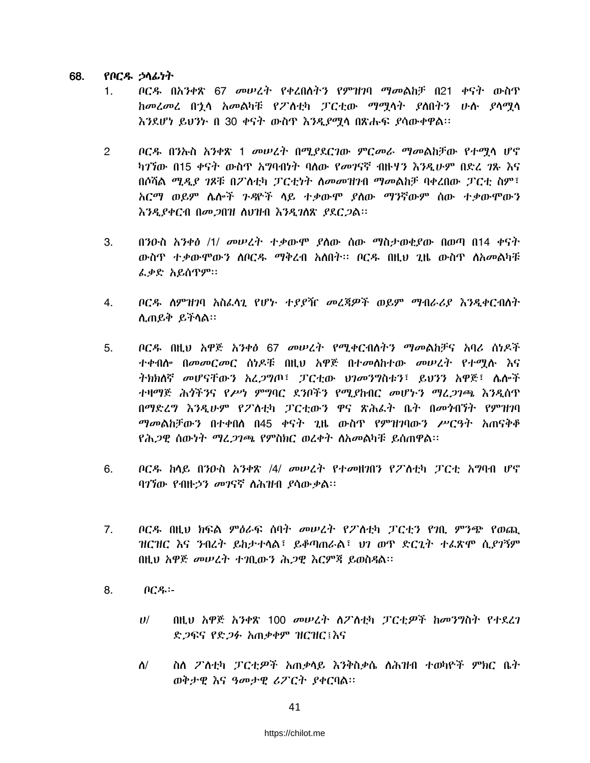## 68. የቦርዱ ኃላፊነት

1. ቦርዱ በአንቀጽ 67 መሠረት የቀረበለትን የምዝገባ ማመልከቻ በ21 ቀናት ውስጥ ከመረመረ በኋላ አመልካቹ የፖለቲካ ፓርቲው ማሟላት ያለበትን ሁሉ ያላሟላ እንደሆነ ይህንኑ በ 30 ቀናት ውስጥ እንዲያሟላ በጽሑፍ ያሳውቀዋል፡፡

2. ቦርዱ በንኡስ አንቀጽ 1 መሠረት በሚያደርገው ምርመራ ማመልከቻው የተሟላ ሆኖ ካገኘው በ15 ቀናት ውስጥ አግባብነት ባለው የመገናኛ ብዙሃን እንዲሁም በድረ ገጹ እና በሶሻል ሚዲያ ገጾቹ በፖለቲካ ፓርቲነት ለመመዝገብ ማመልከቻ ባቀረበው ፓርቲ ስም፣ አርማ ወይም ሌሎች ጉዳዮች ላይ ተቃውሞ ያለው ማንኛውም ሰው ተቃውሞውን እንዲያቀርብ በመጋበዝ ለህዝብ እንዲገለጽ ያደርጋል፡፡

3. በንዑስ አንቀፅ /1/ መሠረት ተቃውሞ ያለው ሰው ማስታወቂያው በወጣ በ14 ቀናት ውስጥ ተቃውሞውን ለቦርዱ ማቅረብ አለበት፡፡ ቦርዱ በዚህ ጊዜ ውስጥ ለአመልካቹ ፈቃድ አይሰጥም፡፡

4. ቦርዱ ለምዝገባ አስፈላጊ የሆኑ ተያያዥ መረጃዎች ወይም ማብራሪያ እንዲቀርብለት ሊጠይቅ ይችላል፡፡

5. ቦርዱ በዚህ አዋጅ አንቀፅ 67 መሠረት የሚቀርብለትን ማመልከቻና አባሪ ሰነዶች ተቀብሎ በመመርመር ሰነዶቹ በዚህ አዋጅ በተመለከተው መሠረት የተሟሉ እና ትክክለኛ መሆናቸውን አረጋግጦ፣ ፓርቲው ህገመንግስቱን፣ ይህንን አዋጅ፣ ሌሎች ተዛማጅ ሕጎችንና የሥነ ምግባር ደንቦችን የሚያከብር መሆኑን ማረጋገጫ እንዲሰጥ በማድረግ እንዲሁም የፖለቲካ ፓርቲውን ዋና ጽሕፈት ቤት በመጎብኘት የምዝገባ ማመልከቻውን በተቀበለ በ45 ቀናት ጊዜ ውስጥ የምዝገባውን ሥርዓት አጠናቅቆ የሕጋዊ ሰውነት ማረጋገጫ የምስክር ወረቀት ለአመልካቹ ይሰጠዋል፡፡

6. ቦርዱ ከላይ በንዑስ አንቀጽ /4/ መሠረት የተመዘገበን የፖለቲካ ፓርቲ አግባብ ሆኖ ባገኘው የብዙኃን መገናኛ ለሕዝብ ያሳውቃል፡፡

7. ቦርዱ በዚህ ክፍል ምዕራፍ ሰባት መሠረት የፖለቲካ ፓርቲን የገቢ ምንጭ የወጪ ዝርዝር እና ንብረት ይከታተላል፣ ይቆጣጠራል፣ ህገ ወጥ ድርጊት ተፈጽሞ ሲያገኝም በዚህ አዋጅ መሠረት ተገቢውን ሕጋዊ እርምጃ ይወስዳል፡፡

8. ቦርዱ፡-

   ሀ/ በዚህ አዋጅ አንቀጽ 100 መሠረት ለፖለቲካ ፓርቲዎች ከመንግስት የተደረገ ድጋፍና የድጋፉ አጠቃቀም ዝርዝር፤እና

   ለ/ ስለ ፖለቲካ ፓርቲዎች አጠቃላይ እንቅስቃሴ ለሕዝብ ተወካዮች ምክር ቤት ወቅታዊ እና ዓመታዊ ሪፖርት ያቀርባል፡፡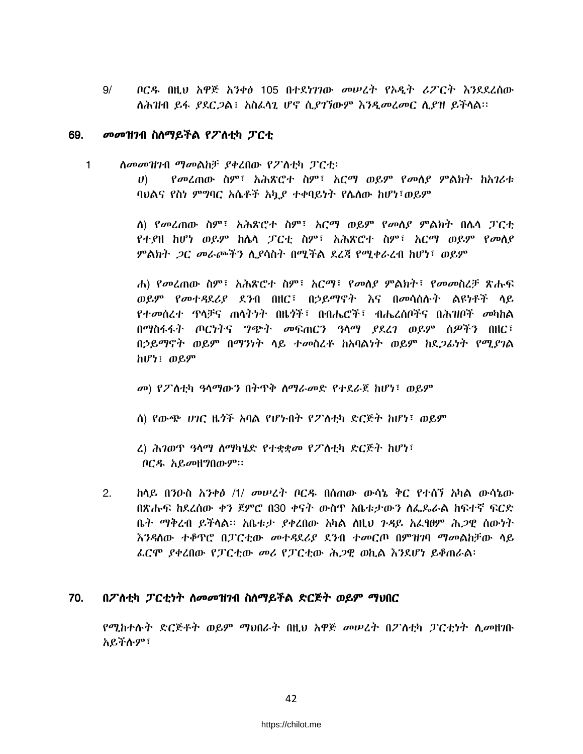9/ ቦርዱ በዚህ አዋጅ አንቀፅ 105 በተደነገገው መሠረት የኦዲት ሪፖርት እንደደረሰው ለሕዝብ ይፋ ያደርጋል፤ አስፈላጊ ሆኖ ሲያገኘውም እንዲመረመር ሊያዝ ይችላል፡፡

## 69. መመዝገብ ስለማይችል የፖለቲካ ፓርቲ

1 ለመመዝገብ ማመልከቻ ያቀረበው የፖለቲካ ፓርቲ፡

ሀ) የመረጠው ስም፣ አሕጽሮተ ስም፣ አርማ ወይም የመለያ ምልክት ከአገሪቱ ባህልና የስነ ምግባር እሴቶች አኳያ ተቀባይነት የሌለው ከሆነ፣ወይም

ለ) የመረጠው ስም፣ አሕጽሮተ ስም፣ አርማ ወይም የመለያ ምልክት በሌላ ፓርቲ የተያዘ ከሆነ ወይም ከሌላ ፓርቲ ስም፣ አሕጽሮተ ስም፣ አርማ ወይም የመለያ ምልክት ጋር መራጮችን ሊያሳስት በሚችል ደረጃ የሚቀራረብ ከሆነ፣ ወይም

ሐ) የመረጠው ስም፣ አሕጽሮተ ስም፣ አርማ፣ የመለያ ምልክት፣ የመመስረቻ ጽሑፍ ወይም የመተዳደሪያ ደንብ በዘር፣ በኃይማኖት እና በመሳሰሉት ልዩነቶች ላይ የተመሰረተ ጥላቻና ጠላትነት በዜጎች፣ በብሔሮች፣ ብሔረሰቦችና በሕዝቦች መካከል በማስፋፋት ጦርነትና ግጭት መፍጠርን ዓላማ ያደረገ ወይም ሰዎችን በዘር፣ በኃይማኖት ወይም በማንነት ላይ ተመስረቶ ከአባልነት ወይም ከደጋፊነት የሚያገል ከሆነ፤ ወይም

መ) የፖለቲካ ዓላማውን በትጥቅ ለማራመድ የተደራጀ ከሆነ፣ ወይም

ሰ) የውጭ ሀገር ዜጎች አባል የሆኑበት የፖለቲካ ድርጅት ከሆነ፣ ወይም

ረ) ሕገወጥ ዓላማ ለማካሄድ የተቋቋመ የፖለቲካ ድርጅት ከሆነ፣
ቦርዱ አይመዘግበውም፡፡

2. ከላይ በንዑስ አንቀፅ /1/ መሠረት ቦርዱ በሰጠው ውሳኔ ቅር የተሰኘ አካል ውሳኔው በጽሑፍ ከደረሰው ቀን ጀምሮ በ30 ቀናት ውስጥ አቤቱታውን ለፌዴራል ከፍተኛ ፍርድ ቤት ማቅረብ ይችላል፡፡ አቤቱታ ያቀረበው አካል ለዚህ ጉዳይ አፈፃፀም ሕጋዊ ሰውነት እንዳለው ተቆጥሮ በፓርቲው መተዳደሪያ ደንብ ተመርጦ በምዝገባ ማመልከቻው ላይ ፊርሞ ያቀረበው የፓርቲው መሪ የፓርቲው ሕጋዊ ወኪል እንደሆነ ይቆጠራል፡

## 70. በፖለቲካ ፓርቲነት ለመመዝገብ ስለማይችል ድርጅት ወይም ማህበር

የሚከተሉት ድርጅቶች ወይም ማህበራት በዚህ አዋጅ መሠረት በፖለቲካ ፓርቲነት ሊመዘገቡ አይችሉም፣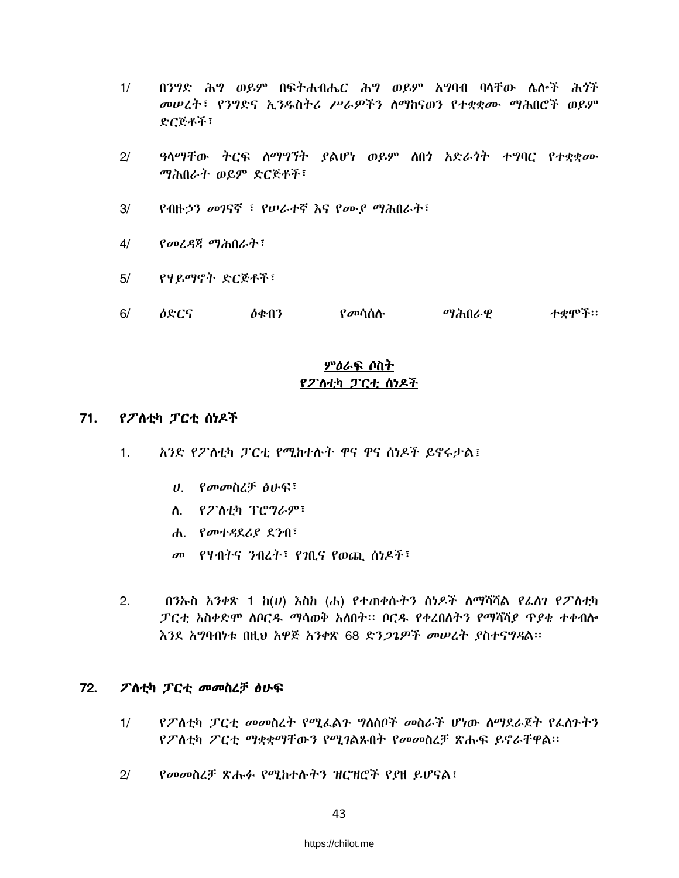1/ በንግድ ሕግ ወይም በፍትሐብሔር ሕግ ወይም አግባብ ባላቸው ሌሎች ሕጎች መሠረት፣ የንግድና ኢንዱስትሪ ሥራዎችን ለማከናወን የተቋቋሙ ማሕበሮች ወይም ድርጅቶች፣

2/ ዓላማቸው ትርፍ ለማግኘት ያልሆነ ወይም ለበጎ አድራጎት ተግባር የተቋቋሙ ማሕበራት ወይም ድርጅቶች፣

3/ የብዙኃን መገናኛ ፣ የሠራተኛ እና የሙያ ማሕበራት፣

4/ የመረዳጃ ማሕበራት፣

5/ የሃይማኖት ድርጅቶች፣

6/ ዕድርና ዕቁብን የመሳሰሉ ማሕበራዊ ተቋሞች፡፡

## ምዕራፍ ሶስት
## የፖለቲካ ፓርቲ ሰነዶች

### 71. የፖለቲካ ፓርቲ ሰነዶች

1. አንድ የፖለቲካ ፓርቲ የሚከተሉት ዋና ዋና ሰነዶች ይኖሩታል፤

   ሀ. የመመስረቻ ፅሁፍ፣

   ለ. የፖለቲካ ፕሮግራም፣

   ሐ. የመተዳደሪያ ደንብ፣

   መ የሃብትና ንብረት፣ የገቢና የወጪ ሰነዶች፣

2. በንኡስ አንቀጽ 1 ከ(ሀ) እስከ (ሐ) የተጠቀሱትን ሰነዶች ለማሻሻል የፈለገ የፖለቲካ ፓርቲ አስቀድሞ ለቦርዱ ማሳወቅ አለበት፡፡ ቦርዱ የቀረበለትን የማሻሻያ ጥያቄ ተቀብሎ እንደ አግባብነቱ በዚህ አዋጅ አንቀጽ 68 ድንጋጌዎች መሠረት ያስተናግዳል፡፡

### 72. ፖለቲካ ፓርቲ መመስረቻ ፅሁፍ

1/ የፖለቲካ ፓርቲ መመስረት የሚፈልጉ ግለሰቦች መስራች ሆነው ለማደራጀት የፈለጉትን የፖለቲካ ፖርቲ ማቋቋማቸውን የሚገልጹበት የመመስረቻ ጽሑፍ ይኖራቸዋል፡፡

2/ የመመስረቻ ጽሑፉ የሚከተሉትን ዝርዝሮች የያዘ ይሆናል፤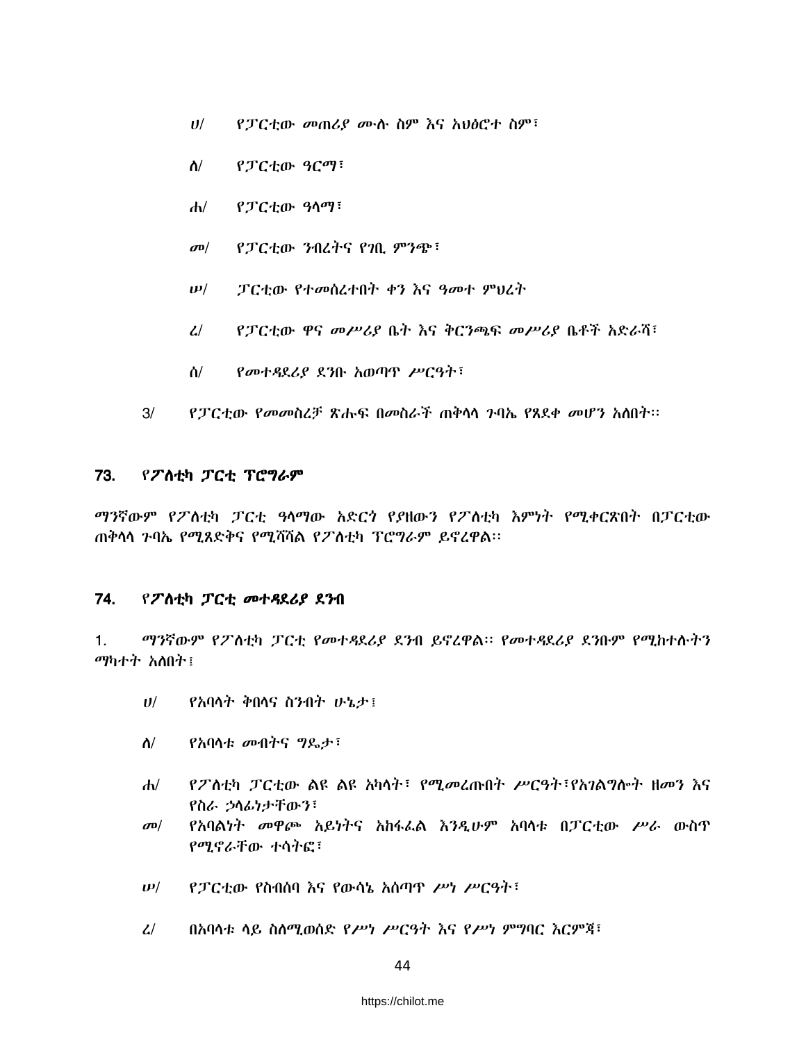ሀ/ የፓርቲው መጠሪያ ሙሉ ስም እና አህፅሮተ ስም፣

ለ/ የፓርቲው ዓርማ፣

ሐ/ የፓርቲው ዓላማ፣

መ/ የፓርቲው ንብረትና የገቢ ምንጭ፣

ሠ/ ፓርቲው የተመሰረተበት ቀን እና ዓመተ ምህረት

ረ/ የፓርቲው ዋና መሥሪያ ቤት እና ቅርንጫፍ መሥሪያ ቤቶች አድራሻ፣

ሰ/ የመተዳደሪያ ደንቡ አወጣጥ ሥርዓት፣

3/ የፓርቲው የመመስረቻ ጽሑፍ በመስራች ጠቅላላ ጉባኤ የጸደቀ መሆን አለበት።

## 73. የፖለቲካ ፓርቲ ፕሮግራም

ማንኛውም የፖለቲካ ፓርቲ ዓላማው አድርጎ የያዘውን የፖለቲካ እምነት የሚቀርጽበት በፓርቲው ጠቅላላ ጉባኤ የሚጸድቅና የሚሻሻል የፖለቲካ ፕሮግራም ይኖረዋል።

## 74. የፖለቲካ ፓርቲ መተዳደሪያ ደንብ

1. ማንኛውም የፖለቲካ ፓርቲ የመተዳደሪያ ደንብ ይኖረዋል። የመተዳደሪያ ደንቡም የሚከተሉትን ማካተት አለበት፤

ሀ/ የአባላት ቅበላና ስንብት ሁኔታ፤

ለ/ የአባላቱ መብትና ግዴታ፣

ሐ/ የፖለቲካ ፓርቲው ልዩ ልዩ አካላት፣ የሚመረጡበት ሥርዓት፣የአገልግሎት ዘመን እና የስራ ኃላፊነታቸውን፣

መ/ የአባልነት መዋጮ አይነትና አከፋፈል እንዲሁም አባላቱ በፓርቲው ሥራ ውስጥ የሚኖራቸው ተሳትፎ፣

ሠ/ የፓርቲው የስብሰባ እና የውሳኔ አሰጣጥ ሥነ ሥርዓት፣

ረ/ በአባላቱ ላይ ስለሚወሰድ የሥነ ሥርዓት እና የሥነ ምግባር እርምጃ፣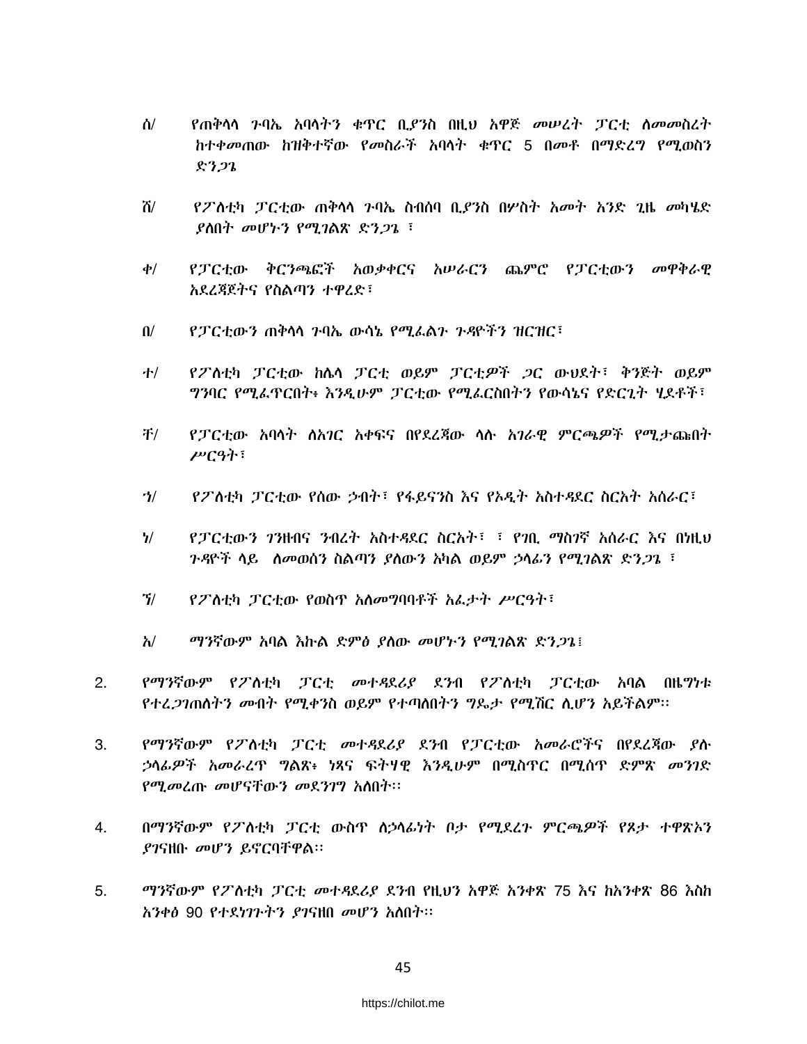ሰ/ የጠቅላላ ጉባኤ አባላትን ቁጥር ቢያንስ በዚህ አዋጅ መሠረት ፓርቲ ለመመስረት ከተቀመጠው ከዝቅተኛው የመስራች አባላት ቁጥር 5 በመቶ በማድረግ የሚወስን ድንጋጌ

ሸ/ የፖለቲካ ፓርቲው ጠቅላላ ጉባኤ ስብሰባ ቢያንስ በሦስት አመት አንድ ጊዜ መካሄድ ያለበት መሆኑን የሚገልጽ ድንጋጌ ፣

ቀ/ የፓርቲው ቅርንጫፎች አወቃቀርና አሠራርን ጨምሮ የፓርቲውን መዋቅራዊ አደረጃጀትና የስልጣን ተዋረድ፣

በ/ የፓርቲውን ጠቅላላ ጉባኤ ውሳኔ የሚፈልጉ ጉዳዮችን ዝርዝር፣

ተ/ የፖለቲካ ፓርቲው ከሌላ ፓርቲ ወይም ፓርቲዎች ጋር ውህደት፣ ቅንጅት ወይም ግንባር የሚፈጥርበት፥ እንዲሁም ፓርቲው የሚፈርስበትን የውሳኔና የድርጊት ሂደቶች፣

ቸ/ የፓርቲው አባላት ለአገር አቀፍና በየደረጃው ላሉ አገራዊ ምርጫዎች የሚታጩበት ሥርዓት፣

ኀ/ የፖለቲካ ፓርቲው የሰው ኃብት፣ የፋይናንስ እና የኦዲት አስተዳደር ስርአት አሰራር፣

ነ/ የፓርቲውን ገንዘብና ንብረት አስተዳደር ስርአት፣ ፣ የገቢ ማስገኛ አሰራር እና በነዚህ ጉዳዮች ላይ ለመወሰን ስልጣን ያለውን አካል ወይም ኃላፊን የሚገልጽ ድንጋጌ ፣

ኘ/ የፖለቲካ ፓርቲው የወስጥ አለመግባባቶች አፈታት ሥርዓት፣

አ/ ማንኛውም አባል እኩል ድምፅ ያለው መሆኑን የሚገልጽ ድንጋጌ፤

2. የማንኛውም የፖለቲካ ፓርቲ መተዳደሪያ ደንብ የፖለቲካ ፓርቲው አባል በዜግነቱ የተረጋገጠለትን መብት የሚቀንስ ወይም የተጣለበትን ግዴታ የሚሽር ሊሆን አይችልም፡፡

3. የማንኛውም የፖለቲካ ፓርቲ መተዳደሪያ ደንብ የፓርቲው አመራሮችና በየደረጃው ያሉ ኃላፊዎች አመራረጥ ግልጽ፥ ነጻና ፍትሃዊ እንዲሁም በሚስጥር በሚሰጥ ድምጽ መንገድ የሚመረጡ መሆናቸውን መደንገግ አለበት፡፡

4. በማንኛውም የፖለቲካ ፓርቲ ውስጥ ለኃላፊነት ቦታ የሚደረጉ ምርጫዎች የጾታ ተዋጽኦን ያገናዘቡ መሆን ይኖርባቸዋል፡፡

5. ማንኛውም የፖለቲካ ፓርቲ መተዳደሪያ ደንብ የዚህን አዋጅ አንቀጽ 75 እና ከአንቀጽ 86 እስከ አንቀፅ 90 የተደነገጉትን ያገናዘበ መሆን አለበት፡፡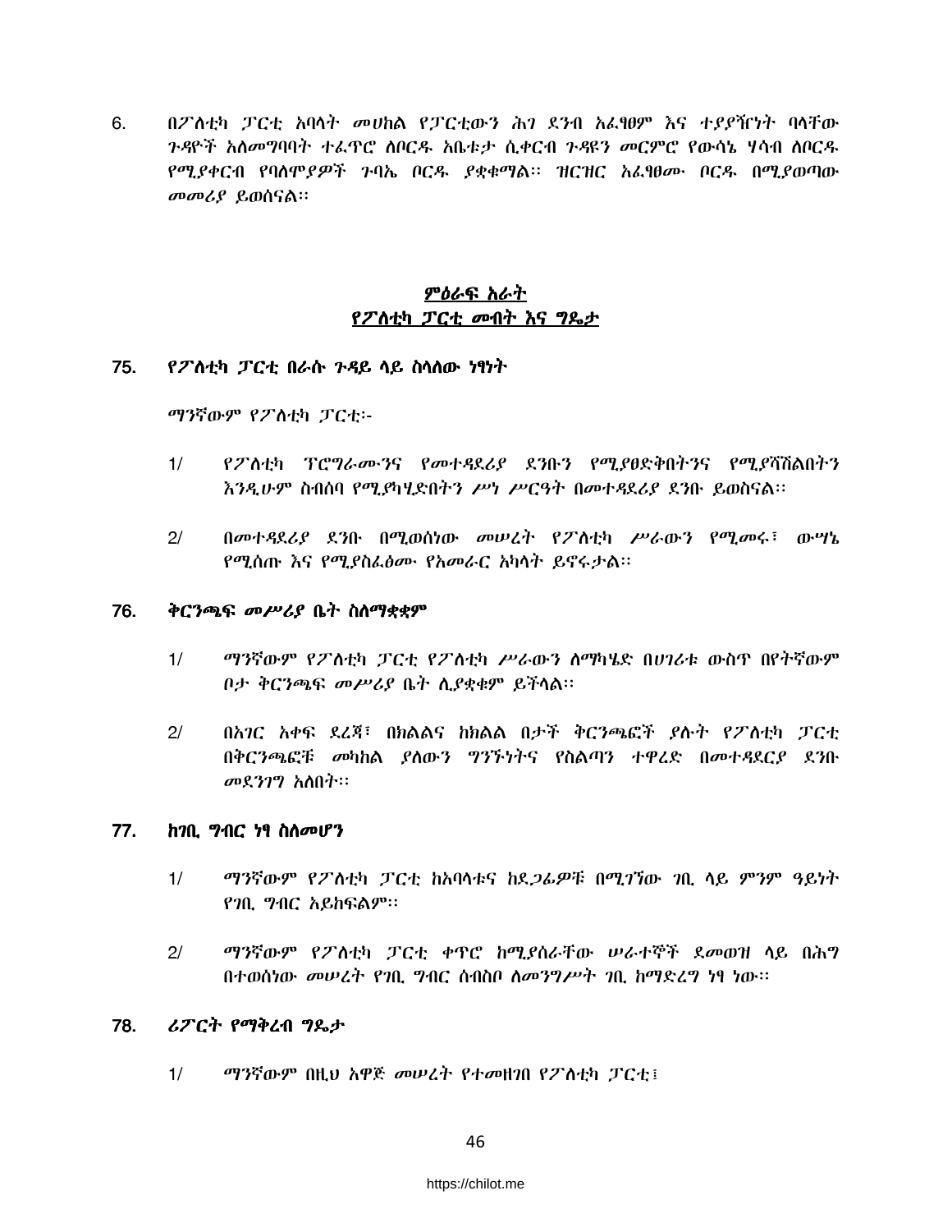6. በፖለቲካ ፓርቲ አባላት መሀከል የፓርቲውን ሕገ ደንብ አፈፃፀም እና ተያያዥነት ባላቸው ጉዳዮች አለመግባባት ተፈጥሮ ለቦርዱ አቤቱታ ሲቀርብ ጉዳዩን መርምሮ የውሳኔ ሃሳብ ለቦርዱ የሚያቀርብ የባለሞያዎች ጉባኤ ቦርዱ ያቋቁማል፡፡ ዝርዝር አፈፃፀሙ ቦርዱ በሚያወጣው መመሪያ ይወሰናል፡፡

## ምዕራፍ አራት
## የፖለቲካ ፓርቲ መብት እና ግዴታ

### 75. የፖለቲካ ፓርቲ በራሱ ጉዳይ ላይ ስላለው ነፃነት

ማንኛውም የፖለቲካ ፓርቲ፡-

1/ የፖለቲካ ፕሮግራሙንና የመተዳደሪያ ደንቡን የሚያፀድቅበትንና የሚያሻሽልበትን እንዲሁም ስብሰባ የሚያካሂድበትን ሥነ ሥርዓት በመተዳደሪያ ደንቡ ይወስናል፡፡

2/ በመተዳደሪያ ደንቡ በሚወሰነው መሠረት የፖለቲካ ሥራውን የሚመሩ፣ ውሣኔ የሚሰጡ እና የሚያስፈፅሙ የአመራር አካላት ይኖሩታል፡፡

### 76. ቅርንጫፍ መሥሪያ ቤት ስለማቋቋም

1/ ማንኛውም የፖለቲካ ፓርቲ የፖለቲካ ሥራውን ለማካሄድ በሀገሪቱ ውስጥ በየትኛውም ቦታ ቅርንጫፍ መሥሪያ ቤት ሊያቋቁም ይችላል፡፡

2/ በአገር አቀፍ ደረጃ፣ በክልልና ከክልል በታች ቅርንጫፎች ያሉት የፖለቲካ ፓርቲ በቅርንጫፎቹ መካከል ያለውን ግንኙነትና የስልጣን ተዋረድ በመተዳደርያ ደንቡ መደንገግ አለበት፡፡

### 77. ከገቢ ግብር ነፃ ስለመሆን

1/ ማንኛውም የፖለቲካ ፓርቲ ከአባላቱና ከደጋፊዎቹ በሚገኘው ገቢ ላይ ምንም ዓይነት የገቢ ግብር አይከፍልም፡፡

2/ ማንኛውም የፖለቲካ ፓርቲ ቀጥሮ ከሚያሰራቸው ሠራተኞች ደመወዝ ላይ በሕግ በተወሰነው መሠረት የገቢ ግብር ሰብስቦ ለመንግሥት ገቢ ከማድረግ ነፃ ነው፡፡

### 78. ሪፖርት የማቅረብ ግዴታ

1/ ማንኛውም በዚህ አዋጅ መሠረት የተመዘገበ የፖለቲካ ፓርቲ፤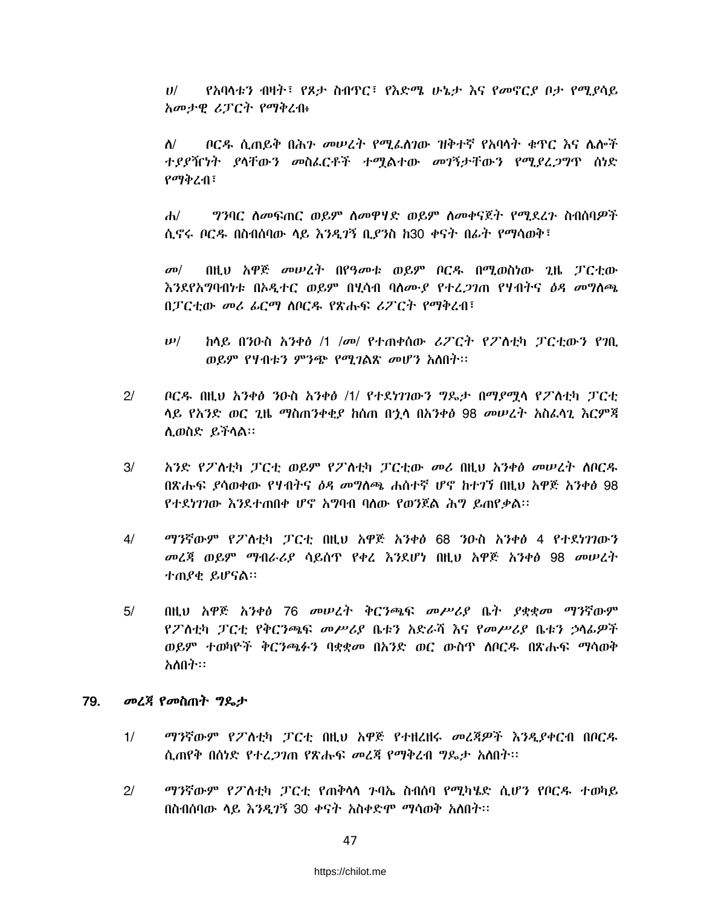ሀ/ የአባላቱን ብዛት፣ የጾታ ስብጥር፣ የእድሜ ሁኔታ እና የመኖርያ ቦታ የሚያሳይ አመታዊ ሪፓርት የማቅረብ፥

ለ/ ቦርዱ ሲጠይቅ በሕጉ መሠረት የሚፈለገው ዝቅተኛ የአባላት ቁጥር እና ሌሎች ተያያዥነት ያላቸውን መስፈርቶች ተሟልተው መገኘታቸውን የሚያረጋግጥ ሰነድ የማቅረብ፣

ሐ/ ግንባር ለመፍጠር ወይም ለመዋሃድ ወይም ለመቀናጀት የሚደረጉ ስብሰባዎች ሲኖሩ ቦርዱ በስብሰባው ላይ እንዲገኝ ቢያንስ ከ30 ቀናት በፊት የማሳወቅ፣

መ/ በዚህ አዋጅ መሠረት በየዓመቱ ወይም ቦርዱ በሚወስነው ጊዜ ፓርቲው እንደየአግባብነቱ በኦዲተር ወይም በሂሳብ ባለሙያ የተረጋገጠ የሃብትና ዕዳ መግለጫ በፓርቲው መሪ ፊርማ ለቦርዱ የጽሑፍ ሪፖርት የማቅረብ፣

ሠ/ ከላይ በንዑስ አንቀፅ /1 /መ/ የተጠቀሰው ሪፖርት የፖለቲካ ፓርቲውን የገቢ ወይም የሃብቱን ምንጭ የሚገልጽ መሆን አለበት፡፡

2/ ቦርዱ በዚህ አንቀፅ ንዑስ አንቀፅ /1/ የተደነገገውን ግዴታ በማያሟላ የፖለቲካ ፓርቲ ላይ የአንድ ወር ጊዜ ማስጠንቀቂያ ከሰጠ በኋላ በአንቀፅ 98 መሠረት አስፈላጊ እርምጃ ሊወስድ ይችላል፡፡

3/ አንድ የፖለቲካ ፓርቲ ወይም የፖለቲካ ፓርቲው መሪ በዚህ አንቀፅ መሠረት ለቦርዱ በጽሑፍ ያሳወቀው የሃብትና ዕዳ መግለጫ ሐሰተኛ ሆኖ ከተገኘ በዚህ አዋጅ አንቀፅ 98 የተደነገገው እንደተጠበቀ ሆኖ አግባብ ባለው የወንጀል ሕግ ይጠየቃል፡፡

4/ ማንኛውም የፖለቲካ ፓርቲ በዚህ አዋጅ አንቀፅ 68 ንዑስ አንቀፅ 4 የተደነገገውን መረጃ ወይም ማብራሪያ ሳይሰጥ የቀረ እንደሆነ በዚህ አዋጅ አንቀፅ 98 መሠረት ተጠያቂ ይሆናል፡፡

5/ በዚህ አዋጅ አንቀፅ 76 መሠረት ቅርንጫፍ መሥሪያ ቤት ያቋቋመ ማንኛውም የፖለቲካ ፓርቲ የቅርንጫፍ መሥሪያ ቤቱን አድራሻ እና የመሥሪያ ቤቱን ኃላፊዎች ወይም ተወካዮች ቅርንጫፉን ባቋቋመ በአንድ ወር ውስጥ ለቦርዱ በጽሑፍ ማሳወቅ አለበት፡፡

## 79. *መረጃ የመስጠት ግዴታ*

1/ ማንኛውም የፖለቲካ ፓርቲ በዚህ አዋጅ የተዘረዘሩ መረጃዎች እንዲያቀርብ በቦርዱ ሲጠየቅ በሰነድ የተረጋገጠ የጽሑፍ መረጃ የማቅረብ ግዴታ አለበት፡፡

2/ ማንኛውም የፖለቲካ ፓርቲ የጠቅላላ ጉባኤ ስብሰባ የሚካሄድ ሲሆን የቦርዱ ተወካይ በስብሰባው ላይ እንዲገኝ 30 ቀናት አስቀድሞ ማሳወቅ አለበት፡፡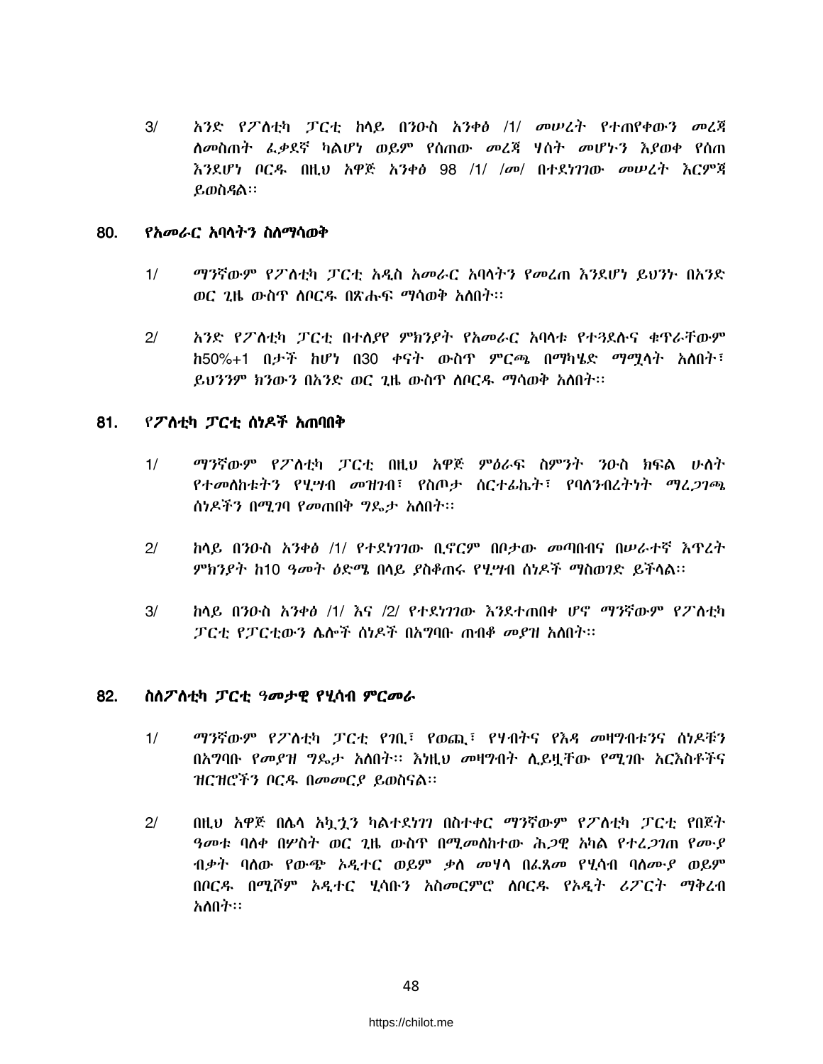3/ አንድ የፖለቲካ ፓርቲ ከላይ በንዑስ አንቀፅ /1/ መሠረት የተጠየቀውን መረጃ ለመስጠት ፈቃደኛ ካልሆነ ወይም የሰጠው መረጃ ሃሰት መሆኑን እያወቀ የሰጠ እንደሆነ ቦርዱ በዚህ አዋጅ አንቀፅ 98 /1/ /መ/ በተደነገገው መሠረት እርምጃ ይወስዳል፡፡

## 80. የአመራር አባላትን ስለማሳወቅ

1/ ማንኛውም የፖለቲካ ፓርቲ አዲስ አመራር አባላትን የመረጠ እንደሆነ ይህንኑ በአንድ ወር ጊዜ ውስጥ ለቦርዱ በጽሑፍ ማሳወቅ አለበት፡፡

2/ አንድ የፖለቲካ ፓርቲ በተለያየ ምክንያት የአመራር አባላቱ የተጓደሉና ቁጥራቸውም ከ50%+1 በታች ከሆነ በ30 ቀናት ውስጥ ምርጫ በማካሄድ ማሟላት አለበት፣ ይህንንም ክንውን በአንድ ወር ጊዜ ውስጥ ለቦርዱ ማሳወቅ አለበት፡፡

## 81. የፖለቲካ ፓርቲ ሰነዶች አጠባበቅ

1/ ማንኛውም የፖለቲካ ፓርቲ በዚህ አዋጅ ምዕራፍ ስምንት ንዑስ ክፍል ሁለት የተመለከቱትን የሂሣብ መዝገብ፣ የስጦታ ሰርተፊኬት፣ የባለንብረትነት ማረጋገጫ ሰነዶችን በሚገባ የመጠበቅ ግዴታ አለበት፡፡

2/ ከላይ በንዑስ አንቀፅ /1/ የተደነገገው ቢኖርም በቦታው መጣበብና በሥራተኛ እጥረት ምክንያት ከ10 ዓመት ዕድሜ በላይ ያስቆጠሩ የሂሣብ ሰነዶች ማስወገድ ይችላል፡፡

3/ ከላይ በንዑስ አንቀፅ /1/ እና /2/ የተደነገገው እንደተጠበቀ ሆኖ ማንኛውም የፖለቲካ ፓርቲ የፓርቲውን ሌሎች ሰነዶች በአግባቡ ጠብቆ መያዝ አለበት፡፡

## 82. ስለፖለቲካ ፓርቲ ዓመታዊ የሂሳብ ምርመራ

1/ ማንኛውም የፖለቲካ ፓርቲ የገቢ፣ የወጪ፣ የሃብትና የእዳ መዛግብቱንና ሰነዶቹን በአግባቡ የመያዝ ግዴታ አለበት፡፡ እነዚህ መዛግብት ሊይዟቸው የሚገቡ አርእስቶችና ዝርዝሮችን ቦርዱ በመመርያ ይወስናል፡፡

2/ በዚህ አዋጅ በሌላ አኳኋን ካልተደነገገ በስተቀር ማንኛውም የፖለቲካ ፓርቲ የበጀት ዓመቱ ባለቀ በሦስት ወር ጊዜ ውስጥ በሚመለከተው ሕጋዊ አካል የተረጋገጠ የሙያ ብቃት ባለው የውጭ ኦዲተር ወይም ቃለ መሃላ በፈጸመ የሂሳብ ባለሙያ ወይም በቦርዱ በሚሾም ኦዲተር ሂሳቡን አስመርምሮ ለቦርዱ የኦዲት ሪፖርት ማቅረብ አለበት፡፡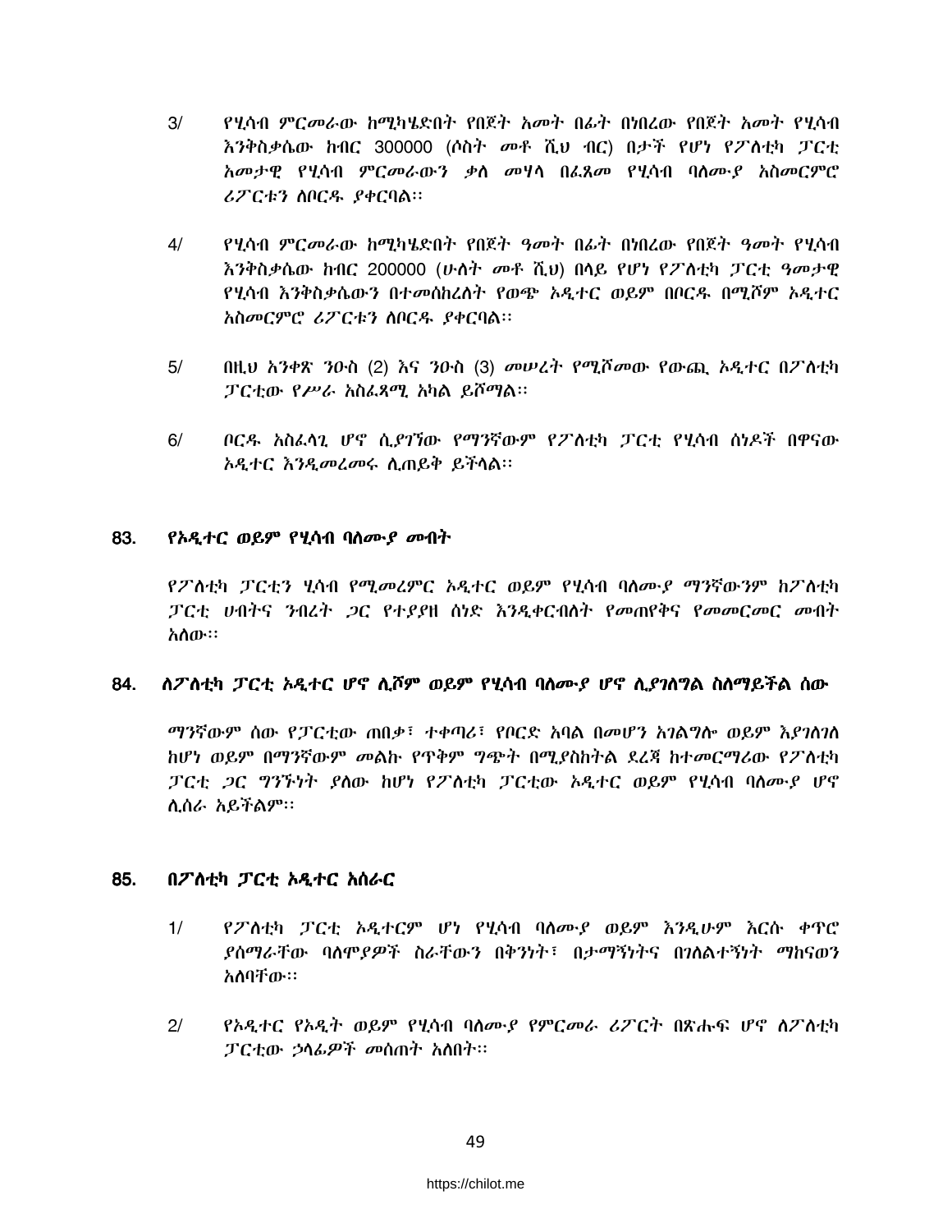3/ የሂሳብ ምርመራው ከሚካሄድበት የበጀት አመት በፊት በነበረው የበጀት አመት የሂሳብ እንቅስቃሴው ከብር 300000 (ሶስት መቶ ሺህ ብር) በታች የሆነ የፖለቲካ ፓርቲ አመታዊ የሂሳብ ምርመራውን ቃለ መሃላ በፈጸመ የሂሳብ ባለሙያ አስመርምሮ ሪፖርቱን ለቦርዱ ያቀርባል፡፡

4/ የሂሳብ ምርመራው ከሚካሄድበት የበጀት ዓመት በፊት በነበረው የበጀት ዓመት የሂሳብ እንቅስቃሴው ከብር 200000 (ሁለት መቶ ሺ.ህ) በላይ የሆነ የፖለቲካ ፓርቲ ዓመታዊ የሂሳብ እንቅስቃሴውን በተመሰከረለት የወጭ ኦዲተር ወይም በቦርዱ በሚሾም ኦዲተር አስመርምሮ ሪፖርቱን ለቦርዱ ያቀርባል፡፡

5/ በዚህ አንቀጽ ንዑስ (2) እና ንዑስ (3) መሠረት የሚሾመው የውጪ ኦዲተር በፖለቲካ ፓርቲው የሥራ አስፈጻሚ አካል ይሾማል፡፡

6/ ቦርዱ አስፈላጊ ሆኖ ሲያገኘው የማንኛውም የፖለቲካ ፓርቲ የሂሳብ ሰነዶች በዋናው ኦዲተር እንዲመረመሩ ሊጠይቅ ይችላል፡፡

## 83. የኦዲተር ወይም የሂሳብ ባለሙያ መብት

የፖለቲካ ፓርቲን ሂሳብ የሚመረምር ኦዲተር ወይም የሂሳብ ባለሙያ ማንኛውንም ከፖለቲካ ፓርቲ ሀብትና ንብረት ጋር የተያያዘ ሰነድ እንዲቀርብለት የመጠየቅና የመመርመር መብት አለው፡፡

## 84. ለፖለቲካ ፓርቲ ኦዲተር ሆኖ ሊሾም ወይም የሂሳብ ባለሙያ ሆኖ ሊያገለግል ስለማይችል ሰው

ማንኛውም ሰው የፓርቲው ጠበቃ፣ ተቀጣሪ፣ የቦርድ አባል በመሆን አገልግሎ ወይም እያገለገለ ከሆነ ወይም በማንኛውም መልኩ የጥቅም ግጭት በሚያስከትል ደረጃ ከተመርማሪው የፖለቲካ ፓርቲ ጋር ግንኙነት ያለው ከሆነ የፖለቲካ ፓርቲው ኦዲተር ወይም የሂሳብ ባለሙያ ሆኖ ሊሰራ አይችልም፡፡

## 85. በፖለቲካ ፓርቲ ኦዲተር አሰራር

1/ የፖለቲካ ፓርቲ ኦዲተርም ሆነ የሂሳብ ባለሙያ ወይም እንዲሁም እርሱ ቀጥሮ ያሰማራቸው ባለሞያዎች ስራቸውን በቅንነት፣ በታማኝነትና በገለልተኝነት ማከናወን አለባቸው፡፡

2/ የኦዲተር የኦዲት ወይም የሂሳብ ባለሙያ የምርመራ ሪፖርት በጽሑፍ ሆኖ ለፖለቲካ ፓርቲው ኃላፊዎች መሰጠት አለበት፡፡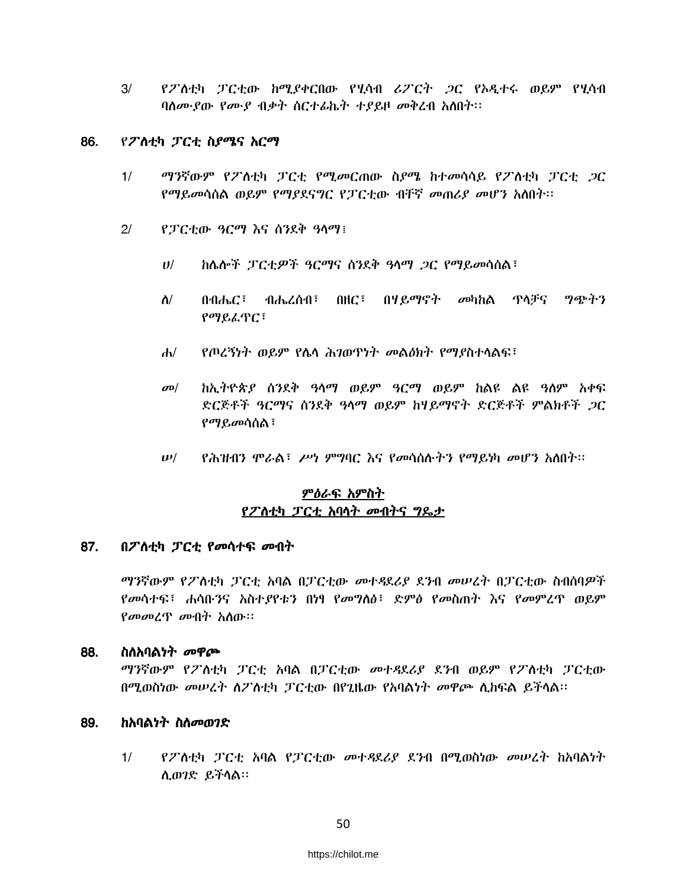3/ የፖለቲካ ፓርቲው ከሚያቀርበው የሂሳብ ሪፖርት ጋር የኦዲተሩ ወይም የሂሳብ ባለሙያው የሙያ ብቃት ሰርተፊኬት ተያይዞ መቅረብ አለበት፡፡

## 86. የፖለቲካ ፓርቲ ስያሜና አርማ

1/ ማንኛውም የፖለቲካ ፓርቲ የሚመርጠው ስያሜ ከተመሳሳይ የፖለቲካ ፓርቲ ጋር የማይመሳሰል ወይም የማያደናግር የፓርቲው ብቸኛ መጠሪያ መሆን አለበት፡፡

2/ የፓርቲው ዓርማ እና ሰንደቅ ዓላማ፤

ሀ/ ከሌሎች ፓርቲዎች ዓርማና ሰንደቅ ዓላማ ጋር የማይመሳሰል፣

ለ/ በብሔር፣ ብሔረሰብ፣ በዘር፣ በሃይማኖት መካከል ጥላቻና ግጭትን የማይፈጥር፣

ሐ/ የጦረኝነት ወይም የሌላ ሕገወጥነት መልዕክት የማያስተላልፍ፣

መ/ ከኢትዮጵያ ሰንደቅ ዓላማ ወይም ዓርማ ወይም ከልዩ ልዩ ዓለም አቀፍ ድርጅቶች ዓርማና ሰንደቅ ዓላማ ወይም ከሃይማኖት ድርጅቶች ምልክቶች ጋር የማይመሳሰል፣

ሠ/ የሕዝብን ሞራል፣ ሥነ ምግባር እና የመሳሰሉትን የማይነካ መሆን አለበት፡፡

## ምዕራፍ አምስት
## የፖለቲካ ፓርቲ አባላት መብትና ግዴታ

## 87. በፖለቲካ ፓርቲ የመሳተፍ መብት

ማንኛውም የፖለቲካ ፓርቲ አባል በፓርቲው መተዳደሪያ ደንብ መሠረት በፓርቲው ስብሰባዎች የመሳተፍ፣ ሐሳቡንና አስተያየቱን በነፃ የመግለፅ፣ ድምፅ የመስጠት እና የመምረጥ ወይም የመመረጥ መብት አለው፡፡

## 88. ስለአባልነት መዋጮ

ማንኛውም የፖለቲካ ፓርቲ አባል በፓርቲው መተዳደሪያ ደንብ ወይም የፖለቲካ ፓርቲው በሚወስነው መሠረት ለፖለቲካ ፓርቲው በየጊዜው የአባልነት መዋጮ ሊከፍል ይችላል፡፡

## 89. ከአባልነት ስለመወገድ

1/ የፖለቲካ ፓርቲ አባል የፓርቲው መተዳደሪያ ደንብ በሚወስነው መሠረት ከአባልነት ሊወገድ ይችላል፡፡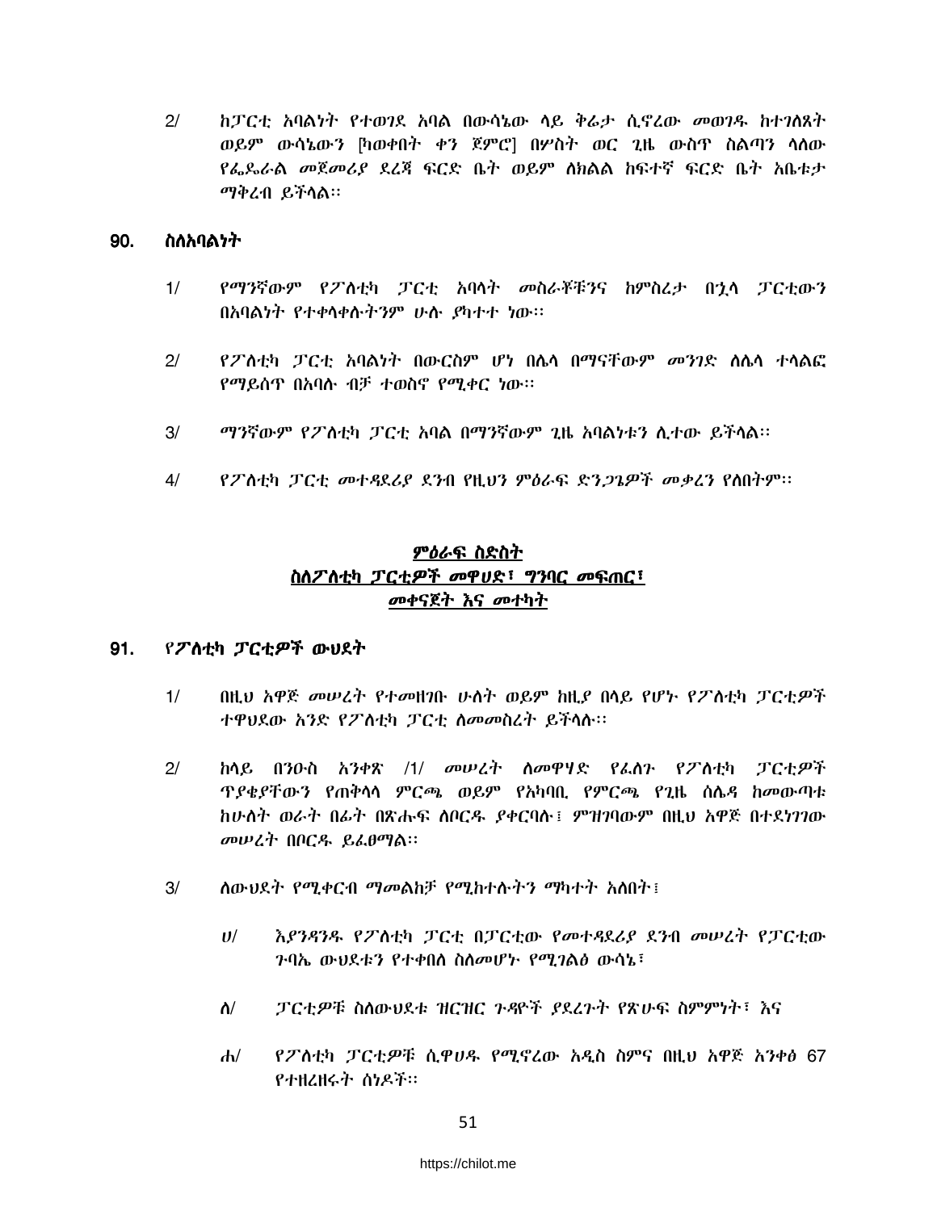2/ ከፓርቲ አባልነት የተወገደ አባል በውሳኔው ላይ ቅሬታ ሲኖረው መወገዱ ከተገለጸት ወይም ውሳኔውን [ካወቀበት ቀን ጀምሮ] በሦስት ወር ጊዜ ውስጥ ስልጣን ላለው የፌዴራል መጀመሪያ ደረጃ ፍርድ ቤት ወይም ለክልል ከፍተኛ ፍርድ ቤት አቤቱታ ማቅረብ ይችላል፡፡

## 90. ስለአባልነት

1/ የማንኛውም የፖለቲካ ፓርቲ አባላት መስራቾቹንና ከምስረታ በኋላ ፓርቲውን በአባልነት የተቀላቀሉትንም ሁሉ ያካተተ ነው፡፡

2/ የፖለቲካ ፓርቲ አባልነት በውርስም ሆነ በሌላ በማናቸውም መንገድ ለሌላ ተላልፎ የማይሰጥ በአባሉ ብቻ ተወስኖ የሚቀር ነው፡፡

3/ ማንኛውም የፖለቲካ ፓርቲ አባል በማንኛውም ጊዜ አባልነቱን ሊተው ይችላል፡፡

4/ የፖለቲካ ፓርቲ መተዳደሪያ ደንብ የዚህን ምዕራፍ ድንጋጌዎች መቃረን የለበትም፡፡

## ምዕራፍ ስድስት
## ስለፖለቲካ ፓርቲዎች መዋሀድ፣ ግንባር መፍጠር፣ መቀናጀት እና መተካት

## 91. የፖለቲካ ፓርቲዎች ውህደት

1/ በዚህ አዋጅ መሠረት የተመዘገቡ ሁለት ወይም ከዚያ በላይ የሆኑ የፖለቲካ ፓርቲዎች ተዋህደው አንድ የፖለቲካ ፓርቲ ለመመስረት ይችላሉ፡፡

2/ ከላይ በንዑስ አንቀጽ /1/ መሠረት ለመዋሃድ የፈለጉ የፖለቲካ ፓርቲዎች ጥያቄያቸውን የጠቅላላ ምርጫ ወይም የአካባቢ የምርጫ የጊዜ ሰሌዳ ከመውጣቱ ከሁለት ወራት በፊት በጽሑፍ ለቦርዱ ያቀርባሉ፤ ምዝገባውም በዚህ አዋጅ በተደነገገው መሠረት በቦርዱ ይፈፀማል፡፡

3/ ለውህደት የሚቀርብ ማመልከቻ የሚከተሉትን ማካተት አለበት፤

ሀ/ እያንዳንዱ የፖለቲካ ፓርቲ በፓርቲው የመተዳደሪያ ደንብ መሠረት የፓርቲው ጉባኤ ውህደቱን የተቀበለ ስለመሆኑ የሚገልፅ ውሳኔ፣

ለ/ ፓርቲዎቹ ስለውህደቱ ዝርዝር ጉዳዮች ያደረጉት የጽሁፍ ስምምነት፣ እና

ሐ/ የፖለቲካ ፓርቲዎቹ ሲዋሀዱ የሚኖረው አዲስ ስምና በዚህ አዋጅ አንቀፅ 67 የተዘረዘሩት ሰነዶች፡፡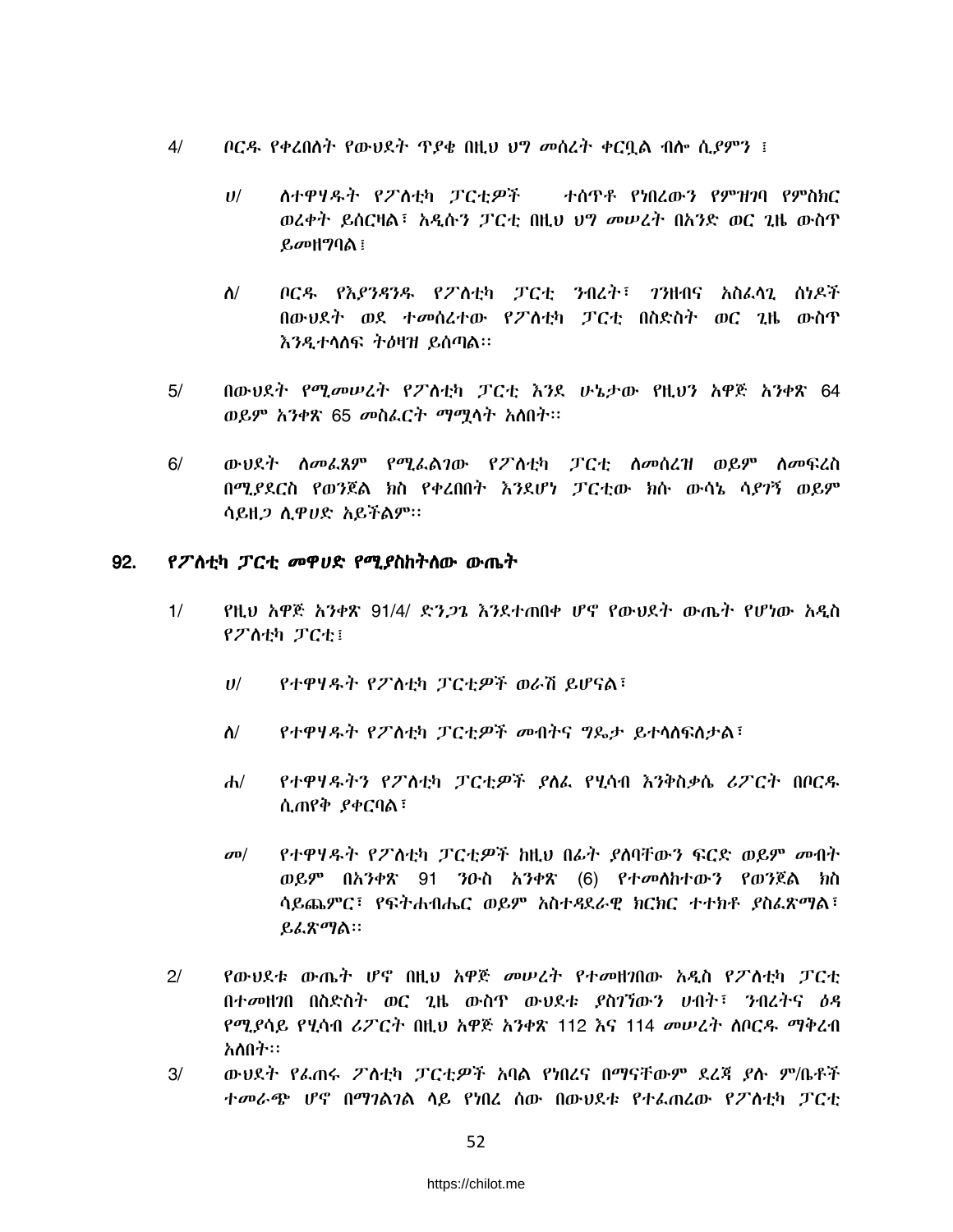4/ ቦርዱ የቀረበለት የውህደት ጥያቄ በዚህ ህግ መሰረት ቀርቧል ብሎ ሲያምን ፤

ሀ/ ለተዋሃዱት የፖለቲካ ፓርቲዎች ተሰጥቶ የነበረውን የምዝገባ የምስክር ወረቀት ይሰርዛል፣ አዲሱን ፓርቲ በዚህ ህግ መሠረት በአንድ ወር ጊዜ ውስጥ ይመዘግባል፤

ለ/ ቦርዱ የእያንዳንዱ የፖለቲካ ፓርቲ ንብረት፣ ገንዘብና አስፈላጊ ሰነዶች በውህደት ወደ ተመሰረተው የፖለቲካ ፓርቲ በስድስት ወር ጊዜ ውስጥ እንዲተላለፍ ትዕዛዝ ይሰጣል።

5/ በውህደት የሚመሠረት የፖለቲካ ፓርቲ እንደ ሁኔታው የዚህን አዋጅ አንቀጽ 64 ወይም አንቀጽ 65 መስፈርት ማሟላት አለበት።

6/ ውህደት ለመፈጸም የሚፈልገው የፖለቲካ ፓርቲ ለመሰረዝ ወይም ለመፍረስ በሚያደርስ የወንጀል ክስ የቀረበበት እንደሆነ ፓርቲው ክሱ ውሳኔ ሳያገኝ ወይም ሳይዘጋ ሊዋሀድ አይችልም።

## 92. የፖለቲካ ፓርቲ መዋሀድ የሚያስከትለው ውጤት

1/ የዚህ አዋጅ አንቀጽ 91/4/ ድንጋጌ እንደተጠበቀ ሆኖ የውህደት ውጤት የሆነው አዲስ የፖለቲካ ፓርቲ፤

ሀ/ የተዋሃዱት የፖለቲካ ፓርቲዎች ወራሽ ይሆናል፣

ለ/ የተዋሃዱት የፖለቲካ ፓርቲዎች መብትና ግዴታ ይተላለፍለታል፣

ሐ/ የተዋሃዱትን የፖለቲካ ፓርቲዎች ያለፈ የሂሳብ እንቅስቃሴ ሪፖርት በቦርዱ ሲጠየቅ ያቀርባል፣

መ/ የተዋሃዱት የፖለቲካ ፓርቲዎች ከዚህ በፊት ያለባቸውን ፍርድ ወይም መብት ወይም በአንቀጽ 91 ንዑስ አንቀጽ (6) የተመለከተውን የወንጀል ክስ ሳይጨምር፣ የፍትሐብሔር ወይም አስተዳደራዊ ክርክር ተተክቶ ያስፈጽማል፣ ይፈጽማል።

2/ የውህደቱ ውጤት ሆኖ በዚህ አዋጅ መሠረት የተመዘገበው አዲስ የፖለቲካ ፓርቲ በተመዘገበ በስድስት ወር ጊዜ ውስጥ ውህደቱ ያስገኘውን ሀብት፣ ንብረትና ዕዳ የሚያሳይ የሂሳብ ሪፖርት በዚህ አዋጅ አንቀጽ 112 እና 114 መሠረት ለቦርዱ ማቅረብ አለበት።

3/ ውህደት የፈጠሩ ፖለቲካ ፓርቲዎች አባል የነበረና በማናቸውም ደረጃ ያሉ ም/ቤቶች ተመራጭ ሆኖ በማገልገል ላይ የነበረ ሰው በውህደቱ የተፈጠረው የፖለቲካ ፓርቲ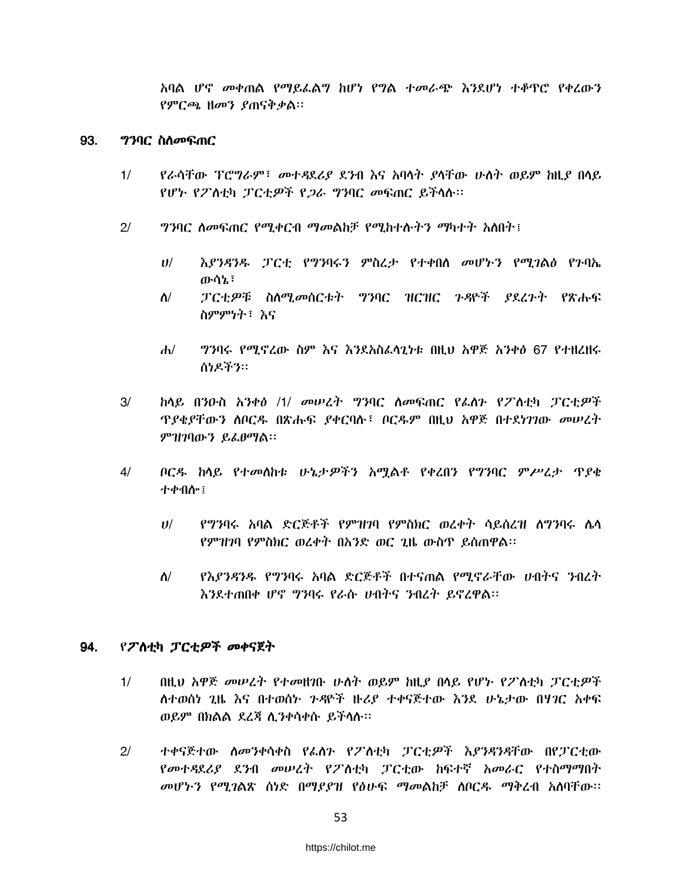አባል ሆኖ መቀጠል የማይፈልግ ከሆነ የግል ተመራጭ እንደሆነ ተቆጥሮ የቀረውን የምርጫ ዘመን ያጠናቅቃል፡፡

## 93. ግንባር ስለመፍጠር

1/ የራሳቸው ፕሮግራም፣ መተዳደሪያ ደንብ እና አባላት ያላቸው ሁለት ወይም ከዚያ በላይ የሆኑ የፖለቲካ ፓርቲዎች የጋራ ግንባር መፍጠር ይችላሉ፡፡

2/ ግንባር ለመፍጠር የሚቀርብ ማመልከቻ የሚከተሉትን ማካተት አለበት፤

ሀ/ እያንዳንዱ ፓርቲ የግንባሩን ምስረታ የተቀበለ መሆኑን የሚገልፅ የጉባኤ ውሳኔ፣

ለ/ ፓርቲዎቹ ስለሚመሰርቱት ግንባር ዝርዝር ጉዳዮች ያደረጉት የጽሑፍ ስምምነት፣ እና

ሐ/ ግንባሩ የሚኖረው ስም እና እንደአስፈላጊነቱ በዚህ አዋጅ አንቀፅ 67 የተዘረዘሩ ሰነዶችን፡፡

3/ ከላይ በንዑስ አንቀፅ /1/ መሠረት ግንባር ለመፍጠር የፈለጉ የፖለቲካ ፓርቲዎች ጥያቄያቸውን ለቦርዱ በጽሑፍ ያቀርባሉ፣ ቦርዱም በዚህ አዋጅ በተደነገገው መሠረት ምዝገባውን ይፈፀማል፡፡

4/ ቦርዱ ከላይ የተመለከቱ ሁኔታዎችን አሟልቶ የቀረበን የግንባር ምሥረታ ጥያቄ ተቀብሎ፤

ሀ/ የግንባሩ አባል ድርጅቶች የምዝገባ የምስክር ወረቀት ሳይሰረዝ ለግንባሩ ሌላ የምዝገባ የምስክር ወረቀት በአንድ ወር ጊዜ ውስጥ ይሰጠዋል፡፡

ለ/ የእያንዳንዱ የግንባሩ አባል ድርጅቶች በተናጠል የሚኖራቸው ሀብትና ንብረት እንደተጠበቀ ሆኖ ግንባሩ የራሱ ሀብትና ንብረት ይኖረዋል፡፡

## 94. የፖለቲካ ፓርቲዎች መቀናጀት

1/ በዚህ አዋጅ መሠረት የተመዘገቡ ሁለት ወይም ከዚያ በላይ የሆኑ የፖለቲካ ፓርቲዎች ለተወሰነ ጊዜ እና በተወሰኑ ጉዳዮች ዙሪያ ተቀናጅተው እንደ ሁኔታው በሃገር አቀፍ ወይም በክልል ደረጃ ሊንቀሳቀሱ ይችላሉ፡፡

2/ ተቀናጅተው ለመንቀሳቀስ የፈለጉ የፖለቲካ ፓርቲዎች እያንዳንዳቸው በየፓርቲው የመተዳደሪያ ደንብ መሠረት የፖለቲካ ፓርቲው ከፍተኛ አመራር የተስማማበት መሆኑን የሚገልጽ ሰነድ በማያያዝ የፅሁፍ ማመልከቻ ለቦርዱ ማቅረብ አለባቸው፡፡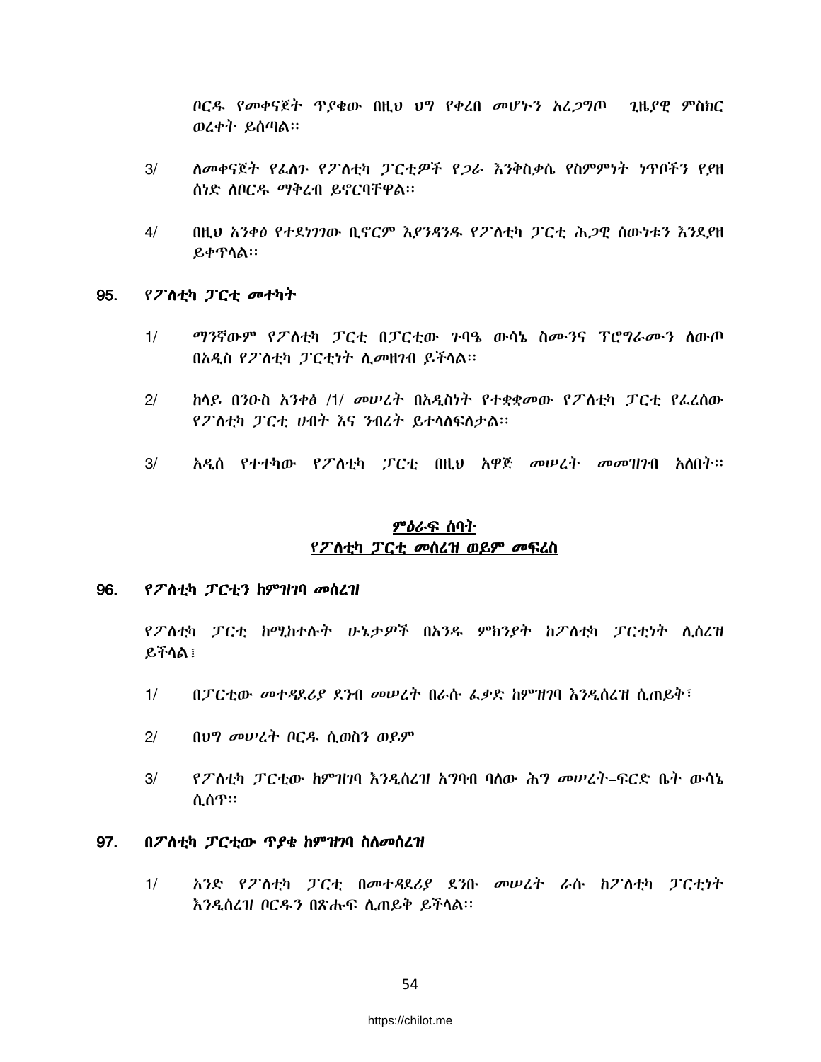ቦርዱ የመቀናጀት ጥያቄው በዚህ ህግ የቀረበ መሆኑን አረጋግጦ ጊዜያዊ ምስክር ወረቀት ይሰጣል፡፡

3/ ለመቀናጀት የፈለጉ የፖለቲካ ፓርቲዎች የጋራ እንቅስቃሴ የስምምነት ነጥቦችን የያዘ ሰነድ ለቦርዱ ማቅረብ ይኖርባቸዋል፡፡

4/ በዚህ አንቀፅ የተደነገገው ቢኖርም እያንዳንዱ የፖለቲካ ፓርቲ ሕጋዊ ሰውነቱን እንደያዘ ይቀጥላል፡፡

**95. የፖለቲካ ፓርቲ መተካት**

1/ ማንኛውም የፖለቲካ ፓርቲ በፓርቲው ጉባዔ ውሳኔ ስሙንና ፕሮግራሙን ለውጦ በአዲስ የፖለቲካ ፓርቲነት ሊመዘገብ ይችላል፡፡

2/ ከላይ በንዑስ አንቀፅ /1/ መሠረት በአዲስነት የተቋቋመው የፖለቲካ ፓርቲ የፈረሰው የፖለቲካ ፓርቲ ሀብት እና ንብረት ይተላለፍለታል፡፡

3/ አዲስ የተተካው የፖለቲካ ፓርቲ በዚህ አዋጅ መሠረት መመዝገብ አለበት፡፡

## ምዕራፍ ሰባት
## የፖለቲካ ፓርቲ መሰረዝ ወይም መፍረስ

**96. የፖለቲካ ፓርቲን ከምዝገባ መሰረዝ**

የፖለቲካ ፓርቲ ከሚከተሉት ሁኔታዎች በአንዱ ምክንያት ከፖለቲካ ፓርቲነት ሊሰረዝ ይችላል፤

1/ በፓርቲው መተዳደሪያ ደንብ መሠረት በራሱ ፈቃድ ከምዝገባ እንዲሰረዝ ሲጠይቅ፣

2/ በህግ መሠረት ቦርዱ ሲወስን ወይም

3/ የፖለቲካ ፓርቲው ከምዝገባ እንዲሰረዝ አግባብ ባለው ሕግ መሠረት–ፍርድ ቤት ውሳኔ ሲሰጥ፡፡

**97. በፖለቲካ ፓርቲው ጥያቄ ከምዝገባ ስለመሰረዝ**

1/ አንድ የፖለቲካ ፓርቲ በመተዳደሪያ ደንቡ መሠረት ራሱ ከፖለቲካ ፓርቲነት እንዲሰረዝ ቦርዱን በጽሑፍ ሊጠይቅ ይችላል፡፡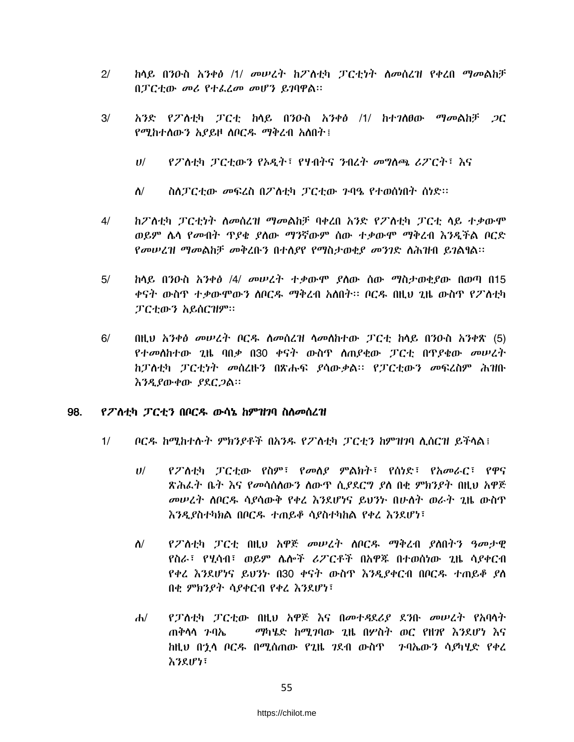2/ ከላይ በንዑስ አንቀፅ /1/ መሠረት ከፖለቲካ ፓርቲነት ለመሰረዝ የቀረበ ማመልከቻ በፓርቲው መሪ የተፈረመ መሆን ይገባዋል፡፡

3/ አንድ የፖለቲካ ፓርቲ ከላይ በንዑስ አንቀፅ /1/ ከተገለፀው ማመልከቻ ጋር የሚከተለውን አያይዞ ለቦርዱ ማቅረብ አለበት፤

ሀ/ የፖለቲካ ፓርቲውን የኦዲት፣ የሃብትና ንብረት መግለጫ ሪፖርት፣ እና

ለ/ ስለፓርቲው መፍረስ በፖለቲካ ፓርቲው ጉባዔ የተወሰነበት ሰነድ፡፡

4/ ከፖለቲካ ፓርቲነት ለመሰረዝ ማመልከቻ ባቀረበ አንድ የፖለቲካ ፓርቲ ላይ ተቃውሞ ወይም ሌላ የመብት ጥያቄ ያለው ማንኛውም ሰው ተቃውሞ ማቅረብ እንዲችል ቦርድ የመሠረዝ ማመልከቻ መቅረቡን በተለያየ የማስታወቂያ መንገድ ለሕዝብ ይገልፃል፡፡

5/ ከላይ በንዑስ አንቀፅ /4/ መሠረት ተቃውሞ ያለው ሰው ማስታወቂያው በወጣ በ15 ቀናት ውስጥ ተቃውሞውን ለቦርዱ ማቅረብ አለበት፡፡ ቦርዱ በዚህ ጊዜ ውስጥ የፖለቲካ ፓርቲውን አይሰርዝም፡፡

6/ በዚህ አንቀፅ መሠረት ቦርዱ ለመሰረዝ ላመለከተው ፓርቲ ከላይ በንዑስ አንቀጽ (5) የተመለከተው ጊዜ ባበቃ በ30 ቀናት ውስጥ ለጠያቂው ፓርቲ በጥያቄው መሠረት ከፓለቲካ ፓርቲነት መሰረዙን በጽሑፍ ያሳውቃል፡፡ የፓርቲውን መፍረስም ሕዝቡ እንዲያውቀው ያደርጋል፡፡

## 98. የፖለቲካ ፓርቲን በቦርዱ ውሳኔ ከምዝገባ ስለመሰረዝ

1/ ቦርዱ ከሚከተሉት ምክንያቶች በአንዱ የፖለቲካ ፓርቲን ከምዝገባ ሊሰርዝ ይችላል፤

ሀ/ የፖለቲካ ፓርቲው የስም፣ የመለያ ምልክት፣ የሰነድ፣ የአመራር፣ የዋና ጽሕፈት ቤት እና የመሳሰለውን ለውጥ ሲያደርግ ያለ በቂ ምክንያት በዚህ አዋጅ መሠረት ለቦርዱ ሳያሳውቅ የቀረ እንደሆነና ይህንኑ በሁለት ወራት ጊዜ ውስጥ እንዲያስተካክል በቦርዱ ተጠይቆ ሳያስተካከል የቀረ እንደሆነ፣

ለ/ የፖለቲካ ፓርቲ በዚህ አዋጅ መሠረት ለቦርዱ ማቅረብ ያለበትን ዓመታዊ የስራ፣ የሂሳብ፣ ወይም ሌሎች ሪፖርቶች በአዋጁ በተወሰነው ጊዜ ሳያቀርብ የቀረ እንደሆነና ይህንኑ በ30 ቀናት ውስጥ እንዲያቀርብ በቦርዱ ተጠይቆ ያለ በቂ ምክንያት ሳያቀርብ የቀረ እንደሆነ፣

ሐ/ የፓለቲካ ፓርቲው በዚህ አዋጅ እና በመተዳደሪያ ደንቡ መሠረት የአባላት ጠቅላላ ጉባኤ ማካሄድ ከሚገባው ጊዜ በሦስት ወር የዘገየ እንደሆነ እና ከዚህ በኋላ ቦርዱ በሚሰጠው የጊዜ ገደብ ውስጥ ጉባኤውን ሳያካሂድ የቀረ እንደሆነ፣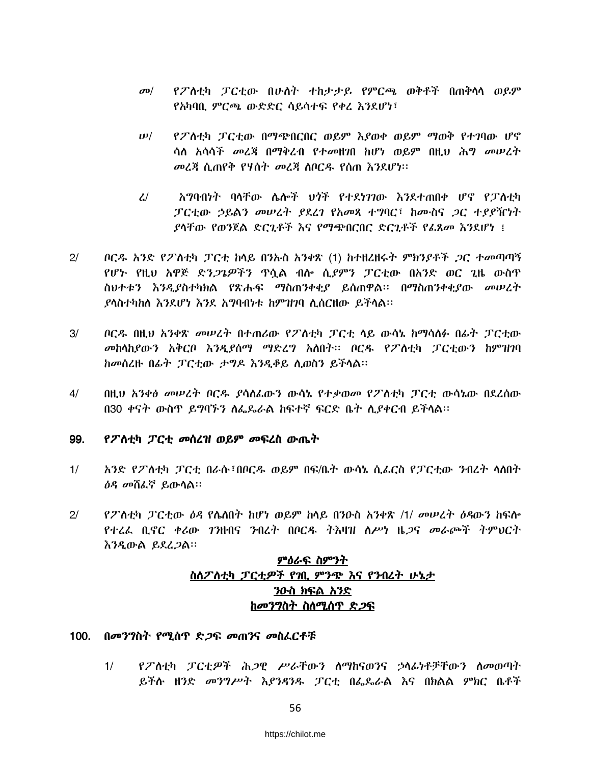መ/ የፖለቲካ ፓርቲው በሁለት ተከታታይ የምርጫ ወቅቶች በጠቅላላ ወይም የአካባቢ ምርጫ ውድድር ሳይሳተፍ የቀረ እንደሆነ፣

ሠ/ የፖለቲካ ፓርቲው በማጭበርበር ወይም እያወቀ ወይም ማወቅ የተገባው ሆኖ ሳለ አሳሳች መረጃ በማቅረብ የተመዘገበ ከሆነ ወይም በዚህ ሕግ መሠረት መረጃ ሲጠየቅ የሃሰት መረጃ ለቦርዱ የሰጠ እንደሆነ፡፡

ረ/ አግባብነት ባላቸው ሌሎች ህጎች የተደነገገው እንደተጠበቀ ሆኖ የፓለቲካ ፓርቲው ኃይልን መሠረት ያደረገ የአመጻ ተግባር፣ ከሙስና ጋር ተያያዥነት ያላቸው የወንጀል ድርጊቶች እና የማጭበርበር ድርጊቶች የፈጸመ እንደሆነ ፤

2/ ቦርዱ አንድ የፖለቲካ ፓርቲ ከላይ በንኡስ አንቀጽ (1) ከተዘረዘሩት ምክንያቶች ጋር ተመጣጣኝ የሆኑ የዚህ አዋጅ ድንጋጌዎችን ጥሷል ብሎ ሲያምን ፓርቲው በአንድ ወር ጊዜ ውስጥ ስህተቱን እንዲያስተካክል የጽሑፍ ማስጠንቀቂያ ይሰጠዋል፡፡ በማስጠንቀቂያው መሠረት ያላስተካከለ እንደሆነ እንደ አግባብነቱ ከምዝገባ ሊሰርዘው ይችላል፡፡

3/ ቦርዱ በዚህ አንቀጽ መሠረት በተጠሪው የፖለቲካ ፓርቲ ላይ ውሳኔ ከማሳለፉ በፊት ፓርቲው መከላከያውን አቅርቦ እንዲያሰማ ማድረግ አለበት፡፡ ቦርዱ የፖለቲካ ፓርቲውን ከምዝገባ ከመሰረዙ በፊት ፓርቲው ታግዶ እንዲቆይ ሊወስን ይችላል፡፡

4/ በዚህ አንቀፅ መሠረት ቦርዱ ያሳለፈውን ውሳኔ የተቃወመ የፖለቲካ ፓርቲ ውሳኔው በደረሰው በ30 ቀናት ውስጥ ይግባኙን ለፌዴራል ከፍተኛ ፍርድ ቤት ሊያቀርብ ይችላል፡፡

## 99. የፖለቲካ ፓርቲ መሰረዝ ወይም መፍረስ ውጤት

1/ አንድ የፖለቲካ ፓርቲ በራሱ፣በቦርዱ ወይም በፍ/ቤት ውሳኔ ሲፈርስ የፓርቲው ንብረት ላለበት ዕዳ መሸፈኛ ይውላል፡፡

2/ የፖለቲካ ፓርቲው ዕዳ የሌለበት ከሆነ ወይም ከላይ በንዑስ አንቀጽ /1/ መሠረት ዕዳውን ከፍሎ የተረፈ ቢኖር ቀሪው ገንዘብና ንብረት በቦርዱ ትእዛዝ ለሥነ ዜጋና መራጮች ትምህርት እንዲውል ይደረጋል፡፡

<u>ምዕራፍ ስምንት</u>

<u>ስለፖለቲካ ፓርቲዎች የገቢ ምንጭ እና የንብረት ሁኔታ</u>

<u>ንዑስ ክፍል አንድ</u>

<u>ከመንግስት ስለሚሰጥ ድጋፍ</u>

## 100. በመንግስት የሚሰጥ ድጋፍ መጠንና መስፈርቶቹ

1/ የፖለቲካ ፓርቲዎች ሕጋዊ ሥራቸውን ለማከናወንና ኃላፊነቶቻቸውን ለመወጣት ይችሉ ዘንድ መንግሥት እያንዳንዱ ፓርቲ በፌዴራል እና በክልል ምክር ቤቶች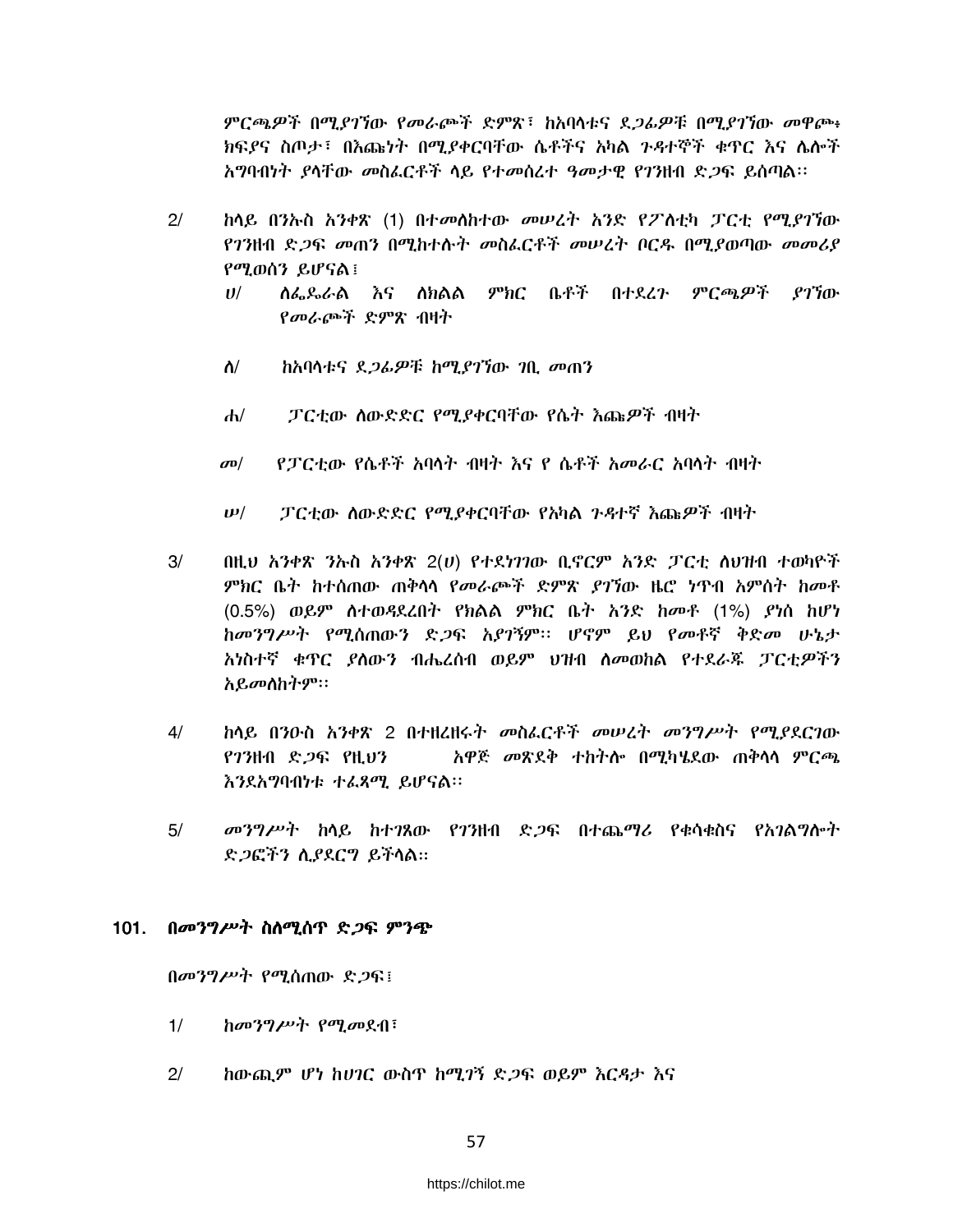ምርጫዎች በሚያገኘው የመራጮች ድምጽ፣ ከአባላቱና ደጋፊዎቹ በሚያገኘው መዋጮ፥ ክፍያና ስጦታ፣ በእጩነት በሚያቀርባቸው ሴቶችና አካል ጉዳተኞች ቁጥር እና ሌሎች አግባብነት ያላቸው መስፈርቶች ላይ የተመሰረተ ዓመታዊ የገንዘብ ድጋፍ ይሰጣል።

2/ ከላይ በንኡስ አንቀጽ (1) በተመለከተው መሠረት አንድ የፖለቲካ ፓርቲ የሚያገኘው የገንዘብ ድጋፍ መጠን በሚከተሉት መስፈርቶች መሠረት ቦርዱ በሚያወጣው መመሪያ የሚወሰን ይሆናል፤

ሀ/ ለፌዴራል እና ለክልል ምክር ቤቶች በተደረጉ ምርጫዎች ያገኘው የመራጮች ድምጽ ብዛት

ለ/ ከአባላቱና ደጋፊዎቹ ከሚያገኘው ገቢ መጠን

ሐ/ ፓርቲው ለውድድር የሚያቀርባቸው የሴት እጩዎች ብዛት

መ/ የፓርቲው የሴቶች አባላት ብዛት እና የ ሴቶች አመራር አባላት ብዛት

ሠ/ ፓርቲው ለውድድር የሚያቀርባቸው የአካል ጉዳተኛ እጩዎች ብዛት

3/ በዚህ አንቀጽ ንኡስ አንቀጽ 2(ሀ) የተደነገገው ቢኖርም አንድ ፓርቲ ለህዝብ ተወካዮች ምክር ቤት ከተሰጠው ጠቅላላ የመራጮች ድምጽ ያገኘው ዜሮ ነጥብ አምስት ከመቶ (0.5%) ወይም ለተወዳደረበት የክልል ምክር ቤት አንድ ከመቶ (1%) ያነሰ ከሆነ ከመንግሥት የሚሰጠውን ድጋፍ አያገኝም። ሆኖም ይህ የመቶኛ ቅድመ ሁኔታ አነስተኛ ቁጥር ያለውን ብሔረሰብ ወይም ህዝብ ለመወከል የተደራጁ ፓርቲዎችን አይመለከትም።

4/ ከላይ በንዑስ አንቀጽ 2 በተዘረዘሩት መስፈርቶች መሠረት መንግሥት የሚያደርገው የገንዘብ ድጋፍ የዚህን አዋጅ መጽደቅ ተከትሎ በሚካሄደው ጠቅላላ ምርጫ እንደአግባብነቱ ተፈጻሚ ይሆናል።

5/ መንግሥት ከላይ ከተገጸው የገንዘብ ድጋፍ በተጨማሪ የቁሳቁስና የአገልግሎት ድጋፎችን ሊያደርግ ይችላል።

## 101. በመንግሥት ስለሚሰጥ ድጋፍ ምንጭ

በመንግሥት የሚሰጠው ድጋፍ፤

1/ ከመንግሥት የሚመደብ፣

2/ ከውጪም ሆነ ከሀገር ውስጥ ከሚገኝ ድጋፍ ወይም እርዳታ እና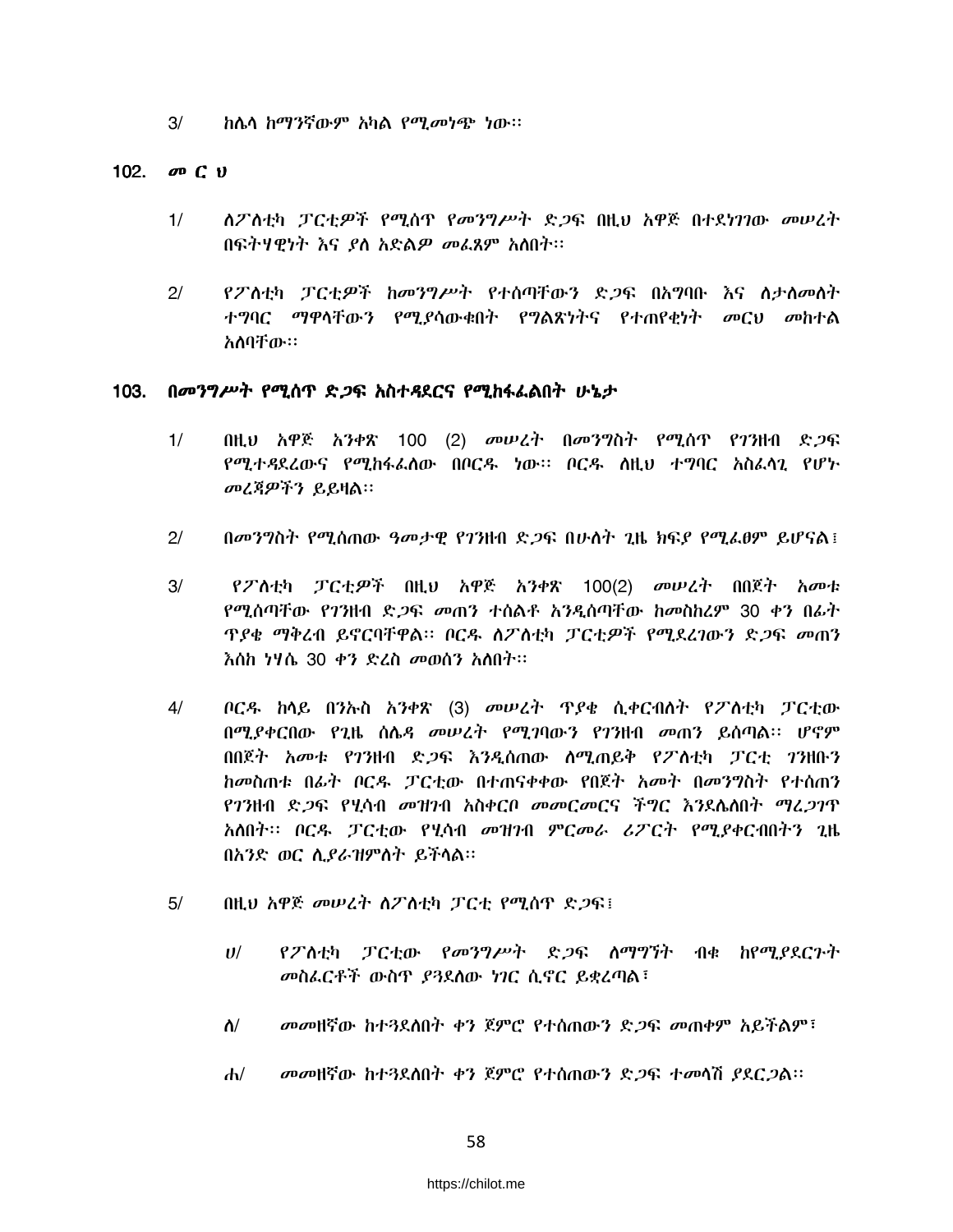3/ ከሌላ ከማንኛውም አካል የሚመነጭ ነው፡፡

## 102. መ ር ሀ

1/ ለፖለቲካ ፓርቲዎች የሚሰጥ የመንግሥት ድጋፍ በዚህ አዋጅ በተደነገገው መሠረት በፍትሃዊነት እና ያለ አድልዎ መፈጸም አለበት፡፡

2/ የፖለቲካ ፓርቲዎች ከመንግሥት የተሰጣቸውን ድጋፍ በአግባቡ እና ለታለመለት ተግባር ማዋላቸውን የሚያሳውቁበት የግልጽነትና የተጠየቂነት መርህ መከተል አለባቸው፡፡

## 103. በመንግሥት የሚሰጥ ድጋፍ አስተዳደርና የሚከፋፈልበት ሁኔታ

1/ በዚህ አዋጅ አንቀጽ 100 (2) መሠረት በመንግስት የሚሰጥ የገንዘብ ድጋፍ የሚተዳደረውና የሚከፋፈለው በቦርዱ ነው፡፡ ቦርዱ ለዚህ ተግባር አስፈላጊ የሆኑ መረጃዎችን ይይዛል፡፡

2/ በመንግስት የሚሰጠው ዓመታዊ የገንዘብ ድጋፍ በሁለት ጊዜ ክፍያ የሚፈፀም ይሆናል፤

3/ የፖለቲካ ፓርቲዎች በዚህ አዋጅ አንቀጽ 100(2) መሠረት በበጀት አመቱ የሚሰጣቸው የገንዘብ ድጋፍ መጠን ተሰልቶ እንዲሰጣቸው ከመስከረም 30 ቀን በፊት ጥያቄ ማቅረብ ይኖርባቸዋል፡፡ ቦርዱ ለፖለቲካ ፓርቲዎች የሚደረገውን ድጋፍ መጠን እስከ ነሃሴ 30 ቀን ድረስ መወሰን አለበት፡፡

4/ ቦርዱ ከላይ በንኡስ አንቀጽ (3) መሠረት ጥያቄ ሲቀርብለት የፖለቲካ ፓርቲው በሚያቀርበው የጊዜ ሰሌዳ መሠረት የሚገባውን የገንዘብ መጠን ይሰጣል፡፡ ሆኖም በበጀት አመቱ የገንዘብ ድጋፍ እንዲሰጠው ለሚጠይቅ የፖለቲካ ፓርቲ ገንዘቡን ከመስጠቱ በፊት ቦርዱ ፓርቲው በተጠናቀቀው የበጀት አመት በመንግስት የተሰጠን የገንዘብ ድጋፍ የሂሳብ መዝገብ አስቀርቦ መመርመርና ችግር እንደሌለበት ማረጋገጥ አለበት፡፡ ቦርዱ ፓርቲው የሂሳብ መዝገብ ምርመራ ሪፖርት የሚያቀርብበትን ጊዜ በአንድ ወር ሊያራዝምለት ይችላል፡፡

5/ በዚህ አዋጅ መሠረት ለፖለቲካ ፓርቲ የሚሰጥ ድጋፍ፤

ሀ/ የፖለቲካ ፓርቲው የመንግሥት ድጋፍ ለማግኘት ብቁ ከየሚያደርጉት መስፈርቶች ውስጥ ያጓደለው ነገር ሲኖር ይቋረጣል፣

ለ/ መመዘኛው ከተጓደለበት ቀን ጀምሮ የተሰጠውን ድጋፍ መጠቀም አይችልም፣

ሐ/ መመዘኛው ከተጓደለበት ቀን ጀምሮ የተሰጠውን ድጋፍ ተመላሽ ያደርጋል፡፡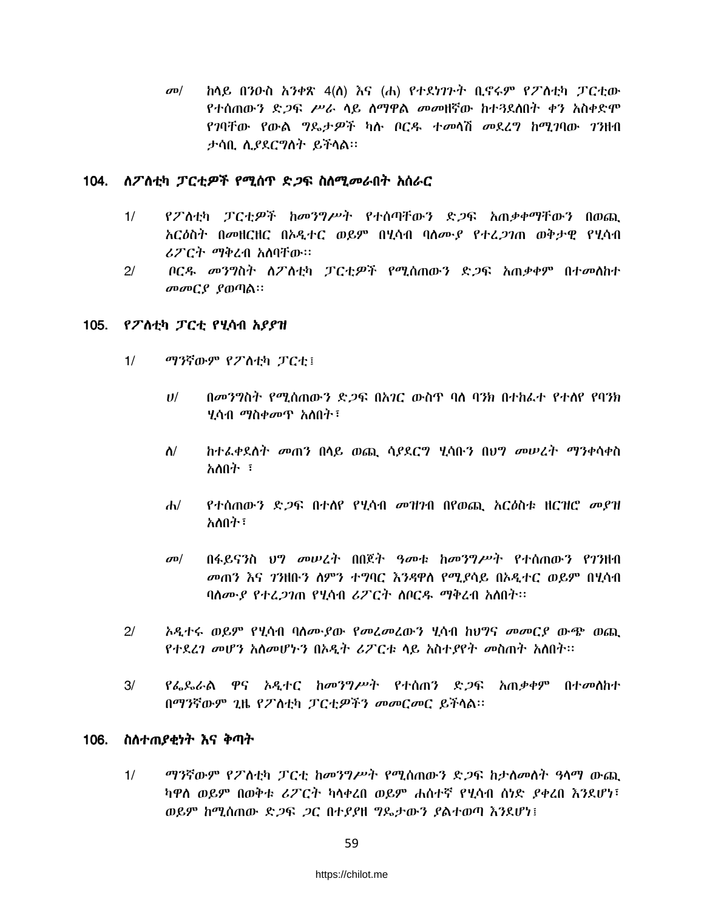መ/ ከላይ በንዑስ አንቀጽ 4(ለ) እና (ሐ) የተደነገጉት ቢኖሩም የፖለቲካ ፓርቲው የተሰጠውን ድጋፍ ሥራ ላይ ለማዋል መመዘኛው ከተጓደለበት ቀን አስቀድሞ የገባቸው የውል ግዴታዎች ካሉ ቦርዱ ተመላሽ መደረግ ከሚገባው ገንዘብ ታሳቢ ሊያደርግለት ይችላል፡፡

## 104. ለፖለቲካ ፓርቲዎች የሚሰጥ ድጋፍ ስለሚመራበት አሰራር

1/ የፖለቲካ ፓርቲዎች ከመንግሥት የተሰጣቸውን ድጋፍ አጠቃቀማቸውን በወጪ አርዕስት በመዘርዘር በኦዲተር ወይም በሂሳብ ባለሙያ የተረጋገጠ ወቅታዊ የሂሳብ ሪፖርት ማቅረብ አለባቸው፡፡

2/ ቦርዱ መንግስት ለፖለቲካ ፓርቲዎች የሚሰጠውን ድጋፍ አጠቃቀም በተመለከተ መመርያ ያወጣል፡፡

## 105. የፖለቲካ ፓርቲ የሂሳብ አያያዝ

1/ ማንኛውም የፖለቲካ ፓርቲ፤

ሀ/ በመንግስት የሚሰጠውን ድጋፍ በአገር ውስጥ ባለ ባንክ በተከፈተ የተለየ የባንክ ሂሳብ ማስቀመጥ አለበት፣

ለ/ ከተፈቀደለት መጠን በላይ ወጪ ሳያደርግ ሂሳቡን በህግ መሠረት ማንቀሳቀስ አለበት ፣

ሐ/ የተሰጠውን ድጋፍ በተለየ የሂሳብ መዝገብ በየወጪ አርዕስቱ ዘርዝሮ መያዝ አለበት፣

መ/ በፋይናንስ ህግ መሠረት በበጀት ዓመቱ ከመንግሥት የተሰጠውን የገንዘብ መጠን እና ገንዘቡን ለምን ተግባር እንዳዋለ የሚያሳይ በኦዲተር ወይም በሂሳብ ባለሙያ የተረጋገጠ የሂሳብ ሪፖርት ለቦርዱ ማቅረብ አለበት፡፡

2/ ኦዲተሩ ወይም የሂሳብ ባለሙያው የመረመረውን ሂሳብ ከህግና መመርያ ውጭ ወጪ የተደረገ መሆን አለመሆኑን በኦዲት ሪፖርቱ ላይ አስተያየት መስጠት አለበት፡፡

3/ የፌዴራል ዋና ኦዲተር ከመንግሥት የተሰጠን ድጋፍ አጠቃቀም በተመለከተ በማንኛውም ጊዜ የፖለቲካ ፓርቲዎችን መመርመር ይችላል፡፡

## 106. ስለተጠያቂነት እና ቅጣት

1/ ማንኛውም የፖለቲካ ፓርቲ ከመንግሥት የሚሰጠውን ድጋፍ ከታለመለት ዓላማ ውጪ ካዋለ ወይም በወቅቱ ሪፖርት ካላቀረበ ወይም ሐሰተኛ የሂሳብ ሰነድ ያቀረበ እንደሆነ፣ ወይም ከሚሰጠው ድጋፍ ጋር በተያያዘ ግዴታውን ያልተወጣ እንደሆነ፤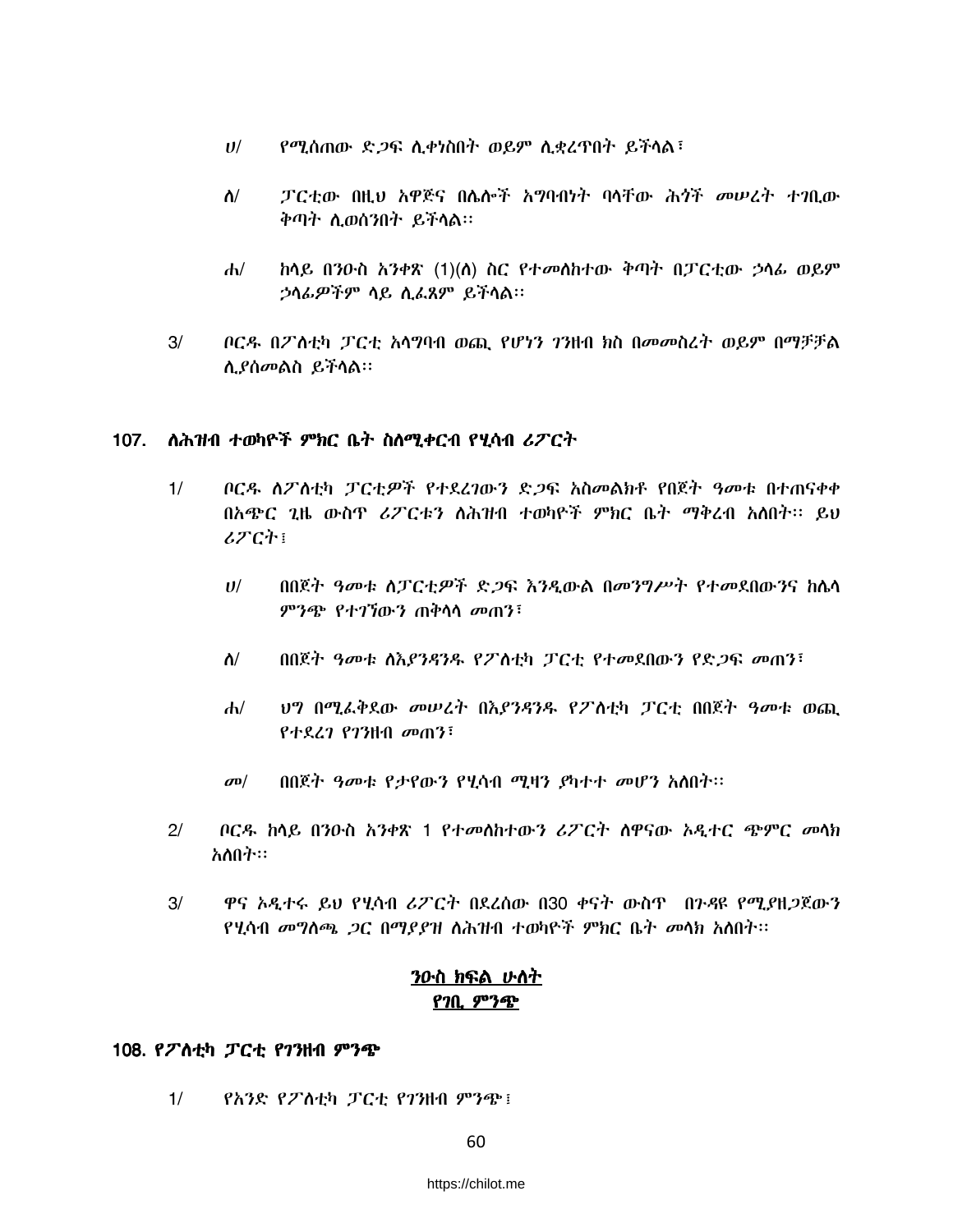ሀ/ የሚሰጠው ድጋፍ ሊቀነስበት ወይም ሊቋረጥበት ይችላል፣

ለ/ ፓርቲው በዚህ አዋጅና በሌሎች አግባብነት ባላቸው ሕጎች መሠረት ተገቢው ቅጣት ሊወሰንበት ይችላል፡፡

ሐ/ ከላይ በንዑስ አንቀጽ (1)(ለ) ስር የተመለከተው ቅጣት በፓርቲው ኃላፊ ወይም ኃላፊዎችም ላይ ሊፈጸም ይችላል፡፡

3/ ቦርዱ በፖለቲካ ፓርቲ አላግባብ ወጪ የሆነን ገንዘብ ክስ በመመስረት ወይም በማቻቻል ሊያስመልስ ይችላል፡፡

## 107. ለሕዝብ ተወካዮች ምክር ቤት ስለሚቀርብ የሂሳብ ሪፖርት

1/ ቦርዱ ለፖለቲካ ፓርቲዎች የተደረገውን ድጋፍ አስመልክቶ የበጀት ዓመቱ በተጠናቀቀ በአጭር ጊዜ ውስጥ ሪፖርቱን ለሕዝብ ተወካዮች ምክር ቤት ማቅረብ አለበት፡፡ ይህ ሪፖርት፤

ሀ/ በበጀት ዓመቱ ለፓርቲዎች ድጋፍ እንዲውል በመንግሥት የተመደበውንና ከሌላ ምንጭ የተገኘውን ጠቅላላ መጠን፣

ለ/ በበጀት ዓመቱ ለእያንዳንዱ የፖለቲካ ፓርቲ የተመደበውን የድጋፍ መጠን፣

ሐ/ ህግ በሚፈቅደው መሠረት በእያንዳንዱ የፖለቲካ ፓርቲ በበጀት ዓመቱ ወጪ የተደረገ የገንዘብ መጠን፣

መ/ በበጀት ዓመቱ የታየውን የሂሳብ ሚዛን ያካተተ መሆን አለበት፡፡

2/ ቦርዱ ከላይ በንዑስ አንቀጽ 1 የተመለከተውን ሪፖርት ለዋናው ኦዲተር ጭምር መላክ አለበት፡፡

3/ ዋና ኦዲተሩ ይህ የሂሳብ ሪፖርት በደረሰው በ30 ቀናት ውስጥ በጉዳዩ የሚያዘጋጀውን የሂሳብ መግለጫ ጋር በማያያዝ ለሕዝብ ተወካዮች ምክር ቤት መላክ አለበት፡፡

## <u>ንዑስ ክፍል ሁለት</u>
## <u>የገቢ ምንጭ</u>

## 108. የፖለቲካ ፓርቲ የገንዘብ ምንጭ

1/ የአንድ የፖለቲካ ፓርቲ የገንዘብ ምንጭ፤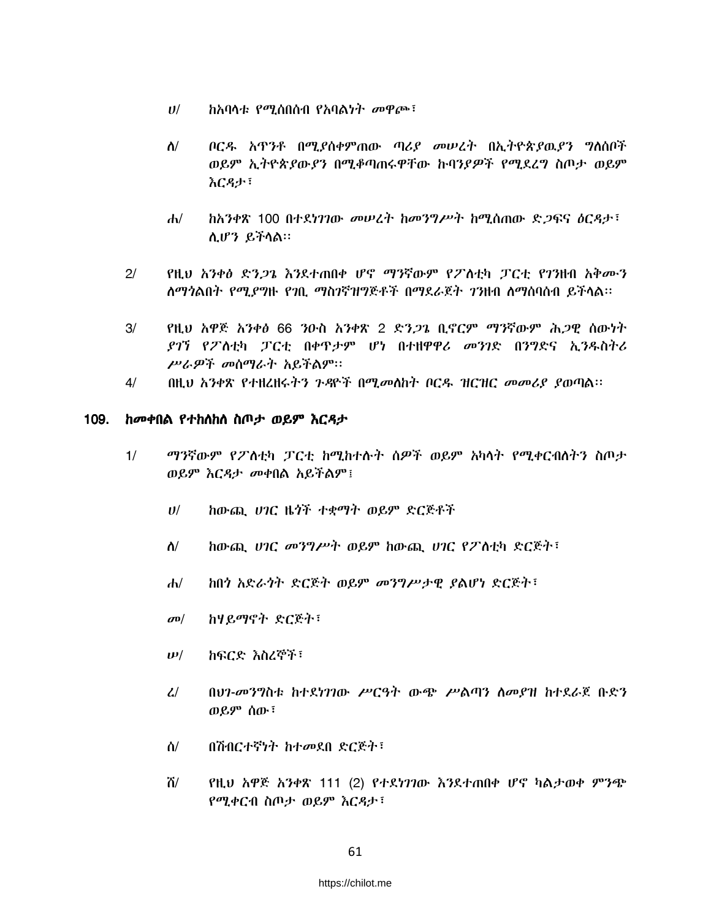ሀ/ ከአባላቱ የሚሰበሰብ የአባልነት መዋጮ፣

ለ/ ቦርዱ አጥንቶ በሚያስቀምጠው ጣሪያ መሠረት በኢትዮጵያዉያን ግለሰቦች ወይም ኢትዮጵያውያን በሚቆጣጠሩዋቸው ኩባንያዎች የሚደረግ ስጦታ ወይም እርዳታ፣

ሐ/ ከአንቀጽ 100 በተደነገገው መሠረት ከመንግሥት ከሚሰጠው ድጋፍና ዕርዳታ፣ ሊሆን ይችላል፡፡

2/ የዚህ አንቀፅ ድንጋጌ እንደተጠበቀ ሆኖ ማንኛውም የፖለቲካ ፓርቲ የገንዘብ አቅሙን ለማጎልበት የሚያግዙ የገቢ ማስገኛዝግጅቶች በማደራጀት ገንዘብ ለማሰባሰብ ይችላል፡፡

3/ የዚህ አዋጅ አንቀፅ 66 ንዑስ አንቀጽ 2 ድንጋጌ ቢኖርም ማንኛውም ሕጋዊ ሰውነት ያገኘ የፖለቲካ ፓርቲ በቀጥታም ሆነ በተዘዋዋሪ መንገድ በንግድና ኢንዱስትሪ ሥራዎች መሰማራት አይችልም፡፡

4/ በዚህ አንቀጽ የተዘረዘሩትን ጉዳዮች በሚመለከት ቦርዱ ዝርዝር መመሪያ ያወጣል፡፡

## 109. ከመቀበል የተከለከለ ስጦታ ወይም እርዳታ

1/ ማንኛውም የፖለቲካ ፓርቲ ከሚከተሉት ሰዎች ወይም አካላት የሚቀርብለትን ስጦታ ወይም እርዳታ መቀበል አይችልም፤

ሀ/ ከውጪ ሀገር ዜጎች ተቋማት ወይም ድርጅቶች

ለ/ ከውጪ ሀገር መንግሥት ወይም ከውጪ ሀገር የፖለቲካ ድርጅት፣

ሐ/ ከበጎ አድራጎት ድርጅት ወይም መንግሥታዊ ያልሆነ ድርጅት፣

መ/ ከሃይማኖት ድርጅት፣

ሠ/ ከፍርድ እስረኞች፣

ረ/ በህገ-መንግስቱ ከተደነገገው ሥርዓት ውጭ ሥልጣን ለመያዝ ከተደራጀ ቡድን ወይም ሰው፣

ሰ/ በሽብርተኛነት ከተመደበ ድርጅት፣

ሸ/ የዚህ አዋጅ አንቀጽ 111 (2) የተደነገገው እንደተጠበቀ ሆኖ ካልታወቀ ምንጭ የሚቀርብ ስጦታ ወይም እርዳታ፣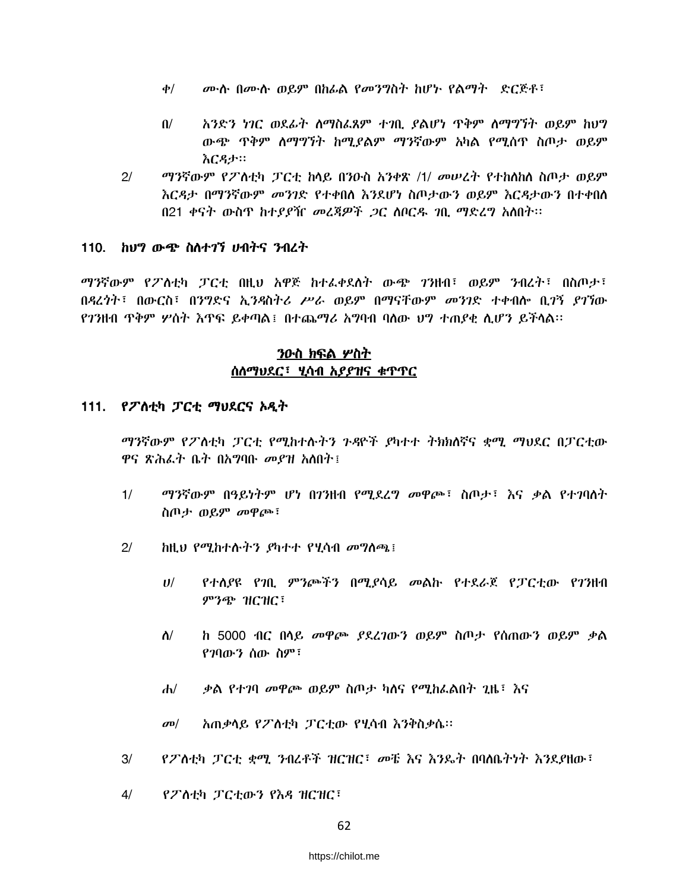ቀ/ ሙሉ በሙሉ ወይም በከፊል የመንግስት ከሆኑ የልማት ድርጅቶ፣

በ/ አንድን ነገር ወደፊት ለማስፈጸም ተገቢ ያልሆነ ጥቅም ለማግኘት ወይም ከህግ ውጭ ጥቅም ለማግኘት ከሚያልም ማንኛውም አካል የሚሰጥ ስጦታ ወይም እርዳታ፡፡

2/ ማንኛውም የፖለቲካ ፓርቲ ከላይ በንዑስ አንቀጽ /1/ መሠረት የተከለከለ ስጦታ ወይም እርዳታ በማንኛውም መንገድ የተቀበለ እንደሆነ ስጦታውን ወይም እርዳታውን በተቀበለ በ21 ቀናት ውስጥ ከተያያዥ መረጃዎች ጋር ለቦርዱ ገቢ ማድረግ አለበት፡፡

## 110. ከህግ ውጭ ስለተገኘ ሀብትና ንብረት

ማንኛውም የፖለቲካ ፓርቲ በዚህ አዋጅ ከተፈቀደለት ውጭ ገንዘብ፣ ወይም ንብረት፣ በስጦታ፣ በዳረጎት፣ በውርስ፣ በንግድና ኢንዳስትሪ ሥራ ወይም በማናቸውም መንገድ ተቀብሎ ቢገኝ ያገኘው የገንዘብ ጥቅም ሦስት እጥፍ ይቀጣል፤ በተጨማሪ አግባብ ባለው ህግ ተጠያቂ ሊሆን ይችላል፡፡

## ንዑስ ክፍል ሦስት
## ስለማህደር፣ ሂሳብ አያያዝና ቁጥጥር

## 111. የፖለቲካ ፓርቲ ማህደርና ኦዲት

ማንኛውም የፖለቲካ ፓርቲ የሚከተሉትን ጉዳዮች ያካተተ ትክክለኛና ቋሚ ማህደር በፓርቲው ዋና ጽሕፈት ቤት በአግባቡ መያዝ አለበት፤

1/ ማንኛውም በዓይነትም ሆነ በገንዘብ የሚደረግ መዋጮ፣ ስጦታ፣ እና ቃል የተገባለት ስጦታ ወይም መዋጮ፣

2/ ከዚህ የሚከተሉትን ያካተተ የሂሳብ መግለጫ፤

ሀ/ የተለያዩ የገቢ ምንጮችን በሚያሳይ መልኩ የተደራጀ የፓርቲው የገንዘብ ምንጭ ዝርዝር፣

ለ/ ከ 5000 ብር በላይ መዋጮ ያደረገውን ወይም ስጦታ የሰጠውን ወይም ቃል የገባውን ሰው ስም፣

ሐ/ ቃል የተገባ መዋጮ ወይም ስጦታ ካለና የሚከፈልበት ጊዜ፣ እና

መ/ አጠቃላይ የፖለቲካ ፓርቲው የሂሳብ እንቅስቃሴ፡፡

3/ የፖለቲካ ፓርቲ ቋሚ ንብረቶች ዝርዝር፣ መቼ እና እንዴት በባለቤትነት እንደያዘው፣

4/ የፖለቲካ ፓርቲውን የእዳ ዝርዝር፣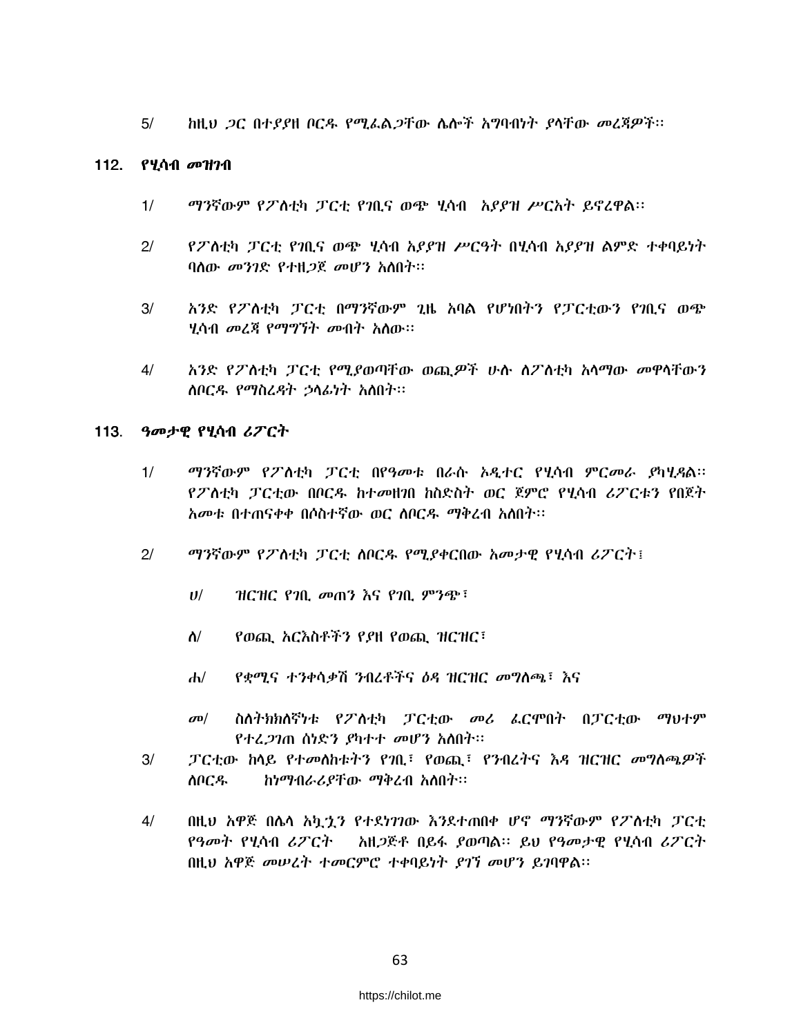5/ ከዚህ ጋር በተያያዘ ቦርዱ የሚፈልጋቸው ሌሎች አግባብነት ያላቸው መረጃዎች፡፡

## 112. የሂሳብ መዝገብ

1/ ማንኛውም የፖለቲካ ፓርቲ የገቢና ወጭ ሂሳብ አያያዝ ሥርአት ይኖረዋል፡፡

2/ የፖለቲካ ፓርቲ የገቢና ወጭ ሂሳብ አያያዝ ሥርዓት በሂሳብ አያያዝ ልምድ ተቀባይነት ባለው መንገድ የተዘጋጀ መሆን አለበት፡፡

3/ አንድ የፖለቲካ ፓርቲ በማንኛውም ጊዜ አባል የሆነበትን የፓርቲውን የገቢና ወጭ ሂሳብ መረጃ የማግኘት መብት አለው፡፡

4/ አንድ የፖለቲካ ፓርቲ የሚያወጣቸው ወጪዎች ሁሉ ለፖለቲካ አላማው መዋላቸውን ለቦርዱ የማስረዳት ኃላፊነት አለበት፡፡

## 113. ዓመታዊ የሂሳብ ሪፖርት

1/ ማንኛውም የፖለቲካ ፓርቲ በየዓመቱ በራሱ ኦዲተር የሂሳብ ምርመራ ያካሂዳል፡፡ የፖለቲካ ፓርቲው በቦርዱ ከተመዘገበ ከስድስት ወር ጀምሮ የሂሳብ ሪፖርቱን የበጀት አመቱ በተጠናቀቀ በሶስተኛው ወር ለቦርዱ ማቅረብ አለበት፡፡

2/ ማንኛውም የፖለቲካ ፓርቲ ለቦርዱ የሚያቀርበው አመታዊ የሂሳብ ሪፖርት፤

ሀ/ ዝርዝር የገቢ መጠን እና የገቢ ምንጭ፣

ለ/ የወጪ አርእስቶችን የያዘ የወጪ ዝርዝር፣

ሐ/ የቋሚና ተንቀሳቃሽ ንብረቶችና ዕዳ ዝርዝር መግለጫ፣ እና

መ/ ስለትክክለኛነቱ የፖለቲካ ፓርቲው መሪ ፈርሞበት በፓርቲው ማህተም የተረጋገጠ ሰነድን ያካተተ መሆን አለበት፡፡

3/ ፓርቲው ከላይ የተመለከቱትን የገቢ፣ የወጪ፣ የንብረትና እዳ ዝርዝር መግለጫዎች ለቦርዱ ከነማብራሪያቸው ማቅረብ አለበት፡፡

4/ በዚህ አዋጅ በሌላ አኳኋን የተደነገገው እንደተጠበቀ ሆኖ ማንኛውም የፖለቲካ ፓርቲ የዓመት የሂሳብ ሪፖርት አዘጋጅቶ በይፋ ያወጣል፡፡ ይህ የዓመታዊ የሂሳብ ሪፖርት በዚህ አዋጅ መሠረት ተመርምሮ ተቀባይነት ያገኘ መሆን ይገባዋል፡፡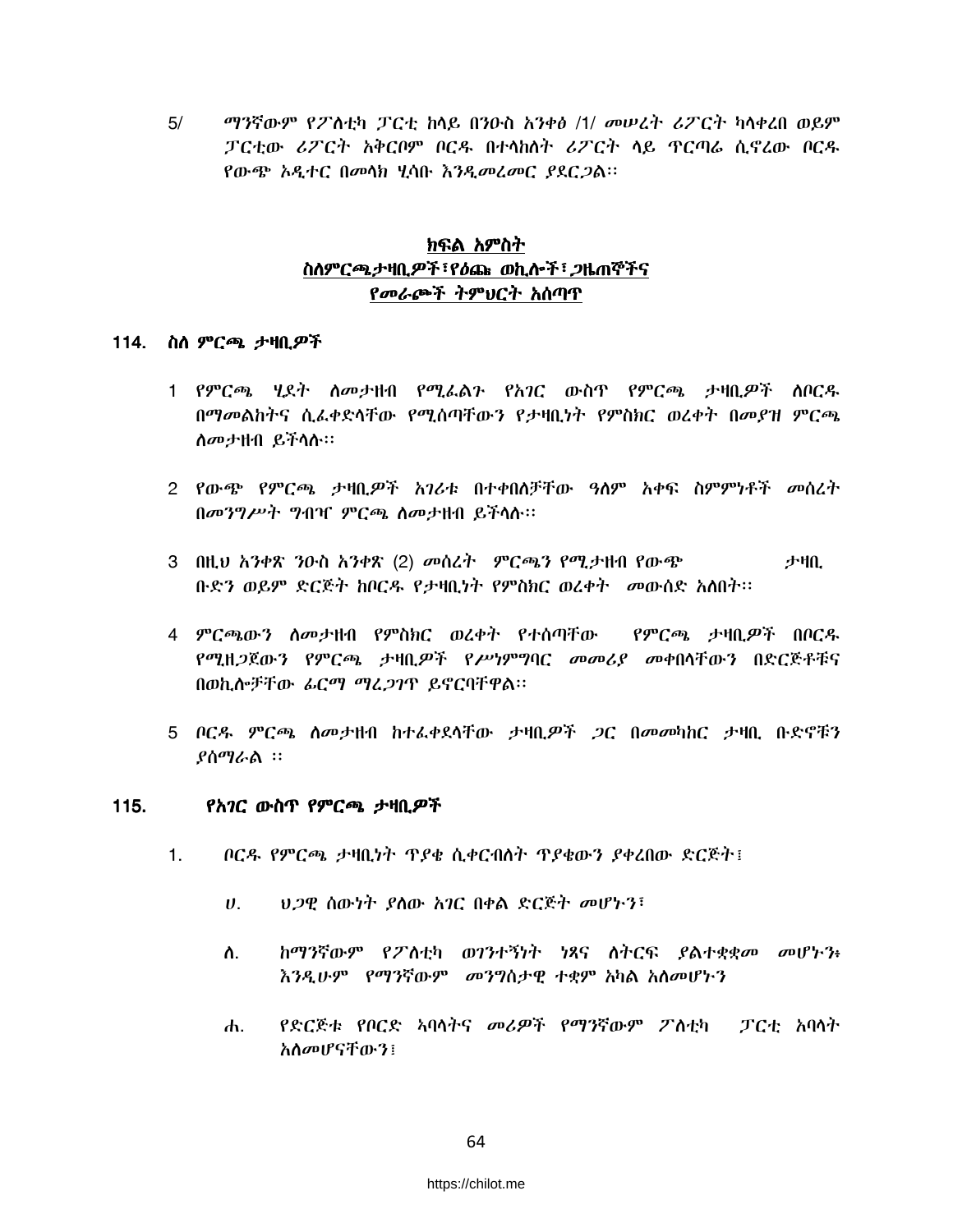5/ ማንኛውም የፖለቲካ ፓርቲ ከላይ በንዑስ አንቀፅ /1/ መሠረት ሪፖርት ካላቀረበ ወይም ፓርቲው ሪፖርት አቅርቦም ቦርዱ በተላከለት ሪፖርት ላይ ጥርጣሬ ሲኖረው ቦርዱ የውጭ ኦዲተር በመላክ ሂሳቡ እንዲመረመር ያደርጋል፡፡

## ክፍል አምስት
## ስለምርጫ ታዛቢዎች፣የዕጩ ወኪሎች፣ጋዜጠኞችና የመራጮች ትምህርት አሰጣጥ

### 114. ስለ ምርጫ ታዛቢዎች

1 የምርጫ ሂደት ለመታዘብ የሚፈልጉ የአገር ውስጥ የምርጫ ታዛቢዎች ለቦርዱ በማመልከትና ሲፈቀድላቸው የሚሰጣቸውን የታዛቢነት የምስክር ወረቀት በመያዝ ምርጫ ለመታዘብ ይችላሉ፡፡

2 የውጭ የምርጫ ታዛቢዎች አገሪቱ በተቀበለቻቸው ዓለም አቀፍ ስምምነቶች መሰረት በመንግሥት ግብዣ ምርጫ ለመታዘብ ይችላሉ፡፡

3 በዚህ አንቀጽ ንዑስ አንቀጽ (2) መሰረት ምርጫን የሚታዘብ የውጭ ታዛቢ ቡድን ወይም ድርጅት ከቦርዱ የታዛቢነት የምስክር ወረቀት መውሰድ አለበት፡፡

4 ምርጫውን ለመታዘብ የምስክር ወረቀት የተሰጣቸው የምርጫ ታዛቢዎች በቦርዱ የሚዘጋጀውን የምርጫ ታዛቢዎች የሥነምግባር መመሪያ መቀበላቸውን በድርጅቶቹና በወኪሎቻቸው ፊርማ ማረጋገጥ ይኖርባቸዋል፡፡

5 ቦርዱ ምርጫ ለመታዘብ ከተፈቀደላቸው ታዛቢዎች ጋር በመመካከር ታዛቢ ቡድኖቹን ያሰማራል ፡፡

### 115. የአገር ውስጥ የምርጫ ታዛቢዎች

1. ቦርዱ የምርጫ ታዛቢነት ጥያቄ ሲቀርብለት ጥያቄውን ያቀረበው ድርጅት፤

ሀ. ህጋዊ ሰውነት ያለው አገር በቀል ድርጅት መሆኑን፣

ለ. ከማንኛውም የፖለቲካ ወገንተኝነት ነጻና ለትርፍ ያልተቋቋመ መሆኑን፥ እንዲሁም የማንኛውም መንግስታዊ ተቋም አካል አለመሆኑን

ሐ. የድርጅቱ የቦርድ ኣባላትና መሪዎች የማንኛውም ፖለቲካ ፓርቲ አባላት አለመሆናቸውን፤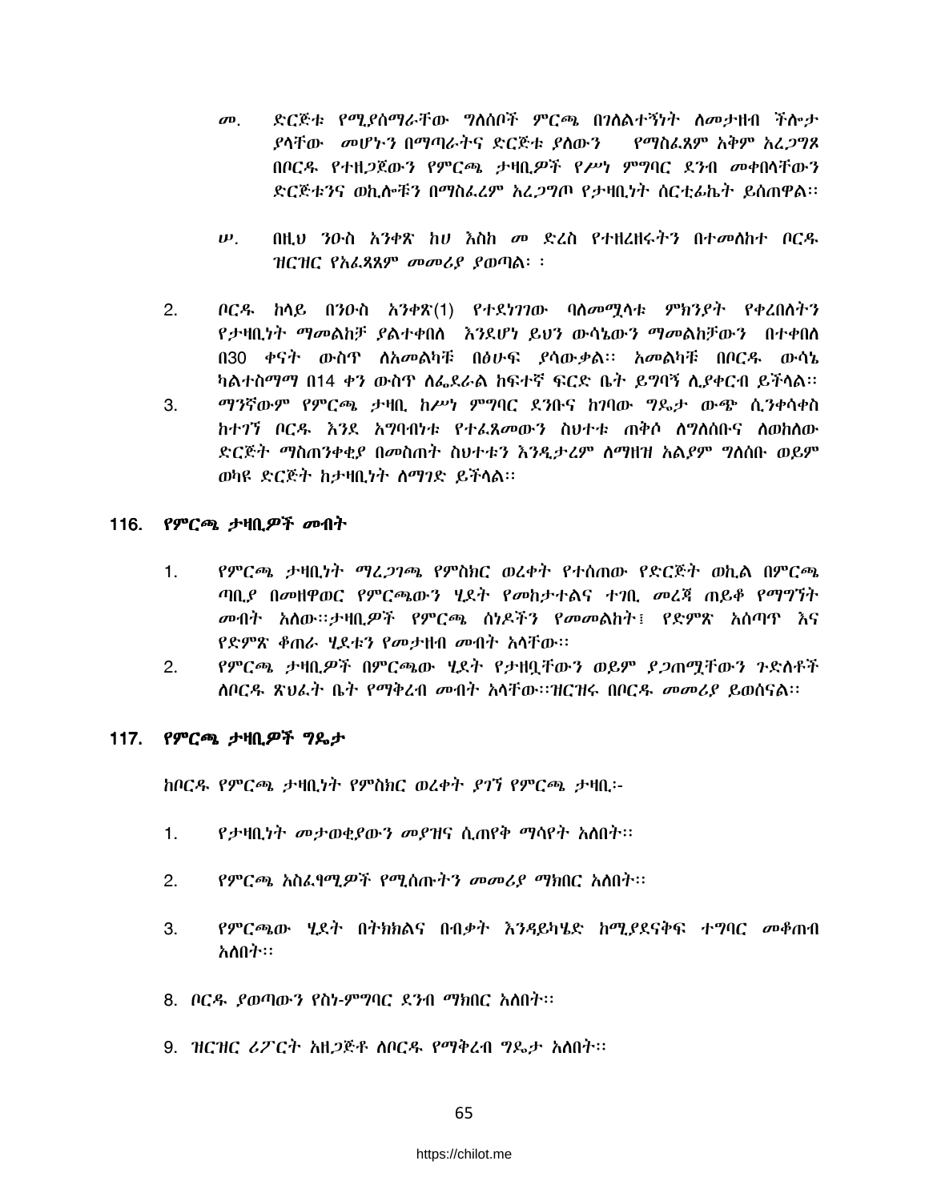መ. ድርጅቱ የሚያሰማራቸው ግለሰቦች ምርጫ በገለልተኝነት ለመታዘብ ችሎታ ያላቸው መሆኑን በማጣራትና ድርጅቱ ያለውን የማስፈጸም አቅም አረጋግጾ በቦርዱ የተዘጋጀውን የምርጫ ታዛቢዎች የሥነ ምግባር ደንብ መቀበላቸውን ድርጅቱንና ወኪሎቹን በማስፈረም አረጋግጦ የታዛቢነት ሰርቲፊኬት ይሰጠዋል፡፡

ሠ. በዚህ ንዑስ አንቀጽ ከሀ እስከ መ ድረስ የተዘረዘሩትን በተመለከተ ቦርዱ ዝርዝር የአፈጻጸም መመሪያ ያወጣል፡ ፡

2. ቦርዱ ከላይ በንዑስ አንቀጽ(1) የተደነገገው ባለመሟላቱ ምክንያት የቀረበለትን የታዛቢነት ማመልከቻ ያልተቀበለ እንደሆነ ይህን ውሳኔውን ማመልከቻውን በተቀበለ በ30 ቀናት ውስጥ ለአመልካቹ በፅሁፍ ያሳውቃል፡፡ አመልካቹ በቦርዱ ውሳኔ ካልተስማማ በ14 ቀን ውስጥ ለፌደራል ከፍተኛ ፍርድ ቤት ይግባኝ ሊያቀርብ ይችላል፡፡

3. ማንኛውም የምርጫ ታዛቢ ከሥነ ምግባር ደንቡና ከገባው ግዴታ ውጭ ሲንቀሳቀስ ከተገኘ ቦርዱ እንደ አግባብነቱ የተፈጸመውን ስህተቱ ጠቅሶ ለግለሰቡና ለወከለው ድርጅት ማስጠንቀቂያ በመስጠት ስህተቱን እንዲታረም ለማዘዝ አልያም ግለሰቡ ወይም ወካዩ ድርጅት ከታዛቢነት ለማገድ ይችላል፡፡

## 116. የምርጫ ታዛቢዎች መብት

1. የምርጫ ታዛቢነት ማረጋገጫ የምስክር ወረቀት የተሰጠው የድርጅት ወኪል በምርጫ ጣቢያ በመዘዋወር የምርጫውን ሂደት የመከታተልና ተገቢ መረጃ ጠይቆ የማግኘት መብት አለው፡፡ታዛቢዎች የምርጫ ሰነዶችን የመመልከት፤ የድምጽ አሰጣጥ እና የድምጽ ቆጠራ ሂደቱን የመታዘብ መብት አላቸው፡፡
2. የምርጫ ታዛቢዎች በምርጫው ሂደት የታዘቧቸውን ወይም ያጋጠሟቸውን ጉድለቶች ለቦርዱ ጽህፈት ቤት የማቅረብ መብት አላቸው፡፡ዝርዝሩ በቦርዱ መመሪያ ይወሰናል፡፡

## 117. የምርጫ ታዛቢዎች ግዴታ

ከቦርዱ የምርጫ ታዛቢነት የምስክር ወረቀት ያገኘ የምርጫ ታዛቢ፡-

1. የታዛቢነት መታወቂያውን መያዝና ሲጠየቅ ማሳየት አለበት፡፡
2. የምርጫ አስፈፃሚዎች የሚሰጡትን መመሪያ ማክበር አለበት፡፡
3. የምርጫው ሂደት በትክክልና በብቃት እንዳይካሄድ ከሚያደናቅፍ ተግባር መቆጠብ አለበት፡፡

8. ቦርዱ ያወጣውን የስነ-ምግባር ደንብ ማክበር አለበት፡፡

9. ዝርዝር ሪፖርት አዘጋጅቶ ለቦርዱ የማቅረብ ግዴታ አለበት፡፡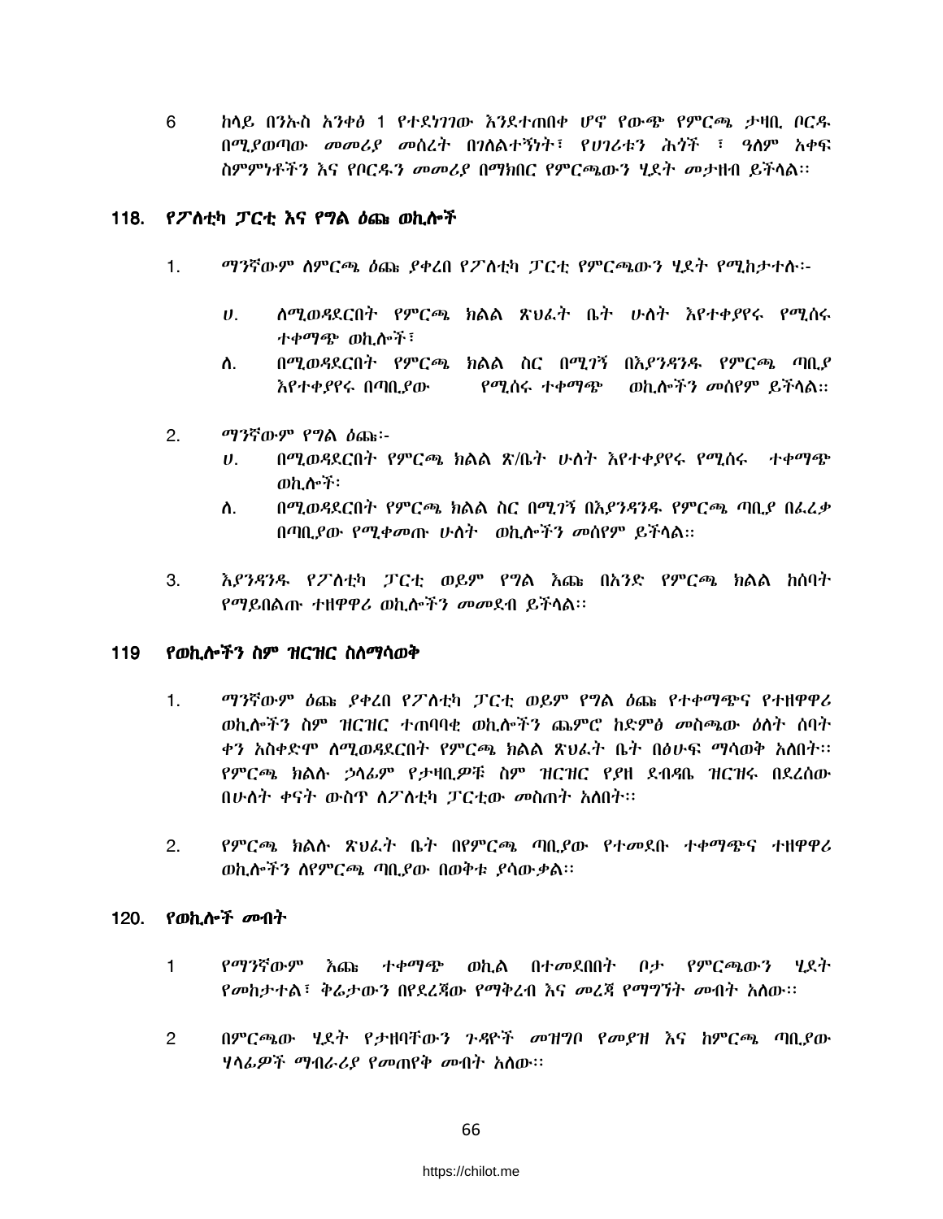6 ከላይ በንኡስ አንቀፅ 1 የተደነገገው እንደተጠበቀ ሆኖ የውጭ የምርጫ ታዛቢ ቦርዱ በሚያወጣው መመሪያ መሰረት በገለልተኝነት፣ የሀገሪቱን ሕጎች ፣ ዓለም አቀፍ ስምምነቶችን እና የቦርዱን መመሪያ በማክበር የምርጫውን ሂደት መታዘብ ይችላል፡፡

## 118. የፖለቲካ ፓርቲ እና የግል ዕጩ ወኪሎች

1. ማንኛውም ለምርጫ ዕጩ ያቀረበ የፖለቲካ ፓርቲ የምርጫውን ሂደት የሚከታተሉ፡-

   ሀ. ለሚወዳደርበት የምርጫ ክልል ጽህፈት ቤት ሁለት እየተቀያየሩ የሚሰሩ ተቀማጭ ወኪሎች፣

   ለ. በሚወዳደርበት የምርጫ ክልል ስር በሚገኝ በእያንዳንዱ የምርጫ ጣቢያ እየተቀያየሩ በጣቢያው የሚሰሩ ተቀማጭ ወኪሎችን መሰየም ይችላል፡፡

2. ማንኛውም የግል ዕጩ፡-

   ሀ. በሚወዳደርበት የምርጫ ክልል ጽ/ቤት ሁለት እየተቀያየሩ የሚሰሩ ተቀማጭ ወኪሎች፡

   ለ. በሚወዳደርበት የምርጫ ክልል ስር በሚገኝ በእያንዳንዱ የምርጫ ጣቢያ በፈረቃ በጣቢያው የሚቀመጡ ሁለት ወኪሎችን መሰየም ይችላል፡፡

3. እያንዳንዱ የፖለቲካ ፓርቲ ወይም የግል እጩ በአንድ የምርጫ ክልል ከሰባት የማይበልጡ ተዘዋዋሪ ወኪሎችን መመደብ ይችላል፡፡

## 119 የወኪሎችን ስም ዝርዝር ስለማሳወቅ

1. ማንኛውም ዕጩ ያቀረበ የፖለቲካ ፓርቲ ወይም የግል ዕጩ የተቀማጭና የተዘዋዋሪ ወኪሎችን ስም ዝርዝር ተጠባባቂ ወኪሎችን ጨምሮ ከድምፅ መስጫው ዕለት ሰባት ቀን አስቀድሞ ለሚወዳደርበት የምርጫ ክልል ጽህፈት ቤት በፅሁፍ ማሳወቅ አለበት፡፡ የምርጫ ክልሉ ኃላፊም የታዛቢዎቹ ስም ዝርዝር የያዘ ደብዳቤ ዝርዝሩ በደረሰው በሁለት ቀናት ውስጥ ለፖለቲካ ፓርቲው መስጠት አለበት፡፡

2. የምርጫ ክልሉ ጽህፈት ቤት በየምርጫ ጣቢያው የተመደቡ ተቀማጭና ተዘዋዋሪ ወኪሎችን ለየምርጫ ጣቢያው በወቅቱ ያሳውቃል፡፡

## 120. የወኪሎች መብት

1 የማንኛውም እጩ ተቀማጭ ወኪል በተመደበበት ቦታ የምርጫውን ሂደት የመከታተል፣ ቅሬታውን በየደረጃው የማቅረብ እና መረጃ የማግኘት መብት አለው፡፡

2 በምርጫው ሂደት የታዘባቸውን ጉዳዮች መዝግቦ የመያዝ እና ከምርጫ ጣቢያው ሃላፊዎች ማብራሪያ የመጠየቅ መብት አለው፡፡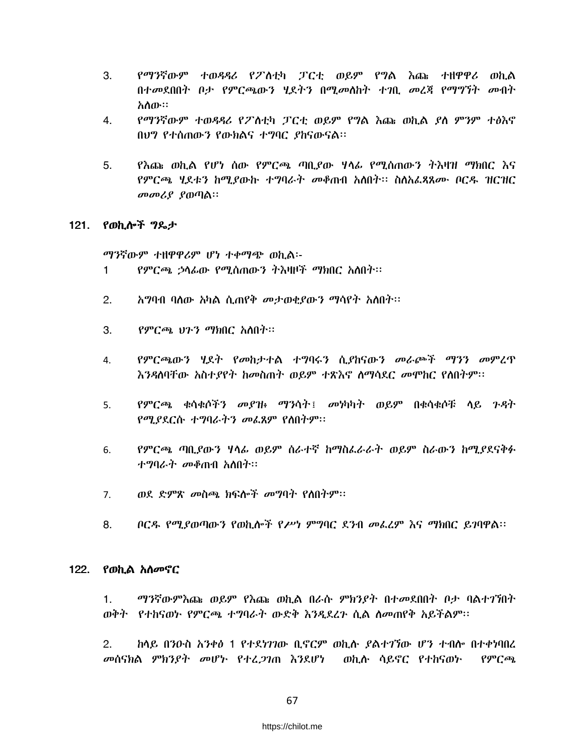3. የማንኛውም ተወዳዳሪ የፖለቲካ ፓርቲ ወይም የግል እጩ ተዘዋዋሪ ወኪል በተመደበበት ቦታ የምርጫውን ሂደትን በሚመለከት ተገቢ መረጃ የማግኘት መብት አለው፡፡
4. የማንኛውም ተወዳዳሪ የፖለቲካ ፓርቲ ወይም የግል እጩ ወኪል ያለ ምንም ተፅእኖ በህግ የተሰጠውን የውክልና ተግባር ያከናውናል፡፡
5. የእጩ ወኪል የሆነ ሰው የምርጫ ጣቢያው ሃላፊ የሚሰጠውን ትእዛዝ ማክበር እና የምርጫ ሂደቱን ከሚያውኩ ተግባራት መቆጠብ አለበት፡፡ ስለአፈጻጸሙ ቦርዱ ዝርዝር መመሪያ ያወጣል፡፡

## 121. የወኪሎች ግዴታ

ማንኛውም ተዘዋዋሪም ሆነ ተቀማጭ ወኪል፡-

1 የምርጫ ኃላፊው የሚሰጠውን ትእዛዞች ማክበር አለበት፡፡
2. አግባብ ባለው አካል ሲጠየቅ መታወቂያውን ማሳየት አለበት፡፡
3. የምርጫ ህጉን ማክበር አለበት፡፡
4. የምርጫውን ሂደት የመከታተል ተግባሩን ሲያከናውን መራጮች ማንን መምረጥ እንዳለባቸው አስተያየት ከመስጠት ወይም ተጽእኖ ለማሳደር መሞከር የለበትም፡፡
5. የምርጫ ቁሳቁሶችን መያዝ፥ ማንሳት፤ መነካካት ወይም በቁሳቁሶቹ ላይ ጉዳት የሚያደርሱ ተግባራትን መፈጸም የለበትም፡፡
6. የምርጫ ጣቢያውን ሃላፊ ወይም ሰራተኛ ከማስፈራራት ወይም ስራውን ከሚያደናቅፉ ተግባራት መቆጠብ አለበት፡፡
7. ወደ ድምጽ መስጫ ክፍሎች መግባት የለበትም፡፡
8. ቦርዱ የሚያወጣውን የወኪሎች የሥነ ምግባር ደንብ መፈረም እና ማክበር ይገባዋል፡፡

## 122. የወኪል አለመኖር

1. ማንኛውምእጩ ወይም የእጩ ወኪል በራሱ ምክንያት በተመደበበት ቦታ ባልተገኘበት ወቅት የተከናወኑ የምርጫ ተግባራት ውድቅ እንዲደረጉ ሲል ለመጠየቅ አይችልም፡፡

2. ከላይ በንዑስ አንቀፅ 1 የተደነገገው ቢኖርም ወኪሉ ያልተገኘው ሆን ተብሎ በተቀነባበረ መሰናክል ምክንያት መሆኑ የተረጋገጠ እንደሆነ ወኪሉ ሳይኖር የተከናወኑ የምርጫ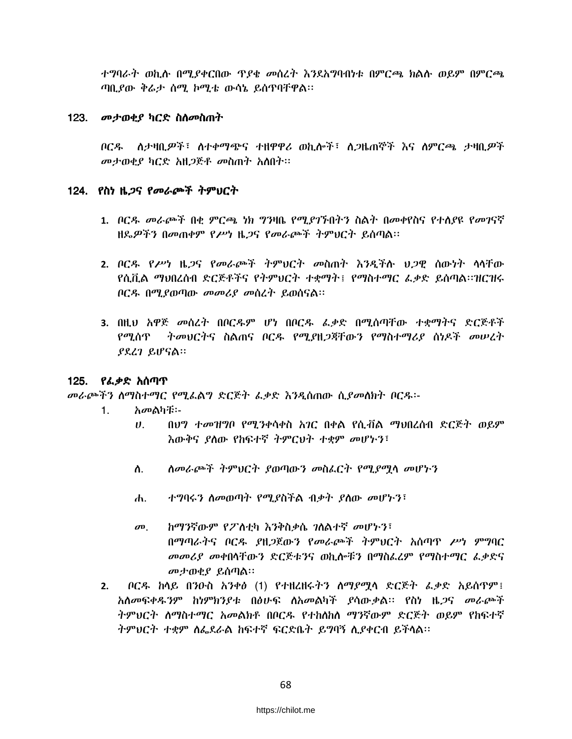ተግባራት ወኪሉ በሚያቀርበው ጥያቄ መሰረት እንደአግባብነቱ በምርጫ ክልሉ ወይም በምርጫ ጣቢያው ቅሬታ ሰሚ ኮሚቴ ውሳኔ ይሰጥባቸዋል፡፡

### 123. *መታወቂያ ካርድ ስለመስጠት*

*ቦርዱ ለታዛቢዎች፣ ለተቀማጭና ተዘዋዋሪ ወኪሎች፣ ለጋዜጠኞች እና ለምርጫ ታዛቢዎች መታወቂያ ካርድ አዘጋጅቶ መስጠት አለበት፡፡*

### 124. *የስነ ዜጋና የመራጮች ትምህርት*

1. *ቦርዱ መራጮች በቂ ምርጫ ነክ ግንዛቤ የሚያገኙበትን ስልት በመቀየስና የተለያዩ የመገናኛ ዘዴዎችን በመጠቀም የሥነ ዜጋና የመራጮች ትምህርት ይሰጣል፡፡*

2. *ቦርዱ የሥነ ዜጋና የመራጮች ትምህርት መስጠት እንዲችሉ ህጋዊ ሰውነት ላላቸው የሲቪል ማህበረሰብ ድርጅቶችና የትምህርት ተቋማት፤ የማስተማር ፈቃድ ይሰጣል፡፡ዝርዝሩ ቦርዱ በሚያወጣው መመሪያ መሰረት ይወሰናል፡፡*

3. *በዚህ አዋጅ መሰረት በቦርዱም ሆነ በቦርዱ ፈቃድ በሚሰጣቸው ተቋማትና ድርጅቶች የሚሰጥ ትመህርትና ስልጠና ቦርዱ የሚያዘጋጃቸውን የማስተማሪያ ሰነዶች መሠረት ያደረገ ይሆናል፡፡*

### 125. *የፈቃድ አሰጣጥ*

*መራጮችን ለማስተማር የሚፈልግ ድርጅት ፈቃድ እንዲሰጠው ሲያመለክት ቦርዱ፡-*

1. *አመልካቹ፡-*
   - *ሀ. በህግ ተመዝግቦ የሚንቀሳቀስ አገር በቀል የሲቭል ማህበረሰብ ድርጅት ወይም እውቅና ያለው የከፍተኛ ትምርህት ተቋም መሆኑን፣*
   - *ለ. ለመራጮች ትምህርት ያወጣውን መስፈርት የሚያሟላ መሆኑን*
   - *ሐ. ተግባሩን ለመወጣት የሚያስችል ብቃት ያለው መሆኑን፣*
   - *መ. ከማንኛውም የፖለቲካ እንቅስቃሴ ገለልተኛ መሆኑን፣*

   *በማጣራትና ቦርዱ ያዘጋጀውን የመራጮች ትምህርት አሰጣጥ ሥነ ምግባር መመሪያ መቀበላቸውን ድርጅቱንና ወኪሎቹን በማስፈረም የማስተማር ፈቃድና መታወቂያ ይሰጣል፡፡*

2. *ቦርዱ ከላይ በንዑስ አንቀፅ* (1) *የተዘረዘሩትን ለማያሟላ ድርጅት ፈቃድ አይሰጥም፤ አለመፍቀዱንም ከነምክንያቱ በፅሁፍ ለአመልካች ያሳውቃል፡፡ የስነ ዜጋና መራጮች ትምህርት ለማስተማር አመልክቶ በቦርዱ የተከለከለ ማንኛውም ድርጅት ወይም የከፍተኛ ትምህርት ተቋም ለፌደራል ከፍተኛ ፍርድቤት ይግባኝ ሊያቀርብ ይችላል፡፡*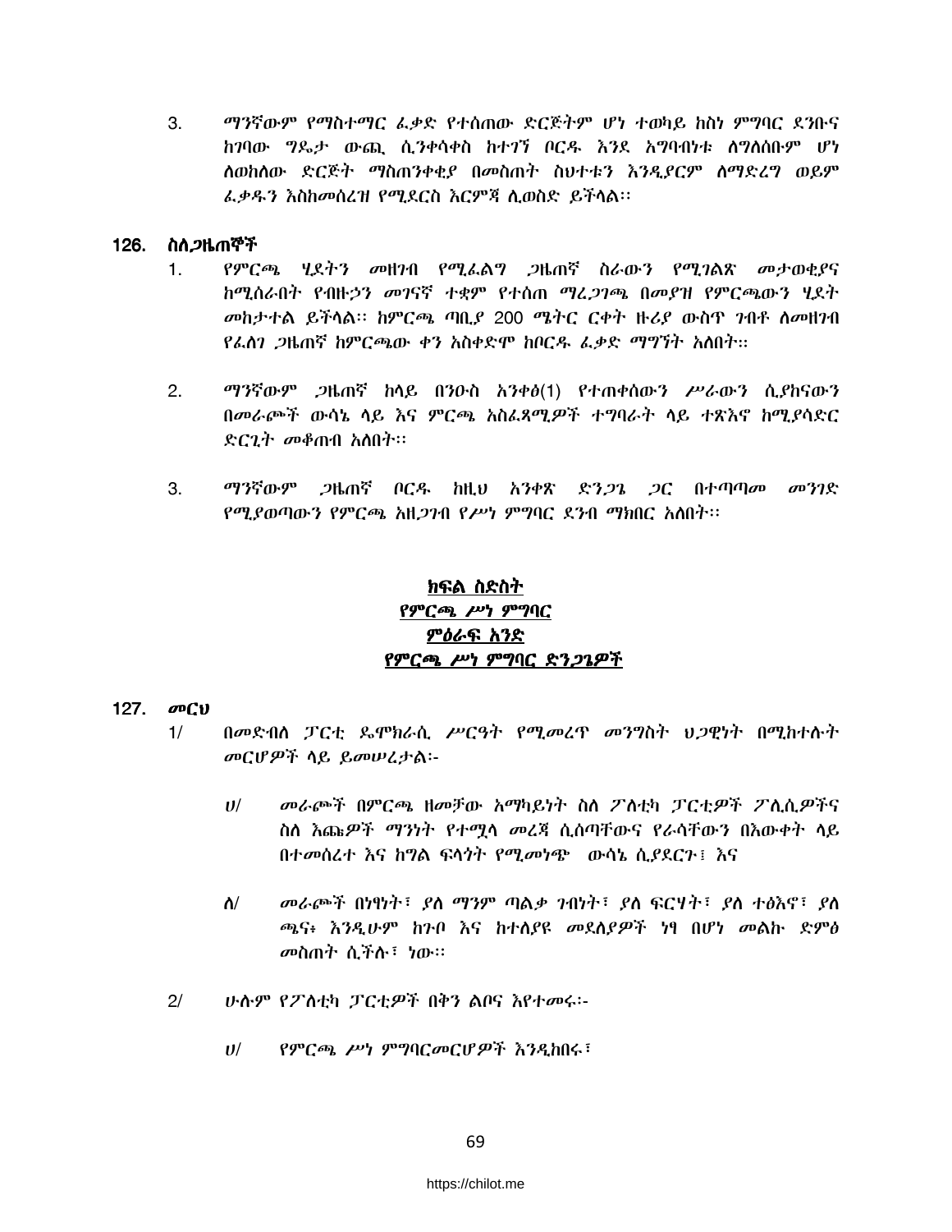3. ማንኛውም የማስተማር ፈቃድ የተሰጠው ድርጅትም ሆነ ተወካይ ከስነ ምግባር ደንቡና ከገባው ግዴታ ውጪ ሲንቀሳቀስ ከተገኘ ቦርዱ እንደ አግባብነቱ ለግለሰቡም ሆነ ለወከለው ድርጅት ማስጠንቀቂያ በመስጠት ስህተቱን እንዲያርም ለማድረግ ወይም ፈቃዱን እስከመሰረዝ የሚደርስ እርምጃ ሊወስድ ይችላል፡፡

## 126. ስለ ጋዜጠኞች

1. የምርጫ ሂደትን መዘገብ የሚፈልግ ጋዜጠኛ ስራውን የሚገልጽ መታወቂያና ከሚሰራበት የብዙኃን መገናኛ ተቋም የተሰጠ ማረጋገጫ በመያዝ የምርጫውን ሂደት መከታተል ይችላል፡፡ ከምርጫ ጣቢያ 200 ሜትር ርቀት ዙሪያ ውስጥ ገብቶ ለመዘገብ የፈለገ ጋዜጠኛ ከምርጫው ቀን አስቀድሞ ከቦርዱ ፈቃድ ማግኘት አለበት።

2. ማንኛውም ጋዜጠኛ ከላይ በንዑስ አንቀፅ(1) የተጠቀሰውን ሥራውን ሲያከናውን በመራጮች ውሳኔ ላይ እና ምርጫ አስፈጻሚዎች ተግባራት ላይ ተጽእኖ ከሚያሳድር ድርጊት መቆጠብ አለበት፡፡

3. ማንኛውም ጋዜጠኛ ቦርዱ ከዚህ አንቀጽ ድንጋጌ ጋር በተጣጣመ መንገድ የሚያወጣውን የምርጫ አዘጋገብ የሥነ ምግባር ደንብ ማክበር አለበት፡፡

# ክፍል ስድስት
# የምርጫ ሥነ ምግባር
## ምዕራፍ አንድ
## የምርጫ ሥነ ምግባር ድንጋጌዎች

## 127. መርህ

1/ በመድብለ ፓርቲ ዴሞክራሲ ሥርዓት የሚመረጥ መንግስት ህጋዊነት በሚከተሉት መርሆዎች ላይ ይመሠረታል፡-

ሀ/ መራጮች በምርጫ ዘመቻው አማካይነት ስለ ፖለቲካ ፓርቲዎች ፖሊሲዎችና ስለ እጩዎች ማንነት የተሟላ መረጃ ሲሰጣቸውና የራሳቸውን በእውቀት ላይ በተመሰረተ እና ከግል ፍላጎት የሚመነጭ ውሳኔ ሲያደርጉ፤ እና

ለ/ መራጮች በነፃነት፣ ያለ ማንም ጣልቃ ገብነት፣ ያለ ፍርሃት፣ ያለ ተፅእኖ፣ ያለ ጫና፥ እንዲሁም ከጉቦ እና ከተለያዩ መደለያዎች ነፃ በሆነ መልኩ ድምፅ መስጠት ሲችሉ፣ ነው፡፡

2/ ሁሉም የፖለቲካ ፓርቲዎች በቅን ልቦና እየተመሩ፡-

ሀ/ የምርጫ ሥነ ምግባርመርሆዎች እንዲከበሩ፣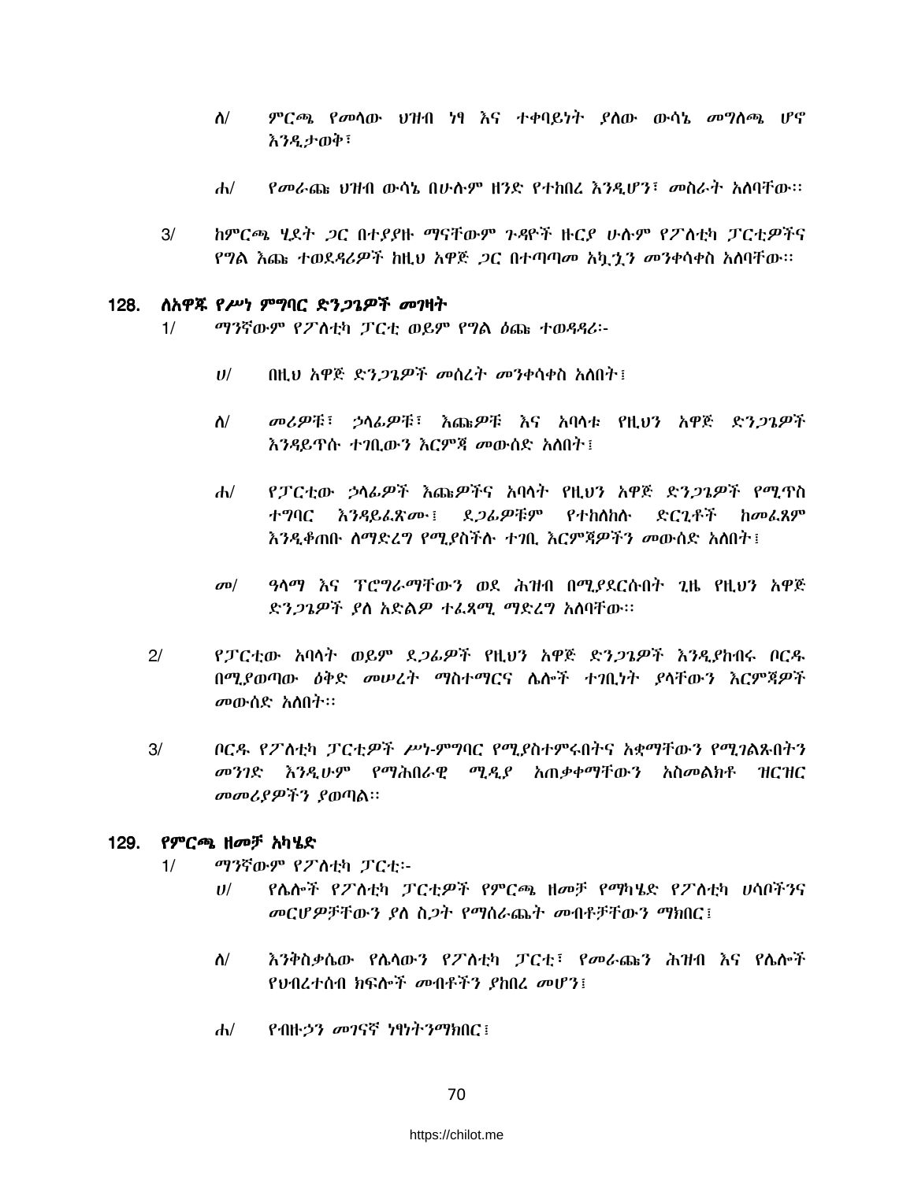ለ/ ምርጫ የመላው ህዝብ ነፃ እና ተቀባይነት ያለው ውሳኔ መግለጫ ሆኖ እንዲታወቅ፣

ሐ/ የመራጩ ህዝብ ውሳኔ በሁሉም ዘንድ የተከበረ እንዲሆን፣ መስራት አለባቸው፡፡

3/ ከምርጫ ሂደት ጋር በተያያዙ ማናቸውም ጉዳዮች ዙርያ ሁሉም የፖለቲካ ፓርቲዎችና የግል እጩ ተወዳዳሪዎች ከዚህ አዋጅ ጋር በተጣጣመ አኳኋን መንቀሳቀስ አለባቸው፡፡

## 128. ለአዋጁ የሥነ ምግባር ድንጋጌዎች መገዛት

1/ ማንኛውም የፖለቲካ ፓርቲ ወይም የግል ዕጩ ተወዳዳሪ፦

ሀ/ በዚህ አዋጅ ድንጋጌዎች መሰረት መንቀሳቀስ አለበት፤

ለ/ መሪዎቹ፣ ኃላፊዎቹ፣ እጩዎቹ እና አባላቱ የዚህን አዋጅ ድንጋጌዎች እንዳይጥሱ ተገቢውን እርምጃ መውሰድ አለበት፤

ሐ/ የፓርቲው ኃላፊዎች እጩዎችና አባላት የዚህን አዋጅ ድንጋጌዎች የሚጥስ ተግባር እንዳይፈጽሙ፤ ደጋፊዎቹም የተከለከሉ ድርጊቶች ከመፈጸም እንዲቆጠቡ ለማድረግ የሚያስችሉ ተገቢ እርምጃዎችን መውሰድ አለበት፤

መ/ ዓላማ እና ፕሮግራማቸውን ወደ ሕዝብ በሚያደርሱበት ጊዜ የዚህን አዋጅ ድንጋጌዎች ያለ አድልዎ ተፈጻሚ ማድረግ አለባቸው፡፡

2/ የፓርቲው አባላት ወይም ደጋፊዎች የዚህን አዋጅ ድንጋጌዎች እንዲያከብሩ ቦርዱ በሚያወጣው ዕቅድ መሠረት ማስተማርና ሌሎች ተገቢነት ያላቸውን እርምጃዎች መውሰድ አለበት፡፡

3/ ቦርዱ የፖለቲካ ፓርቲዎች ሥነ-ምግባር የሚያስተምሩበትና አቋማቸውን የሚገልጹበትን መንገድ እንዲሁም የማሕበራዊ ሚዲያ አጠቃቀማቸውን አስመልክቶ ዝርዝር መመሪያዎችን ያወጣል፡፡

## 129. የምርጫ ዘመቻ አካሄድ

1/ ማንኛውም የፖለቲካ ፓርቲ፦

ሀ/ የሌሎች የፖለቲካ ፓርቲዎች የምርጫ ዘመቻ የማካሄድ የፖለቲካ ሀሳቦችንና መርሆዎቻቸውን ያለ ስጋት የማሰራጨት መብቶቻቸውን ማክበር፤

ለ/ እንቅስቃሴው የሌላውን የፖለቲካ ፓርቲ፣ የመራጩን ሕዝብ እና የሌሎች የህብረተሰብ ክፍሎች መብቶችን ያከበረ መሆን፤

ሐ/ የብዙኃን መገናኛ ነፃነትንማክበር፤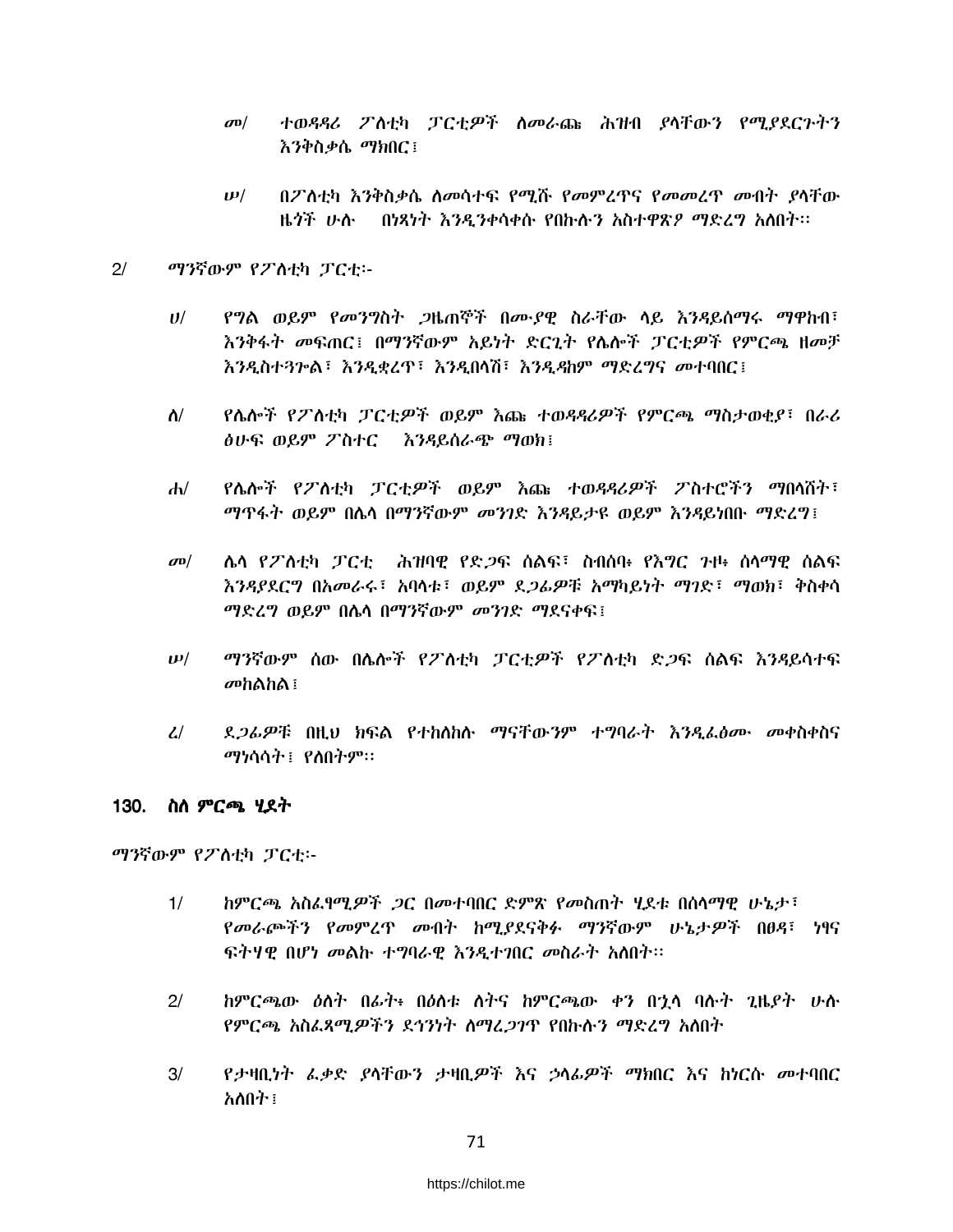መ/ ተወዳዳሪ ፖለቲካ ፓርቲዎች ለመራጩ ሕዝብ ያላቸውን የሚያደርጉትን እንቅስቃሴ ማክበር፤

ሠ/ በፖለቲካ እንቅስቃሴ ለመሳተፍ የሚሹ የመምረጥና የመመረጥ መብት ያላቸው ዜጎች ሁሉ በነጻነት እንዲንቀሳቀሱ የበኩሉን አስተዋጽዖ ማድረግ አለበት፡፡

2/ ማንኛውም የፖለቲካ ፓርቲ፡-

ሀ/ የግል ወይም የመንግስት ጋዜጠኞች በሙያዊ ስራቸው ላይ እንዳይሰማሩ ማዋከብ፣ እንቅፋት መፍጠር፤ በማንኛውም አይነት ድርጊት የሌሎች ፓርቲዎች የምርጫ ዘመቻ እንዲስተጓጐል፣ እንዲቋረጥ፣ እንዲበላሽ፣ እንዲዳከም ማድረግና መተባበር፤

ለ/ የሌሎች የፖለቲካ ፓርቲዎች ወይም እጩ ተወዳዳሪዎች የምርጫ ማስታወቂያ፣ በራሪ ፅሁፍ ወይም ፖስተር እንዳይሰራጭ ማወክ፤

ሐ/ የሌሎች የፖለቲካ ፓርቲዎች ወይም እጩ ተወዳዳሪዎች ፖስተሮችን ማበላሸት፣ ማጥፋት ወይም በሌላ በማንኛውም መንገድ እንዳይታዩ ወይም እንዳይነበቡ ማድረግ፤

መ/ ሌላ የፖለቲካ ፓርቲ ሕዝባዊ የድጋፍ ሰልፍ፣ ስብሰባ፥ የእግር ጉዞ፥ ሰላማዊ ሰልፍ እንዳያደርግ በአመራሩ፣ አባላቱ፣ ወይም ደጋፊዎቹ አማካይነት ማገድ፣ ማወክ፣ ቅስቀሳ ማድረግ ወይም በሌላ በማንኛውም መንገድ ማደናቀፍ፤

ሠ/ ማንኛውም ሰው በሌሎች የፖለቲካ ፓርቲዎች የፖለቲካ ድጋፍ ሰልፍ እንዳይሳተፍ መከልከል፤

ረ/ ደጋፊዎቹ በዚህ ክፍል የተከለከሉ ማናቸውንም ተግባራት እንዲፈፅሙ መቀስቀስና ማነሳሳት፤ የለበትም፡፡

## 130. ስለ ምርጫ ሂደት

ማንኛውም የፖለቲካ ፓርቲ፡-

1/ ከምርጫ አስፈፃሚዎች ጋር በመተባበር ድምጽ የመስጠት ሂደቱ በሰላማዊ ሁኔታ፣ የመራጮችን የመምረጥ መብት ከሚያደናቅፉ ማንኛውም ሁኔታዎች በፀዳ፣ ነፃና ፍትሃዊ በሆነ መልኩ ተግባራዊ እንዲተገበር መስራት አለበት፡፡

2/ ከምርጫው ዕለት በፊት፥ በዕለቱ ለትና ከምርጫው ቀን በኋላ ባሉት ጊዜያት ሁሉ የምርጫ አስፈጻሚዎችን ደኅንነት ለማረጋገጥ የበኩሉን ማድረግ አለበት

3/ የታዛቢነት ፈቃድ ያላቸውን ታዛቢዎች እና ኃላፊዎች ማክበር እና ከነርሱ መተባበር አለበት፤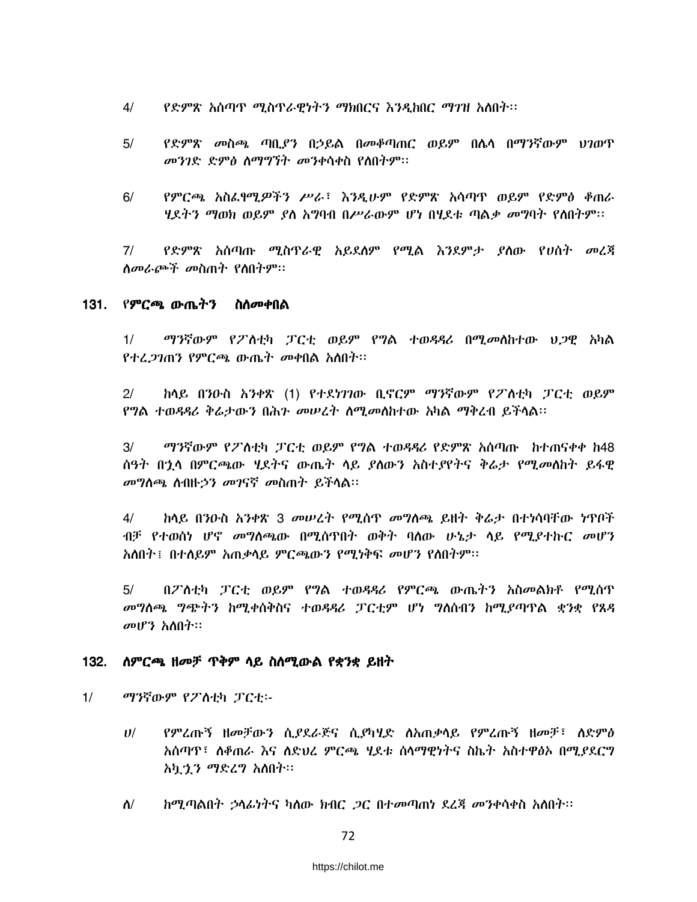4/ የድምጽ አሰጣጥ ሚስጥራዊነትን ማክበርና እንዲከበር ማገዝ አለበት፡፡

5/ የድምጽ መስጫ ጣቢያን በኃይል በመቆጣጠር ወይም በሌላ በማንኛውም ህገወጥ መንገድ ድምፅ ለማግኘት መንቀሳቀስ የለበትም፡፡

6/ የምርጫ አስፈፃሚዎችን ሥራ፣ እንዲሁም የድምጽ አሳጣጥ ወይም የድምፅ ቆጠራ ሂደትን ማወክ ወይም ያለ አግባብ በሥራውም ሆነ በሂደቱ ጣልቃ መግባት የለበትም፡፡

7/ የድምጽ አሰጣጡ ሚስጥራዊ አይደለም የሚል እንደምታ ያለው የሀሰት መረጃ ለመራጮች መስጠት የለበትም፡፡

## 131. የምርጫ ውጤትን ስለመቀበል

1/ ማንኛውም የፖለቲካ ፓርቲ ወይም የግል ተወዳዳሪ በሚመለከተው ህጋዊ አካል የተረጋገጠን የምርጫ ውጤት መቀበል አለበት፡፡

2/ ከላይ በንዑስ አንቀጽ (1) የተደነገገው ቢኖርም ማንኛውም የፖለቲካ ፓርቲ ወይም የግል ተወዳዳሪ ቅሬታውን በሕጉ መሠረት ለሚመለከተው አካል ማቅረብ ይችላል፡፡

3/ ማንኛውም የፖለቲካ ፓርቲ ወይም የግል ተወዳዳሪ የድምጽ አሰጣጡ ከተጠናቀቀ ከ48 ሰዓት በኋላ በምርጫው ሂደትና ውጤት ላይ ያለውን አስተያየትና ቅሬታ የሚመለከት ይፋዊ መግለጫ ለብዙኃን መገናኛ መስጠት ይችላል፡፡

4/ ከላይ በንዑስ አንቀጽ 3 መሠረት የሚሰጥ መግለጫ ይዘት ቅሬታ በተነሳባቸው ነጥቦች ብቻ የተወሰነ ሆኖ መግለጫው በሚሰጥበት ወቅት ባለው ሁኔታ ላይ የሚያተኩር መሆን አለበት፤ በተለይም አጠቃላይ ምርጫውን የሚነቅፍ መሆን የለበትም፡፡

5/ በፖለቲካ ፓርቲ ወይም የግል ተወዳዳሪ የምርጫ ውጤትን አስመልክቶ የሚሰጥ መግለጫ ግጭትን ከሚቀሰቅስና ተወዳዳሪ ፓርቲም ሆነ ግለሰብን ከሚያጣጥል ቋንቋ የጸዳ መሆን አለበት፡፡

## 132. ለምርጫ ዘመቻ ጥቅም ላይ ስለሚውል የቋንቋ ይዘት

1/ ማንኛውም የፖለቲካ ፓርቲ፦

ሀ/ የምረጡኝ ዘመቻውን ሲያደራጅና ሲያካሂድ ለአጠቃላይ የምረጡኝ ዘመቻ፣ ለድምፅ አሰጣጥ፣ ለቆጠራ እና ለድህረ ምርጫ ሂደቱ ሰላማዊነትና ስኬት አስተዋፅኦ በሚያደርግ አኳኋን ማድረግ አለበት፡፡

ለ/ ከሚጣልበት ኃላፊነትና ካለው ክብር ጋር በተመጣጠነ ደረጃ መንቀሳቀስ አለበት፡፡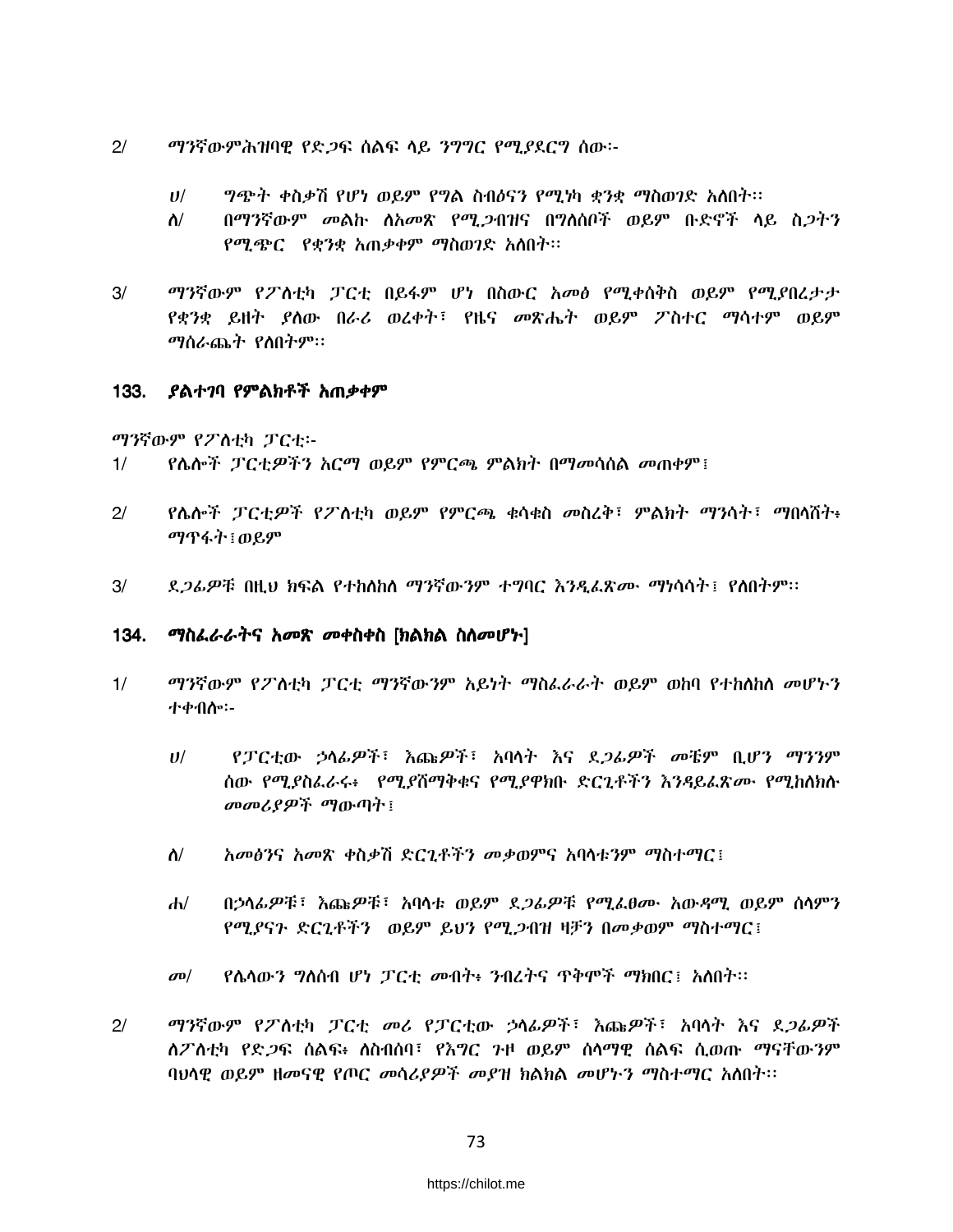2/ ማንኛውምሕዝባዊ የድጋፍ ሰልፍ ላይ ንግግር የሚያደርግ ሰው፡-

ሀ/ ግጭት ቀስቃሽ የሆነ ወይም የግል ስብዕናን የሚነካ ቋንቋ ማስወገድ አለበት፡፡

ለ/ በማንኛውም መልኩ ለአመጽ የሚጋብዝና በግለሰቦች ወይም ቡድኖች ላይ ስጋትን የሚጭር የቋንቋ አጠቃቀም ማስወገድ አለበት፡፡

3/ ማንኛውም የፖለቲካ ፓርቲ በይፋም ሆነ በስውር አመፅ የሚቀሰቅስ ወይም የሚያበረታታ የቋንቋ ይዘት ያለው በራሪ ወረቀት፣ የዜና መጽሔት ወይም ፖስተር ማሳተም ወይም ማሰራጨት የለበትም፡፡

## 133. ያልተገባ የምልክቶች አጠቃቀም

ማንኛውም የፖለቲካ ፓርቲ፡-

1/ የሌሎች ፓርቲዎችን አርማ ወይም የምርጫ ምልክት በማመሳሰል መጠቀም፤

2/ የሌሎች ፓርቲዎች የፖለቲካ ወይም የምርጫ ቁሳቁስ መስረቅ፣ ምልክት ማንሳት፣ ማበላሸት፥ ማጥፋት፤ወይም

3/ ደጋፊዎቹ በዚህ ክፍል የተከለከለ ማንኛውንም ተግባር እንዲፈጽሙ ማነሳሳት፤ የለበትም፡፡

## 134. ማስፈራራትና አመጽ መቀስቀስ [ክልክል ስለመሆኑ]

1/ ማንኛውም የፖለቲካ ፓርቲ ማንኛውንም አይነት ማስፈራራት ወይም ወከባ የተከለከለ መሆኑን ተቀብሎ፡-

ሀ/ የፓርቲው ኃላፊዎች፣ እጩዎች፣ አባላት እና ደጋፊዎች መቼም ቢሆን ማንንም ሰው የሚያስፈራሩ፥ የሚያሸማቅቁና የሚያዋክቡ ድርጊቶችን እንዳይፈጽሙ የሚከለክሉ መመሪያዎች ማውጣት፤

ለ/ አመፅንና አመጽ ቀስቃሽ ድርጊቶችን መቃወምና አባላቱንም ማስተማር፤

ሐ/ በኃላፊዎቹ፣ እጩዎቹ፣ አባላቱ ወይም ደጋፊዎቹ የሚፈፀሙ አውዳሚ ወይም ሰላምን የሚያናጉ ድርጊቶችን ወይም ይህን የሚጋብዝ ዛቻን በመቃወም ማስተማር፤

መ/ የሌላውን ግለሰብ ሆነ ፓርቲ መብት፥ ንብረትና ጥቅሞች ማክበር፤ አለበት፡፡

2/ ማንኛውም የፖለቲካ ፓርቲ መሪ የፓርቲው ኃላፊዎች፣ እጩዎች፣ አባላት እና ደጋፊዎች ለፖለቲካ የድጋፍ ሰልፍ፥ ለስብሰባ፣ የእግር ጉዞ ወይም ሰላማዊ ሰልፍ ሲወጡ ማናቸውንም ባህላዊ ወይም ዘመናዊ የጦር መሳሪያዎች መያዝ ክልክል መሆኑን ማስተማር አለበት፡፡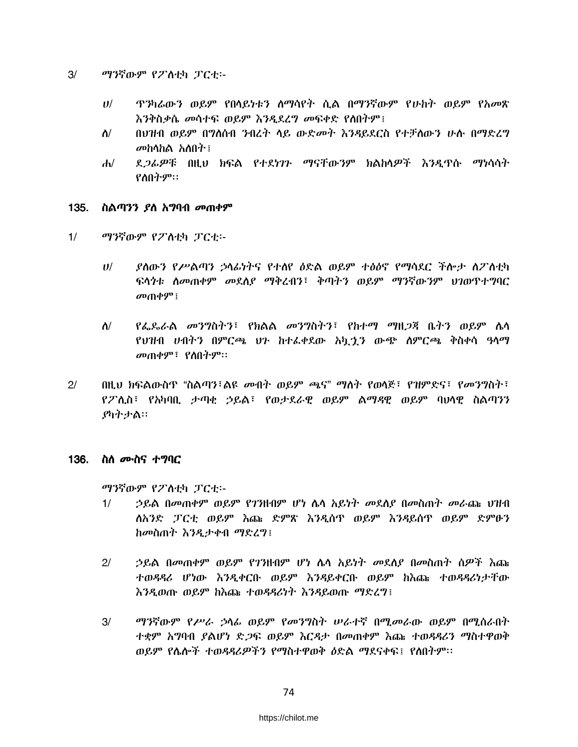3/ ማንኛውም የፖለቲካ ፓርቲ፡-

ሀ/ ጥንካሬውን ወይም የበላይነቱን ለማሳየት ሲል በማንኛውም የሁከት ወይም የአመጽ እንቅስቃሴ መሳተፍ ወይም እንዲደረግ መፍቀድ የለበትም፤

ለ/ በህዝብ ወይም በግለሰብ ንብረት ላይ ውድመት እንዳይደርስ የተቻለውን ሁሉ በማድረግ መከላከል አለበት፤

ሐ/ ደጋፊዎቹ በዚህ ክፍል የተደነገጉ ማናቸውንም ክልከላዎች እንዲጥሱ ማነሳሳት የለበትም፡፡

## 135. ስልጣንን ያለ አግባብ መጠቀም

1/ ማንኛውም የፖለቲካ ፓርቲ፡-

ሀ/ ያለውን የሥልጣን ኃላፊነትና የተለየ ዕድል ወይም ተፅዕኖ የማሳደር ችሎታ ለፖለቲካ ፍላጎቱ ለመጠቀም መደለያ ማቅረብን፣ ቅጣትን ወይም ማንኛውንም ህገወጥተግባር መጠቀም፤

ለ/ የፌዴራል መንግስትን፣ የክልል መንግስትን፣ የከተማ ማዘጋጃ ቤትን ወይም ሌላ የህዝብ ሀብትን በምርጫ ህጉ ከተፈቀደው አኳኋን ውጭ ለምርጫ ቅስቀሳ ዓላማ መጠቀም፣ የለበትም፡፡

2/ በዚህ ክፍልውስጥ "ስልጣን፣ልዩ መብት ወይም ጫና" ማለት የወላጅ፣ የዝምድና፣ የመንግስት፣ የፖሊስ፣ የአካባቢ ታጣቂ ኃይል፣ የወታደራዊ ወይም ልማዳዊ ወይም ባህላዊ ስልጣንን ያካትታል፡፡

## 136. ስለ ሙስና ተግባር

ማንኛውም የፖለቲካ ፓርቲ፡-

1/ ኃይል በመጠቀም ወይም የገንዘብም ሆነ ሌላ አይነት መደለያ በመስጠት መራጩ ህዝብ ለአንድ ፓርቲ ወይም እጩ ድምጽ እንዲሰጥ ወይም እንዳይሰጥ ወይም ድምፁን ከመስጠት እንዲታቀብ ማድረግ፤

2/ ኃይል በመጠቀም ወይም የገንዘብም ሆነ ሌላ አይነት መደለያ በመስጠት ሰዎች እጩ ተወዳዳሪ ሆነው እንዲቀርቡ ወይም እንዳይቀርቡ ወይም ከእጩ ተወዳዳሪነታቸው እንዲወጡ ወይም ከእጩ ተወዳዳሪነት እንዳይወጡ ማድረግ፤

3/ ማንኛውም የሥራ ኃላፊ ወይም የመንግስት ሠራተኛ በሚመራው ወይም በሚሰራበት ተቋም አግባብ ያልሆነ ድጋፍ ወይም እርዳታ በመጠቀም እጩ ተወዳዳሪን ማስተዋወቅ ወይም የሌሎች ተወዳዳሪዎችን የማስተዋወቅ ዕድል ማደናቀፍ፤ የለበትም፡፡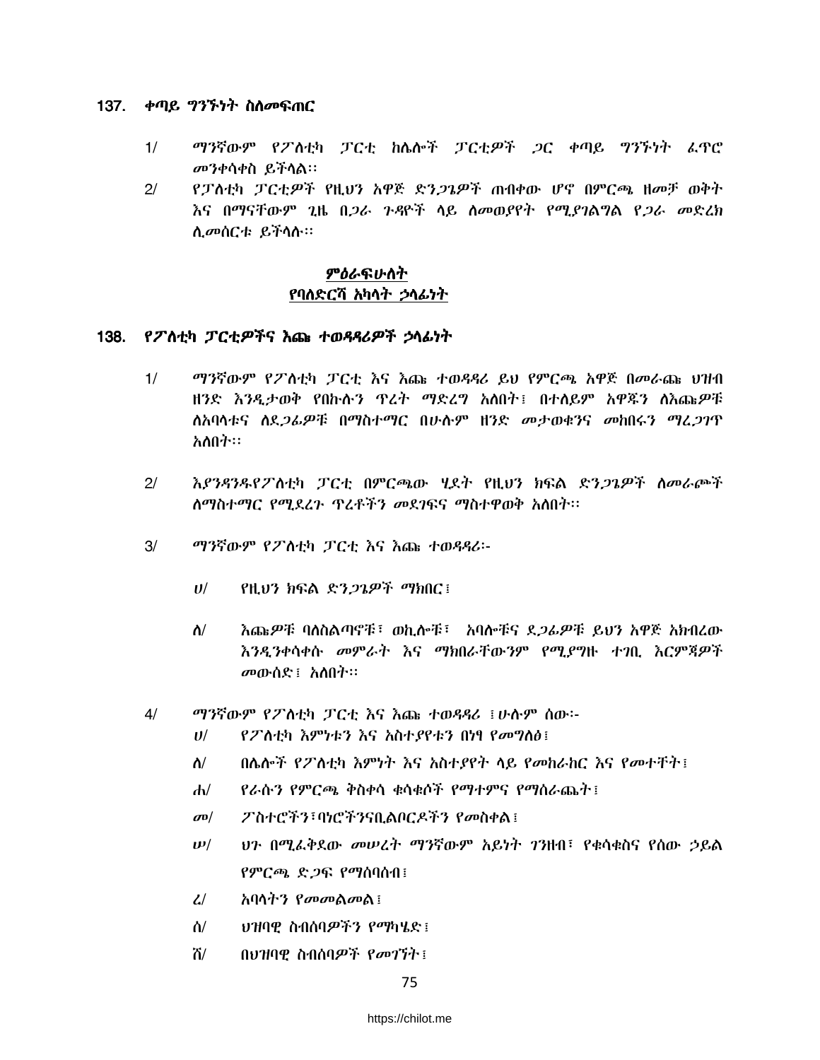### 137. ቀጣይ ግንኙነት ስለመፍጠር

1/ ማንኛውም የፖለቲካ ፓርቲ ከሌሎች ፓርቲዎች ጋር ቀጣይ ግንኙነት ፈጥሮ መንቀሳቀስ ይችላል፡፡

2/ የፓለቲካ ፓርቲዎች የዚህን አዋጅ ድንጋጌዎች ጠብቀው ሆኖ በምርጫ ዘመቻ ወቅት እና በማናቸውም ጊዜ በጋራ ጉዳዮች ላይ ለመወያየት የሚያገለግል የጋራ መድረክ ሊመሰርቱ ይችላሉ፡፡

## ምዕራፍሁለት
## የባለድርሻ አካላት ኃላፊነት

### 138. የፖለቲካ ፓርቲዎችና እጩ ተወዳዳሪዎች ኃላፊነት

1/ ማንኛውም የፖለቲካ ፓርቲ እና እጩ ተወዳዳሪ ይህ የምርጫ አዋጅ በመራጩ ህዝብ ዘንድ እንዲታወቅ የበኩሉን ጥረት ማድረግ አለበት፤ በተለይም አዋጁን ለእጩዎቹ ለአባላቱና ለደጋፊዎቹ በማስተማር በሁሉም ዘንድ መታወቁንና መከበሩን ማረጋገጥ አለበት፡፡

2/ እያንዳንዱየፖለቲካ ፓርቲ በምርጫው ሂደት የዚህን ክፍል ድንጋጌዎች ለመራጮች ለማስተማር የሚደረጉ ጥረቶችን መደገፍና ማስተዋወቅ አለበት፡፡

3/ ማንኛውም የፖለቲካ ፓርቲ እና እጩ ተወዳዳሪ፡-

ሀ/ የዚህን ክፍል ድንጋጌዎች ማክበር፤

ለ/ እጩዎቹ ባለስልጣኖቹ፣ ወኪሎቹ፣ አባሎቹና ደጋፊዎቹ ይህን አዋጅ አክብረው እንዲንቀሳቀሱ መምራት እና ማክበራቸውንም የሚያግዙ ተገቢ እርምጃዎች መውሰድ፤ አለበት፡፡

4/ ማንኛውም የፖለቲካ ፓርቲ እና እጩ ተወዳዳሪ ፤ሁሉም ሰው፡-

ሀ/ የፖለቲካ እምነቱን እና አስተያየቱን በነፃ የመግለፅ፤

ለ/ በሌሎች የፖለቲካ እምነት እና አስተያየት ላይ የመከራከር እና የመተቸት፤

ሐ/ የራሱን የምርጫ ቅስቀሳ ቁሳቁሶች የማተምና የማሰራጨት፤

መ/ ፖስተሮችን፣ባነሮችንናቢልቦርዶችን የመስቀል፤

ሠ/ ህጉ በሚፈቅደው መሠረት ማንኛውም አይነት ገንዘብ፣ የቁሳቁስና የሰው ኃይል የምርጫ ድጋፍ የማሰባሰብ፤

ረ/ አባላትን የመመልመል፤

ሰ/ ህዝባዊ ስብሰባዎችን የማካሄድ፤

ሸ/ በህዝባዊ ስብሰባዎች የመገኘት፤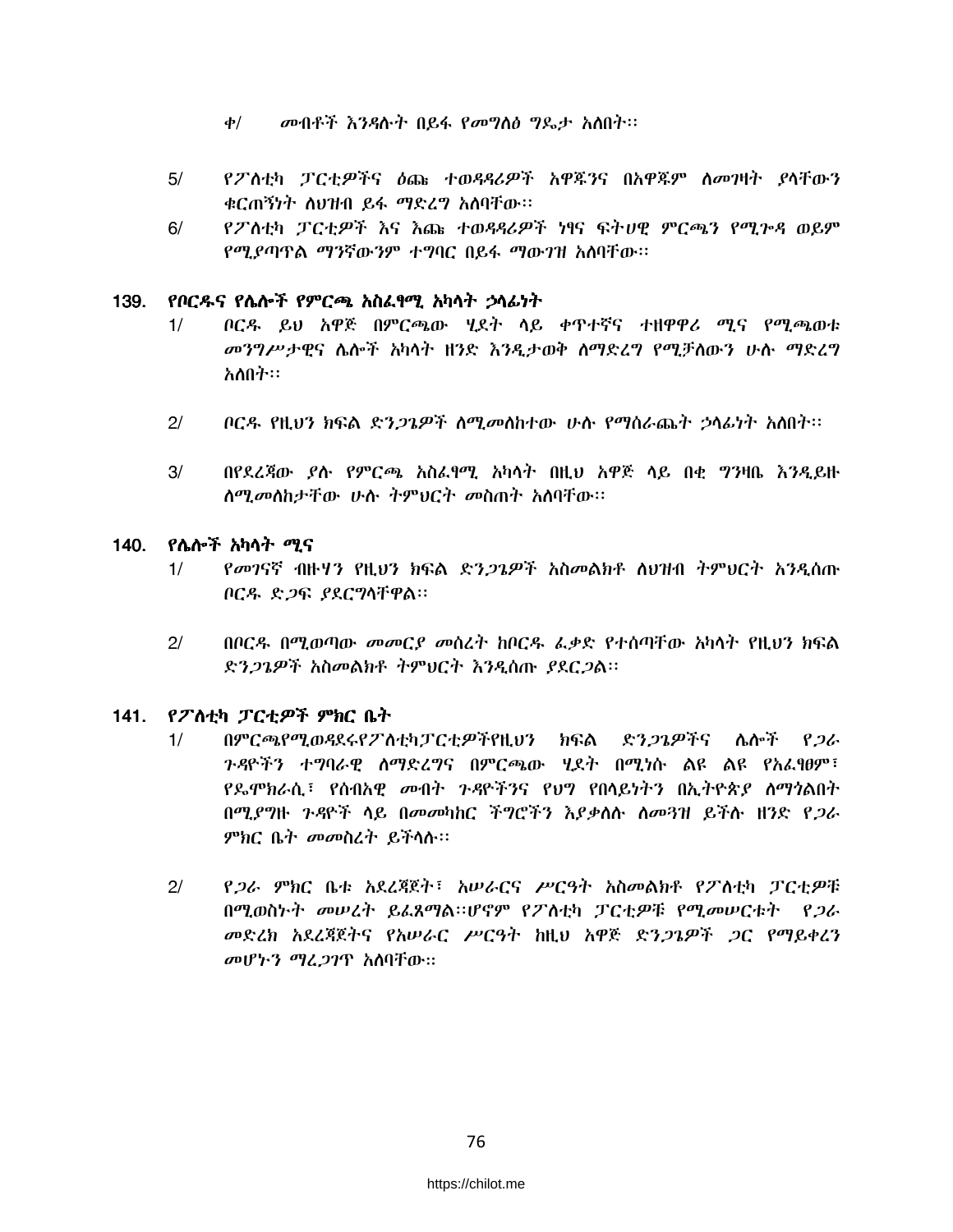ቀ/ መብቶች እንዳሉት በይፋ የመግለፅ ግዴታ አለበት፡፡

5/ የፖለቲካ ፓርቲዎችና ዕጩ ተወዳዳሪዎች አዋጁንና በአዋጁም ለመገዛት ያላቸውን ቁርጠኝነት ለህዝብ ይፋ ማድረግ አለባቸው፡፡

6/ የፖለቲካ ፓርቲዎች እና እጩ ተወዳዳሪዎች ነፃና ፍትሀዊ ምርጫን የሚጐዳ ወይም የሚያጣጥል ማንኛውንም ተግባር በይፋ ማውገዝ አለባቸው፡፡

## 139. የቦርዱና የሌሎች የምርጫ አስፈፃሚ አካላት ኃላፊነት

1/ ቦርዱ ይህ አዋጅ በምርጫው ሂደት ላይ ቀጥተኛና ተዘዋዋሪ ሚና የሚጫወቱ መንግሥታዊና ሌሎች አካላት ዘንድ እንዲታወቅ ለማድረግ የሚቻለውን ሁሉ ማድረግ አለበት፡፡

2/ ቦርዱ የዚህን ክፍል ድንጋጌዎች ለሚመለከተው ሁሉ የማሰራጨት ኃላፊነት አለበት፡፡

3/ በየደረጃው ያሉ የምርጫ አስፈፃሚ አካላት በዚህ አዋጅ ላይ በቂ ግንዛቤ እንዲይዙ ለሚመለከታቸው ሁሉ ትምህርት መስጠት አለባቸው፡፡

## 140. የሌሎች አካላት ሚና

1/ የመገናኛ ብዙሃን የዚህን ክፍል ድንጋጌዎች አስመልክቶ ለህዝብ ትምህርት እንዲሰጡ ቦርዱ ድጋፍ ያደርግላቸዋል፡፡

2/ በቦርዱ በሚወጣው መመርያ መሰረት ከቦርዱ ፈቃድ የተሰጣቸው አካላት የዚህን ክፍል ድንጋጌዎች አስመልክቶ ትምህርት እንዲሰጡ ያደርጋል፡፡

## 141. የፖለቲካ ፓርቲዎች ምክር ቤት

1/ በምርጫየሚወዳደሩየፖለቲካፓርቲዎችየዚህን ክፍል ድንጋጌዎችና ሌሎች የጋራ ጉዳዮችን ተግባራዊ ለማድረግና በምርጫው ሂደት በሚነሱ ልዩ ልዩ የአፈፃፀም፣ የዴሞክራሲ፣ የሰብአዊ መብት ጉዳዮችንና የህግ የበላይነትን በኢትዮጵያ ለማጎልበት በሚያግዙ ጉዳዮች ላይ በመመካከር ችግሮችን እያቃለሉ ለመጓዝ ይችሉ ዘንድ የጋራ ምክር ቤት መመስረት ይችላሉ፡፡

2/ የጋራ ምክር ቤቱ አደረጃጀት፣ አሠራርና ሥርዓት አስመልክቶ የፖለቲካ ፓርቲዎቹ በሚወስኑት መሠረት ይፈጸማል፡፡ሆኖም የፖለቲካ ፓርቲዎቹ የሚመሠርቱት የጋራ መድረክ አደረጃጀትና የአሠራር ሥርዓት ከዚህ አዋጅ ድንጋጌዎች ጋር የማይቀረን መሆኑን ማረጋገጥ አለባቸው፡፡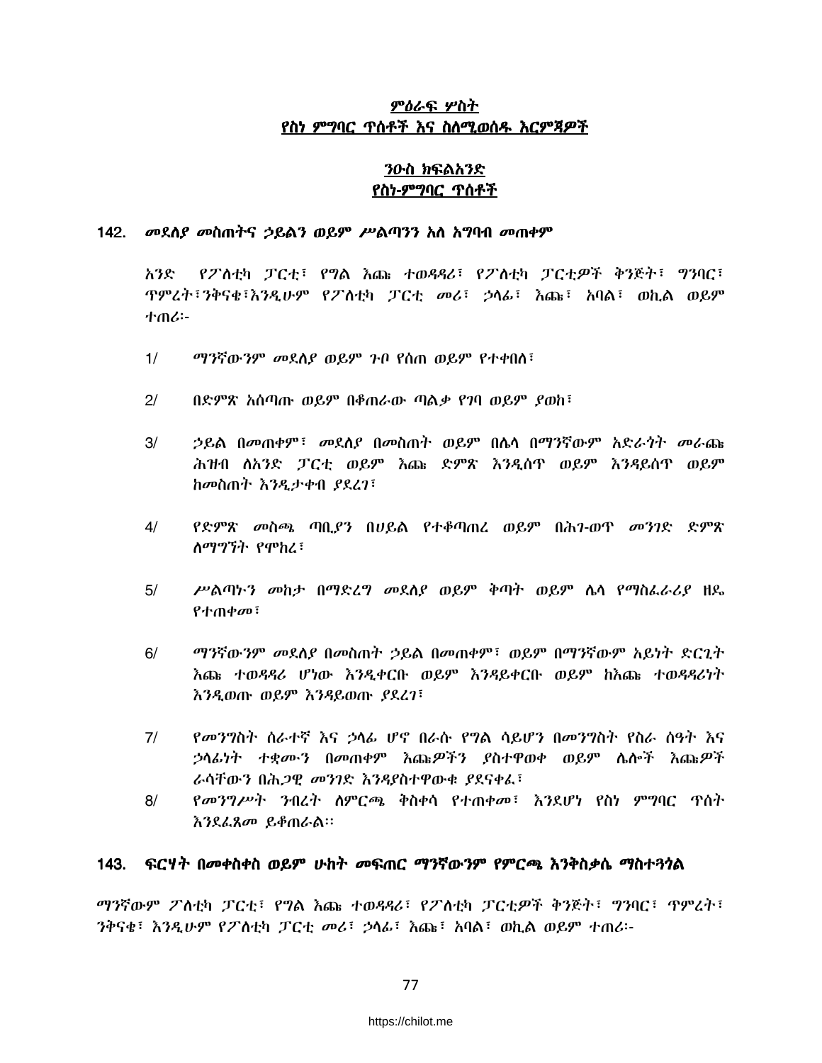# ምዕራፍ ሦስት

# የስነ ምግባር ጥሰቶች እና ስለሚወሰዱ እርምጃዎች

## ንዑስ ክፍልአንድ

## የስነ-ምግባር ጥሰቶች

### 142. *መደለያ መስጠትና ኃይልን ወይም ሥልጣንን አለ አግባብ መጠቀም*

*አንድ የፖለቲካ ፓርቲ፣ የግል እጩ ተወዳዳሪ፣ የፖለቲካ ፓርቲዎች ቅንጅት፣ ግንባር፣ ጥምረት፣ንቅናቄ፣እንዲሁም የፖለቲካ ፓርቲ መሪ፣ ኃላፊ፣ እጩ፣ አባል፣ ወኪል ወይም ተጠሪ፦*

1/ *ማንኛውንም መደለያ ወይም ጉቦ የሰጠ ወይም የተቀበለ፣*

2/ *በድምጽ አሰጣጡ ወይም በቆጠራው ጣልቃ የገባ ወይም ያወከ፣*

3/ *ኃይል በመጠቀም፣ መደለያ በመስጠት ወይም በሌላ በማንኛውም አድራጎት መራጩ ሕዝብ ለአንድ ፓርቲ ወይም እጩ ድምጽ እንዲሰጥ ወይም እንዳይሰጥ ወይም ከመስጠት እንዲታቀብ ያደረገ፣*

4/ *የድምጽ መስጫ ጣቢያን በሀይል የተቆጣጠረ ወይም በሕገ-ወጥ መንገድ ድምጽ ለማግኘት የሞከረ፣*

5/ *ሥልጣኑን መከታ በማድረግ መደለያ ወይም ቅጣት ወይም ሌላ የማስፈራሪያ ዘዴ የተጠቀመ፣*

6/ *ማንኛውንም መደለያ በመስጠት ኃይል በመጠቀም፣ ወይም በማንኛውም አይነት ድርጊት እጩ ተወዳዳሪ ሆነው እንዲቀርቡ ወይም እንዳይቀርቡ ወይም ከእጩ ተወዳዳሪነት እንዲወጡ ወይም እንዳይወጡ ያደረገ፣*

7/ *የመንግስት ሰራተኛ እና ኃላፊ ሆኖ በራሱ የግል ሳይሆን በመንግስት የስራ ሰዓት እና ኃላፊነት ተቋሙን በመጠቀም እጩዎችን ያስተዋወቀ ወይም ሌሎች እጩዎች ራሳቸውን በሕጋዊ መንገድ እንዳያስተዋውቁ ያደናቀፈ፣*

8/ *የመንግሥት ንብረት ለምርጫ ቅስቀሳ የተጠቀመ፣ እንደሆነ የስነ ምግባር ጥሰት እንደፈጸመ ይቆጠራል፡፡*

### 143. ፍርሃት በመቀስቀስ ወይም ሁከት መፍጠር ማንኛውንም የምርጫ እንቅስቃሴ ማስተጓጎል

*ማንኛውም ፖለቲካ ፓርቲ፣ የግል እጩ ተወዳዳሪ፣ የፖለቲካ ፓርቲዎች ቅንጅት፣ ግንባር፣ ጥምረት፣ ንቅናቄ፣ እንዲሁም የፖለቲካ ፓርቲ መሪ፣ ኃላፊ፣ እጩ፣ አባል፣ ወኪል ወይም ተጠሪ፦*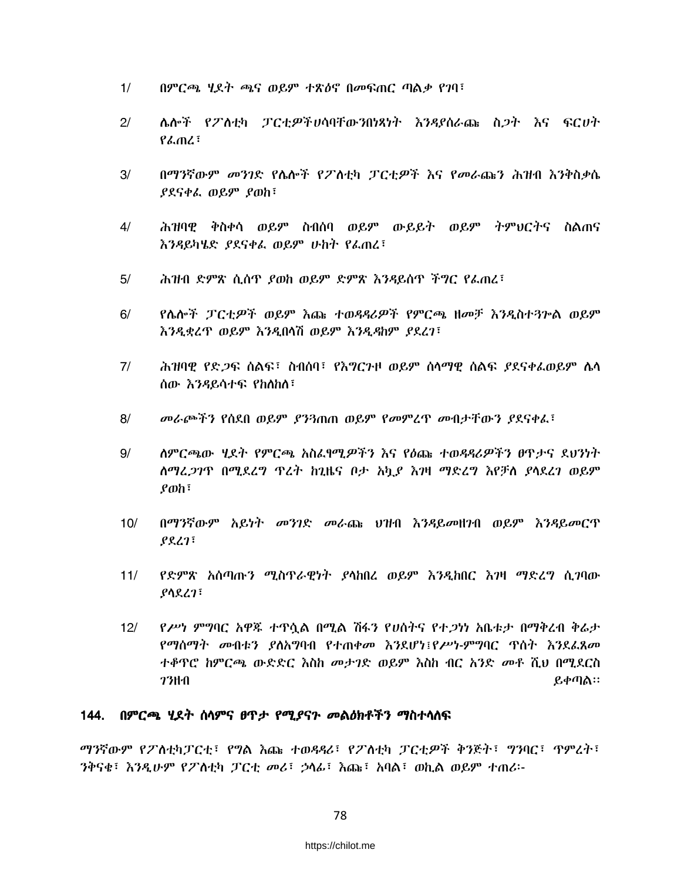1/ በምርጫ ሂደት ጫና ወይም ተጽዕኖ በመፍጠር ጣልቃ የገባ፣

2/ ሌሎች የፖለቲካ ፓርቲዎችህሳባቸውንበነጻነት እንዳያሰራጩ ስጋት እና ፍርሀት የፈጠረ፣

3/ በማንኛውም መንገድ የሌሎች የፖለቲካ ፓርቲዎች እና የመራጩን ሕዝብ እንቅስቃሴ ያደናቀፈ ወይም ያወከ፣

4/ ሕዝባዊ ቅስቀሳ ወይም ስብሰባ ወይም ውይይት ወይም ትምህርትና ስልጠና እንዳይካሄድ ያደናቀፈ ወይም ሁከት የፈጠረ፣

5/ ሕዝብ ድምጽ ሲሰጥ ያወከ ወይም ድምጽ እንዳይሰጥ ችግር የፈጠረ፣

6/ የሌሎች ፓርቲዎች ወይም እጩ ተወዳዳሪዎች የምርጫ ዘመቻ እንዲስተጓጎል ወይም እንዲቋረጥ ወይም እንዲበላሽ ወይም እንዲዳከም ያደረገ፣

7/ ሕዝባዊ የድጋፍ ሰልፍ፣ ስብሰባ፣ የእግርጉዞ ወይም ሰላማዊ ሰልፍ ያደናቀፈወይም ሌላ ሰው እንዳይሳተፍ የከለከለ፣

8/ መራጮችን የሰደበ ወይም ያንጓጠጠ ወይም የመምረጥ መብታቸውን ያደናቀፈ፣

9/ ለምርጫው ሂደት የምርጫ አስፈፃሚዎችን እና የዕጩ ተወዳዳሪዎችን ፀጥታና ደህንነት ለማረጋገጥ በሚደረግ ጥረት ከጊዜና ቦታ አኳያ እገዛ ማድረግ እየቻለ ያላደረገ ወይም ያወከ፣

10/ በማንኛውም አይነት መንገድ መራጩ ህዝብ እንዳይመዘገብ ወይም እንዳይመርጥ ያደረገ፣

11/ የድምጽ አሰጣጡን ሚስጥራዊነት ያላከበረ ወይም እንዲከበር እገዛ ማድረግ ሲገባው ያላደረገ፣

12/ የሥነ ምግባር አዋጁ ተጥሷል በሚል ሽፋን የሀሰትና የተጋነነ አቤቱታ በማቅረብ ቅሬታ የማሰማት መብቱን ያለአግባብ የተጠቀመ እንደሆነ፣የሥነ-ምግባር ጥሰት እንደፈጸመ ተቆጥሮ ከምርጫ ውድድር እስከ መታገድ ወይም እስከ ብር አንድ መቶ ሺህ በሚደርስ ገንዘብ ይቀጣል።

## 144. በምርጫ ሂደት ሰላምና ፀጥታ የሚያናጉ መልዕክቶችን ማስተላለፍ

ማንኛውም የፖለቲካፓርቲ፣ የግል እጩ ተወዳዳሪ፣ የፖለቲካ ፓርቲዎች ቅንጅት፣ ግንባር፣ ጥምረት፣ ንቅናቄ፣ እንዲሁም የፖለቲካ ፓርቲ መሪ፣ ኃላፊ፣ እጩ፣ አባል፣ ወኪል ወይም ተጠሪ፦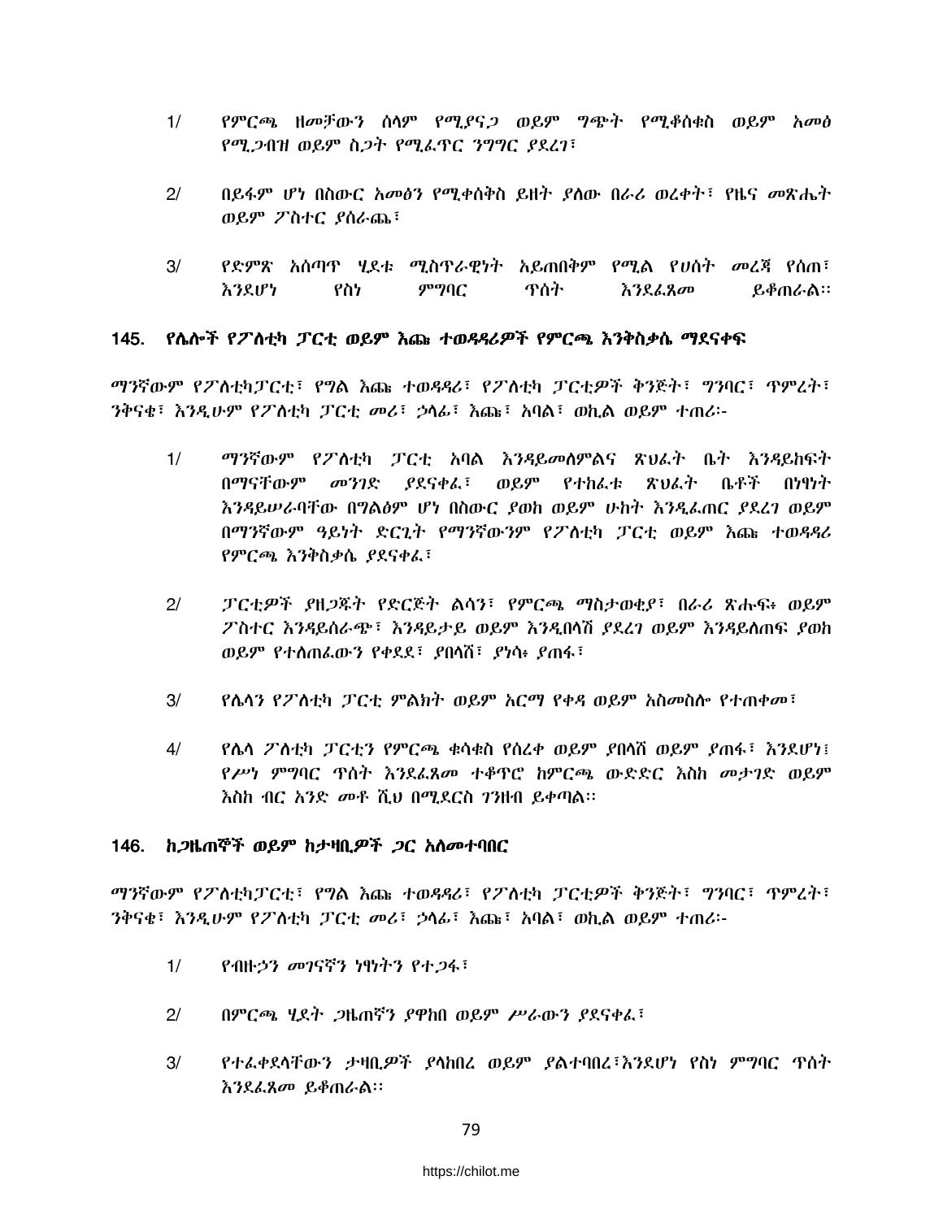1/ የምርጫ ዘመቻውን ሰላም የሚያናጋ ወይም ግጭት የሚቆሰቁስ ወይም አመፅ የሚጋብዝ ወይም ስጋት የሚፈጥር ንግግር ያደረገ፣

2/ በይፋም ሆነ በስውር አመፅን የሚቀሰቅስ ይዘት ያለው በራሪ ወረቀት፣ የዜና መጽሔት ወይም ፖስተር ያሰራጨ፣

3/ የድምጽ አሰጣጥ ሂደቱ ሚስጥራዊነት አይጠበቅም የሚል የሀሰት መረጃ የሰጠ፣ እንደሆነ የስነ ምግባር ጥሰት እንደፈጸመ ይቆጠራል፡፡

## 145. የሌሎች የፖለቲካ ፓርቲ ወይም እጩ ተወዳዳሪዎች የምርጫ እንቅስቃሴ ማደናቀፍ

ማንኛውም የፖለቲካፓርቲ፣ የግል እጩ ተወዳዳሪ፣ የፖለቲካ ፓርቲዎች ቅንጅት፣ ግንባር፣ ጥምረት፣ ንቅናቄ፣ እንዲሁም የፖለቲካ ፓርቲ መሪ፣ ኃላፊ፣ እጩ፣ አባል፣ ወኪል ወይም ተጠሪ፡-

1/ ማንኛውም የፖለቲካ ፓርቲ አባል እንዳይመለምልና ጽህፈት ቤት እንዳይከፍት በማናቸውም መንገድ ያደናቀፈ፣ ወይም የተከፈቱ ጽህፈት ቤቶች በነፃነት እንዳይሠራባቸው በግልፅም ሆነ በስውር ያወከ ወይም ሁከት እንዲፈጠር ያደረገ ወይም በማንኛውም ዓይነት ድርጊት የማንኛውንም የፖለቲካ ፓርቲ ወይም እጩ ተወዳዳሪ የምርጫ እንቅስቃሴ ያደናቀፈ፣

2/ ፓርቲዎች ያዘጋጁት የድርጅት ልሳን፣ የምርጫ ማስታወቂያ፣ በራሪ ጽሑፍ፥ ወይም ፖስተር እንዳይሰራጭ፣ እንዳይታይ ወይም እንዲበላሽ ያደረገ ወይም እንዳይለጠፍ ያወከ ወይም የተለጠፈውን የቀደደ፣ ያበላሸ፣ ያነሳ፥ ያጠፋ፣

3/ የሌላን የፖለቲካ ፓርቲ ምልክት ወይም አርማ የቀዳ ወይም አስመስሎ የተጠቀመ፣

4/ የሌላ ፖለቲካ ፓርቲን የምርጫ ቁሳቁስ የሰረቀ ወይም ያበላሸ ወይም ያጠፋ፣ እንደሆነ፤ የሥነ ምግባር ጥሰት እንደፈጸመ ተቆጥሮ ከምርጫ ውድድር እስከ መታገድ ወይም እስከ ብር አንድ መቶ ሺህ በሚደርስ ገንዘብ ይቀጣል፡፡

## 146. ከጋዜጠኞች ወይም ከታዛቢዎች ጋር አለመተባበር

ማንኛውም የፖለቲካፓርቲ፣ የግል እጩ ተወዳዳሪ፣ የፖለቲካ ፓርቲዎች ቅንጅት፣ ግንባር፣ ጥምረት፣ ንቅናቄ፣ እንዲሁም የፖለቲካ ፓርቲ መሪ፣ ኃላፊ፣ እጩ፣ አባል፣ ወኪል ወይም ተጠሪ፡-

1/ የብዙኃን መገናኛን ነፃነትን የተጋፋ፣

2/ በምርጫ ሂደት ጋዜጠኛን ያዋከበ ወይም ሥራውን ያደናቀፈ፣

3/ የተፈቀደላቸውን ታዛቢዎች ያላከበረ ወይም ያልተባበረ፣እንደሆነ የስነ ምግባር ጥሰት እንደፈጸመ ይቆጠራል፡፡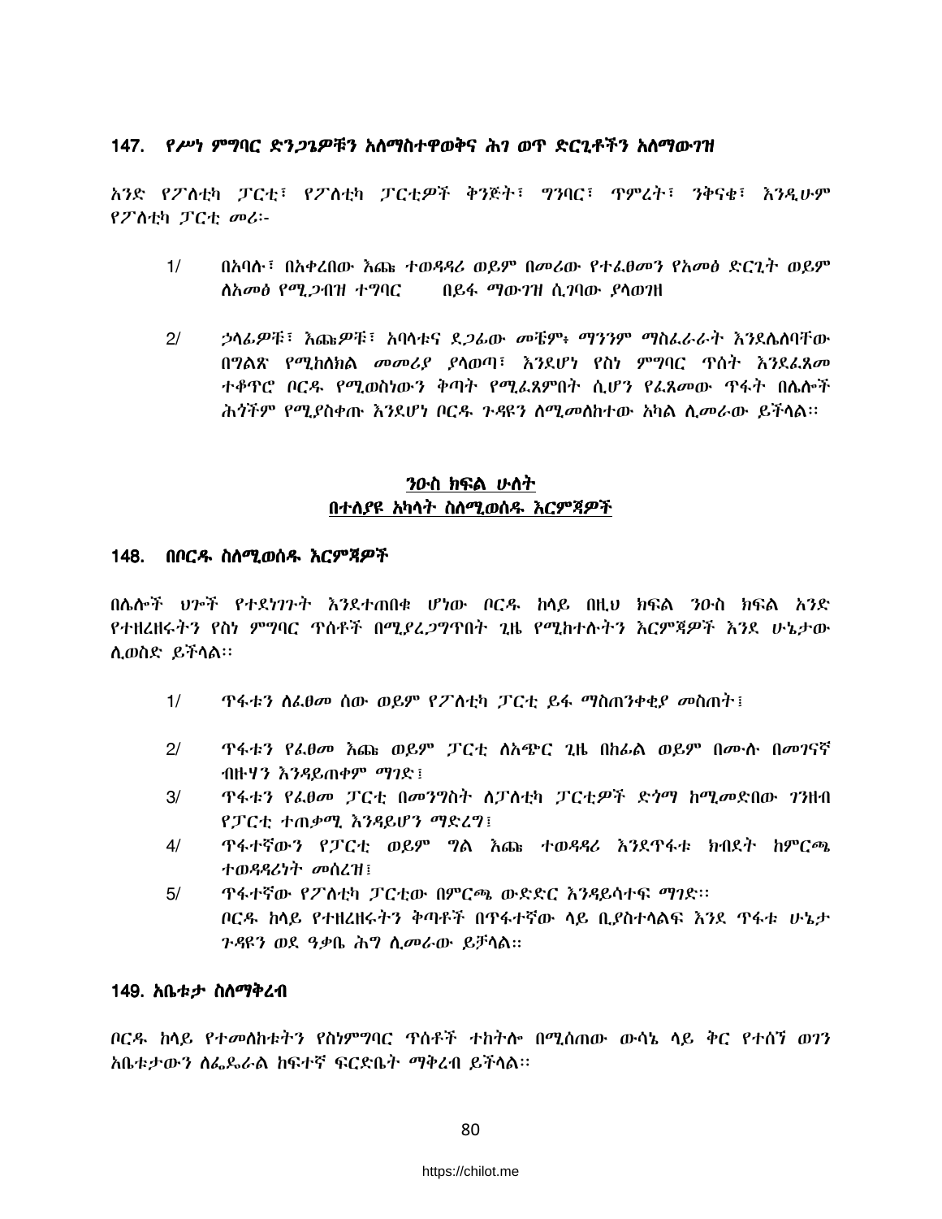## 147. የሥነ ምግባር ድንጋጌዎቹን ለማስተዋወቅና ሕገ ወጥ ድርጊቶችን ለማውገዝ

አንድ የፖለቲካ ፓርቲ፣ የፖለቲካ ፓርቲዎች ቅንጅት፣ ግንባር፣ ጥምረት፣ ንቅናቄ፣ እንዲሁም የፖለቲካ ፓርቲ መሪ፦

1/ በአባሉ፣ በአቀረበው እጩ ተወዳዳሪ ወይም በመሪው የተፈፀመን የአመፅ ድርጊት ወይም ለአመፅ የሚጋብዝ ተግባር በይፋ ማውገዝ ሲገባው ያላወገዘ

2/ ኃላፊዎቹ፣ እጩዎቹ፣ አባላቱና ደጋፊው መቼም፥ ማንንም ማስፈራራት እንደሌለባቸው በግልጽ የሚከለክል መመሪያ ያላወጣ፣ እንደሆነ የስነ ምግባር ጥሰት እንደፈጸመ ተቆጥሮ ቦርዱ የሚወስነውን ቅጣት የሚፈጸምበት ሲሆን የፈጸመው ጥፋት በሌሎች ሕጎችም የሚያስቀጡ እንደሆነ ቦርዱ ጉዳዩን ለሚመለከተው አካል ሊመራው ይችላል፡፡

### <u>ንዑስ ክፍል ሁለት</u>
### <u>በተለያዩ አካላት ስለሚወሰዱ እርምጃዎች</u>

## 148. በቦርዱ ስለሚወሰዱ እርምጃዎች

በሌሎች ህጐች የተደነገጉት እንደተጠበቁ ሆነው ቦርዱ ከላይ በዚህ ክፍል ንዑስ ክፍል አንድ የተዘረዘሩትን የስነ ምግባር ጥሰቶች በሚያረጋግጥበት ጊዜ የሚከተሉትን እርምጃዎች እንደ ሁኔታው ሊወስድ ይችላል፡፡

1/ ጥፋቱን ለፈፀመ ሰው ወይም የፖለቲካ ፓርቲ ይፋ ማስጠንቀቂያ መስጠት፤

2/ ጥፋቱን የፈፀመ እጩ ወይም ፓርቲ ለአጭር ጊዜ በከፊል ወይም በሙሉ በመገናኛ ብዙሃን እንዳይጠቀም ማገድ፤

3/ ጥፋቱን የፈፀመ ፓርቲ በመንግስት ለፓለቲካ ፓርቲዎች ድጎማ ከሚመድበው ገንዘብ የፓርቲ ተጠቃሚ እንዳይሆን ማድረግ፤

4/ ጥፋተኛውን የፓርቲ ወይም ግል እጩ ተወዳዳሪ እንደጥፋቱ ክብደት ከምርጫ ተወዳዳሪነት መሰረዝ፤

5/ ጥፋተኛው የፖለቲካ ፓርቲው በምርጫ ውድድር እንዳይሳተፍ ማገድ፡፡
ቦርዱ ከላይ የተዘረዘሩትን ቅጣቶች በጥፋተኛው ላይ ቢያስተላልፍ እንደ ጥፋቱ ሁኔታ ጉዳዩን ወደ ዓቃቤ ሕግ ሊመራው ይቻላል።

## 149. አቤቱታ ስለማቅረብ

ቦርዱ ከላይ የተመለከቱትን የስነምግባር ጥሰቶች ተከትሎ በሚሰጠው ውሳኔ ላይ ቅር የተሰኘ ወገን አቤቱታውን ለፌዴራል ከፍተኛ ፍርድቤት ማቅረብ ይችላል።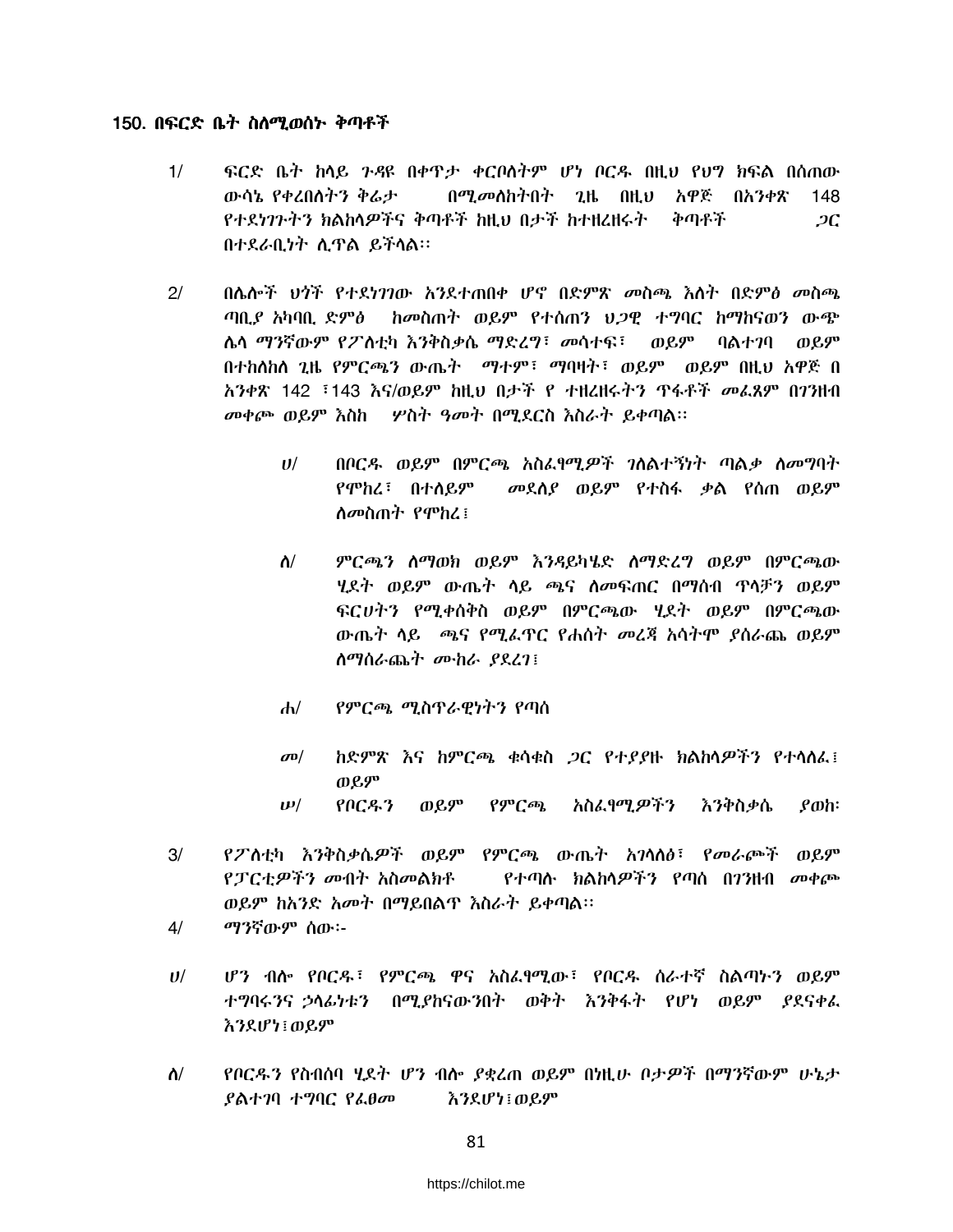### 150. በፍርድ ቤት ስለሚወሰኑ ቅጣቶች

1/ ፍርድ ቤት ከላይ ጉዳዩ በቀጥታ ቀርቦለትም ሆነ ቦርዱ በዚህ የህግ ክፍል በሰጠው ውሳኔ የቀረበለትን ቅሬታ በሚመለከትበት ጊዜ በዚህ አዋጅ በአንቀጽ 148 የተደነገጉትን ክልከላዎችና ቅጣቶች ከዚህ በታች ከተዘረዘሩት ቅጣቶች ጋር በተደራቢነት ሊጥል ይችላል፡፡

2/ በሌሎች ህጎች የተደነገገው እንደተጠበቀ ሆኖ በድምጽ መስጫ እለት በድምፅ መስጫ ጣቢያ አካባቢ ድምፅ ከመስጠት ወይም የተሰጠን ህጋዊ ተግባር ከማከናወን ውጭ ሌላ ማንኛውም የፖለቲካ እንቅስቃሴ ማድረግ፣ መሳተፍ፣ ወይም ባልተገባ ወይም በተከለከለ ጊዜ የምርጫን ውጤት ማተም፣ ማባዛት፣ ወይም ወይም በዚህ አዋጅ በ አንቀጽ 142 ፣143 እና/ወይም ከዚህ በታች የ ተዘረዘሩትን ጥፋቶች መፈጸም በገንዘብ መቀጮ ወይም እስከ ሦስት ዓመት በሚደርስ እስራት ይቀጣል፡፡

 ሀ/ በቦርዱ ወይም በምርጫ አስፈፃሚዎች ገለልተኝነት ጣልቃ ለመግባት የሞከረ፣ በተለይም መደለያ ወይም የተስፋ ቃል የሰጠ ወይም ለመስጠት የሞከረ፤

 ለ/ ምርጫን ለማወክ ወይም እንዳይካሄድ ለማድረግ ወይም በምርጫው ሂደት ወይም ውጤት ላይ ጫና ለመፍጠር በማሰብ ጥላቻን ወይም ፍርሀትን የሚቀሰቅስ ወይም በምርጫው ሂደት ወይም በምርጫው ውጤት ላይ ጫና የሚፈጥር የሐሰት መረጃ አሳትሞ ያሰራጨ ወይም ለማሰራጨት ሙከራ ያደረገ፤

 ሐ/ የምርጫ ሚስጥራዊነትን የጣሰ

 መ/ ከድምጽ እና ከምርጫ ቁሳቁስ ጋር የተያያዙ ክልከላዎችን የተላለፈ፤ ወይም

 ሠ/ የቦርዱን ወይም የምርጫ አስፈፃሚዎችን እንቅስቃሴ ያወከ፡

3/ የፖለቲካ እንቅስቃሴዎች ወይም የምርጫ ውጤት አገላለፅ፣ የመራጮች ወይም የፓርቲዎችን መብት አስመልክቶ የተጣሉ ክልከላዎችን የጣሰ በገንዘብ መቀጮ ወይም ከአንድ አመት በማይበልጥ እስራት ይቀጣል፡፡

4/ ማንኛውም ሰው፡-

ሀ/ ሆን ብሎ የቦርዱ፣ የምርጫ ዋና አስፈፃሚው፣ የቦርዱ ሰራተኛ ስልጣኑን ወይም ተግባሩንና ኃላፊነቱን በሚያከናውንበት ወቅት እንቅፋት የሆነ ወይም ያደናቀፈ እንደሆነ፤ወይም

ለ/ የቦርዱን የስብሰባ ሂደት ሆን ብሎ ያቋረጠ ወይም በነዚሁ ቦታዎች በማንኛውም ሁኔታ ያልተገባ ተግባር የፈፀመ እንደሆነ፤ወይም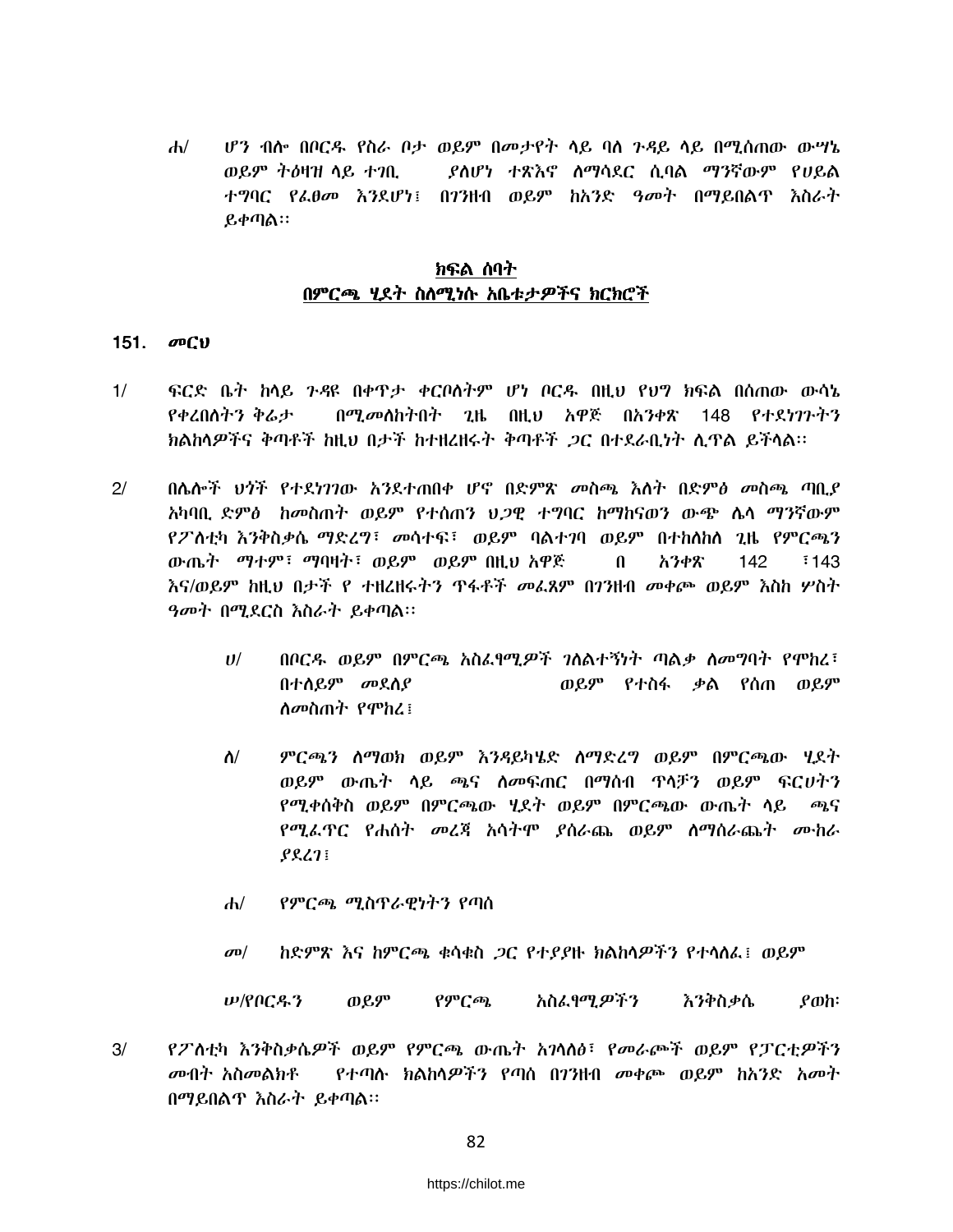ሐ/ ሆን ብሎ በቦርዱ የስራ ቦታ ወይም በመታየት ላይ ባለ ጉዳይ ላይ በሚሰጠው ውሣኔ ወይም ትዕዛዝ ላይ ተገቢ ያልሆነ ተጽእኖ ለማሳደር ሲባል ማንኛውም የሀይል ተግባር የፈፀመ እንደሆነ፤ በገንዘብ ወይም ከአንድ ዓመት በማይበልጥ እስራት ይቀጣል፡፡

## ክፍል ሰባት
## በምርጫ ሂደት ስለሚነሱ አቤቱታዎችና ክርክሮች

### 151. መርህ

1/ ፍርድ ቤት ከላይ ጉዳዩ በቀጥታ ቀርቦለትም ሆነ ቦርዱ በዚህ የህግ ክፍል በሰጠው ውሳኔ የቀረበለትን ቅሬታ በሚመለከትበት ጊዜ በዚህ አዋጅ በአንቀጽ 148 የተደነገጉትን ክልከላዎችና ቅጣቶች ከዚህ በታች ከተዘረዘሩት ቅጣቶች ጋር በተደራቢነት ሊጥል ይችላል፡፡

2/ በሌሎች ህጎች የተደነገገው እንደተጠበቀ ሆኖ በድምጽ መስጫ እለት በድምፅ መስጫ ጣቢያ አካባቢ ድምፅ ከመስጠት ወይም የተሰጠን ህጋዊ ተግባር ከማከናወን ውጭ ሌላ ማንኛውም የፖለቲካ እንቅስቃሴ ማድረግ፣ መሳተፍ፣ ወይም ባልተገባ ወይም በተከለከለ ጊዜ የምርጫን ውጤት ማተም፣ ማባዛት፣ ወይም ወይም በዚህ አዋጅ በ አንቀጽ 142 ፣143 እና/ወይም ከዚህ በታች የ ተዘረዘሩትን ጥፋቶች መፈጸም በገንዘብ መቀጮ ወይም እስከ ሦስት ዓመት በሚደርስ እስራት ይቀጣል፡፡

ሀ/ በቦርዱ ወይም በምርጫ አስፈፃሚዎች ገለልተኝነት ጣልቃ ለመግባት የሞከረ፣ በተለይም መደለያ ወይም የተስፋ ቃል የሰጠ ወይም ለመስጠት የሞከረ፤

ለ/ ምርጫን ለማወክ ወይም እንዳይካሄድ ለማድረግ ወይም በምርጫው ሂደት ወይም ውጤት ላይ ጫና ለመፍጠር በማሰብ ጥላቻን ወይም ፍርሀትን የሚቀሰቅስ ወይም በምርጫው ሂደት ወይም በምርጫው ውጤት ላይ ጫና የሚፈጥር የሐሰት መረጃ አሳትሞ ያሰራጨ ወይም ለማሰራጨት ሙከራ ያደረገ፤

ሐ/ የምርጫ ሚስጥራዊነትን የጣሰ

መ/ ከድምጽ እና ከምርጫ ቁሳቁስ ጋር የተያያዙ ክልከላዎችን የተላለፈ፤ ወይም

ሠ/የቦርዱን ወይም የምርጫ አስፈፃሚዎችን እንቅስቃሴ ያወከ፡

3/ የፖለቲካ እንቅስቃሴዎች ወይም የምርጫ ውጤት አገላለፅ፣ የመራጮች ወይም የፓርቲዎችን መብት አስመልክቶ የተጣሉ ክልከላዎችን የጣሰ በገንዘብ መቀጮ ወይም ከአንድ አመት በማይበልጥ እስራት ይቀጣል፡፡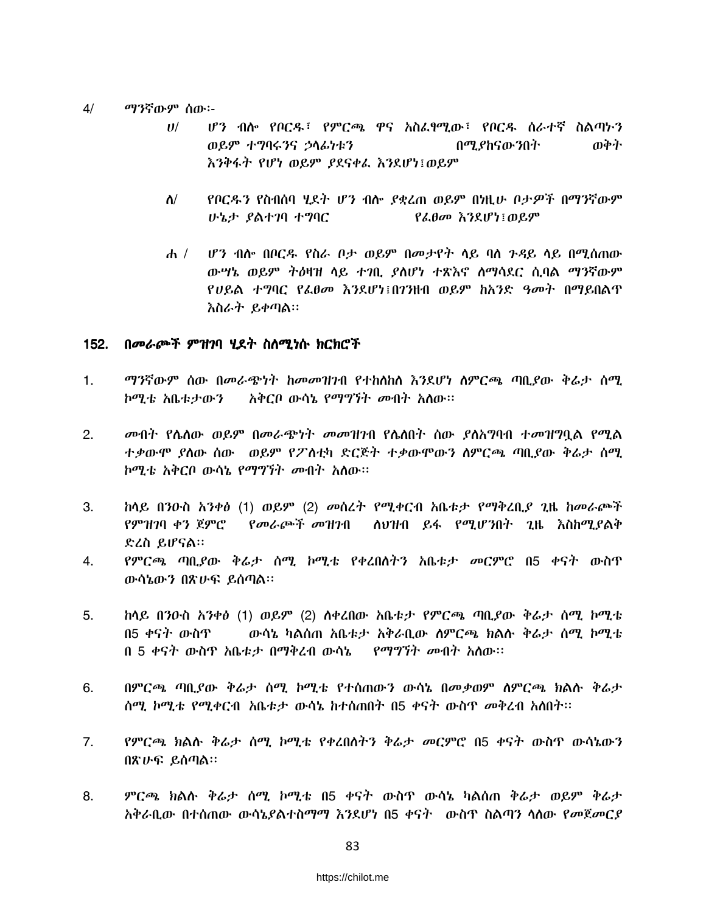4/ ማንኛውም ሰው፡-

ሀ/ ሆን ብሎ የቦርዱ፣ የምርጫ ዋና አስፈፃሚው፣ የቦርዱ ሰራተኛ ስልጣኑን ወይም ተግባሩንና ኃላፊነቱን በሚያከናውንበት ወቅት እንቅፋት የሆነ ወይም ያደናቀፈ እንደሆነ፤ወይም

ለ/ የቦርዱን የስብሰባ ሂደት ሆን ብሎ ያቋረጠ ወይም በነዚሁ ቦታዎች በማንኛውም ሁኔታ ያልተገባ ተግባር የፈፀመ እንደሆነ፤ወይም

ሐ / ሆን ብሎ በቦርዱ የስራ ቦታ ወይም በመታየት ላይ ባለ ጉዳይ ላይ በሚሰጠው ውሣኔ ወይም ትዕዛዝ ላይ ተገቢ ያልሆነ ተጽእኖ ለማሳደር ሲባል ማንኛውም የሀይል ተግባር የፈፀመ እንደሆነ፤በገንዘብ ወይም ከአንድ ዓመት በማይበልጥ እስራት ይቀጣል፡፡

## 152. በመራጮች ምዝገባ ሂደት ስለሚነሱ ክርክሮች

1. ማንኛውም ሰው በመራጭነት ከመመዝገብ የተከለከለ እንደሆነ ለምርጫ ጣቢያው ቅሬታ ሰሚ ኮሚቴ አቤቱታውን አቅርቦ ውሳኔ የማግኘት መብት አለው፡፡

2. መብት የሌለው ወይም በመራጭነት መመዝገብ የሌለበት ሰው ያለአግባብ ተመዝግቧል የሚል ተቃውሞ ያለው ሰው ወይም የፖለቲካ ድርጅት ተቃውሞውን ለምርጫ ጣቢያው ቅሬታ ሰሚ ኮሚቴ አቅርቦ ውሳኔ የማግኘት መብት አለው፡፡

3. ከላይ በንዑስ አንቀፅ (1) ወይም (2) መሰረት የሚቀርብ አቤቱታ የማቅረቢያ ጊዜ ከመራጮች የምዝገባ ቀን ጀምሮ የመራጮች መዝገብ ለህዝብ ይፋ የሚሆንበት ጊዜ እስከሚያልቅ ድረስ ይሆናል፡፡

4. የምርጫ ጣቢያው ቅሬታ ሰሚ ኮሚቴ የቀረበለትን አቤቱታ መርምሮ በ5 ቀናት ውስጥ ውሳኔውን በጽሁፍ ይሰጣል፡፡

5. ከላይ በንዑስ አንቀፅ (1) ወይም (2) ለቀረበው አቤቱታ የምርጫ ጣቢያው ቅሬታ ሰሚ ኮሚቴ በ5 ቀናት ውስጥ ውሳኔ ካልሰጠ አቤቱታ አቅራቢው ለምርጫ ክልሉ ቅሬታ ሰሚ ኮሚቴ በ 5 ቀናት ውስጥ አቤቱታ በማቅረብ ውሳኔ የማግኘት መብት አለው፡፡

6. በምርጫ ጣቢያው ቅሬታ ሰሚ ኮሚቴ የተሰጠውን ውሳኔ በመቃወም ለምርጫ ክልሉ ቅሬታ ሰሚ ኮሚቴ የሚቀርብ አቤቱታ ውሳኔ ከተሰጠበት በ5 ቀናት ውስጥ መቅረብ አለበት፡፡

7. የምርጫ ክልሉ ቅሬታ ሰሚ ኮሚቴ የቀረበለትን ቅሬታ መርምሮ በ5 ቀናት ውስጥ ውሳኔውን በጽሁፍ ይሰጣል፡፡

8. ምርጫ ክልሉ ቅሬታ ሰሚ ኮሚቴ በ5 ቀናት ውስጥ ውሳኔ ካልሰጠ ቅሬታ ወይም ቅሬታ አቅራቢው በተሰጠው ውሳኔያልተስማማ እንደሆነ በ5 ቀናት ውስጥ ስልጣን ላለው የመጀመርያ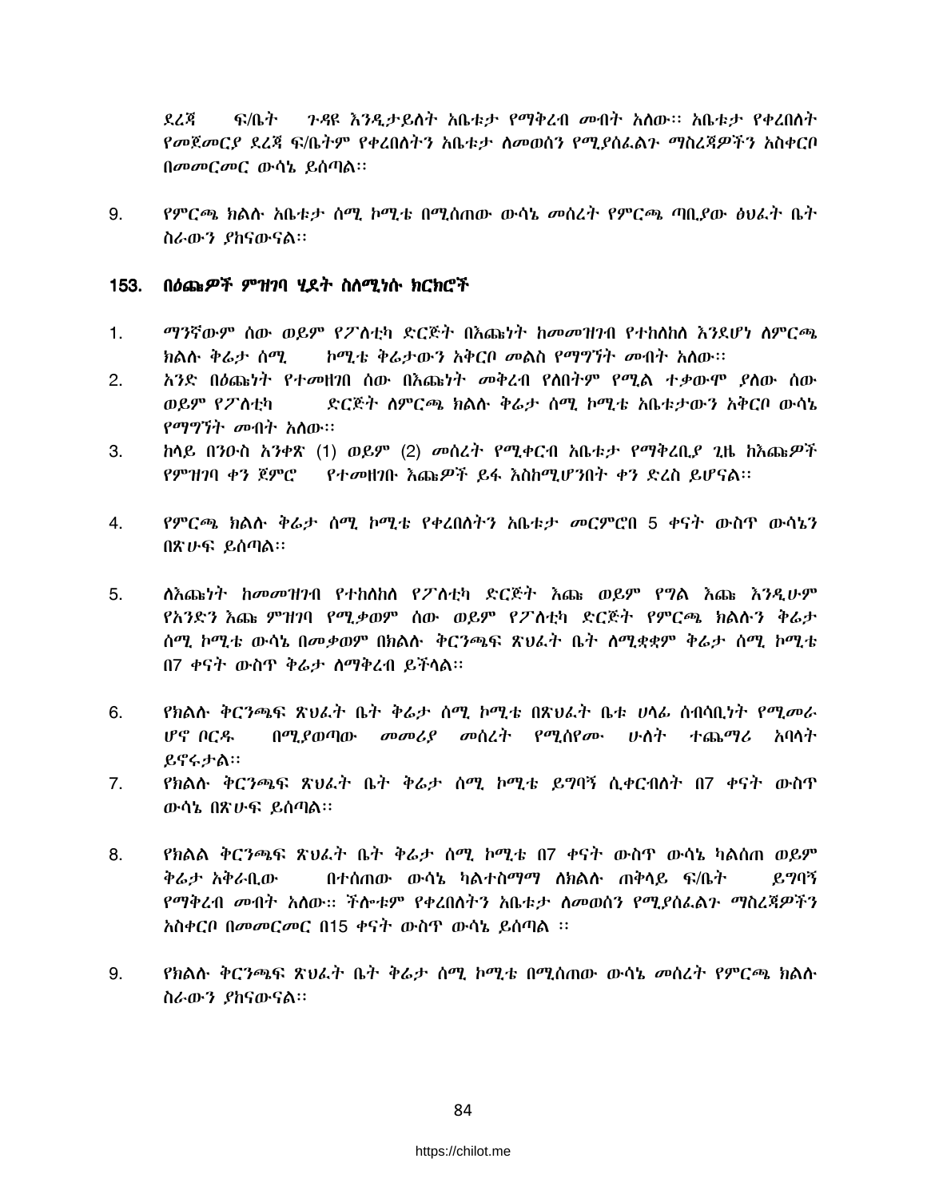ደረጃ ፍ/ቤት ጉዳዩ እንዲታይለት አቤቱታ የማቅረብ መብት አለው፡፡ አቤቱታ የቀረበለት የመጀመርያ ደረጃ ፍ/ቤትም የቀረበለትን አቤቱታ ለመወሰን የሚያስፈልጉ ማስረጃዎችን አስቀርቦ በመመርመር ውሳኔ ይሰጣል፡፡

9. የምርጫ ክልሉ አቤቱታ ሰሚ ኮሚቴ በሚሰጠው ውሳኔ መሰረት የምርጫ ጣቢያው ፅህፈት ቤት ስራውን ያከናውናል፡፡

## 153. በዕጩዎች ምዝገባ ሂደት ስለሚነሱ ክርክሮች

1. ማንኛውም ሰው ወይም የፖለቲካ ድርጅት በእጩነት ከመመዝገብ የተከለከለ እንደሆነ ለምርጫ ክልሉ ቅሬታ ሰሚ ኮሚቴ ቅሬታውን አቅርቦ መልስ የማግኘት መብት አለው፡፡
2. አንድ በዕጩነት የተመዘገበ ሰው በእጩነት መቅረብ የለበትም የሚል ተቃውሞ ያለው ሰው ወይም የፖለቲካ ድርጅት ለምርጫ ክልሉ ቅሬታ ሰሚ ኮሚቴ አቤቱታውን አቅርቦ ውሳኔ የማግኘት መብት አለው፡፡
3. ከላይ በንዑስ አንቀጽ (1) ወይም (2) መሰረት የሚቀርብ አቤቱታ የማቅረቢያ ጊዜ ከእጩዎች የምዝገባ ቀን ጀምሮ የተመዘገቡ እጩዎች ይፋ እስከሚሆንበት ቀን ድረስ ይሆናል፡፡
4. የምርጫ ክልሉ ቅሬታ ሰሚ ኮሚቴ የቀረበለትን አቤቱታ መርምሮበ 5 ቀናት ውስጥ ውሳኔን በጽሁፍ ይሰጣል፡፡
5. ለእጩነት ከመመዝገብ የተከለከለ የፖለቲካ ድርጅት እጩ ወይም የግል እጩ እንዲሁም የአንድን እጩ ምዝገባ የሚቃወም ሰው ወይም የፖለቲካ ድርጅት የምርጫ ክልሉን ቅሬታ ሰሚ ኮሚቴ ውሳኔ በመቃወም በክልሉ ቅርንጫፍ ጽህፈት ቤት ለሚቋቋም ቅሬታ ሰሚ ኮሚቴ በ7 ቀናት ውስጥ ቅሬታ ለማቅረብ ይችላል፡፡
6. የክልሉ ቅርንጫፍ ጽህፈት ቤት ቅሬታ ሰሚ ኮሚቴ በጽህፈት ቤቱ ሀላፊ ሰብሳቢነት የሚመራ ሆኖ ቦርዱ በሚያወጣው መመሪያ መሰረት የሚሰየሙ ሁለት ተጨማሪ አባላት ይኖሩታል፡፡
7. የክልሉ ቅርንጫፍ ጽህፈት ቤት ቅሬታ ሰሚ ኮሚቴ ይግባኝ ሲቀርብለት በ7 ቀናት ውስጥ ውሳኔ በጽሁፍ ይሰጣል፡፡
8. የክልል ቅርንጫፍ ጽህፈት ቤት ቅሬታ ሰሚ ኮሚቴ በ7 ቀናት ውስጥ ውሳኔ ካልሰጠ ወይም ቅሬታ አቅራቢው በተሰጠው ውሳኔ ካልተስማማ ለክልሉ ጠቅላይ ፍ/ቤት ይግባኝ የማቅረብ መብት አለው፡፡ ችሎቱም የቀረበለትን አቤቱታ ለመወሰን የሚያስፈልጉ ማስረጃዎችን አስቀርቦ በመመርመር በ15 ቀናት ውስጥ ውሳኔ ይሰጣል ፡፡
9. የክልሉ ቅርንጫፍ ጽህፈት ቤት ቅሬታ ሰሚ ኮሚቴ በሚሰጠው ውሳኔ መሰረት የምርጫ ክልሉ ስራውን ያከናውናል፡፡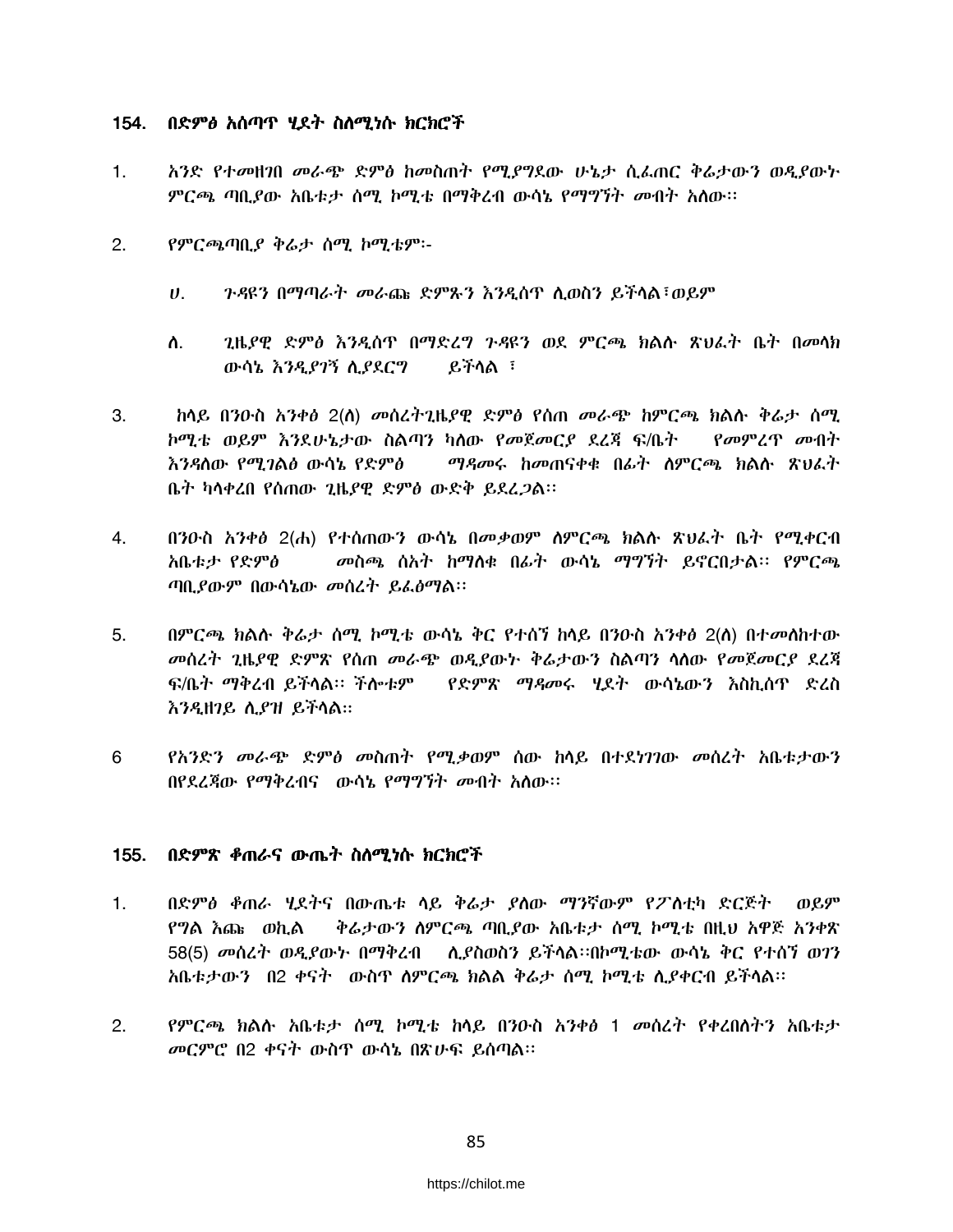## 154. በድምፅ አሰጣጥ ሂደት ስለሚነሱ ክርክሮች

1. አንድ የተመዘገበ መራጭ ድምፅ ከመስጠት የሚያግደው ሁኔታ ሲፈጠር ቅሬታውን ወዲያውኑ ምርጫ ጣቢያው አቤቱታ ሰሚ ኮሚቴ በማቅረብ ውሳኔ የማግኘት መብት አለው፡፡

2. የምርጫጣቢያ ቅሬታ ሰሚ ኮሚቴም፡-

   ሀ. ጉዳዩን በማጣራት መራጩ ድምጹን እንዲሰጥ ሊወስን ይችላል፣ወይም

   ለ. ጊዜያዊ ድምፅ እንዲሰጥ በማድረግ ጉዳዩን ወደ ምርጫ ክልሉ ጽህፈት ቤት በመላክ ውሳኔ እንዲያገኝ ሊያደርግ ይችላል ፣

3. ከላይ በንዑስ አንቀፅ 2(ለ) መሰረትጊዜያዊ ድምፅ የሰጠ መራጭ ከምርጫ ክልሉ ቅሬታ ሰሚ ኮሚቴ ወይም እንደሁኔታው ስልጣን ካለው የመጀመርያ ደረጃ ፍ/ቤት የመምረጥ መብት እንዳለው የሚገልፅ ውሳኔ የድምፅ ማዳመሩ ከመጠናቀቁ በፊት ለምርጫ ክልሉ ጽህፈት ቤት ካላቀረበ የሰጠው ጊዜያዊ ድምፅ ውድቅ ይደረጋል፡፡

4. በንዑስ አንቀፅ 2(ሐ) የተሰጠውን ውሳኔ በመቃወም ለምርጫ ክልሉ ጽህፈት ቤት የሚቀርብ አቤቱታ የድምፅ መስጫ ሰአት ከማለቁ በፊት ውሳኔ ማግኘት ይኖርበታል፡፡ የምርጫ ጣቢያውም በውሳኔው መሰረት ይፈፅማል፡፡

5. በምርጫ ክልሉ ቅሬታ ሰሚ ኮሚቴ ውሳኔ ቅር የተሰኘ ከላይ በንዑስ አንቀፅ 2(ለ) በተመለከተው መሰረት ጊዜያዊ ድምጽ የሰጠ መራጭ ወዲያውኑ ቅሬታውን ስልጣን ላለው የመጀመርያ ደረጃ ፍ/ቤት ማቅረብ ይችላል፡፡ ችሎቱም የድምጽ ማዳመሩ ሂደት ውሳኔውን እስኪሰጥ ድረስ እንዲዘገይ ሊያዝ ይችላል፡፡

6 የአንድን መራጭ ድምፅ መስጠት የሚቃወም ሰው ከላይ በተደነገገው መሰረት አቤቱታውን በየደረጃው የማቅረብና ውሳኔ የማግኘት መብት አለው፡፡

## 155. በድምጽ ቆጠራና ውጤት ስለሚነሱ ክርክሮች

1. በድምፅ ቆጠራ ሂደትና በውጤቱ ላይ ቅሬታ ያለው ማንኛውም የፖለቲካ ድርጅት ወይም የግል እጩ ወኪል ቅሬታውን ለምርጫ ጣቢያው አቤቱታ ሰሚ ኮሚቴ በዚህ አዋጅ አንቀጽ 58(5) መሰረት ወዲያውኑ በማቅረብ ሊያስወስን ይችላል፡፡በኮሚቴው ውሳኔ ቅር የተሰኘ ወገን አቤቱታውን በ2 ቀናት ውስጥ ለምርጫ ክልል ቅሬታ ሰሚ ኮሚቴ ሊያቀርብ ይችላል፡፡

2. የምርጫ ክልሉ አቤቱታ ሰሚ ኮሚቴ ከላይ በንዑስ አንቀፅ 1 መሰረት የቀረበለትን አቤቱታ መርምሮ በ2 ቀናት ውስጥ ውሳኔ በጽሁፍ ይሰጣል፡፡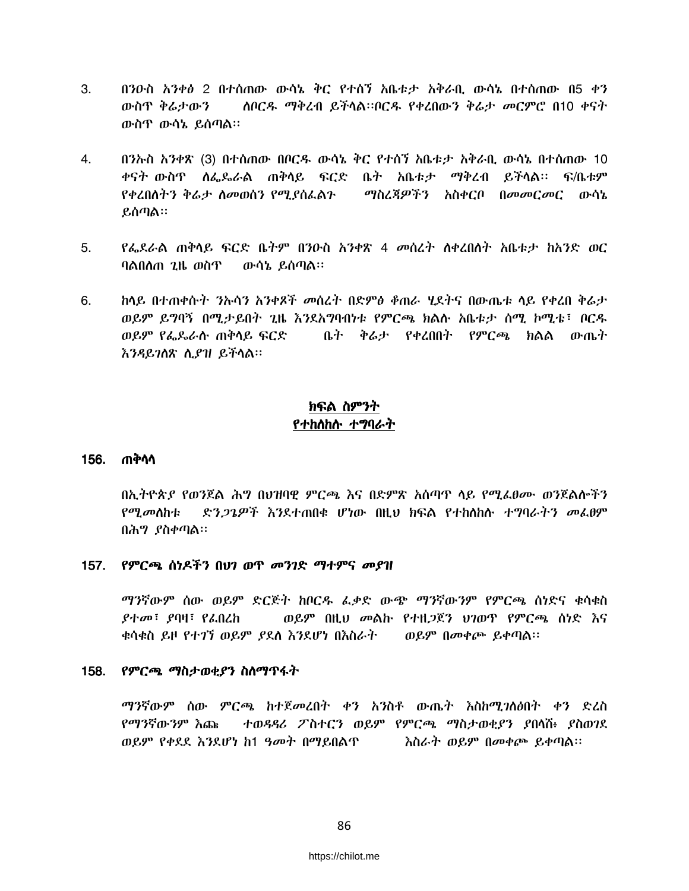3. በንዑስ አንቀፅ 2 በተሰጠው ውሳኔ ቅር የተሰኘ አቤቱታ አቅራቢ ውሳኔ በተሰጠው በ5 ቀን ውስጥ ቅሬታውን ለቦርዱ ማቅረብ ይችላል፡፡ቦርዱ የቀረበውን ቅሬታ መርምሮ በ10 ቀናት ውስጥ ውሳኔ ይሰጣል፡፡

4. በንኡስ አንቀጽ (3) በተሰጠው በቦርዱ ውሳኔ ቅር የተሰኘ አቤቱታ አቅራቢ ውሳኔ በተሰጠው 10 ቀናት ውስጥ ለፌዴራል ጠቅላይ ፍርድ ቤት አቤቱታ ማቅረብ ይችላል፡፡ ፍ/ቤቱም የቀረበለትን ቅሬታ ለመወሰን የሚያስፈልጉ ማስረጃዎችን አስቀርቦ በመመርመር ውሳኔ ይሰጣል፡፡

5. የፌደራል ጠቅላይ ፍርድ ቤትም በንዑስ አንቀጽ 4 መሰረት ለቀረበለት አቤቱታ ከአንድ ወር ባልበለጠ ጊዜ ወስጥ ውሳኔ ይሰጣል፡፡

6. ከላይ በተጠቀሱት ንኡሳን አንቀጾች መሰረት በድምፅ ቆጠራ ሂደትና በውጤቱ ላይ የቀረበ ቅሬታ ወይም ይግባኝ በሚታይበት ጊዜ እንደአግባብነቱ የምርጫ ክልሉ አቤቱታ ሰሚ ኮሚቴ፣ ቦርዱ ወይም የፌዴራሉ ጠቅላይ ፍርድ ቤት ቅሬታ የቀረበበት የምርጫ ክልል ውጤት እንዳይገለጽ ሊያዝ ይችላል፡፡

## ክፍል ስምንት
## የተከለከሉ ተግባራት

### 156. ጠቅላላ

በኢትዮጵያ የወንጀል ሕግ በህዝባዊ ምርጫ እና በድምጽ አሰጣጥ ላይ የሚፈፀሙ ወንጀሎችን የሚመለከቱ ድንጋጌዎች እንደተጠበቁ ሆነው በዚህ ክፍል የተከለከሉ ተግባራትን መፈፀም በሕግ ያስቀጣል፡፡

### 157. የምርጫ ሰነዶችን በህገ ወጥ መንገድ ማተምና መያዝ

ማንኛውም ሰው ወይም ድርጅት ከቦርዱ ፈቃድ ውጭ ማንኛውንም የምርጫ ሰነድና ቁሳቁስ ያተመ፣ ያባዛ፣ የፈበረከ ወይም በዚህ መልኩ የተዘጋጀን ህገወጥ የምርጫ ሰነድ እና ቁሳቁስ ይዞ የተገኘ ወይም ያደለ እንደሆነ በእስራት ወይም በመቀጮ ይቀጣል፡፡

### 158. የምርጫ ማስታወቂያን ስለማጥፋት

ማንኛውም ሰው ምርጫ ከተጀመረበት ቀን አንስቶ ውጤት እስከሚገለፅበት ቀን ድረስ የማንኛውንም እጩ ተወዳዳሪ ፖስተርን ወይም የምርጫ ማስታወቂያን ያበላሸ፣ ያስወገደ ወይም የቀደደ እንደሆነ ከ1 ዓመት በማይበልጥ እስራት ወይም በመቀጮ ይቀጣል፡፡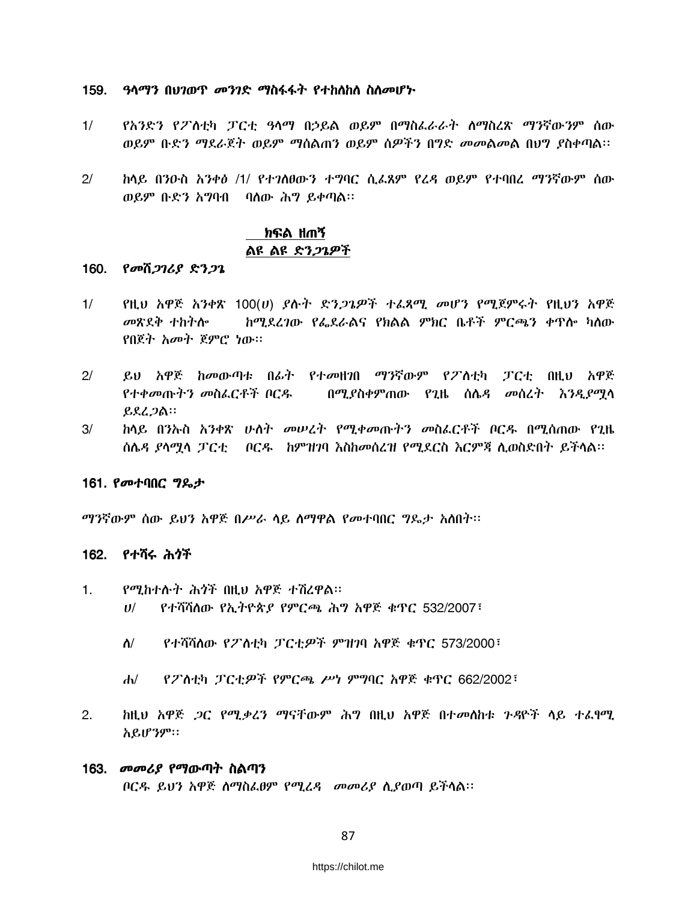## 159. *ዓላማን በህገወጥ መንገድ ማስፋፋት የተከለከለ ስለመሆኑ*

1/ የአንድን የፖለቲካ ፓርቲ ዓላማ በኃይል ወይም በማስፈራራት ለማስረጽ ማንኛውንም ሰው ወይም ቡድን ማደራጀት ወይም ማሰልጠን ወይም ሰዎችን በግድ መመልመል በህግ ያስቀጣል፡፡

2/ ከላይ በንዑስ አንቀፅ /1/ የተገለፀውን ተግባር ሲፈጸም የረዳ ወይም የተባበረ ማንኛውም ሰው ወይም ቡድን አግባብ ባለው ሕግ ይቀጣል፡፡

## ክፍል ዘጠኝ
## ልዩ ልዩ ድንጋጌዎች

## 160. *የመሸጋገሪያ ድንጋጌ*

1/ የዚህ አዋጅ አንቀጽ 100(ሀ) ያሉት ድንጋጌዎች ተፈጻሚ መሆን የሚጀምሩት የዚህን አዋጅ መጽደቅ ተከትሎ ከሚደረገው የፌደራልና የክልል ምክር ቤቶች ምርጫን ቀጥሎ ካለው የበጀት አመት ጀምሮ ነው፡፡

2/ ይህ አዋጅ ከመውጣቱ በፊት የተመዘገበ ማንኛውም የፖለቲካ ፓርቲ በዚህ አዋጅ የተቀመጡትን መስፈርቶች ቦርዱ በሚያስቀምጠው የጊዜ ሰሌዳ መሰረት እንዲያሟላ ይደረጋል፡፡

3/ ከላይ በንኡስ አንቀጽ ሁለት መሠረት የሚቀመጡትን መስፈርቶች ቦርዱ በሚሰጠው የጊዜ ሰሌዳ ያላሟላ ፓርቲ ቦርዱ ከምዝገባ እስከመሰረዝ የሚደርስ እርምጃ ሊወስድበት ይችላል፡፡

## 161. *የመተባበር ግዴታ*

ማንኛውም ሰው ይህን አዋጅ በሥራ ላይ ለማዋል የመተባበር ግዴታ አለበት፡፡

## 162. *የተሻሩ ሕጎች*

1. የሚከተሉት ሕጎች በዚህ አዋጅ ተሽረዋል፡፡
   - ሀ/ የተሻሻለው የኢትዮጵያ የምርጫ ሕግ አዋጅ ቁጥር 532/2007፣
   - ለ/ የተሻሻለው የፖለቲካ ፓርቲዎች ምዝገባ አዋጅ ቁጥር 573/2000፣
   - ሐ/ የፖለቲካ ፓርቲዎች የምርጫ ሥነ ምግባር አዋጅ ቁጥር 662/2002፣

2. ከዚህ አዋጅ ጋር የሚቃረን ማናቸውም ሕግ በዚህ አዋጅ በተመለከቱ ጉዳዮች ላይ ተፈፃሚ አይሆንም፡፡

## 163. *መመሪያ የማውጣት ስልጣን*

ቦርዱ ይህን አዋጅ ለማስፈፀም የሚረዳ መመሪያ ሊያወጣ ይችላል፡፡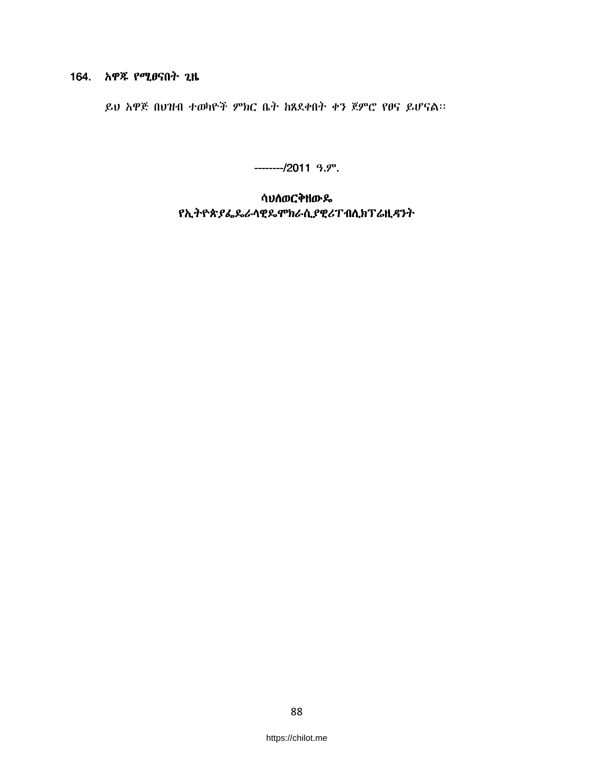### 164. አዋጁ የሚፀናበት ጊዜ

ይህ አዋጅ በህዝብ ተወካዮች ምክር ቤት ከጸደቀበት ቀን ጀምሮ የፀና ይሆናል፡፡

--------/2011 ዓ.ም.

**ሳህለወርቅዘውዴ**
**የኢትዮጵያፌዴራላዊዴሞክራሲያዊሪፐብሊክፕሬዚዳንት**